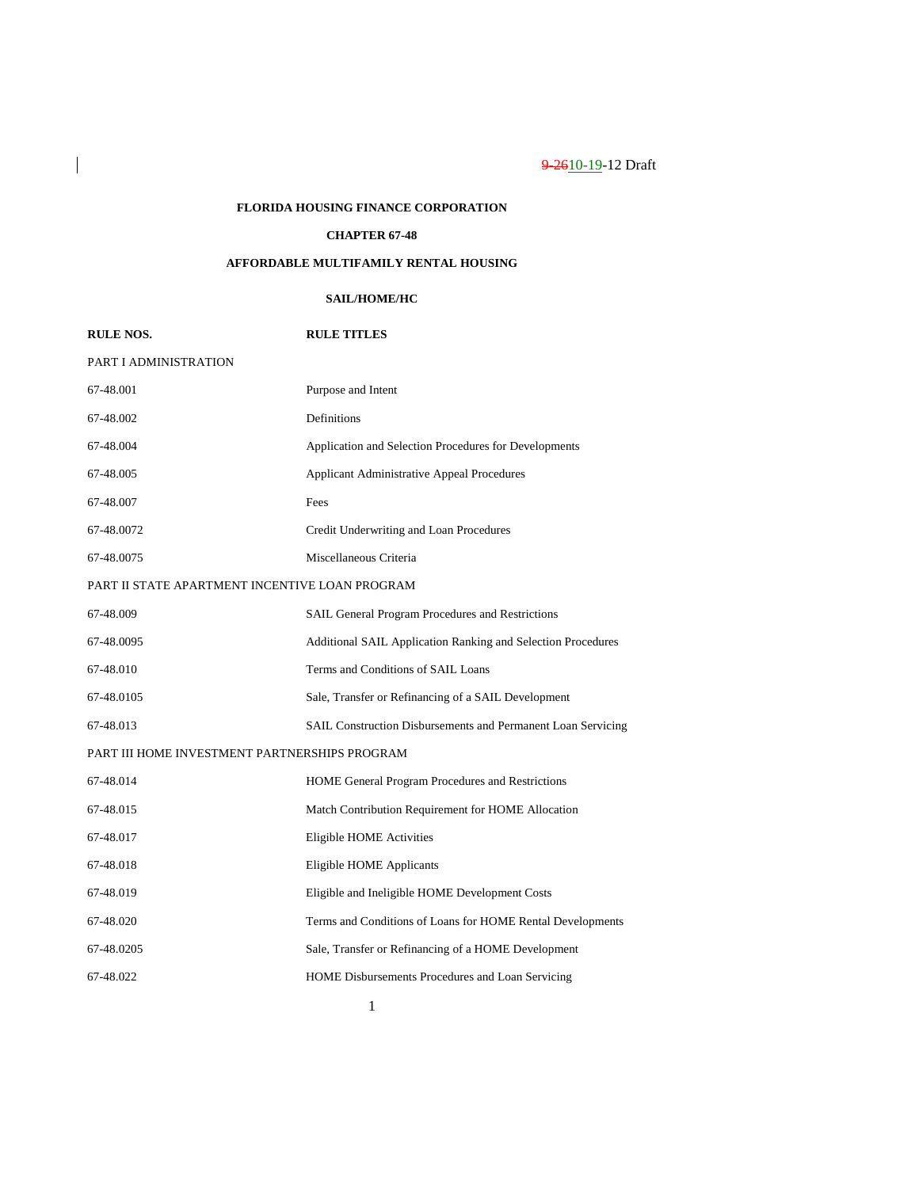~~9-26~~10-19-12 Draft

**FLORIDA HOUSING FINANCE CORPORATION**

**CHAPTER 67-48**

**AFFORDABLE MULTIFAMILY RENTAL HOUSING**

**SAIL/HOME/HC**

| RULE NOS. | RULE TITLES |
|---|---|
| PART I ADMINISTRATION | |
| 67-48.001 | Purpose and Intent |
| 67-48.002 | Definitions |
| 67-48.004 | Application and Selection Procedures for Developments |
| 67-48.005 | Applicant Administrative Appeal Procedures |
| 67-48.007 | Fees |
| 67-48.0072 | Credit Underwriting and Loan Procedures |
| 67-48.0075 | Miscellaneous Criteria |
| PART II STATE APARTMENT INCENTIVE LOAN PROGRAM | |
| 67-48.009 | SAIL General Program Procedures and Restrictions |
| 67-48.0095 | Additional SAIL Application Ranking and Selection Procedures |
| 67-48.010 | Terms and Conditions of SAIL Loans |
| 67-48.0105 | Sale, Transfer or Refinancing of a SAIL Development |
| 67-48.013 | SAIL Construction Disbursements and Permanent Loan Servicing |
| PART III HOME INVESTMENT PARTNERSHIPS PROGRAM | |
| 67-48.014 | HOME General Program Procedures and Restrictions |
| 67-48.015 | Match Contribution Requirement for HOME Allocation |
| 67-48.017 | Eligible HOME Activities |
| 67-48.018 | Eligible HOME Applicants |
| 67-48.019 | Eligible and Ineligible HOME Development Costs |
| 67-48.020 | Terms and Conditions of Loans for HOME Rental Developments |
| 67-48.0205 | Sale, Transfer or Refinancing of a HOME Development |
| 67-48.022 | HOME Disbursements Procedures and Loan Servicing |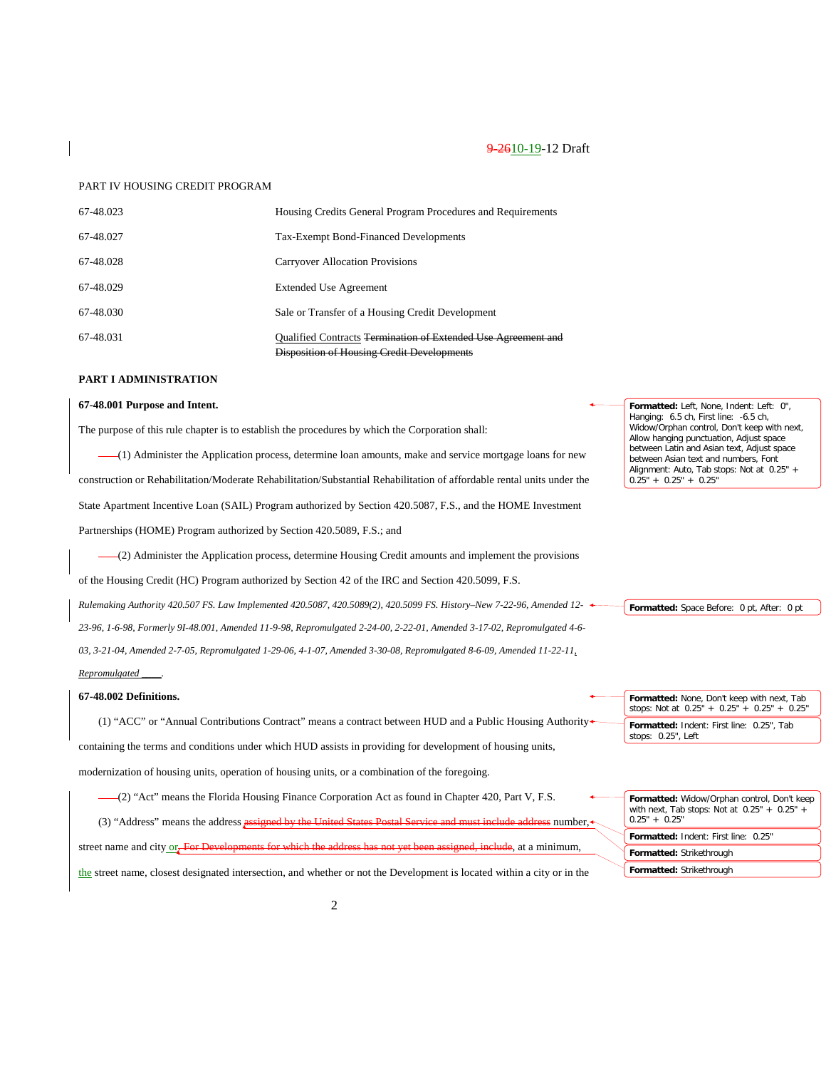9-2610-19-12 Draft

PART IV HOUSING CREDIT PROGRAM

| | |
|---|---|
| 67-48.023 | Housing Credits General Program Procedures and Requirements |
| 67-48.027 | Tax-Exempt Bond-Financed Developments |
| 67-48.028 | Carryover Allocation Provisions |
| 67-48.029 | Extended Use Agreement |
| 67-48.030 | Sale or Transfer of a Housing Credit Development |
| 67-48.031 | Qualified Contracts ~~Termination of Extended Use Agreement and Disposition of Housing Credit Developments~~ |

**PART I ADMINISTRATION**

**67-48.001 Purpose and Intent.**

The purpose of this rule chapter is to establish the procedures by which the Corporation shall:

(1) Administer the Application process, determine loan amounts, make and service mortgage loans for new construction or Rehabilitation/Moderate Rehabilitation/Substantial Rehabilitation of affordable rental units under the State Apartment Incentive Loan (SAIL) Program authorized by Section 420.5087, F.S., and the HOME Investment Partnerships (HOME) Program authorized by Section 420.5089, F.S.; and

(2) Administer the Application process, determine Housing Credit amounts and implement the provisions of the Housing Credit (HC) Program authorized by Section 42 of the IRC and Section 420.5099, F.S.

*Rulemaking Authority 420.507 FS. Law Implemented 420.5087, 420.5089(2), 420.5099 FS. History–New 7-22-96, Amended 12-23-96, 1-6-98, Formerly 9I-48.001, Amended 11-9-98, Repromulgated 2-24-00, 2-22-01, Amended 3-17-02, Repromulgated 4-6-03, 3-21-04, Amended 2-7-05, Repromulgated 1-29-06, 4-1-07, Amended 3-30-08, Repromulgated 8-6-09, Amended 11-22-11, Repromulgated ____.*

**67-48.002 Definitions.**

(1) "ACC" or "Annual Contributions Contract" means a contract between HUD and a Public Housing Authority containing the terms and conditions under which HUD assists in providing for development of housing units, modernization of housing units, operation of housing units, or a combination of the foregoing.

(2) "Act" means the Florida Housing Finance Corporation Act as found in Chapter 420, Part V, F.S.

(3) "Address" means the address ~~assigned by the United States Postal Service and must include address~~ number, street name and city or~~. For Developments for which the address has not yet been assigned, include~~, at a minimum, the street name, closest designated intersection, and whether or not the Development is located within a city or in the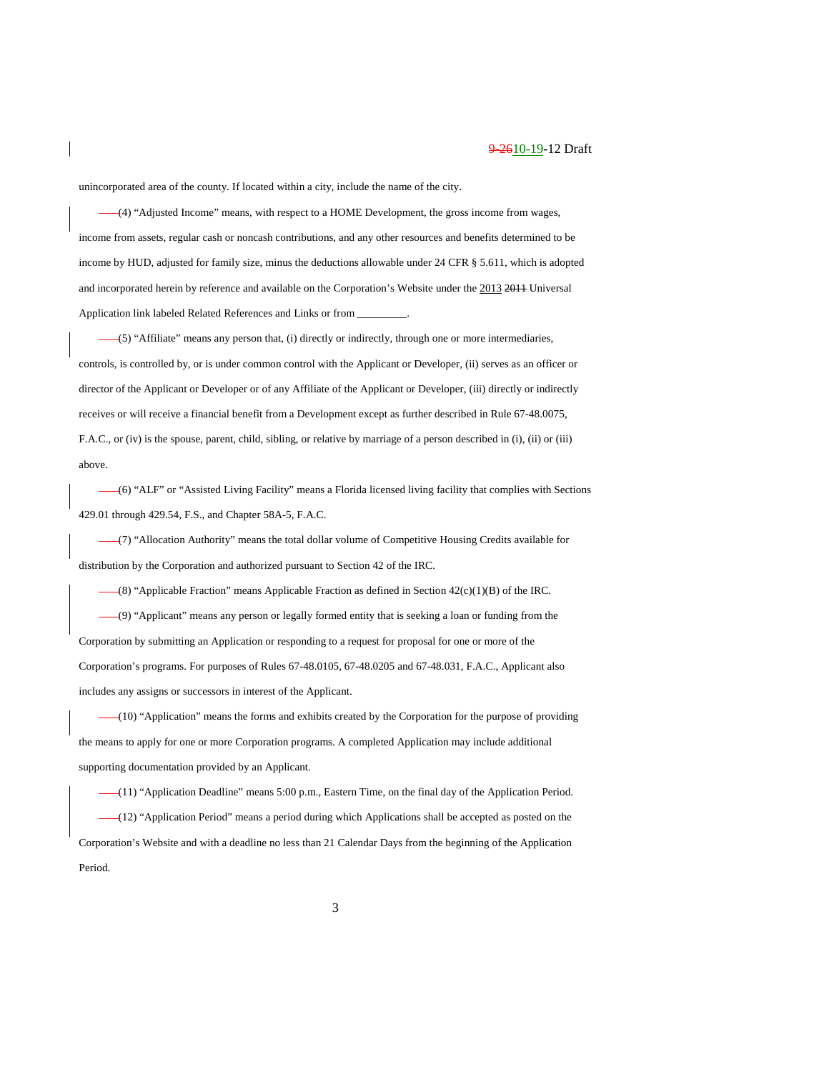unincorporated area of the county. If located within a city, include the name of the city.

(4) "Adjusted Income" means, with respect to a HOME Development, the gross income from wages, income from assets, regular cash or noncash contributions, and any other resources and benefits determined to be income by HUD, adjusted for family size, minus the deductions allowable under 24 CFR § 5.611, which is adopted and incorporated herein by reference and available on the Corporation's Website under the 2013 ~~2011~~ Universal Application link labeled Related References and Links or from _________.

(5) "Affiliate" means any person that, (i) directly or indirectly, through one or more intermediaries, controls, is controlled by, or is under common control with the Applicant or Developer, (ii) serves as an officer or director of the Applicant or Developer or of any Affiliate of the Applicant or Developer, (iii) directly or indirectly receives or will receive a financial benefit from a Development except as further described in Rule 67-48.0075, F.A.C., or (iv) is the spouse, parent, child, sibling, or relative by marriage of a person described in (i), (ii) or (iii) above.

(6) "ALF" or "Assisted Living Facility" means a Florida licensed living facility that complies with Sections 429.01 through 429.54, F.S., and Chapter 58A-5, F.A.C.

(7) "Allocation Authority" means the total dollar volume of Competitive Housing Credits available for distribution by the Corporation and authorized pursuant to Section 42 of the IRC.

(8) "Applicable Fraction" means Applicable Fraction as defined in Section 42(c)(1)(B) of the IRC.

(9) "Applicant" means any person or legally formed entity that is seeking a loan or funding from the Corporation by submitting an Application or responding to a request for proposal for one or more of the Corporation's programs. For purposes of Rules 67-48.0105, 67-48.0205 and 67-48.031, F.A.C., Applicant also includes any assigns or successors in interest of the Applicant.

(10) "Application" means the forms and exhibits created by the Corporation for the purpose of providing the means to apply for one or more Corporation programs. A completed Application may include additional supporting documentation provided by an Applicant.

(11) "Application Deadline" means 5:00 p.m., Eastern Time, on the final day of the Application Period.

(12) "Application Period" means a period during which Applications shall be accepted as posted on the Corporation's Website and with a deadline no less than 21 Calendar Days from the beginning of the Application Period.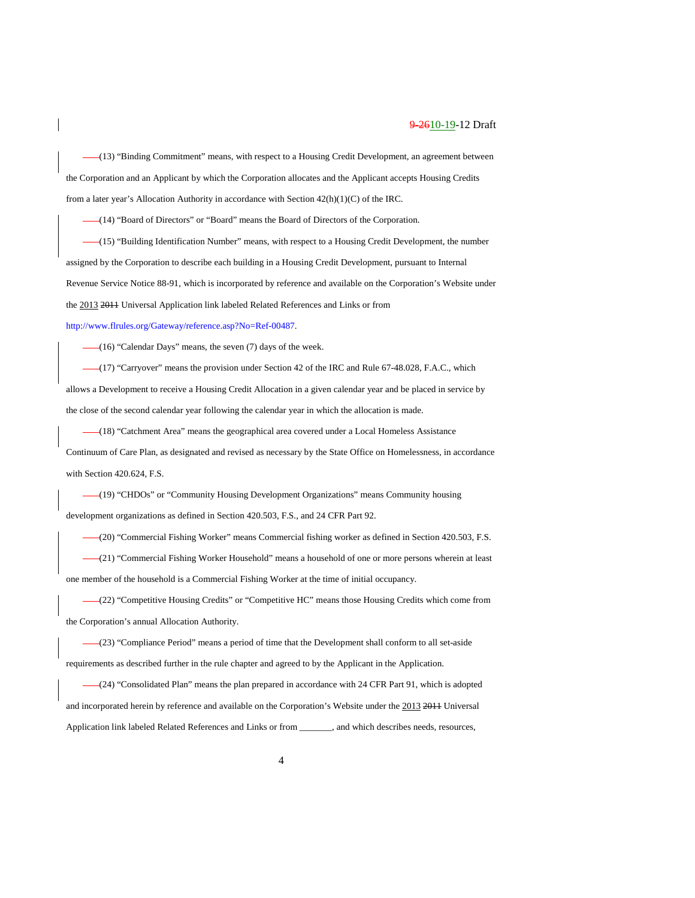(13) "Binding Commitment" means, with respect to a Housing Credit Development, an agreement between the Corporation and an Applicant by which the Corporation allocates and the Applicant accepts Housing Credits from a later year's Allocation Authority in accordance with Section 42(h)(1)(C) of the IRC.

(14) "Board of Directors" or "Board" means the Board of Directors of the Corporation.

(15) "Building Identification Number" means, with respect to a Housing Credit Development, the number assigned by the Corporation to describe each building in a Housing Credit Development, pursuant to Internal Revenue Service Notice 88-91, which is incorporated by reference and available on the Corporation's Website under the 2013 ~~2011~~ Universal Application link labeled Related References and Links or from http://www.flrules.org/Gateway/reference.asp?No=Ref-00487.

(16) "Calendar Days" means, the seven (7) days of the week.

(17) "Carryover" means the provision under Section 42 of the IRC and Rule 67-48.028, F.A.C., which allows a Development to receive a Housing Credit Allocation in a given calendar year and be placed in service by the close of the second calendar year following the calendar year in which the allocation is made.

(18) "Catchment Area" means the geographical area covered under a Local Homeless Assistance Continuum of Care Plan, as designated and revised as necessary by the State Office on Homelessness, in accordance with Section 420.624, F.S.

(19) "CHDOs" or "Community Housing Development Organizations" means Community housing development organizations as defined in Section 420.503, F.S., and 24 CFR Part 92.

(20) "Commercial Fishing Worker" means Commercial fishing worker as defined in Section 420.503, F.S.

(21) "Commercial Fishing Worker Household" means a household of one or more persons wherein at least one member of the household is a Commercial Fishing Worker at the time of initial occupancy.

(22) "Competitive Housing Credits" or "Competitive HC" means those Housing Credits which come from the Corporation's annual Allocation Authority.

(23) "Compliance Period" means a period of time that the Development shall conform to all set-aside requirements as described further in the rule chapter and agreed to by the Applicant in the Application.

(24) "Consolidated Plan" means the plan prepared in accordance with 24 CFR Part 91, which is adopted and incorporated herein by reference and available on the Corporation's Website under the 2013 ~~2011~~ Universal Application link labeled Related References and Links or from _______, and which describes needs, resources,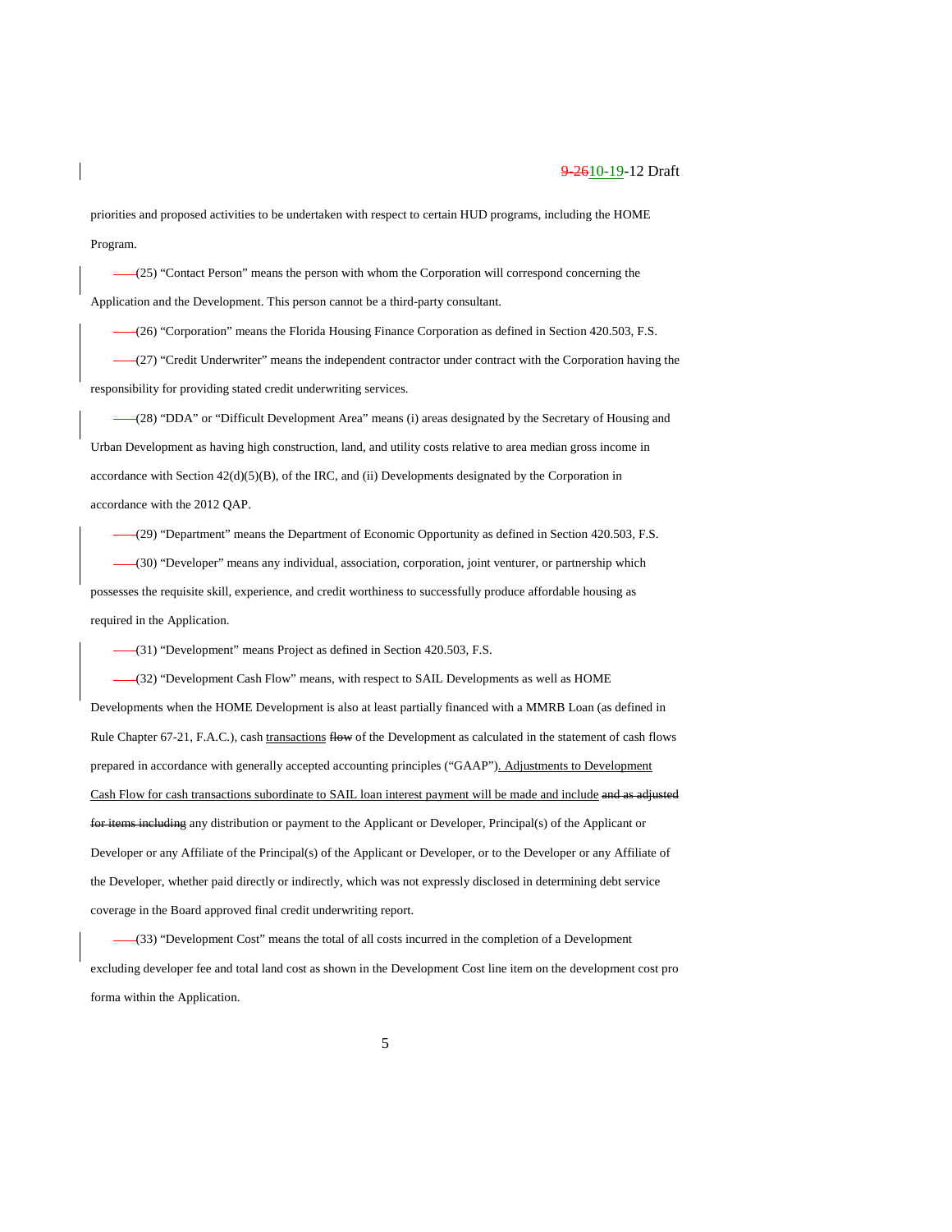priorities and proposed activities to be undertaken with respect to certain HUD programs, including the HOME Program.

(25) "Contact Person" means the person with whom the Corporation will correspond concerning the Application and the Development. This person cannot be a third-party consultant.

(26) "Corporation" means the Florida Housing Finance Corporation as defined in Section 420.503, F.S.

(27) "Credit Underwriter" means the independent contractor under contract with the Corporation having the responsibility for providing stated credit underwriting services.

(28) "DDA" or "Difficult Development Area" means (i) areas designated by the Secretary of Housing and Urban Development as having high construction, land, and utility costs relative to area median gross income in accordance with Section 42(d)(5)(B), of the IRC, and (ii) Developments designated by the Corporation in accordance with the 2012 QAP.

(29) "Department" means the Department of Economic Opportunity as defined in Section 420.503, F.S.

(30) "Developer" means any individual, association, corporation, joint venturer, or partnership which possesses the requisite skill, experience, and credit worthiness to successfully produce affordable housing as required in the Application.

(31) "Development" means Project as defined in Section 420.503, F.S.

(32) "Development Cash Flow" means, with respect to SAIL Developments as well as HOME Developments when the HOME Development is also at least partially financed with a MMRB Loan (as defined in Rule Chapter 67-21, F.A.C.), cash transactions ~~flow~~ of the Development as calculated in the statement of cash flows prepared in accordance with generally accepted accounting principles ("GAAP"). Adjustments to Development Cash Flow for cash transactions subordinate to SAIL loan interest payment will be made and include ~~and as adjusted for items including~~ any distribution or payment to the Applicant or Developer, Principal(s) of the Applicant or Developer or any Affiliate of the Principal(s) of the Applicant or Developer, or to the Developer or any Affiliate of the Developer, whether paid directly or indirectly, which was not expressly disclosed in determining debt service coverage in the Board approved final credit underwriting report.

(33) "Development Cost" means the total of all costs incurred in the completion of a Development excluding developer fee and total land cost as shown in the Development Cost line item on the development cost pro forma within the Application.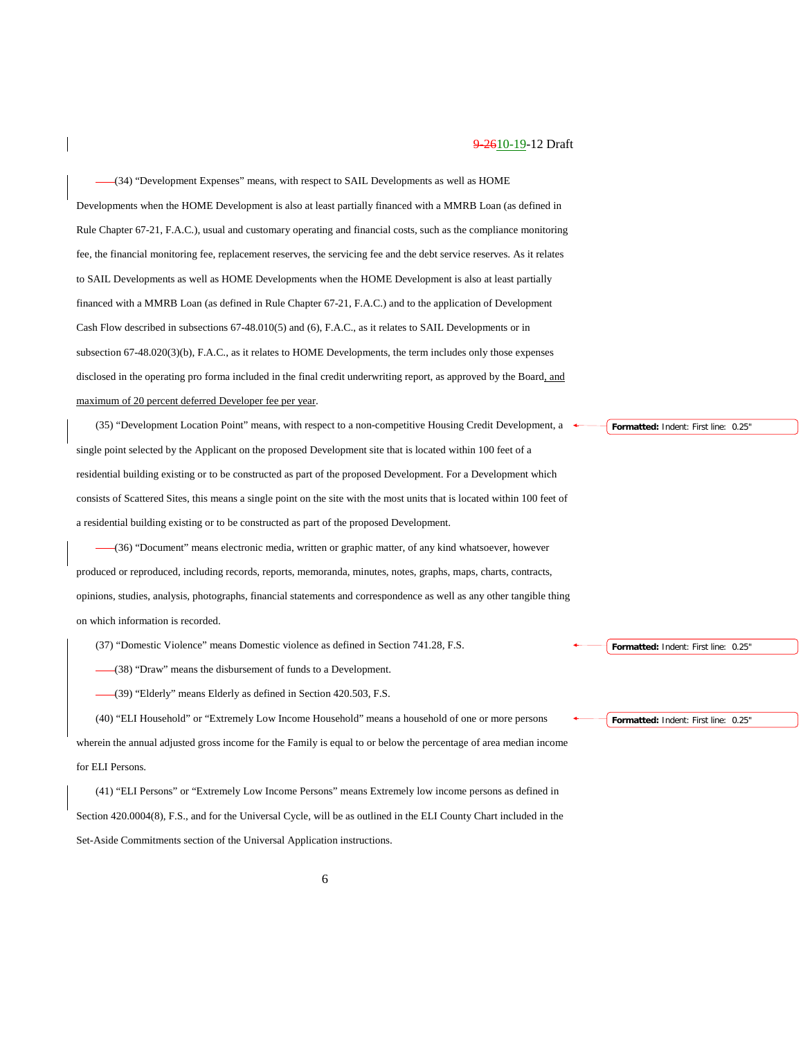(34) "Development Expenses" means, with respect to SAIL Developments as well as HOME Developments when the HOME Development is also at least partially financed with a MMRB Loan (as defined in Rule Chapter 67-21, F.A.C.), usual and customary operating and financial costs, such as the compliance monitoring fee, the financial monitoring fee, replacement reserves, the servicing fee and the debt service reserves. As it relates to SAIL Developments as well as HOME Developments when the HOME Development is also at least partially financed with a MMRB Loan (as defined in Rule Chapter 67-21, F.A.C.) and to the application of Development Cash Flow described in subsections 67-48.010(5) and (6), F.A.C., as it relates to SAIL Developments or in subsection 67-48.020(3)(b), F.A.C., as it relates to HOME Developments, the term includes only those expenses disclosed in the operating pro forma included in the final credit underwriting report, as approved by the Board, and maximum of 20 percent deferred Developer fee per year.

(35) "Development Location Point" means, with respect to a non-competitive Housing Credit Development, a single point selected by the Applicant on the proposed Development site that is located within 100 feet of a residential building existing or to be constructed as part of the proposed Development. For a Development which consists of Scattered Sites, this means a single point on the site with the most units that is located within 100 feet of a residential building existing or to be constructed as part of the proposed Development.

(36) "Document" means electronic media, written or graphic matter, of any kind whatsoever, however produced or reproduced, including records, reports, memoranda, minutes, notes, graphs, maps, charts, contracts, opinions, studies, analysis, photographs, financial statements and correspondence as well as any other tangible thing on which information is recorded.

(37) "Domestic Violence" means Domestic violence as defined in Section 741.28, F.S.

(38) "Draw" means the disbursement of funds to a Development.

(39) "Elderly" means Elderly as defined in Section 420.503, F.S.

(40) "ELI Household" or "Extremely Low Income Household" means a household of one or more persons wherein the annual adjusted gross income for the Family is equal to or below the percentage of area median income for ELI Persons.

(41) "ELI Persons" or "Extremely Low Income Persons" means Extremely low income persons as defined in Section 420.0004(8), F.S., and for the Universal Cycle, will be as outlined in the ELI County Chart included in the Set-Aside Commitments section of the Universal Application instructions.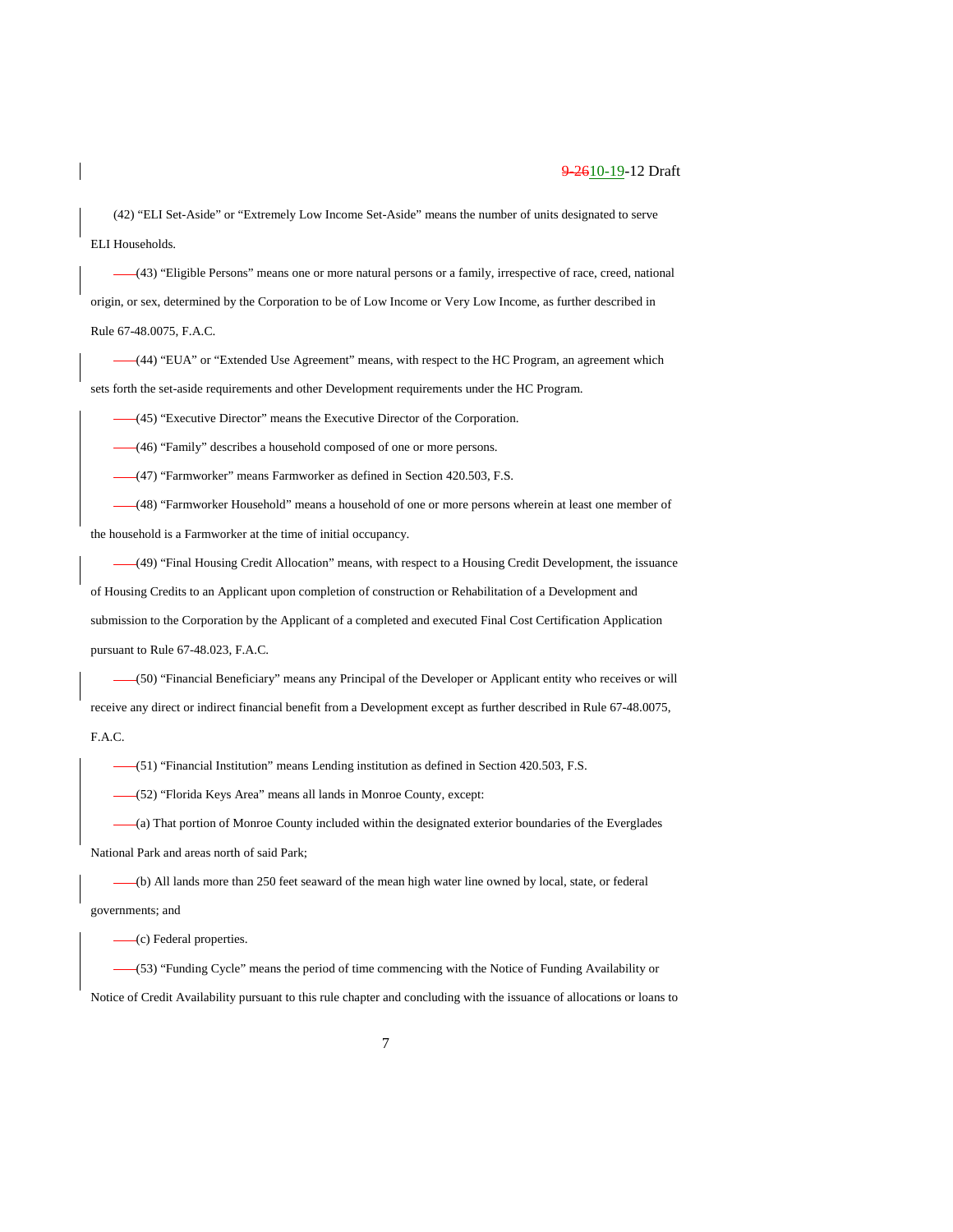(42) "ELI Set-Aside" or "Extremely Low Income Set-Aside" means the number of units designated to serve ELI Households.

(43) "Eligible Persons" means one or more natural persons or a family, irrespective of race, creed, national origin, or sex, determined by the Corporation to be of Low Income or Very Low Income, as further described in Rule 67-48.0075, F.A.C.

(44) "EUA" or "Extended Use Agreement" means, with respect to the HC Program, an agreement which sets forth the set-aside requirements and other Development requirements under the HC Program.

(45) "Executive Director" means the Executive Director of the Corporation.

(46) "Family" describes a household composed of one or more persons.

(47) "Farmworker" means Farmworker as defined in Section 420.503, F.S.

(48) "Farmworker Household" means a household of one or more persons wherein at least one member of the household is a Farmworker at the time of initial occupancy.

(49) "Final Housing Credit Allocation" means, with respect to a Housing Credit Development, the issuance of Housing Credits to an Applicant upon completion of construction or Rehabilitation of a Development and submission to the Corporation by the Applicant of a completed and executed Final Cost Certification Application pursuant to Rule 67-48.023, F.A.C.

(50) "Financial Beneficiary" means any Principal of the Developer or Applicant entity who receives or will receive any direct or indirect financial benefit from a Development except as further described in Rule 67-48.0075, F.A.C.

(51) "Financial Institution" means Lending institution as defined in Section 420.503, F.S.

(52) "Florida Keys Area" means all lands in Monroe County, except:

(a) That portion of Monroe County included within the designated exterior boundaries of the Everglades National Park and areas north of said Park;

(b) All lands more than 250 feet seaward of the mean high water line owned by local, state, or federal governments; and

(c) Federal properties.

(53) "Funding Cycle" means the period of time commencing with the Notice of Funding Availability or Notice of Credit Availability pursuant to this rule chapter and concluding with the issuance of allocations or loans to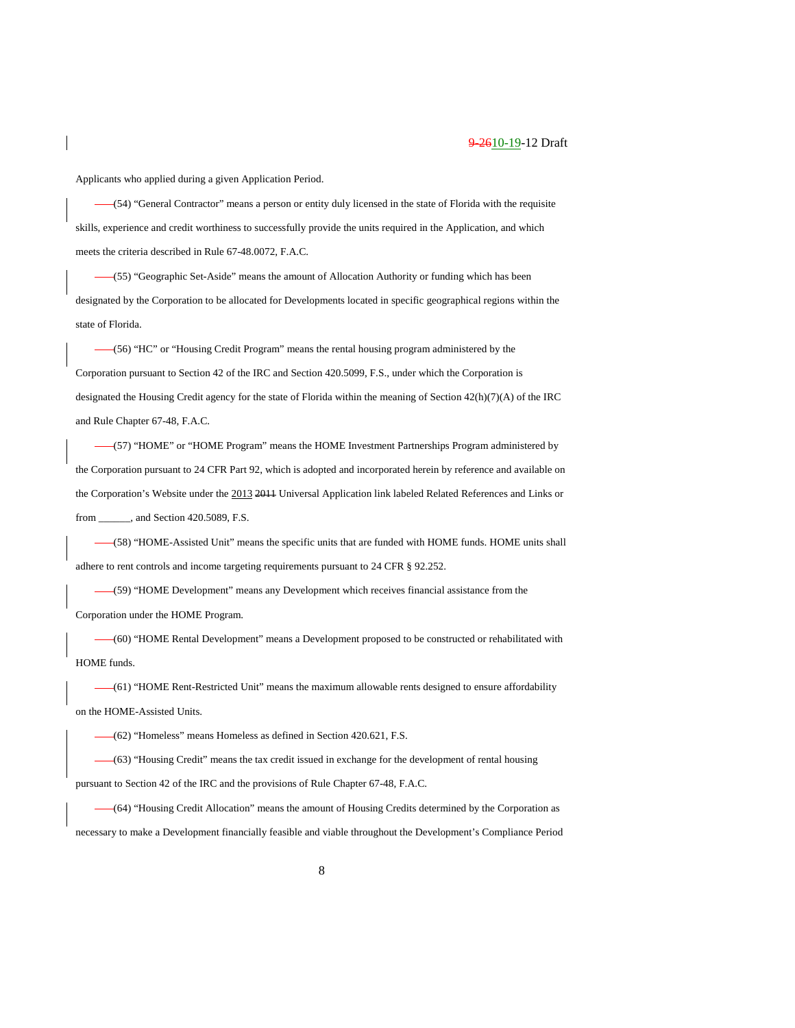Applicants who applied during a given Application Period.

(54) "General Contractor" means a person or entity duly licensed in the state of Florida with the requisite skills, experience and credit worthiness to successfully provide the units required in the Application, and which meets the criteria described in Rule 67-48.0072, F.A.C.

(55) "Geographic Set-Aside" means the amount of Allocation Authority or funding which has been designated by the Corporation to be allocated for Developments located in specific geographical regions within the state of Florida.

(56) "HC" or "Housing Credit Program" means the rental housing program administered by the Corporation pursuant to Section 42 of the IRC and Section 420.5099, F.S., under which the Corporation is designated the Housing Credit agency for the state of Florida within the meaning of Section 42(h)(7)(A) of the IRC and Rule Chapter 67-48, F.A.C.

(57) "HOME" or "HOME Program" means the HOME Investment Partnerships Program administered by the Corporation pursuant to 24 CFR Part 92, which is adopted and incorporated herein by reference and available on the Corporation's Website under the 2013 ~~2011~~ Universal Application link labeled Related References and Links or from ______, and Section 420.5089, F.S.

(58) "HOME-Assisted Unit" means the specific units that are funded with HOME funds. HOME units shall adhere to rent controls and income targeting requirements pursuant to 24 CFR § 92.252.

(59) "HOME Development" means any Development which receives financial assistance from the Corporation under the HOME Program.

(60) "HOME Rental Development" means a Development proposed to be constructed or rehabilitated with HOME funds.

(61) "HOME Rent-Restricted Unit" means the maximum allowable rents designed to ensure affordability on the HOME-Assisted Units.

(62) "Homeless" means Homeless as defined in Section 420.621, F.S.

(63) "Housing Credit" means the tax credit issued in exchange for the development of rental housing pursuant to Section 42 of the IRC and the provisions of Rule Chapter 67-48, F.A.C.

(64) "Housing Credit Allocation" means the amount of Housing Credits determined by the Corporation as necessary to make a Development financially feasible and viable throughout the Development's Compliance Period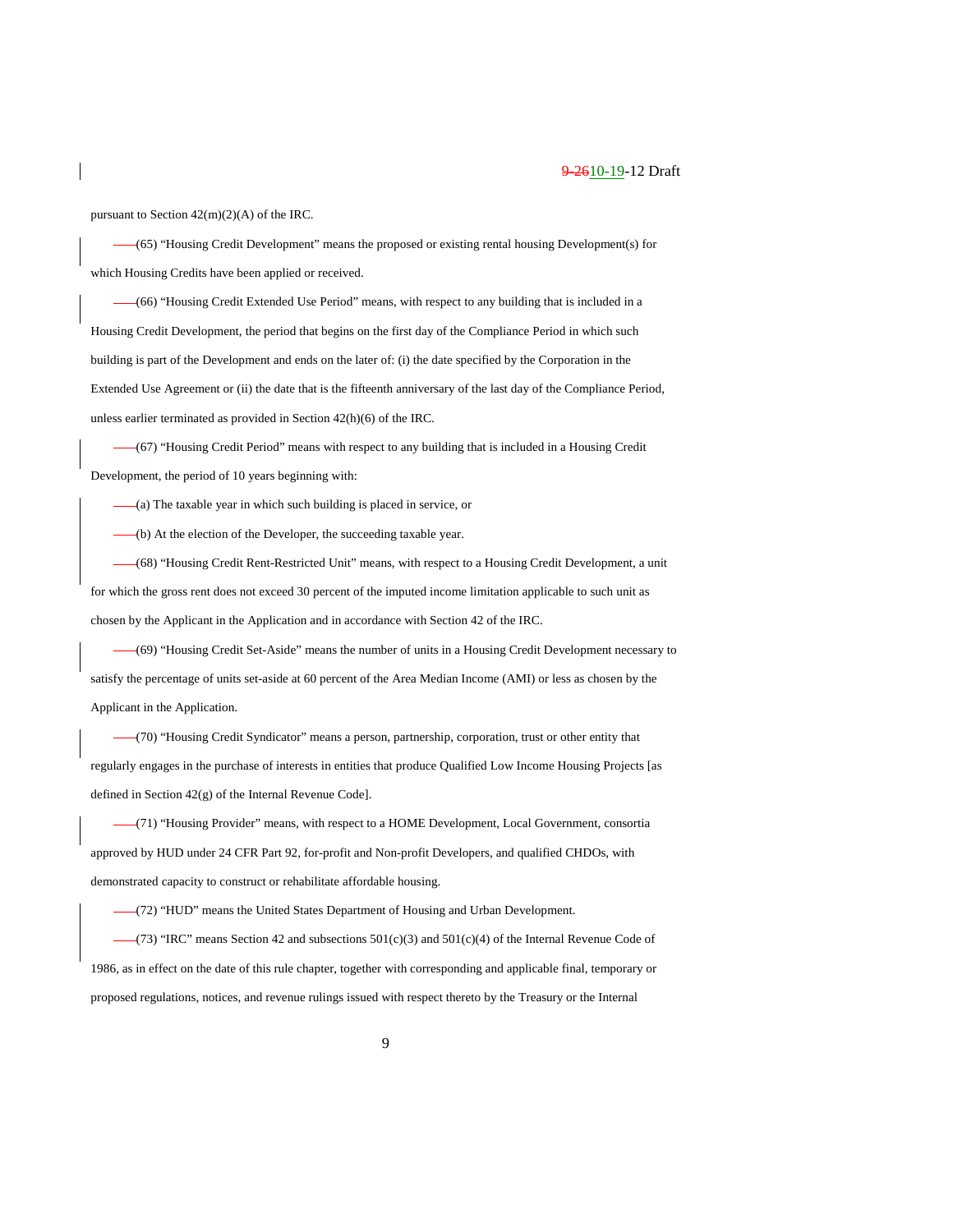pursuant to Section 42(m)(2)(A) of the IRC.

(65) “Housing Credit Development” means the proposed or existing rental housing Development(s) for which Housing Credits have been applied or received.

(66) “Housing Credit Extended Use Period” means, with respect to any building that is included in a Housing Credit Development, the period that begins on the first day of the Compliance Period in which such building is part of the Development and ends on the later of: (i) the date specified by the Corporation in the Extended Use Agreement or (ii) the date that is the fifteenth anniversary of the last day of the Compliance Period, unless earlier terminated as provided in Section 42(h)(6) of the IRC.

(67) “Housing Credit Period” means with respect to any building that is included in a Housing Credit Development, the period of 10 years beginning with:

(a) The taxable year in which such building is placed in service, or

(b) At the election of the Developer, the succeeding taxable year.

(68) “Housing Credit Rent-Restricted Unit” means, with respect to a Housing Credit Development, a unit for which the gross rent does not exceed 30 percent of the imputed income limitation applicable to such unit as chosen by the Applicant in the Application and in accordance with Section 42 of the IRC.

(69) “Housing Credit Set-Aside” means the number of units in a Housing Credit Development necessary to satisfy the percentage of units set-aside at 60 percent of the Area Median Income (AMI) or less as chosen by the Applicant in the Application.

(70) “Housing Credit Syndicator” means a person, partnership, corporation, trust or other entity that regularly engages in the purchase of interests in entities that produce Qualified Low Income Housing Projects [as defined in Section 42(g) of the Internal Revenue Code].

(71) “Housing Provider” means, with respect to a HOME Development, Local Government, consortia approved by HUD under 24 CFR Part 92, for-profit and Non-profit Developers, and qualified CHDOs, with demonstrated capacity to construct or rehabilitate affordable housing.

(72) “HUD” means the United States Department of Housing and Urban Development.

(73) “IRC” means Section 42 and subsections 501(c)(3) and 501(c)(4) of the Internal Revenue Code of 1986, as in effect on the date of this rule chapter, together with corresponding and applicable final, temporary or proposed regulations, notices, and revenue rulings issued with respect thereto by the Treasury or the Internal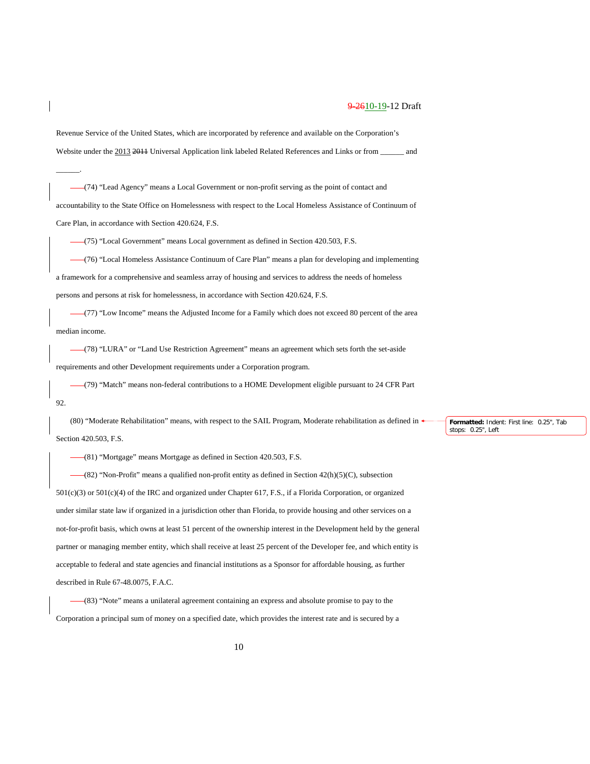Revenue Service of the United States, which are incorporated by reference and available on the Corporation's Website under the 2013 ~~2011~~ Universal Application link labeled Related References and Links or from ______ and ______.

(74) "Lead Agency" means a Local Government or non-profit serving as the point of contact and accountability to the State Office on Homelessness with respect to the Local Homeless Assistance of Continuum of Care Plan, in accordance with Section 420.624, F.S.

(75) "Local Government" means Local government as defined in Section 420.503, F.S.

(76) "Local Homeless Assistance Continuum of Care Plan" means a plan for developing and implementing a framework for a comprehensive and seamless array of housing and services to address the needs of homeless persons and persons at risk for homelessness, in accordance with Section 420.624, F.S.

(77) "Low Income" means the Adjusted Income for a Family which does not exceed 80 percent of the area median income.

(78) "LURA" or "Land Use Restriction Agreement" means an agreement which sets forth the set-aside requirements and other Development requirements under a Corporation program.

(79) "Match" means non-federal contributions to a HOME Development eligible pursuant to 24 CFR Part 92.

(80) "Moderate Rehabilitation" means, with respect to the SAIL Program, Moderate rehabilitation as defined in Section 420.503, F.S.

(81) "Mortgage" means Mortgage as defined in Section 420.503, F.S.

(82) "Non-Profit" means a qualified non-profit entity as defined in Section 42(h)(5)(C), subsection 501(c)(3) or 501(c)(4) of the IRC and organized under Chapter 617, F.S., if a Florida Corporation, or organized under similar state law if organized in a jurisdiction other than Florida, to provide housing and other services on a not-for-profit basis, which owns at least 51 percent of the ownership interest in the Development held by the general partner or managing member entity, which shall receive at least 25 percent of the Developer fee, and which entity is acceptable to federal and state agencies and financial institutions as a Sponsor for affordable housing, as further described in Rule 67-48.0075, F.A.C.

(83) "Note" means a unilateral agreement containing an express and absolute promise to pay to the Corporation a principal sum of money on a specified date, which provides the interest rate and is secured by a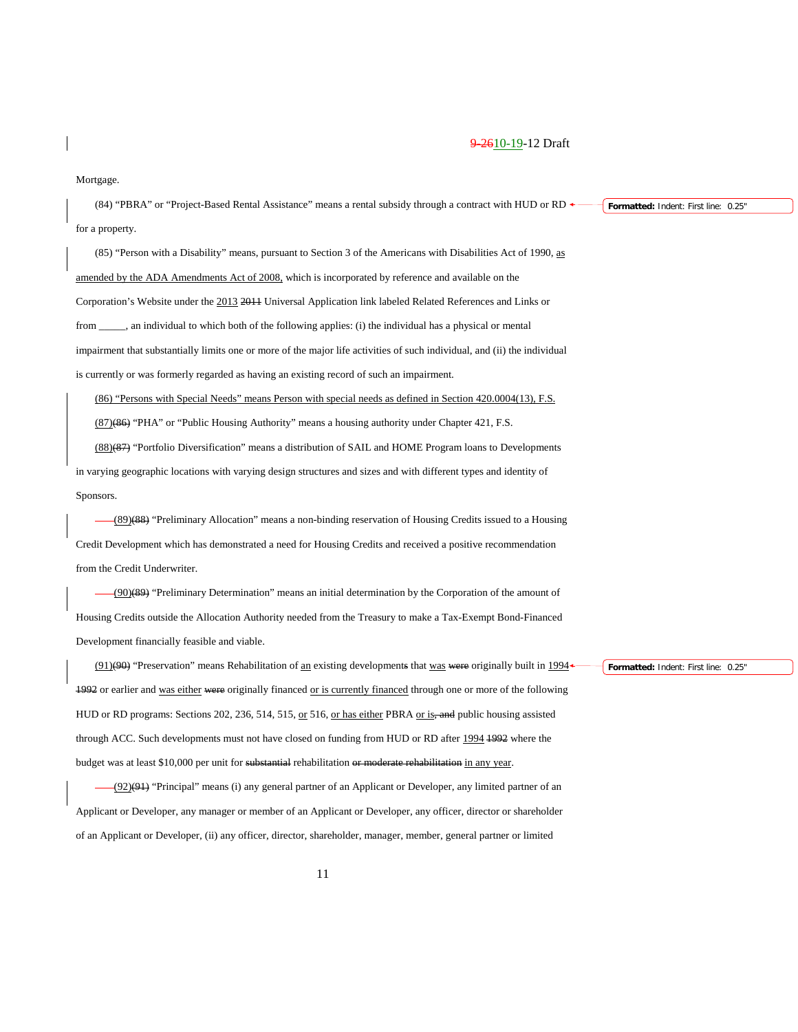Mortgage.

(84) "PBRA" or "Project-Based Rental Assistance" means a rental subsidy through a contract with HUD or RD for a property.

(85) "Person with a Disability" means, pursuant to Section 3 of the Americans with Disabilities Act of 1990, as amended by the ADA Amendments Act of 2008, which is incorporated by reference and available on the Corporation's Website under the 2013 ~~2011~~ Universal Application link labeled Related References and Links or from _____, an individual to which both of the following applies: (i) the individual has a physical or mental impairment that substantially limits one or more of the major life activities of such individual, and (ii) the individual is currently or was formerly regarded as having an existing record of such an impairment.

(86) "Persons with Special Needs" means Person with special needs as defined in Section 420.0004(13), F.S.

(87)~~(86)~~ "PHA" or "Public Housing Authority" means a housing authority under Chapter 421, F.S.

(88)~~(87)~~ "Portfolio Diversification" means a distribution of SAIL and HOME Program loans to Developments in varying geographic locations with varying design structures and sizes and with different types and identity of Sponsors.

(89)~~(88)~~ "Preliminary Allocation" means a non-binding reservation of Housing Credits issued to a Housing Credit Development which has demonstrated a need for Housing Credits and received a positive recommendation from the Credit Underwriter.

(90)~~(89)~~ "Preliminary Determination" means an initial determination by the Corporation of the amount of Housing Credits outside the Allocation Authority needed from the Treasury to make a Tax-Exempt Bond-Financed Development financially feasible and viable.

(91)~~(90)~~ "Preservation" means Rehabilitation of an existing development~~s~~ that was ~~were~~ originally built in 1994 ~~1992~~ or earlier and was either ~~were~~ originally financed or is currently financed through one or more of the following HUD or RD programs: Sections 202, 236, 514, 515, or 516, or has either PBRA or is~~, and~~ public housing assisted through ACC. Such developments must not have closed on funding from HUD or RD after 1994 ~~1992~~ where the budget was at least $10,000 per unit for ~~substantial~~ rehabilitation ~~or moderate rehabilitation~~ in any year.

(92)~~(91)~~ "Principal" means (i) any general partner of an Applicant or Developer, any limited partner of an Applicant or Developer, any manager or member of an Applicant or Developer, any officer, director or shareholder of an Applicant or Developer, (ii) any officer, director, shareholder, manager, member, general partner or limited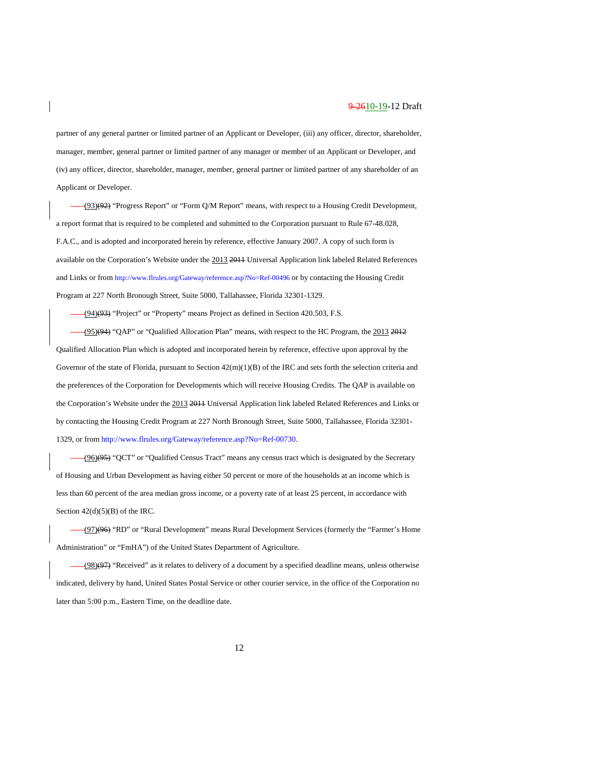partner of any general partner or limited partner of an Applicant or Developer, (iii) any officer, director, shareholder, manager, member, general partner or limited partner of any manager or member of an Applicant or Developer, and (iv) any officer, director, shareholder, manager, member, general partner or limited partner of any shareholder of an Applicant or Developer.

(93)~~(92)~~ "Progress Report" or "Form Q/M Report" means, with respect to a Housing Credit Development, a report format that is required to be completed and submitted to the Corporation pursuant to Rule 67-48.028, F.A.C., and is adopted and incorporated herein by reference, effective January 2007. A copy of such form is available on the Corporation's Website under the 2013 ~~2011~~ Universal Application link labeled Related References and Links or from http://www.flrules.org/Gateway/reference.asp?No=Ref-00496 or by contacting the Housing Credit Program at 227 North Bronough Street, Suite 5000, Tallahassee, Florida 32301-1329.

(94)~~(93)~~ "Project" or "Property" means Project as defined in Section 420.503, F.S.

(95)~~(94)~~ "QAP" or "Qualified Allocation Plan" means, with respect to the HC Program, the 2013 ~~2012~~ Qualified Allocation Plan which is adopted and incorporated herein by reference, effective upon approval by the Governor of the state of Florida, pursuant to Section 42(m)(1)(B) of the IRC and sets forth the selection criteria and the preferences of the Corporation for Developments which will receive Housing Credits. The QAP is available on the Corporation's Website under the 2013 ~~2011~~ Universal Application link labeled Related References and Links or by contacting the Housing Credit Program at 227 North Bronough Street, Suite 5000, Tallahassee, Florida 32301-1329, or from http://www.flrules.org/Gateway/reference.asp?No=Ref-00730.

(96)~~(95)~~ "QCT" or "Qualified Census Tract" means any census tract which is designated by the Secretary of Housing and Urban Development as having either 50 percent or more of the households at an income which is less than 60 percent of the area median gross income, or a poverty rate of at least 25 percent, in accordance with Section 42(d)(5)(B) of the IRC.

(97)~~(96)~~ "RD" or "Rural Development" means Rural Development Services (formerly the "Farmer's Home Administration" or "FmHA") of the United States Department of Agriculture.

(98)~~(97)~~ "Received" as it relates to delivery of a document by a specified deadline means, unless otherwise indicated, delivery by hand, United States Postal Service or other courier service, in the office of the Corporation no later than 5:00 p.m., Eastern Time, on the deadline date.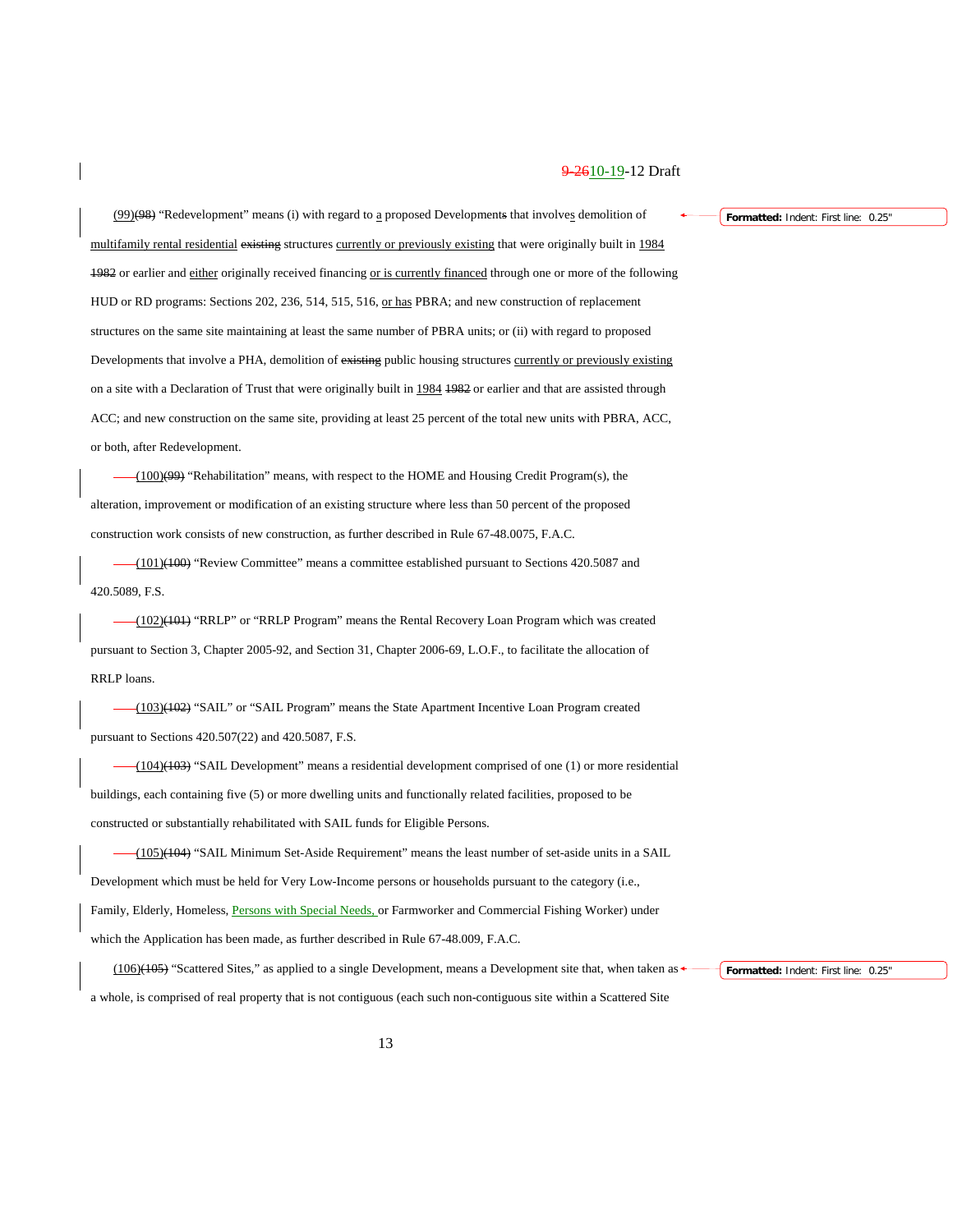(99)(98) "Redevelopment" means (i) with regard to a proposed Developments that involves demolition of multifamily rental residential existing structures currently or previously existing that were originally built in 1984 1982 or earlier and either originally received financing or is currently financed through one or more of the following HUD or RD programs: Sections 202, 236, 514, 515, 516, or has PBRA; and new construction of replacement structures on the same site maintaining at least the same number of PBRA units; or (ii) with regard to proposed Developments that involve a PHA, demolition of existing public housing structures currently or previously existing on a site with a Declaration of Trust that were originally built in 1984 1982 or earlier and that are assisted through ACC; and new construction on the same site, providing at least 25 percent of the total new units with PBRA, ACC, or both, after Redevelopment.

(100)(99) "Rehabilitation" means, with respect to the HOME and Housing Credit Program(s), the alteration, improvement or modification of an existing structure where less than 50 percent of the proposed construction work consists of new construction, as further described in Rule 67-48.0075, F.A.C.

(101)(100) "Review Committee" means a committee established pursuant to Sections 420.5087 and 420.5089, F.S.

(102)(101) "RRLP" or "RRLP Program" means the Rental Recovery Loan Program which was created pursuant to Section 3, Chapter 2005-92, and Section 31, Chapter 2006-69, L.O.F., to facilitate the allocation of RRLP loans.

(103)(102) "SAIL" or "SAIL Program" means the State Apartment Incentive Loan Program created pursuant to Sections 420.507(22) and 420.5087, F.S.

(104)(103) "SAIL Development" means a residential development comprised of one (1) or more residential buildings, each containing five (5) or more dwelling units and functionally related facilities, proposed to be constructed or substantially rehabilitated with SAIL funds for Eligible Persons.

(105)(104) "SAIL Minimum Set-Aside Requirement" means the least number of set-aside units in a SAIL Development which must be held for Very Low-Income persons or households pursuant to the category (i.e., Family, Elderly, Homeless, Persons with Special Needs, or Farmworker and Commercial Fishing Worker) under which the Application has been made, as further described in Rule 67-48.009, F.A.C.

(106)(105) "Scattered Sites," as applied to a single Development, means a Development site that, when taken as a whole, is comprised of real property that is not contiguous (each such non-contiguous site within a Scattered Site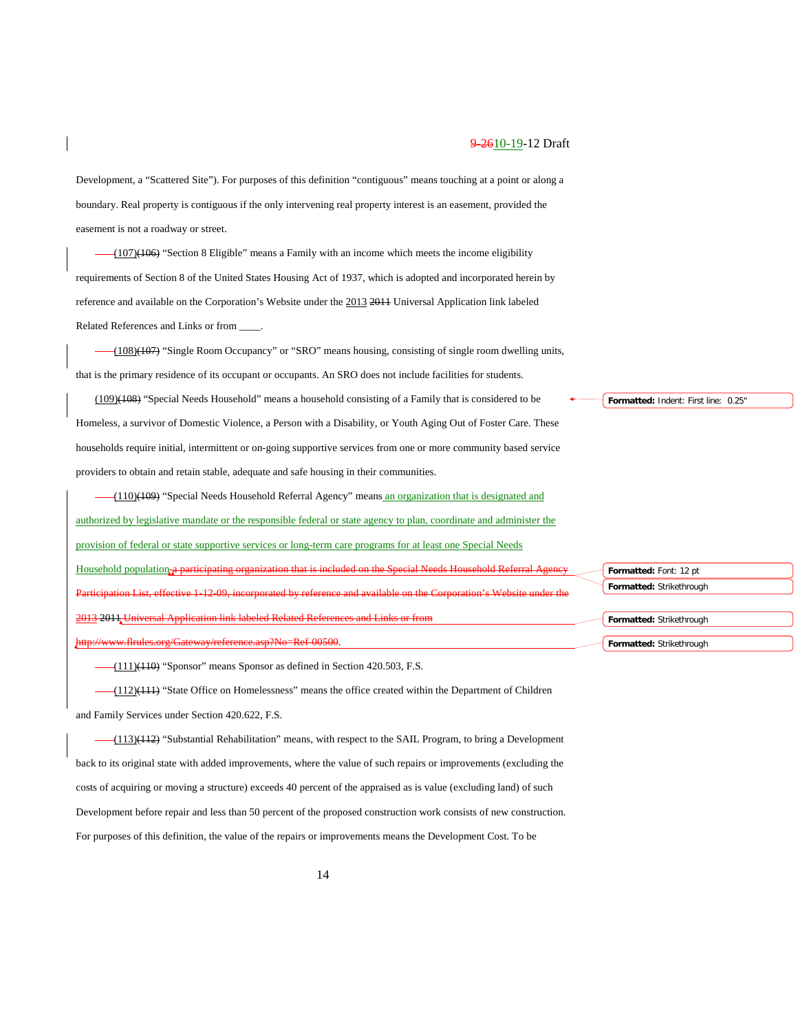Development, a "Scattered Site"). For purposes of this definition "contiguous" means touching at a point or along a boundary. Real property is contiguous if the only intervening real property interest is an easement, provided the easement is not a roadway or street.

~~(107)~~(106) "Section 8 Eligible" means a Family with an income which meets the income eligibility requirements of Section 8 of the United States Housing Act of 1937, which is adopted and incorporated herein by reference and available on the Corporation's Website under the 2013 ~~2011~~ Universal Application link labeled Related References and Links or from ____.

(108)~~(107)~~ "Single Room Occupancy" or "SRO" means housing, consisting of single room dwelling units, that is the primary residence of its occupant or occupants. An SRO does not include facilities for students.

(109)~~(108)~~ "Special Needs Household" means a household consisting of a Family that is considered to be Homeless, a survivor of Domestic Violence, a Person with a Disability, or Youth Aging Out of Foster Care. These households require initial, intermittent or on-going supportive services from one or more community based service providers to obtain and retain stable, adequate and safe housing in their communities.

(110)~~(109)~~ "Special Needs Household Referral Agency" means an organization that is designated and authorized by legislative mandate or the responsible federal or state agency to plan, coordinate and administer the provision of federal or state supportive services or long-term care programs for at least one Special Needs Household population~~, a participating organization that is included on the Special Needs Household Referral Agency Participation List, effective 1-12-09, incorporated by reference and available on the Corporation's Website under the 2013~~ 2011 ~~Universal Application link labeled Related References and Links or from http://www.flrules.org/Gateway/reference.asp?No=Ref-00500~~.

(111)~~(110)~~ "Sponsor" means Sponsor as defined in Section 420.503, F.S.

(112)~~(111)~~ "State Office on Homelessness" means the office created within the Department of Children and Family Services under Section 420.622, F.S.

(113)~~(112)~~ "Substantial Rehabilitation" means, with respect to the SAIL Program, to bring a Development back to its original state with added improvements, where the value of such repairs or improvements (excluding the costs of acquiring or moving a structure) exceeds 40 percent of the appraised as is value (excluding land) of such Development before repair and less than 50 percent of the proposed construction work consists of new construction. For purposes of this definition, the value of the repairs or improvements means the Development Cost. To be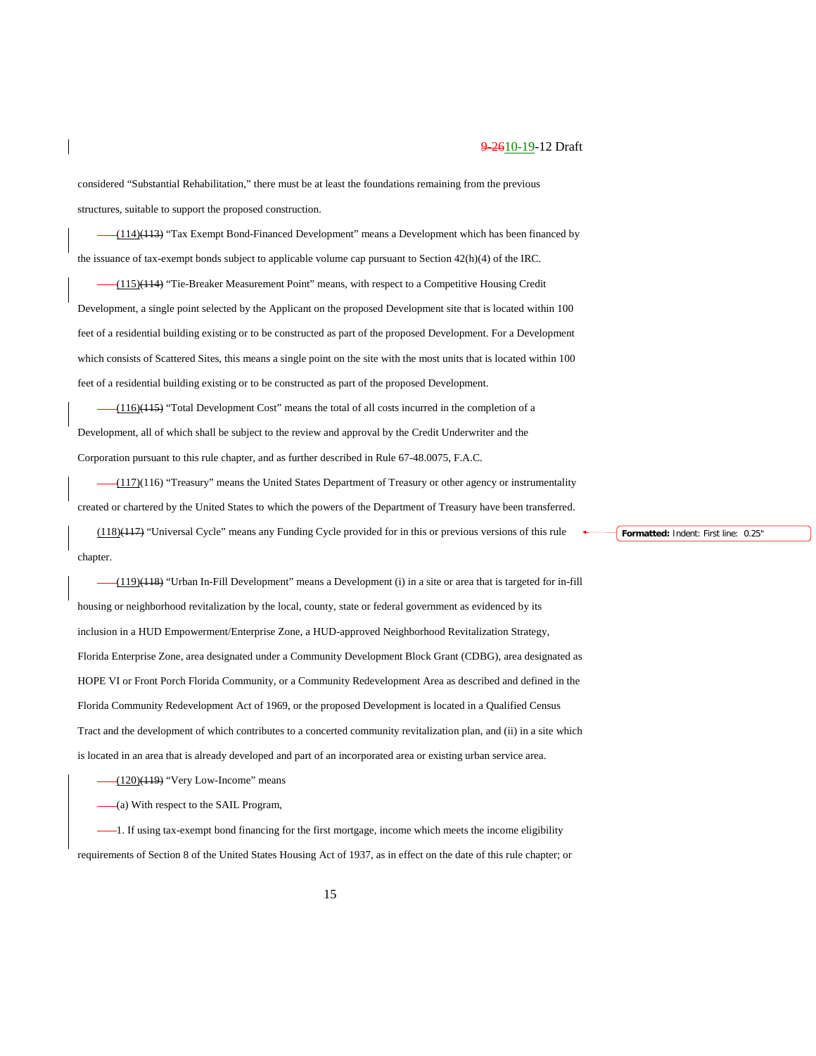considered "Substantial Rehabilitation," there must be at least the foundations remaining from the previous structures, suitable to support the proposed construction.

(114)~~(113)~~ "Tax Exempt Bond-Financed Development" means a Development which has been financed by the issuance of tax-exempt bonds subject to applicable volume cap pursuant to Section 42(h)(4) of the IRC.

(115)~~(114)~~ "Tie-Breaker Measurement Point" means, with respect to a Competitive Housing Credit Development, a single point selected by the Applicant on the proposed Development site that is located within 100 feet of a residential building existing or to be constructed as part of the proposed Development. For a Development which consists of Scattered Sites, this means a single point on the site with the most units that is located within 100 feet of a residential building existing or to be constructed as part of the proposed Development.

(116)~~(115)~~ "Total Development Cost" means the total of all costs incurred in the completion of a Development, all of which shall be subject to the review and approval by the Credit Underwriter and the Corporation pursuant to this rule chapter, and as further described in Rule 67-48.0075, F.A.C.

(117)(116) "Treasury" means the United States Department of Treasury or other agency or instrumentality created or chartered by the United States to which the powers of the Department of Treasury have been transferred.

(118)~~(117)~~ "Universal Cycle" means any Funding Cycle provided for in this or previous versions of this rule chapter.

(119)~~(118)~~ "Urban In-Fill Development" means a Development (i) in a site or area that is targeted for in-fill housing or neighborhood revitalization by the local, county, state or federal government as evidenced by its inclusion in a HUD Empowerment/Enterprise Zone, a HUD-approved Neighborhood Revitalization Strategy, Florida Enterprise Zone, area designated under a Community Development Block Grant (CDBG), area designated as HOPE VI or Front Porch Florida Community, or a Community Redevelopment Area as described and defined in the Florida Community Redevelopment Act of 1969, or the proposed Development is located in a Qualified Census Tract and the development of which contributes to a concerted community revitalization plan, and (ii) in a site which is located in an area that is already developed and part of an incorporated area or existing urban service area.

(120)~~(119)~~ "Very Low-Income" means

(a) With respect to the SAIL Program,

1. If using tax-exempt bond financing for the first mortgage, income which meets the income eligibility requirements of Section 8 of the United States Housing Act of 1937, as in effect on the date of this rule chapter; or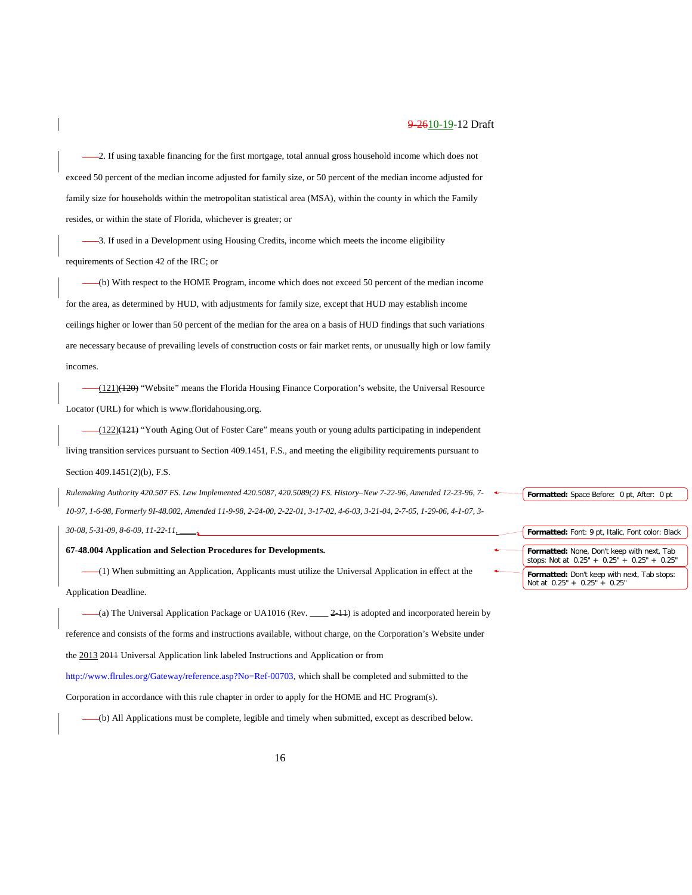2. If using taxable financing for the first mortgage, total annual gross household income which does not exceed 50 percent of the median income adjusted for family size, or 50 percent of the median income adjusted for family size for households within the metropolitan statistical area (MSA), within the county in which the Family resides, or within the state of Florida, whichever is greater; or

3. If used in a Development using Housing Credits, income which meets the income eligibility requirements of Section 42 of the IRC; or

(b) With respect to the HOME Program, income which does not exceed 50 percent of the median income for the area, as determined by HUD, with adjustments for family size, except that HUD may establish income ceilings higher or lower than 50 percent of the median for the area on a basis of HUD findings that such variations are necessary because of prevailing levels of construction costs or fair market rents, or unusually high or low family incomes.

(121)~~(120)~~ "Website" means the Florida Housing Finance Corporation's website, the Universal Resource Locator (URL) for which is www.floridahousing.org.

(122)~~(121)~~ "Youth Aging Out of Foster Care" means youth or young adults participating in independent living transition services pursuant to Section 409.1451, F.S., and meeting the eligibility requirements pursuant to Section 409.1451(2)(b), F.S.

*Rulemaking Authority 420.507 FS. Law Implemented 420.5087, 420.5089(2) FS. History–New 7-22-96, Amended 12-23-96, 7-10-97, 1-6-98, Formerly 9I-48.002, Amended 11-9-98, 2-24-00, 2-22-01, 3-17-02, 4-6-03, 3-21-04, 2-7-05, 1-29-06, 4-1-07, 3-30-08, 5-31-09, 8-6-09, 11-22-11, ____.*

**67-48.004 Application and Selection Procedures for Developments.**

(1) When submitting an Application, Applicants must utilize the Universal Application in effect at the Application Deadline.

(a) The Universal Application Package or UA1016 (Rev. ____ ~~2-11~~) is adopted and incorporated herein by reference and consists of the forms and instructions available, without charge, on the Corporation's Website under the 2013 ~~2011~~ Universal Application link labeled Instructions and Application or from http://www.flrules.org/Gateway/reference.asp?No=Ref-00703, which shall be completed and submitted to the Corporation in accordance with this rule chapter in order to apply for the HOME and HC Program(s).

(b) All Applications must be complete, legible and timely when submitted, except as described below.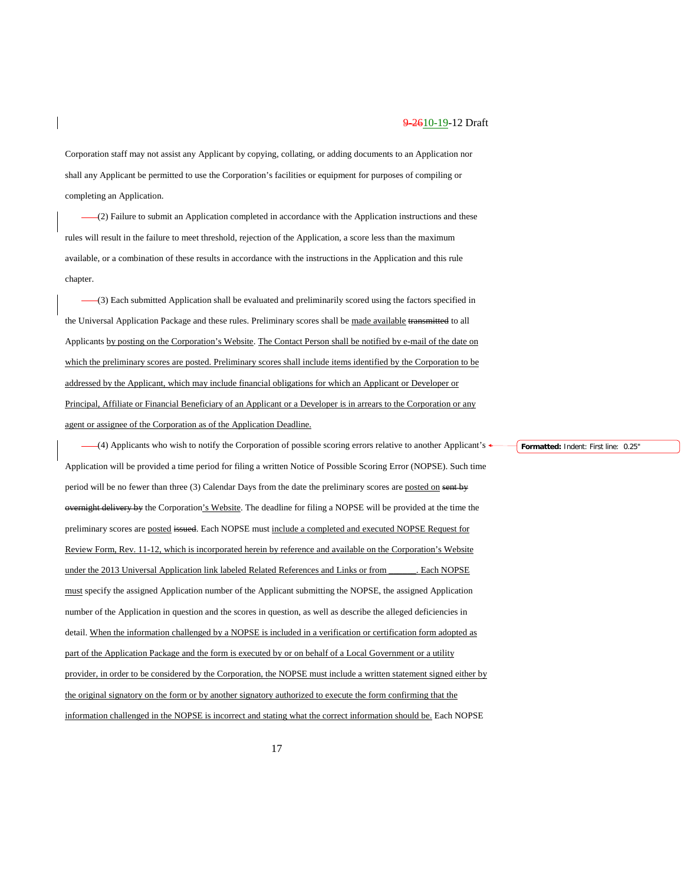Corporation staff may not assist any Applicant by copying, collating, or adding documents to an Application nor shall any Applicant be permitted to use the Corporation's facilities or equipment for purposes of compiling or completing an Application.

(2) Failure to submit an Application completed in accordance with the Application instructions and these rules will result in the failure to meet threshold, rejection of the Application, a score less than the maximum available, or a combination of these results in accordance with the instructions in the Application and this rule chapter.

(3) Each submitted Application shall be evaluated and preliminarily scored using the factors specified in the Universal Application Package and these rules. Preliminary scores shall be made available ~~transmitted~~ to all Applicants by posting on the Corporation's Website. The Contact Person shall be notified by e-mail of the date on which the preliminary scores are posted. Preliminary scores shall include items identified by the Corporation to be addressed by the Applicant, which may include financial obligations for which an Applicant or Developer or Principal, Affiliate or Financial Beneficiary of an Applicant or a Developer is in arrears to the Corporation or any agent or assignee of the Corporation as of the Application Deadline.

(4) Applicants who wish to notify the Corporation of possible scoring errors relative to another Applicant's Application will be provided a time period for filing a written Notice of Possible Scoring Error (NOPSE). Such time period will be no fewer than three (3) Calendar Days from the date the preliminary scores are posted on ~~sent by overnight delivery by~~ the Corporation's Website. The deadline for filing a NOPSE will be provided at the time the preliminary scores are posted ~~issued~~. Each NOPSE must include a completed and executed NOPSE Request for Review Form, Rev. 11-12, which is incorporated herein by reference and available on the Corporation's Website under the 2013 Universal Application link labeled Related References and Links or from \_\_\_\_\_\_. Each NOPSE must specify the assigned Application number of the Applicant submitting the NOPSE, the assigned Application number of the Application in question and the scores in question, as well as describe the alleged deficiencies in detail. When the information challenged by a NOPSE is included in a verification or certification form adopted as part of the Application Package and the form is executed by or on behalf of a Local Government or a utility provider, in order to be considered by the Corporation, the NOPSE must include a written statement signed either by the original signatory on the form or by another signatory authorized to execute the form confirming that the information challenged in the NOPSE is incorrect and stating what the correct information should be. Each NOPSE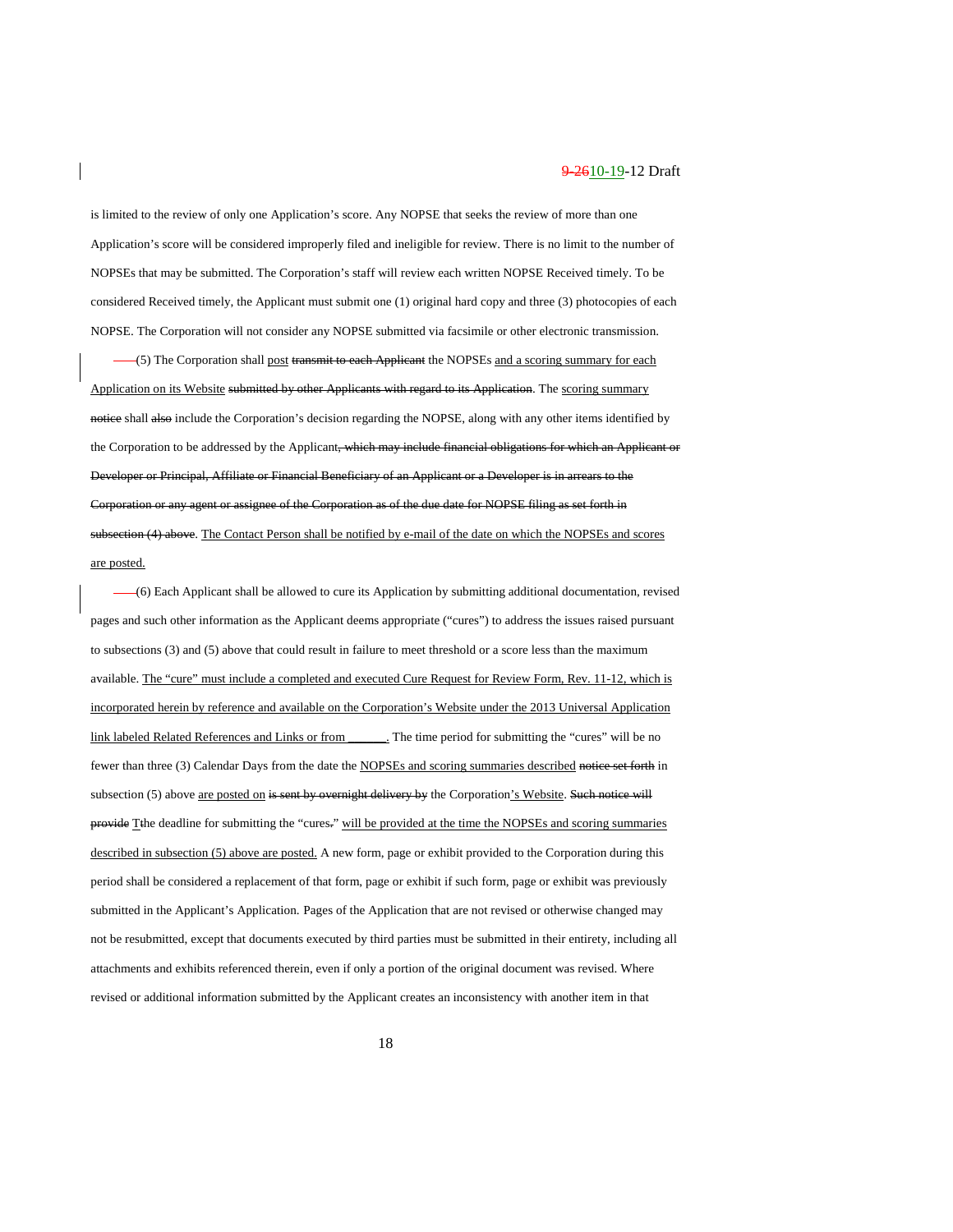is limited to the review of only one Application's score. Any NOPSE that seeks the review of more than one Application's score will be considered improperly filed and ineligible for review. There is no limit to the number of NOPSEs that may be submitted. The Corporation's staff will review each written NOPSE Received timely. To be considered Received timely, the Applicant must submit one (1) original hard copy and three (3) photocopies of each NOPSE. The Corporation will not consider any NOPSE submitted via facsimile or other electronic transmission.

(5) The Corporation shall <u>post</u> ~~transmit to each Applicant~~ the NOPSEs <u>and a scoring summary for each Application on its Website</u> ~~submitted by other Applicants with regard to its Application~~. The <u>scoring summary</u> ~~notice~~ shall ~~also~~ include the Corporation's decision regarding the NOPSE, along with any other items identified by the Corporation to be addressed by the Applicant~~, which may include financial obligations for which an Applicant or Developer or Principal, Affiliate or Financial Beneficiary of an Applicant or a Developer is in arrears to the Corporation or any agent or assignee of the Corporation as of the due date for NOPSE filing as set forth in subsection (4) above~~. <u>The Contact Person shall be notified by e-mail of the date on which the NOPSEs and scores are posted.</u>

(6) Each Applicant shall be allowed to cure its Application by submitting additional documentation, revised pages and such other information as the Applicant deems appropriate ("cures") to address the issues raised pursuant to subsections (3) and (5) above that could result in failure to meet threshold or a score less than the maximum available. <u>The "cure" must include a completed and executed Cure Request for Review Form, Rev. 11-12, which is incorporated herein by reference and available on the Corporation's Website under the 2013 Universal Application link labeled Related References and Links or from ______.</u> The time period for submitting the "cures" will be no fewer than three (3) Calendar Days from the date the <u>NOPSEs and scoring summaries described</u> ~~notice set forth~~ in subsection (5) above <u>are posted on</u> ~~is sent by overnight delivery by~~ the Corporation<u>'s Website</u>. ~~Such notice will provide~~ <u>T</u>~~t~~he deadline for submitting the "cures~~.~~" <u>will be provided at the time the NOPSEs and scoring summaries described in subsection (5) above are posted.</u> A new form, page or exhibit provided to the Corporation during this period shall be considered a replacement of that form, page or exhibit if such form, page or exhibit was previously submitted in the Applicant's Application. Pages of the Application that are not revised or otherwise changed may not be resubmitted, except that documents executed by third parties must be submitted in their entirety, including all attachments and exhibits referenced therein, even if only a portion of the original document was revised. Where revised or additional information submitted by the Applicant creates an inconsistency with another item in that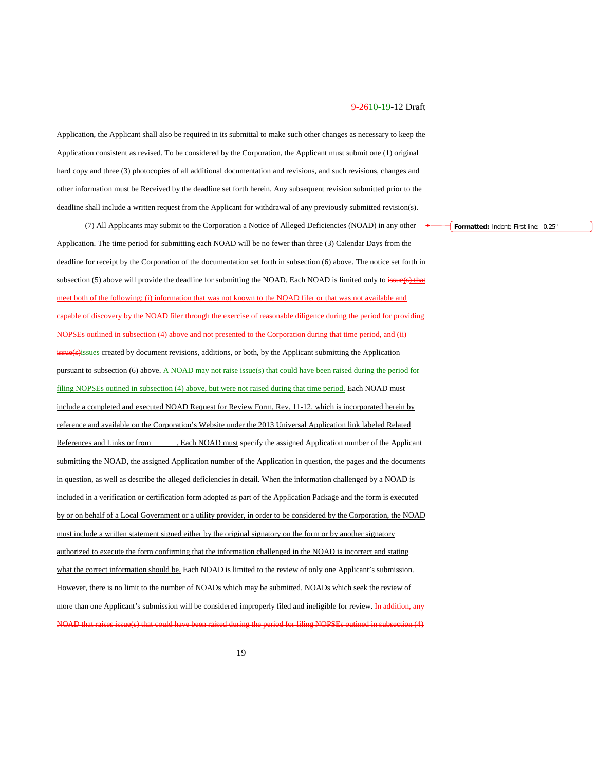Application, the Applicant shall also be required in its submittal to make such other changes as necessary to keep the Application consistent as revised. To be considered by the Corporation, the Applicant must submit one (1) original hard copy and three (3) photocopies of all additional documentation and revisions, and such revisions, changes and other information must be Received by the deadline set forth herein. Any subsequent revision submitted prior to the deadline shall include a written request from the Applicant for withdrawal of any previously submitted revision(s).

(7) All Applicants may submit to the Corporation a Notice of Alleged Deficiencies (NOAD) in any other Application. The time period for submitting each NOAD will be no fewer than three (3) Calendar Days from the deadline for receipt by the Corporation of the documentation set forth in subsection (6) above. The notice set forth in subsection (5) above will provide the deadline for submitting the NOAD. Each NOAD is limited only to ~~issue(s) that meet both of the following: (i) information that was not known to the NOAD filer or that was not available and capable of discovery by the NOAD filer through the exercise of reasonable diligence during the period for providing NOPSEs outlined in subsection (4) above and not presented to the Corporation during that time period, and (ii) issue(s)~~issues created by document revisions, additions, or both, by the Applicant submitting the Application pursuant to subsection (6) above. A NOAD may not raise issue(s) that could have been raised during the period for filing NOPSEs outined in subsection (4) above, but were not raised during that time period. Each NOAD must include a completed and executed NOAD Request for Review Form, Rev. 11-12, which is incorporated herein by reference and available on the Corporation's Website under the 2013 Universal Application link labeled Related References and Links or from ______. Each NOAD must specify the assigned Application number of the Applicant submitting the NOAD, the assigned Application number of the Application in question, the pages and the documents in question, as well as describe the alleged deficiencies in detail. When the information challenged by a NOAD is included in a verification or certification form adopted as part of the Application Package and the form is executed by or on behalf of a Local Government or a utility provider, in order to be considered by the Corporation, the NOAD must include a written statement signed either by the original signatory on the form or by another signatory authorized to execute the form confirming that the information challenged in the NOAD is incorrect and stating what the correct information should be. Each NOAD is limited to the review of only one Applicant's submission. However, there is no limit to the number of NOADs which may be submitted. NOADs which seek the review of more than one Applicant's submission will be considered improperly filed and ineligible for review. ~~In addition, any NOAD that raises issue(s) that could have been raised during the period for filing NOPSEs outined in subsection (4)~~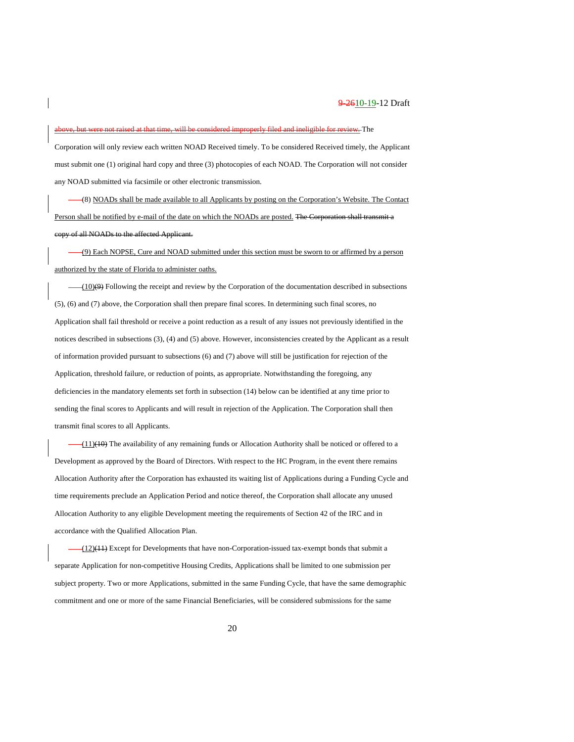~~above, but were not raised at that time, will be considered improperly filed and ineligible for review.~~ The Corporation will only review each written NOAD Received timely. To be considered Received timely, the Applicant must submit one (1) original hard copy and three (3) photocopies of each NOAD. The Corporation will not consider any NOAD submitted via facsimile or other electronic transmission.

(8) NOADs shall be made available to all Applicants by posting on the Corporation's Website. The Contact Person shall be notified by e-mail of the date on which the NOADs are posted. ~~The Corporation shall transmit a copy of all NOADs to the affected Applicant.~~

(9) Each NOPSE, Cure and NOAD submitted under this section must be sworn to or affirmed by a person authorized by the state of Florida to administer oaths.

(10)~~(9)~~ Following the receipt and review by the Corporation of the documentation described in subsections (5), (6) and (7) above, the Corporation shall then prepare final scores. In determining such final scores, no Application shall fail threshold or receive a point reduction as a result of any issues not previously identified in the notices described in subsections (3), (4) and (5) above. However, inconsistencies created by the Applicant as a result of information provided pursuant to subsections (6) and (7) above will still be justification for rejection of the Application, threshold failure, or reduction of points, as appropriate. Notwithstanding the foregoing, any deficiencies in the mandatory elements set forth in subsection (14) below can be identified at any time prior to sending the final scores to Applicants and will result in rejection of the Application. The Corporation shall then transmit final scores to all Applicants.

(11)~~(10)~~ The availability of any remaining funds or Allocation Authority shall be noticed or offered to a Development as approved by the Board of Directors. With respect to the HC Program, in the event there remains Allocation Authority after the Corporation has exhausted its waiting list of Applications during a Funding Cycle and time requirements preclude an Application Period and notice thereof, the Corporation shall allocate any unused Allocation Authority to any eligible Development meeting the requirements of Section 42 of the IRC and in accordance with the Qualified Allocation Plan.

(12)~~(11)~~ Except for Developments that have non-Corporation-issued tax-exempt bonds that submit a separate Application for non-competitive Housing Credits, Applications shall be limited to one submission per subject property. Two or more Applications, submitted in the same Funding Cycle, that have the same demographic commitment and one or more of the same Financial Beneficiaries, will be considered submissions for the same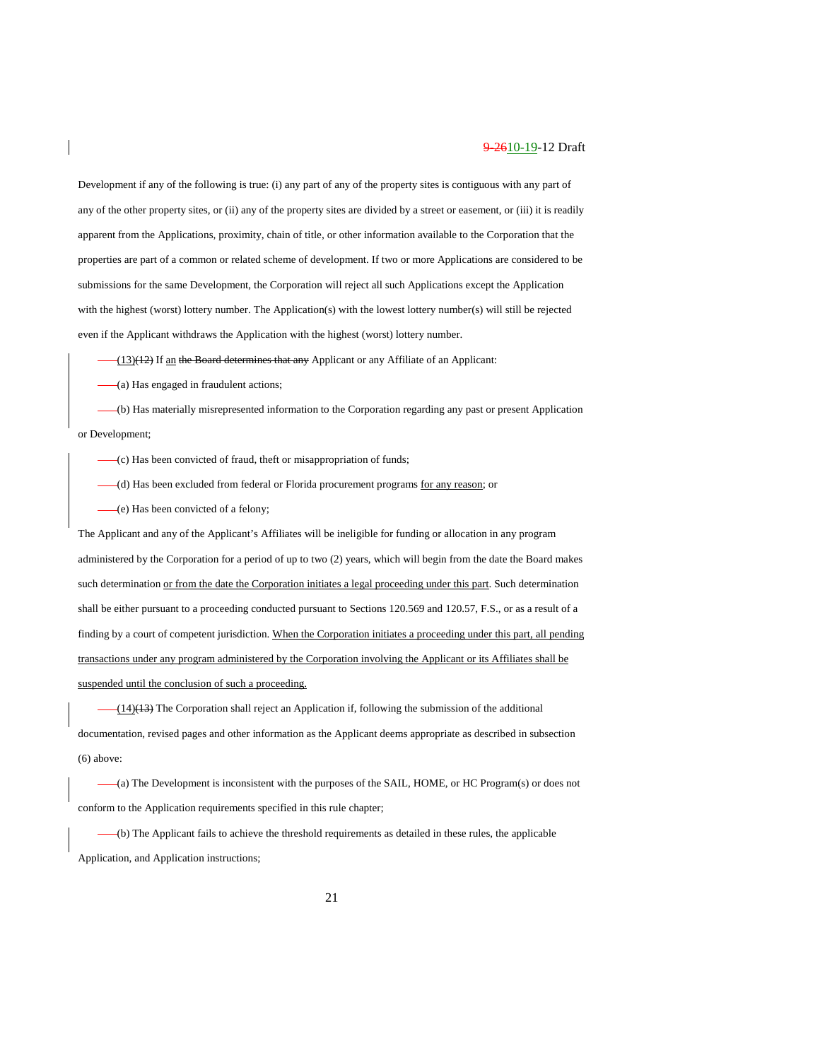Development if any of the following is true: (i) any part of any of the property sites is contiguous with any part of any of the other property sites, or (ii) any of the property sites are divided by a street or easement, or (iii) it is readily apparent from the Applications, proximity, chain of title, or other information available to the Corporation that the properties are part of a common or related scheme of development. If two or more Applications are considered to be submissions for the same Development, the Corporation will reject all such Applications except the Application with the highest (worst) lottery number. The Application(s) with the lowest lottery number(s) will still be rejected even if the Applicant withdraws the Application with the highest (worst) lottery number.

(13)~~(12)~~ If an ~~the Board determines that any~~ Applicant or any Affiliate of an Applicant:

(a) Has engaged in fraudulent actions;

(b) Has materially misrepresented information to the Corporation regarding any past or present Application or Development;

(c) Has been convicted of fraud, theft or misappropriation of funds;

(d) Has been excluded from federal or Florida procurement programs for any reason; or

(e) Has been convicted of a felony;

The Applicant and any of the Applicant's Affiliates will be ineligible for funding or allocation in any program administered by the Corporation for a period of up to two (2) years, which will begin from the date the Board makes such determination or from the date the Corporation initiates a legal proceeding under this part. Such determination shall be either pursuant to a proceeding conducted pursuant to Sections 120.569 and 120.57, F.S., or as a result of a finding by a court of competent jurisdiction. When the Corporation initiates a proceeding under this part, all pending transactions under any program administered by the Corporation involving the Applicant or its Affiliates shall be suspended until the conclusion of such a proceeding.

(14)~~(13)~~ The Corporation shall reject an Application if, following the submission of the additional documentation, revised pages and other information as the Applicant deems appropriate as described in subsection (6) above:

(a) The Development is inconsistent with the purposes of the SAIL, HOME, or HC Program(s) or does not conform to the Application requirements specified in this rule chapter;

(b) The Applicant fails to achieve the threshold requirements as detailed in these rules, the applicable Application, and Application instructions;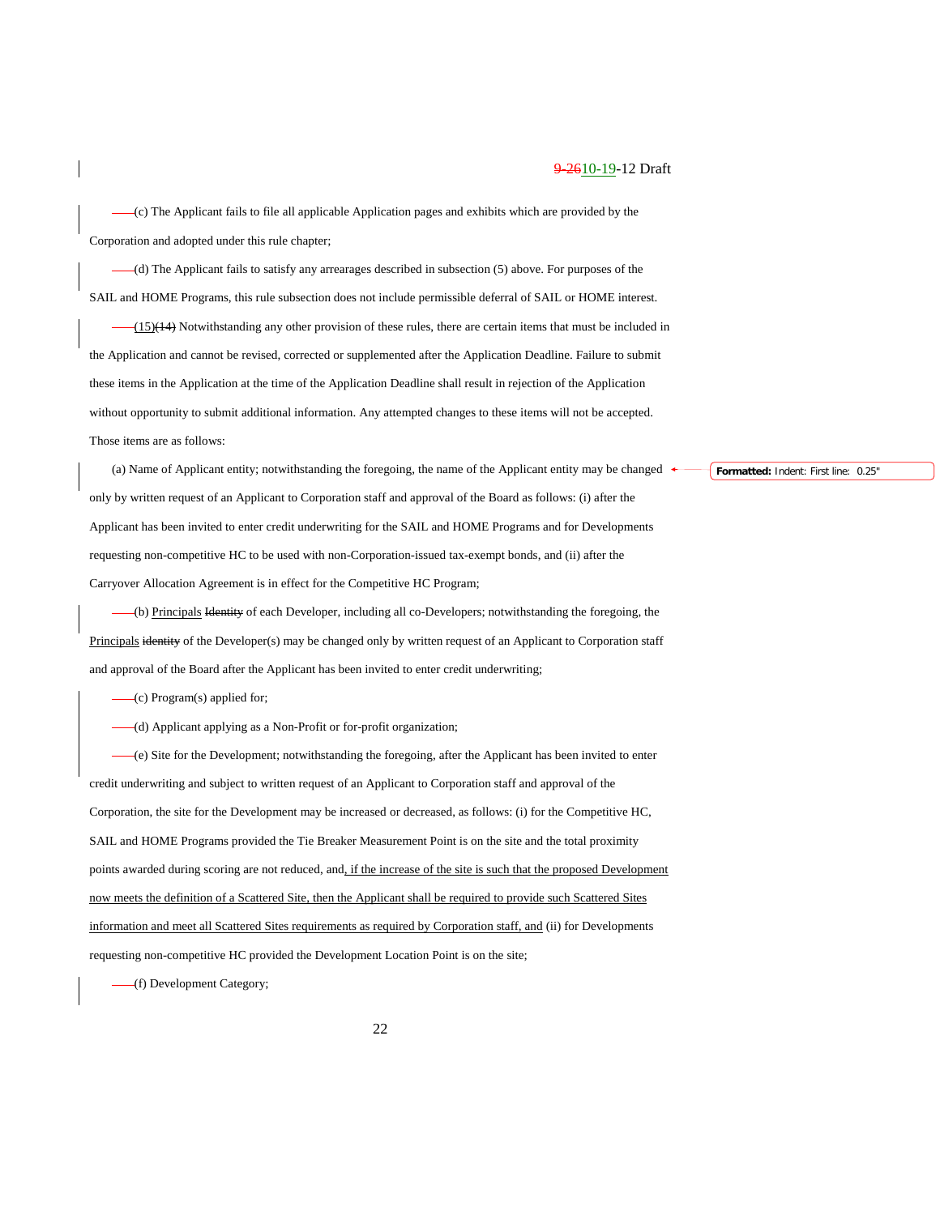(c) The Applicant fails to file all applicable Application pages and exhibits which are provided by the Corporation and adopted under this rule chapter;

(d) The Applicant fails to satisfy any arrearages described in subsection (5) above. For purposes of the SAIL and HOME Programs, this rule subsection does not include permissible deferral of SAIL or HOME interest.

(15)(14) Notwithstanding any other provision of these rules, there are certain items that must be included in the Application and cannot be revised, corrected or supplemented after the Application Deadline. Failure to submit these items in the Application at the time of the Application Deadline shall result in rejection of the Application without opportunity to submit additional information. Any attempted changes to these items will not be accepted. Those items are as follows:

(a) Name of Applicant entity; notwithstanding the foregoing, the name of the Applicant entity may be changed only by written request of an Applicant to Corporation staff and approval of the Board as follows: (i) after the Applicant has been invited to enter credit underwriting for the SAIL and HOME Programs and for Developments requesting non-competitive HC to be used with non-Corporation-issued tax-exempt bonds, and (ii) after the Carryover Allocation Agreement is in effect for the Competitive HC Program;

(b) Principals Identity of each Developer, including all co-Developers; notwithstanding the foregoing, the Principals identity of the Developer(s) may be changed only by written request of an Applicant to Corporation staff and approval of the Board after the Applicant has been invited to enter credit underwriting;

(c) Program(s) applied for;

(d) Applicant applying as a Non-Profit or for-profit organization;

(e) Site for the Development; notwithstanding the foregoing, after the Applicant has been invited to enter credit underwriting and subject to written request of an Applicant to Corporation staff and approval of the Corporation, the site for the Development may be increased or decreased, as follows: (i) for the Competitive HC, SAIL and HOME Programs provided the Tie Breaker Measurement Point is on the site and the total proximity points awarded during scoring are not reduced, and, if the increase of the site is such that the proposed Development now meets the definition of a Scattered Site, then the Applicant shall be required to provide such Scattered Sites information and meet all Scattered Sites requirements as required by Corporation staff, and (ii) for Developments requesting non-competitive HC provided the Development Location Point is on the site;

(f) Development Category;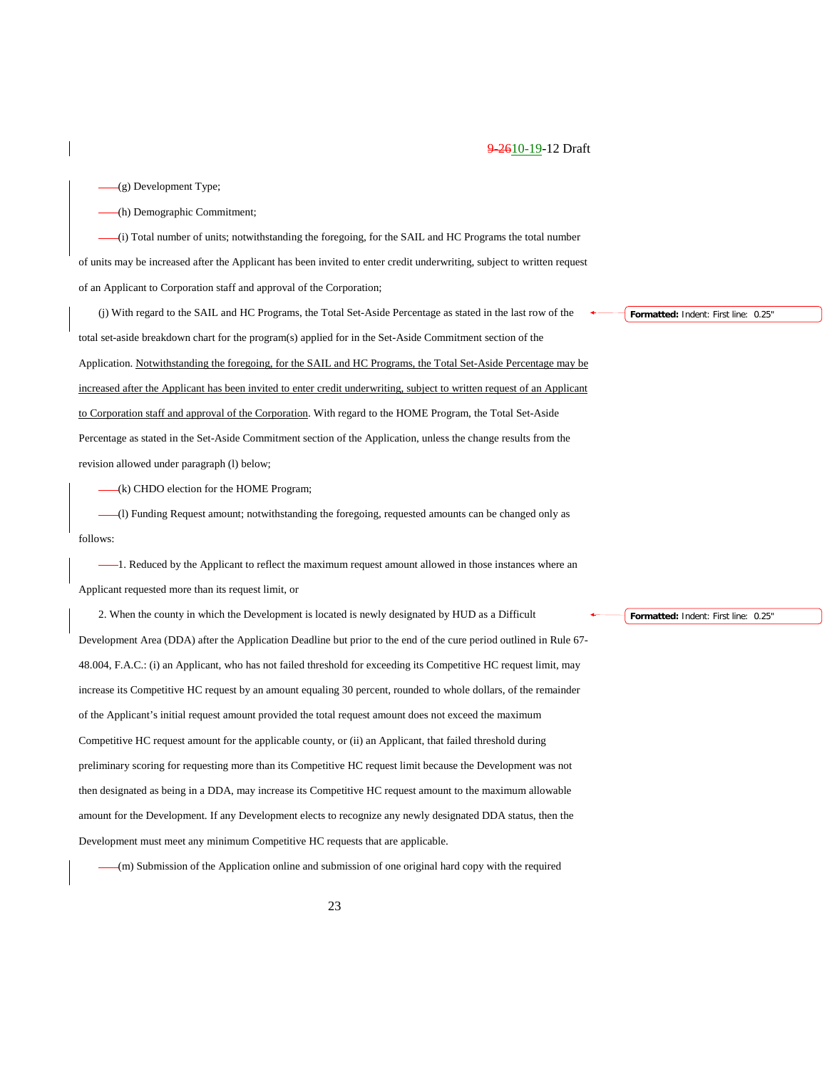(g) Development Type;

(h) Demographic Commitment;

(i) Total number of units; notwithstanding the foregoing, for the SAIL and HC Programs the total number of units may be increased after the Applicant has been invited to enter credit underwriting, subject to written request of an Applicant to Corporation staff and approval of the Corporation;

(j) With regard to the SAIL and HC Programs, the Total Set-Aside Percentage as stated in the last row of the total set-aside breakdown chart for the program(s) applied for in the Set-Aside Commitment section of the Application. Notwithstanding the foregoing, for the SAIL and HC Programs, the Total Set-Aside Percentage may be increased after the Applicant has been invited to enter credit underwriting, subject to written request of an Applicant to Corporation staff and approval of the Corporation. With regard to the HOME Program, the Total Set-Aside Percentage as stated in the Set-Aside Commitment section of the Application, unless the change results from the revision allowed under paragraph (l) below;

(k) CHDO election for the HOME Program;

(l) Funding Request amount; notwithstanding the foregoing, requested amounts can be changed only as follows:

1. Reduced by the Applicant to reflect the maximum request amount allowed in those instances where an Applicant requested more than its request limit, or

2. When the county in which the Development is located is newly designated by HUD as a Difficult Development Area (DDA) after the Application Deadline but prior to the end of the cure period outlined in Rule 67-48.004, F.A.C.: (i) an Applicant, who has not failed threshold for exceeding its Competitive HC request limit, may increase its Competitive HC request by an amount equaling 30 percent, rounded to whole dollars, of the remainder of the Applicant's initial request amount provided the total request amount does not exceed the maximum Competitive HC request amount for the applicable county, or (ii) an Applicant, that failed threshold during preliminary scoring for requesting more than its Competitive HC request limit because the Development was not then designated as being in a DDA, may increase its Competitive HC request amount to the maximum allowable amount for the Development. If any Development elects to recognize any newly designated DDA status, then the Development must meet any minimum Competitive HC requests that are applicable.

(m) Submission of the Application online and submission of one original hard copy with the required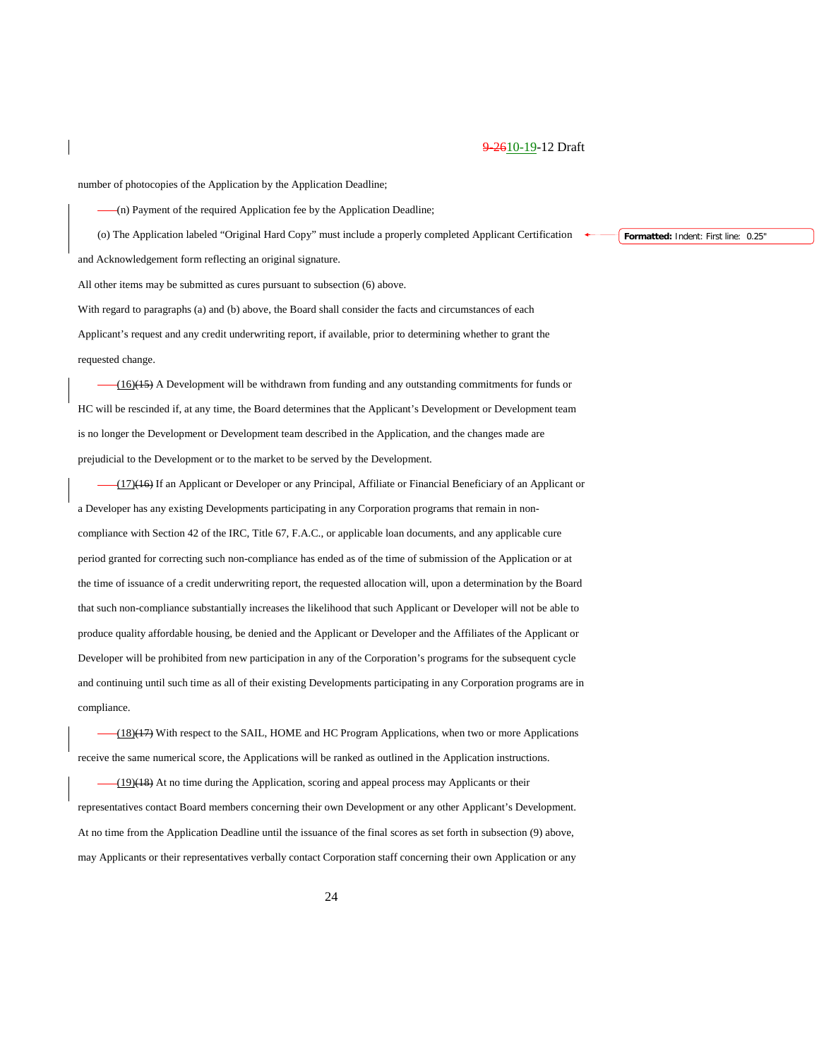number of photocopies of the Application by the Application Deadline;

(n) Payment of the required Application fee by the Application Deadline;

(o) The Application labeled "Original Hard Copy" must include a properly completed Applicant Certification and Acknowledgement form reflecting an original signature.

All other items may be submitted as cures pursuant to subsection (6) above.

With regard to paragraphs (a) and (b) above, the Board shall consider the facts and circumstances of each Applicant's request and any credit underwriting report, if available, prior to determining whether to grant the requested change.

(16)~~(15)~~ A Development will be withdrawn from funding and any outstanding commitments for funds or HC will be rescinded if, at any time, the Board determines that the Applicant's Development or Development team is no longer the Development or Development team described in the Application, and the changes made are prejudicial to the Development or to the market to be served by the Development.

(17)~~(16)~~ If an Applicant or Developer or any Principal, Affiliate or Financial Beneficiary of an Applicant or a Developer has any existing Developments participating in any Corporation programs that remain in non-compliance with Section 42 of the IRC, Title 67, F.A.C., or applicable loan documents, and any applicable cure period granted for correcting such non-compliance has ended as of the time of submission of the Application or at the time of issuance of a credit underwriting report, the requested allocation will, upon a determination by the Board that such non-compliance substantially increases the likelihood that such Applicant or Developer will not be able to produce quality affordable housing, be denied and the Applicant or Developer and the Affiliates of the Applicant or Developer will be prohibited from new participation in any of the Corporation's programs for the subsequent cycle and continuing until such time as all of their existing Developments participating in any Corporation programs are in compliance.

(18)~~(17)~~ With respect to the SAIL, HOME and HC Program Applications, when two or more Applications receive the same numerical score, the Applications will be ranked as outlined in the Application instructions.

(19)~~(18)~~ At no time during the Application, scoring and appeal process may Applicants or their representatives contact Board members concerning their own Development or any other Applicant's Development. At no time from the Application Deadline until the issuance of the final scores as set forth in subsection (9) above, may Applicants or their representatives verbally contact Corporation staff concerning their own Application or any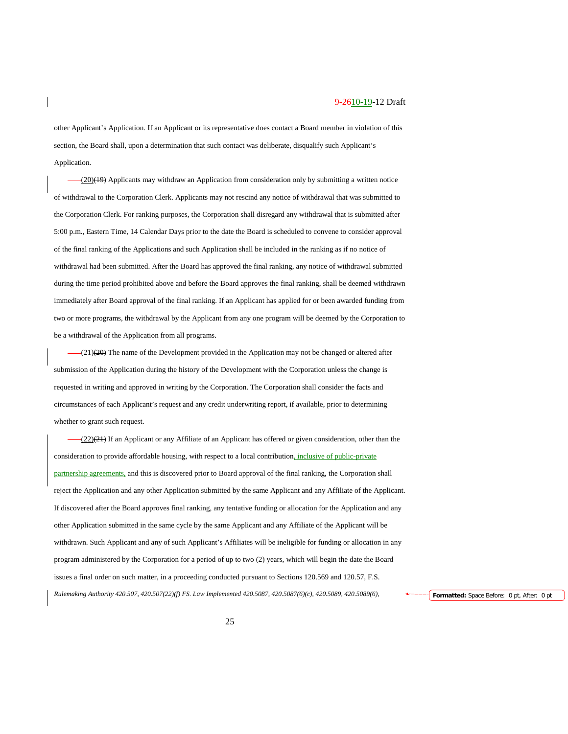other Applicant's Application. If an Applicant or its representative does contact a Board member in violation of this section, the Board shall, upon a determination that such contact was deliberate, disqualify such Applicant's Application.

(20)~~(19)~~ Applicants may withdraw an Application from consideration only by submitting a written notice of withdrawal to the Corporation Clerk. Applicants may not rescind any notice of withdrawal that was submitted to the Corporation Clerk. For ranking purposes, the Corporation shall disregard any withdrawal that is submitted after 5:00 p.m., Eastern Time, 14 Calendar Days prior to the date the Board is scheduled to convene to consider approval of the final ranking of the Applications and such Application shall be included in the ranking as if no notice of withdrawal had been submitted. After the Board has approved the final ranking, any notice of withdrawal submitted during the time period prohibited above and before the Board approves the final ranking, shall be deemed withdrawn immediately after Board approval of the final ranking. If an Applicant has applied for or been awarded funding from two or more programs, the withdrawal by the Applicant from any one program will be deemed by the Corporation to be a withdrawal of the Application from all programs.

(21)~~(20)~~ The name of the Development provided in the Application may not be changed or altered after submission of the Application during the history of the Development with the Corporation unless the change is requested in writing and approved in writing by the Corporation. The Corporation shall consider the facts and circumstances of each Applicant's request and any credit underwriting report, if available, prior to determining whether to grant such request.

(22)~~(21)~~ If an Applicant or any Affiliate of an Applicant has offered or given consideration, other than the consideration to provide affordable housing, with respect to a local contribution, inclusive of public-private partnership agreements, and this is discovered prior to Board approval of the final ranking, the Corporation shall reject the Application and any other Application submitted by the same Applicant and any Affiliate of the Applicant. If discovered after the Board approves final ranking, any tentative funding or allocation for the Application and any other Application submitted in the same cycle by the same Applicant and any Affiliate of the Applicant will be withdrawn. Such Applicant and any of such Applicant's Affiliates will be ineligible for funding or allocation in any program administered by the Corporation for a period of up to two (2) years, which will begin the date the Board issues a final order on such matter, in a proceeding conducted pursuant to Sections 120.569 and 120.57, F.S.

*Rulemaking Authority 420.507, 420.507(22)(f) FS. Law Implemented 420.5087, 420.5087(6)(c), 420.5089, 420.5089(6),*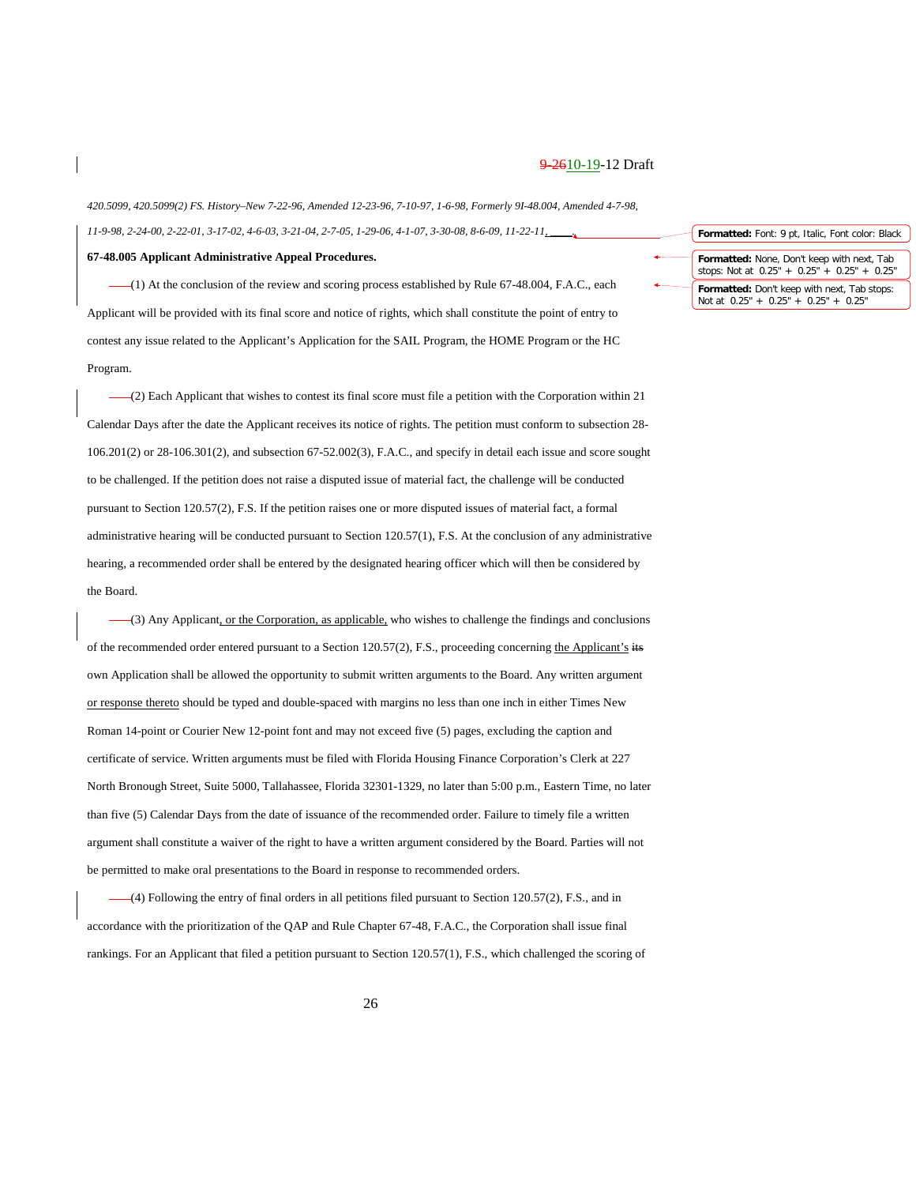*420.5099, 420.5099(2) FS. History–New 7-22-96, Amended 12-23-96, 7-10-97, 1-6-98, Formerly 9I-48.004, Amended 4-7-98, 11-9-98, 2-24-00, 2-22-01, 3-17-02, 4-6-03, 3-21-04, 2-7-05, 1-29-06, 4-1-07, 3-30-08, 8-6-09, 11-22-11,*

**67-48.005 Applicant Administrative Appeal Procedures.**

(1) At the conclusion of the review and scoring process established by Rule 67-48.004, F.A.C., each Applicant will be provided with its final score and notice of rights, which shall constitute the point of entry to contest any issue related to the Applicant's Application for the SAIL Program, the HOME Program or the HC Program.

(2) Each Applicant that wishes to contest its final score must file a petition with the Corporation within 21 Calendar Days after the date the Applicant receives its notice of rights. The petition must conform to subsection 28-106.201(2) or 28-106.301(2), and subsection 67-52.002(3), F.A.C., and specify in detail each issue and score sought to be challenged. If the petition does not raise a disputed issue of material fact, the challenge will be conducted pursuant to Section 120.57(2), F.S. If the petition raises one or more disputed issues of material fact, a formal administrative hearing will be conducted pursuant to Section 120.57(1), F.S. At the conclusion of any administrative hearing, a recommended order shall be entered by the designated hearing officer which will then be considered by the Board.

(3) Any Applicant, or the Corporation, as applicable, who wishes to challenge the findings and conclusions of the recommended order entered pursuant to a Section 120.57(2), F.S., proceeding concerning the Applicant's ~~its~~ own Application shall be allowed the opportunity to submit written arguments to the Board. Any written argument or response thereto should be typed and double-spaced with margins no less than one inch in either Times New Roman 14-point or Courier New 12-point font and may not exceed five (5) pages, excluding the caption and certificate of service. Written arguments must be filed with Florida Housing Finance Corporation's Clerk at 227 North Bronough Street, Suite 5000, Tallahassee, Florida 32301-1329, no later than 5:00 p.m., Eastern Time, no later than five (5) Calendar Days from the date of issuance of the recommended order. Failure to timely file a written argument shall constitute a waiver of the right to have a written argument considered by the Board. Parties will not be permitted to make oral presentations to the Board in response to recommended orders.

(4) Following the entry of final orders in all petitions filed pursuant to Section 120.57(2), F.S., and in accordance with the prioritization of the QAP and Rule Chapter 67-48, F.A.C., the Corporation shall issue final rankings. For an Applicant that filed a petition pursuant to Section 120.57(1), F.S., which challenged the scoring of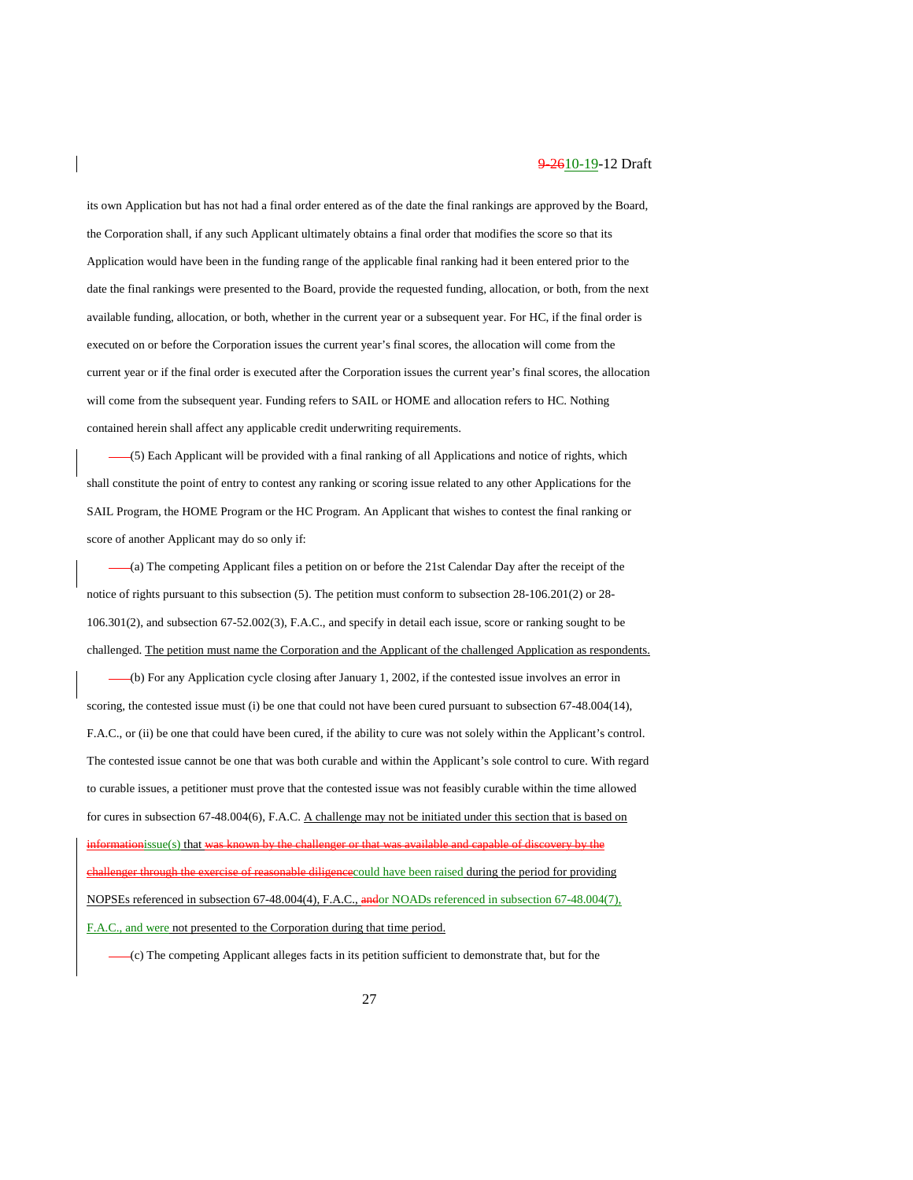its own Application but has not had a final order entered as of the date the final rankings are approved by the Board, the Corporation shall, if any such Applicant ultimately obtains a final order that modifies the score so that its Application would have been in the funding range of the applicable final ranking had it been entered prior to the date the final rankings were presented to the Board, provide the requested funding, allocation, or both, from the next available funding, allocation, or both, whether in the current year or a subsequent year. For HC, if the final order is executed on or before the Corporation issues the current year's final scores, the allocation will come from the current year or if the final order is executed after the Corporation issues the current year's final scores, the allocation will come from the subsequent year. Funding refers to SAIL or HOME and allocation refers to HC. Nothing contained herein shall affect any applicable credit underwriting requirements.

(5) Each Applicant will be provided with a final ranking of all Applications and notice of rights, which shall constitute the point of entry to contest any ranking or scoring issue related to any other Applications for the SAIL Program, the HOME Program or the HC Program. An Applicant that wishes to contest the final ranking or score of another Applicant may do so only if:

(a) The competing Applicant files a petition on or before the 21st Calendar Day after the receipt of the notice of rights pursuant to this subsection (5). The petition must conform to subsection 28-106.201(2) or 28-106.301(2), and subsection 67-52.002(3), F.A.C., and specify in detail each issue, score or ranking sought to be challenged. The petition must name the Corporation and the Applicant of the challenged Application as respondents.

(b) For any Application cycle closing after January 1, 2002, if the contested issue involves an error in scoring, the contested issue must (i) be one that could not have been cured pursuant to subsection 67-48.004(14), F.A.C., or (ii) be one that could have been cured, if the ability to cure was not solely within the Applicant's control. The contested issue cannot be one that was both curable and within the Applicant's sole control to cure. With regard to curable issues, a petitioner must prove that the contested issue was not feasibly curable within the time allowed for cures in subsection 67-48.004(6), F.A.C. A challenge may not be initiated under this section that is based on ~~information~~issue(s) that ~~was known by the challenger or that was available and capable of discovery by the challenger through the exercise of reasonable diligence~~could have been raised during the period for providing NOPSEs referenced in subsection 67-48.004(4), F.A.C., ~~and~~or NOADs referenced in subsection 67-48.004(7), F.A.C., and were not presented to the Corporation during that time period.

(c) The competing Applicant alleges facts in its petition sufficient to demonstrate that, but for the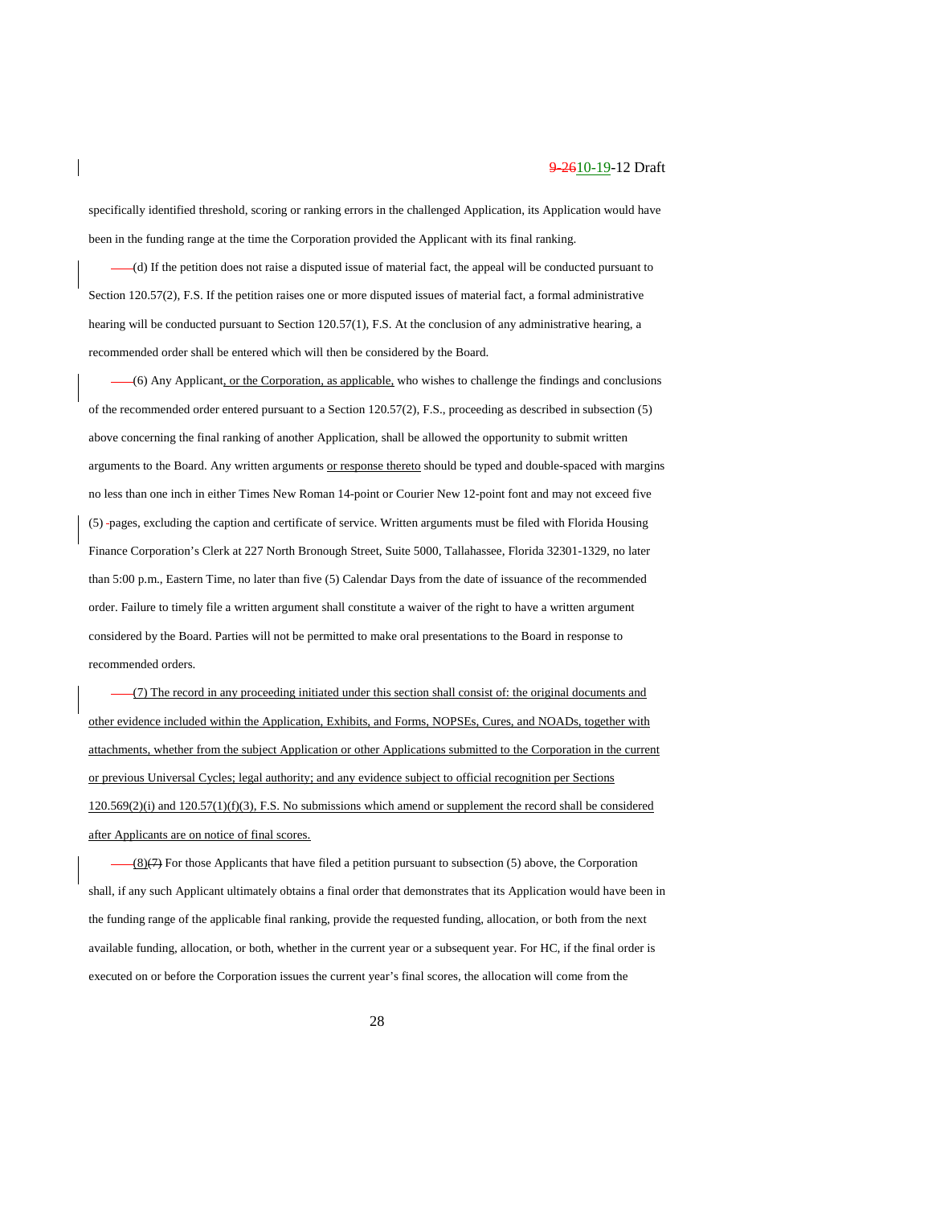specifically identified threshold, scoring or ranking errors in the challenged Application, its Application would have been in the funding range at the time the Corporation provided the Applicant with its final ranking.

(d) If the petition does not raise a disputed issue of material fact, the appeal will be conducted pursuant to Section 120.57(2), F.S. If the petition raises one or more disputed issues of material fact, a formal administrative hearing will be conducted pursuant to Section 120.57(1), F.S. At the conclusion of any administrative hearing, a recommended order shall be entered which will then be considered by the Board.

(6) Any Applicant, or the Corporation, as applicable, who wishes to challenge the findings and conclusions of the recommended order entered pursuant to a Section 120.57(2), F.S., proceeding as described in subsection (5) above concerning the final ranking of another Application, shall be allowed the opportunity to submit written arguments to the Board. Any written arguments or response thereto should be typed and double-spaced with margins no less than one inch in either Times New Roman 14-point or Courier New 12-point font and may not exceed five (5) pages, excluding the caption and certificate of service. Written arguments must be filed with Florida Housing Finance Corporation's Clerk at 227 North Bronough Street, Suite 5000, Tallahassee, Florida 32301-1329, no later than 5:00 p.m., Eastern Time, no later than five (5) Calendar Days from the date of issuance of the recommended order. Failure to timely file a written argument shall constitute a waiver of the right to have a written argument considered by the Board. Parties will not be permitted to make oral presentations to the Board in response to recommended orders.

(7) The record in any proceeding initiated under this section shall consist of: the original documents and other evidence included within the Application, Exhibits, and Forms, NOPSEs, Cures, and NOADs, together with attachments, whether from the subject Application or other Applications submitted to the Corporation in the current or previous Universal Cycles; legal authority; and any evidence subject to official recognition per Sections 120.569(2)(i) and 120.57(1)(f)(3), F.S. No submissions which amend or supplement the record shall be considered after Applicants are on notice of final scores.

(8)(7) For those Applicants that have filed a petition pursuant to subsection (5) above, the Corporation shall, if any such Applicant ultimately obtains a final order that demonstrates that its Application would have been in the funding range of the applicable final ranking, provide the requested funding, allocation, or both from the next available funding, allocation, or both, whether in the current year or a subsequent year. For HC, if the final order is executed on or before the Corporation issues the current year's final scores, the allocation will come from the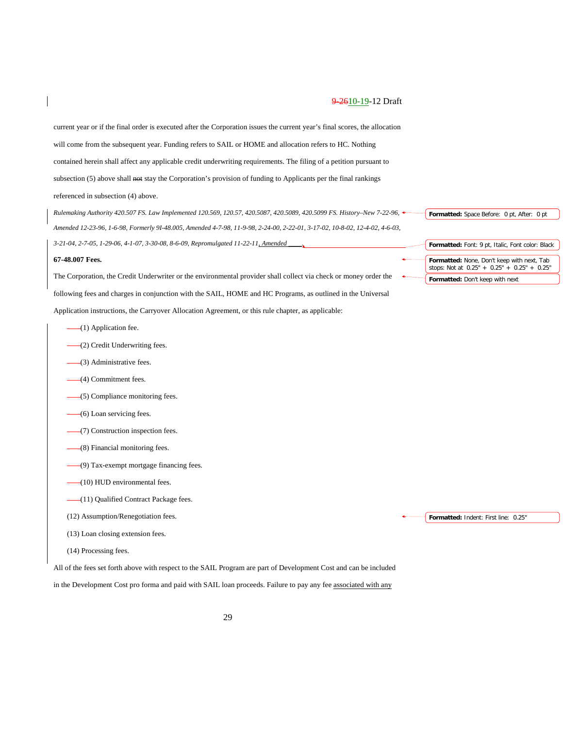current year or if the final order is executed after the Corporation issues the current year's final scores, the allocation will come from the subsequent year. Funding refers to SAIL or HOME and allocation refers to HC. Nothing contained herein shall affect any applicable credit underwriting requirements. The filing of a petition pursuant to subsection (5) above shall ~~not~~ stay the Corporation's provision of funding to Applicants per the final rankings referenced in subsection (4) above.

*Rulemaking Authority 420.507 FS. Law Implemented 120.569, 120.57, 420.5087, 420.5089, 420.5099 FS. History–New 7-22-96, Amended 12-23-96, 1-6-98, Formerly 9I-48.005, Amended 4-7-98, 11-9-98, 2-24-00, 2-22-01, 3-17-02, 10-8-02, 12-4-02, 4-6-03, 3-21-04, 2-7-05, 1-29-06, 4-1-07, 3-30-08, 8-6-09, Repromulgated 11-22-11, Amended \_\_\_\_.*

**67-48.007 Fees.**

The Corporation, the Credit Underwriter or the environmental provider shall collect via check or money order the following fees and charges in conjunction with the SAIL, HOME and HC Programs, as outlined in the Universal Application instructions, the Carryover Allocation Agreement, or this rule chapter, as applicable:

(1) Application fee.

(2) Credit Underwriting fees.

(3) Administrative fees.

(4) Commitment fees.

(5) Compliance monitoring fees.

(6) Loan servicing fees.

(7) Construction inspection fees.

(8) Financial monitoring fees.

(9) Tax-exempt mortgage financing fees.

(10) HUD environmental fees.

(11) Qualified Contract Package fees.

(12) Assumption/Renegotiation fees.

(13) Loan closing extension fees.

(14) Processing fees.

All of the fees set forth above with respect to the SAIL Program are part of Development Cost and can be included in the Development Cost pro forma and paid with SAIL loan proceeds. Failure to pay any fee associated with any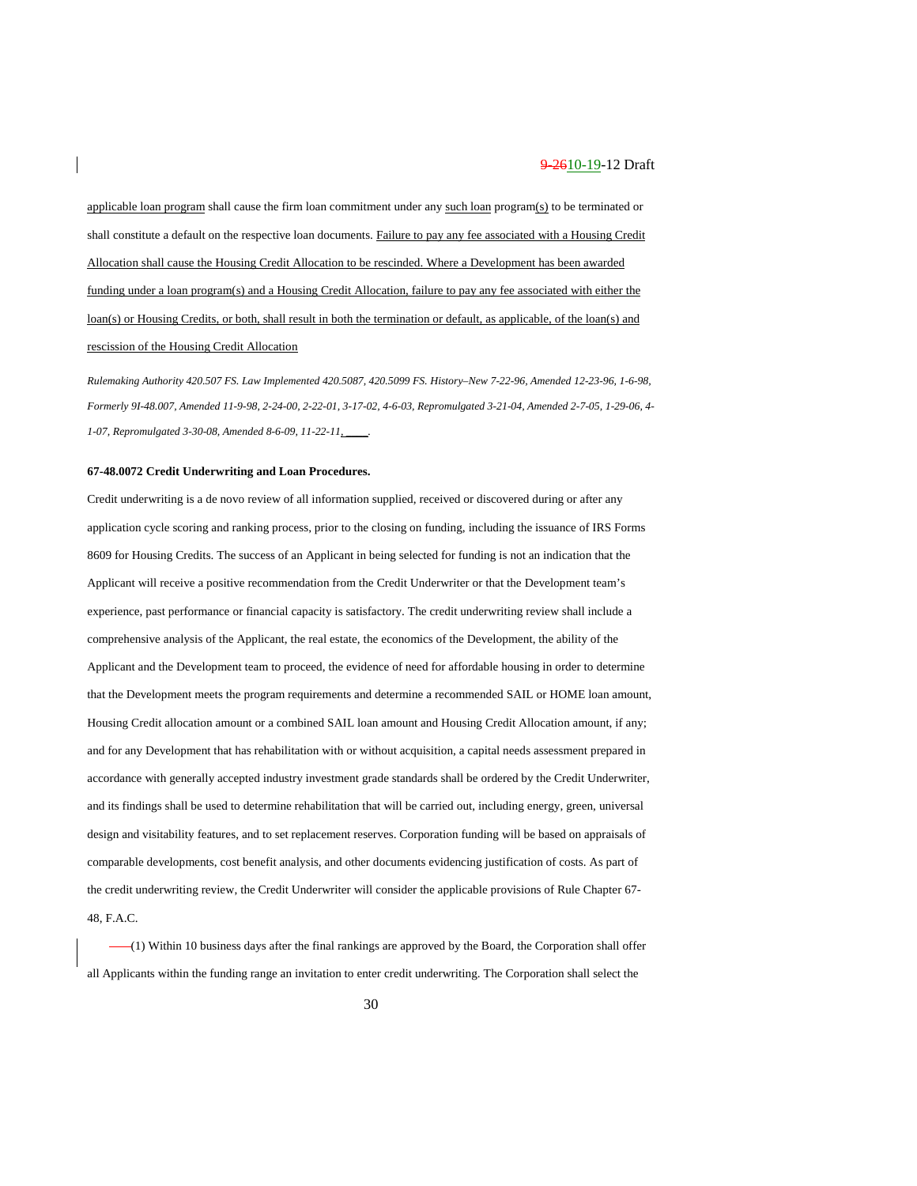applicable loan program shall cause the firm loan commitment under any such loan program(s) to be terminated or shall constitute a default on the respective loan documents. Failure to pay any fee associated with a Housing Credit Allocation shall cause the Housing Credit Allocation to be rescinded. Where a Development has been awarded funding under a loan program(s) and a Housing Credit Allocation, failure to pay any fee associated with either the loan(s) or Housing Credits, or both, shall result in both the termination or default, as applicable, of the loan(s) and rescission of the Housing Credit Allocation

*Rulemaking Authority 420.507 FS. Law Implemented 420.5087, 420.5099 FS. History–New 7-22-96, Amended 12-23-96, 1-6-98, Formerly 9I-48.007, Amended 11-9-98, 2-24-00, 2-22-01, 3-17-02, 4-6-03, Repromulgated 3-21-04, Amended 2-7-05, 1-29-06, 4-1-07, Repromulgated 3-30-08, Amended 8-6-09, 11-22-11, ____.*

**67-48.0072 Credit Underwriting and Loan Procedures.**

Credit underwriting is a de novo review of all information supplied, received or discovered during or after any application cycle scoring and ranking process, prior to the closing on funding, including the issuance of IRS Forms 8609 for Housing Credits. The success of an Applicant in being selected for funding is not an indication that the Applicant will receive a positive recommendation from the Credit Underwriter or that the Development team's experience, past performance or financial capacity is satisfactory. The credit underwriting review shall include a comprehensive analysis of the Applicant, the real estate, the economics of the Development, the ability of the Applicant and the Development team to proceed, the evidence of need for affordable housing in order to determine that the Development meets the program requirements and determine a recommended SAIL or HOME loan amount, Housing Credit allocation amount or a combined SAIL loan amount and Housing Credit Allocation amount, if any; and for any Development that has rehabilitation with or without acquisition, a capital needs assessment prepared in accordance with generally accepted industry investment grade standards shall be ordered by the Credit Underwriter, and its findings shall be used to determine rehabilitation that will be carried out, including energy, green, universal design and visitability features, and to set replacement reserves. Corporation funding will be based on appraisals of comparable developments, cost benefit analysis, and other documents evidencing justification of costs. As part of the credit underwriting review, the Credit Underwriter will consider the applicable provisions of Rule Chapter 67-48, F.A.C.

(1) Within 10 business days after the final rankings are approved by the Board, the Corporation shall offer all Applicants within the funding range an invitation to enter credit underwriting. The Corporation shall select the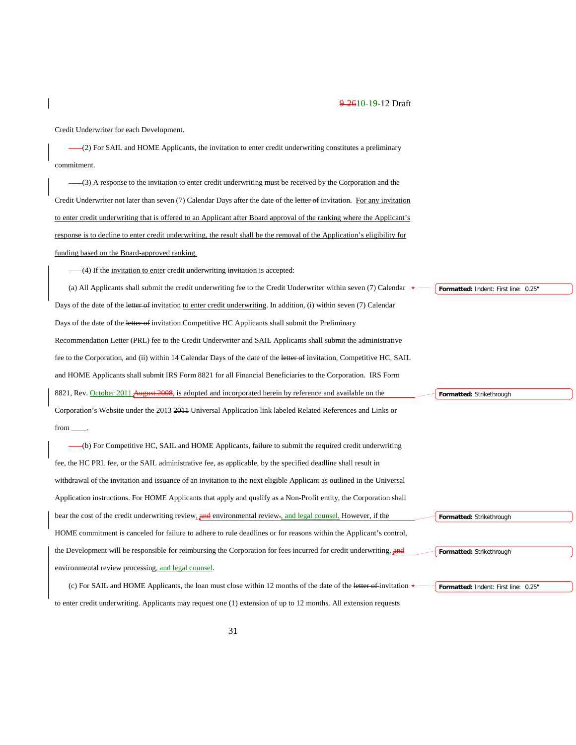Credit Underwriter for each Development.

(2) For SAIL and HOME Applicants, the invitation to enter credit underwriting constitutes a preliminary commitment.

(3) A response to the invitation to enter credit underwriting must be received by the Corporation and the Credit Underwriter not later than seven (7) Calendar Days after the date of the ~~letter of~~ invitation. For any invitation to enter credit underwriting that is offered to an Applicant after Board approval of the ranking where the Applicant's response is to decline to enter credit underwriting, the result shall be the removal of the Application's eligibility for funding based on the Board-approved ranking.

(4) If the invitation to enter credit underwriting ~~invitation~~ is accepted:

(a) All Applicants shall submit the credit underwriting fee to the Credit Underwriter within seven (7) Calendar Days of the date of the ~~letter of~~ invitation to enter credit underwriting. In addition, (i) within seven (7) Calendar Days of the date of the ~~letter of~~ invitation Competitive HC Applicants shall submit the Preliminary Recommendation Letter (PRL) fee to the Credit Underwriter and SAIL Applicants shall submit the administrative fee to the Corporation, and (ii) within 14 Calendar Days of the date of the ~~letter of~~ invitation, Competitive HC, SAIL and HOME Applicants shall submit IRS Form 8821 for all Financial Beneficiaries to the Corporation. IRS Form 8821, Rev. October 2011 ~~August 2008~~, is adopted and incorporated herein by reference and available on the Corporation's Website under the 2013 ~~2011~~ Universal Application link labeled Related References and Links or from \_\_\_\_.

(b) For Competitive HC, SAIL and HOME Applicants, failure to submit the required credit underwriting fee, the HC PRL fee, or the SAIL administrative fee, as applicable, by the specified deadline shall result in withdrawal of the invitation and issuance of an invitation to the next eligible Applicant as outlined in the Universal Application instructions. For HOME Applicants that apply and qualify as a Non-Profit entity, the Corporation shall bear the cost of the credit underwriting review, ~~and~~ environmental review~~.~~, and legal counsel. However, if the HOME commitment is canceled for failure to adhere to rule deadlines or for reasons within the Applicant's control, the Development will be responsible for reimbursing the Corporation for fees incurred for credit underwriting, ~~and~~ environmental review processing, and legal counsel.

(c) For SAIL and HOME Applicants, the loan must close within 12 months of the date of the ~~letter of~~ invitation to enter credit underwriting. Applicants may request one (1) extension of up to 12 months. All extension requests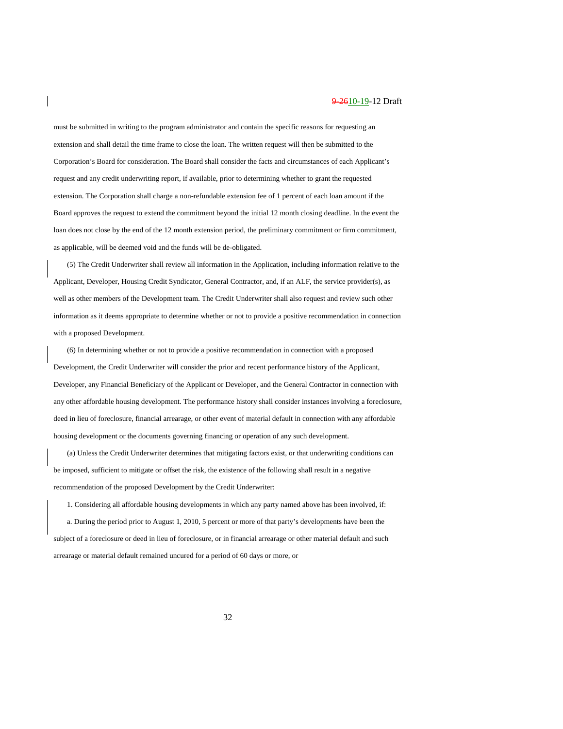must be submitted in writing to the program administrator and contain the specific reasons for requesting an extension and shall detail the time frame to close the loan. The written request will then be submitted to the Corporation's Board for consideration. The Board shall consider the facts and circumstances of each Applicant's request and any credit underwriting report, if available, prior to determining whether to grant the requested extension. The Corporation shall charge a non-refundable extension fee of 1 percent of each loan amount if the Board approves the request to extend the commitment beyond the initial 12 month closing deadline. In the event the loan does not close by the end of the 12 month extension period, the preliminary commitment or firm commitment, as applicable, will be deemed void and the funds will be de-obligated.

(5) The Credit Underwriter shall review all information in the Application, including information relative to the Applicant, Developer, Housing Credit Syndicator, General Contractor, and, if an ALF, the service provider(s), as well as other members of the Development team. The Credit Underwriter shall also request and review such other information as it deems appropriate to determine whether or not to provide a positive recommendation in connection with a proposed Development.

(6) In determining whether or not to provide a positive recommendation in connection with a proposed Development, the Credit Underwriter will consider the prior and recent performance history of the Applicant, Developer, any Financial Beneficiary of the Applicant or Developer, and the General Contractor in connection with any other affordable housing development. The performance history shall consider instances involving a foreclosure, deed in lieu of foreclosure, financial arrearage, or other event of material default in connection with any affordable housing development or the documents governing financing or operation of any such development.

(a) Unless the Credit Underwriter determines that mitigating factors exist, or that underwriting conditions can be imposed, sufficient to mitigate or offset the risk, the existence of the following shall result in a negative recommendation of the proposed Development by the Credit Underwriter:

1. Considering all affordable housing developments in which any party named above has been involved, if:

a. During the period prior to August 1, 2010, 5 percent or more of that party's developments have been the subject of a foreclosure or deed in lieu of foreclosure, or in financial arrearage or other material default and such arrearage or material default remained uncured for a period of 60 days or more, or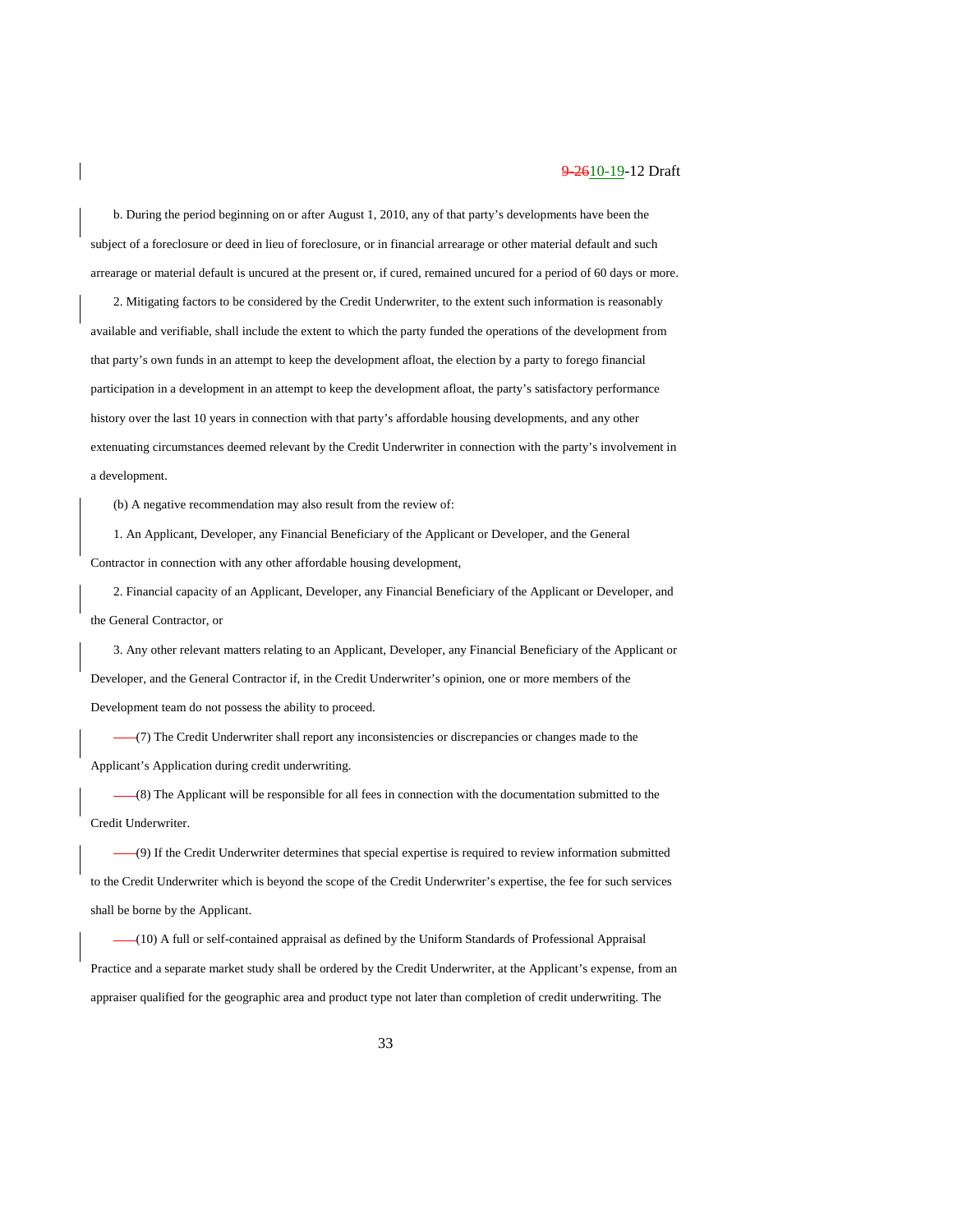b. During the period beginning on or after August 1, 2010, any of that party's developments have been the subject of a foreclosure or deed in lieu of foreclosure, or in financial arrearage or other material default and such arrearage or material default is uncured at the present or, if cured, remained uncured for a period of 60 days or more.

2. Mitigating factors to be considered by the Credit Underwriter, to the extent such information is reasonably available and verifiable, shall include the extent to which the party funded the operations of the development from that party's own funds in an attempt to keep the development afloat, the election by a party to forego financial participation in a development in an attempt to keep the development afloat, the party's satisfactory performance history over the last 10 years in connection with that party's affordable housing developments, and any other extenuating circumstances deemed relevant by the Credit Underwriter in connection with the party's involvement in a development.

(b) A negative recommendation may also result from the review of:

1. An Applicant, Developer, any Financial Beneficiary of the Applicant or Developer, and the General Contractor in connection with any other affordable housing development,

2. Financial capacity of an Applicant, Developer, any Financial Beneficiary of the Applicant or Developer, and the General Contractor, or

3. Any other relevant matters relating to an Applicant, Developer, any Financial Beneficiary of the Applicant or Developer, and the General Contractor if, in the Credit Underwriter's opinion, one or more members of the Development team do not possess the ability to proceed.

(7) The Credit Underwriter shall report any inconsistencies or discrepancies or changes made to the Applicant's Application during credit underwriting.

(8) The Applicant will be responsible for all fees in connection with the documentation submitted to the Credit Underwriter.

(9) If the Credit Underwriter determines that special expertise is required to review information submitted to the Credit Underwriter which is beyond the scope of the Credit Underwriter's expertise, the fee for such services shall be borne by the Applicant.

(10) A full or self-contained appraisal as defined by the Uniform Standards of Professional Appraisal Practice and a separate market study shall be ordered by the Credit Underwriter, at the Applicant's expense, from an appraiser qualified for the geographic area and product type not later than completion of credit underwriting. The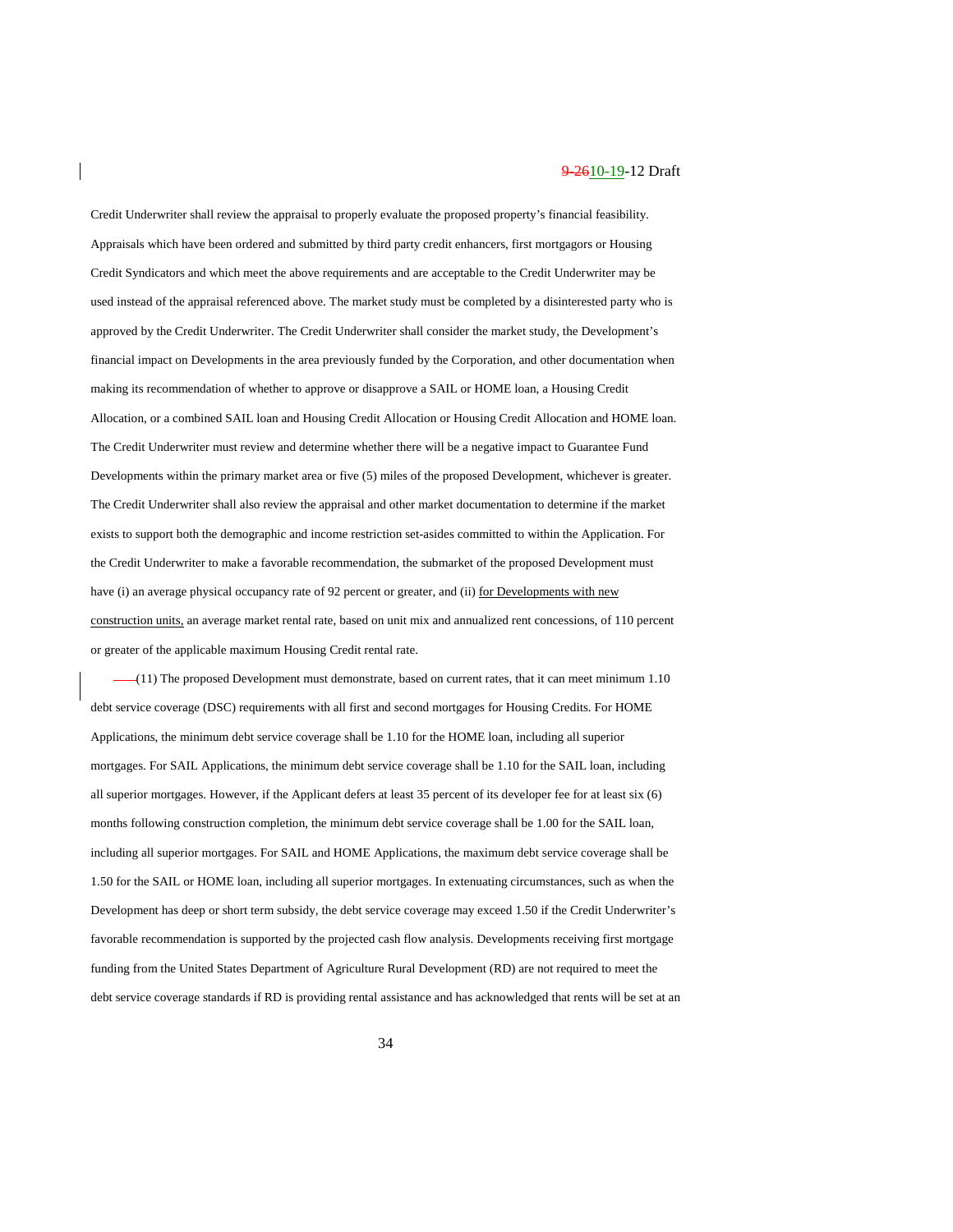Credit Underwriter shall review the appraisal to properly evaluate the proposed property's financial feasibility. Appraisals which have been ordered and submitted by third party credit enhancers, first mortgagors or Housing Credit Syndicators and which meet the above requirements and are acceptable to the Credit Underwriter may be used instead of the appraisal referenced above. The market study must be completed by a disinterested party who is approved by the Credit Underwriter. The Credit Underwriter shall consider the market study, the Development's financial impact on Developments in the area previously funded by the Corporation, and other documentation when making its recommendation of whether to approve or disapprove a SAIL or HOME loan, a Housing Credit Allocation, or a combined SAIL loan and Housing Credit Allocation or Housing Credit Allocation and HOME loan. The Credit Underwriter must review and determine whether there will be a negative impact to Guarantee Fund Developments within the primary market area or five (5) miles of the proposed Development, whichever is greater. The Credit Underwriter shall also review the appraisal and other market documentation to determine if the market exists to support both the demographic and income restriction set-asides committed to within the Application. For the Credit Underwriter to make a favorable recommendation, the submarket of the proposed Development must have (i) an average physical occupancy rate of 92 percent or greater, and (ii) for Developments with new construction units, an average market rental rate, based on unit mix and annualized rent concessions, of 110 percent or greater of the applicable maximum Housing Credit rental rate.

(11) The proposed Development must demonstrate, based on current rates, that it can meet minimum 1.10 debt service coverage (DSC) requirements with all first and second mortgages for Housing Credits. For HOME Applications, the minimum debt service coverage shall be 1.10 for the HOME loan, including all superior mortgages. For SAIL Applications, the minimum debt service coverage shall be 1.10 for the SAIL loan, including all superior mortgages. However, if the Applicant defers at least 35 percent of its developer fee for at least six (6) months following construction completion, the minimum debt service coverage shall be 1.00 for the SAIL loan, including all superior mortgages. For SAIL and HOME Applications, the maximum debt service coverage shall be 1.50 for the SAIL or HOME loan, including all superior mortgages. In extenuating circumstances, such as when the Development has deep or short term subsidy, the debt service coverage may exceed 1.50 if the Credit Underwriter's favorable recommendation is supported by the projected cash flow analysis. Developments receiving first mortgage funding from the United States Department of Agriculture Rural Development (RD) are not required to meet the debt service coverage standards if RD is providing rental assistance and has acknowledged that rents will be set at an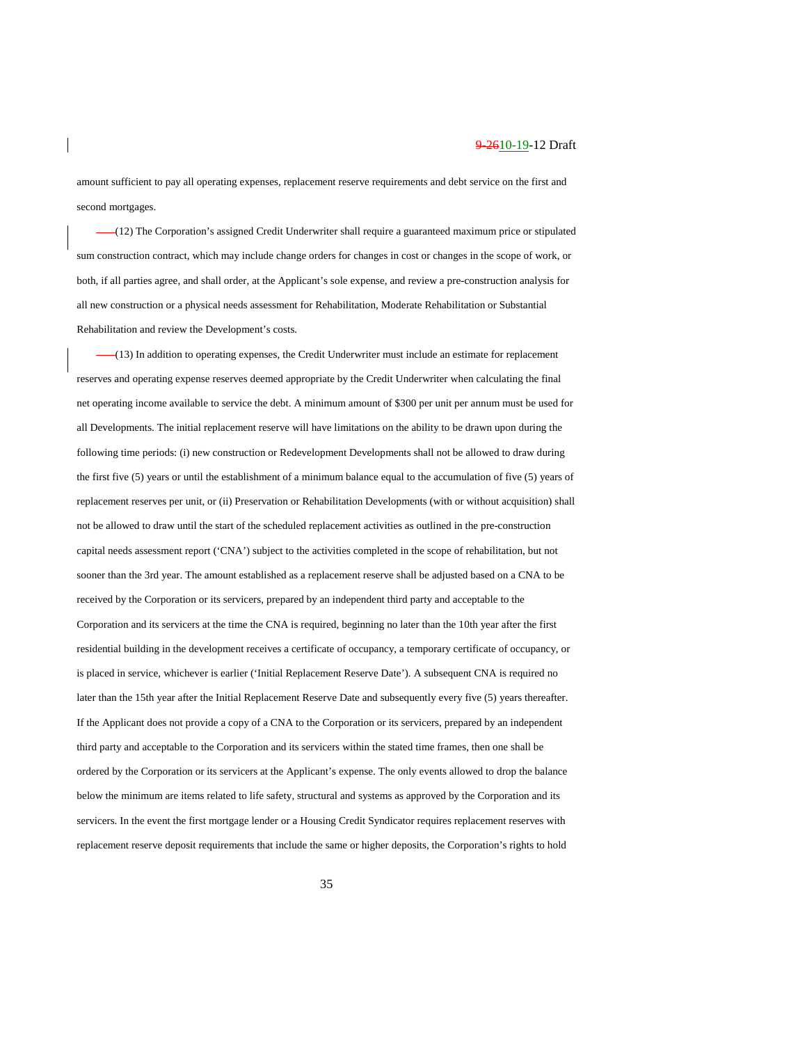amount sufficient to pay all operating expenses, replacement reserve requirements and debt service on the first and second mortgages.

(12) The Corporation's assigned Credit Underwriter shall require a guaranteed maximum price or stipulated sum construction contract, which may include change orders for changes in cost or changes in the scope of work, or both, if all parties agree, and shall order, at the Applicant's sole expense, and review a pre-construction analysis for all new construction or a physical needs assessment for Rehabilitation, Moderate Rehabilitation or Substantial Rehabilitation and review the Development's costs.

(13) In addition to operating expenses, the Credit Underwriter must include an estimate for replacement reserves and operating expense reserves deemed appropriate by the Credit Underwriter when calculating the final net operating income available to service the debt. A minimum amount of $300 per unit per annum must be used for all Developments. The initial replacement reserve will have limitations on the ability to be drawn upon during the following time periods: (i) new construction or Redevelopment Developments shall not be allowed to draw during the first five (5) years or until the establishment of a minimum balance equal to the accumulation of five (5) years of replacement reserves per unit, or (ii) Preservation or Rehabilitation Developments (with or without acquisition) shall not be allowed to draw until the start of the scheduled replacement activities as outlined in the pre-construction capital needs assessment report ('CNA') subject to the activities completed in the scope of rehabilitation, but not sooner than the 3rd year. The amount established as a replacement reserve shall be adjusted based on a CNA to be received by the Corporation or its servicers, prepared by an independent third party and acceptable to the Corporation and its servicers at the time the CNA is required, beginning no later than the 10th year after the first residential building in the development receives a certificate of occupancy, a temporary certificate of occupancy, or is placed in service, whichever is earlier ('Initial Replacement Reserve Date'). A subsequent CNA is required no later than the 15th year after the Initial Replacement Reserve Date and subsequently every five (5) years thereafter. If the Applicant does not provide a copy of a CNA to the Corporation or its servicers, prepared by an independent third party and acceptable to the Corporation and its servicers within the stated time frames, then one shall be ordered by the Corporation or its servicers at the Applicant's expense. The only events allowed to drop the balance below the minimum are items related to life safety, structural and systems as approved by the Corporation and its servicers. In the event the first mortgage lender or a Housing Credit Syndicator requires replacement reserves with replacement reserve deposit requirements that include the same or higher deposits, the Corporation's rights to hold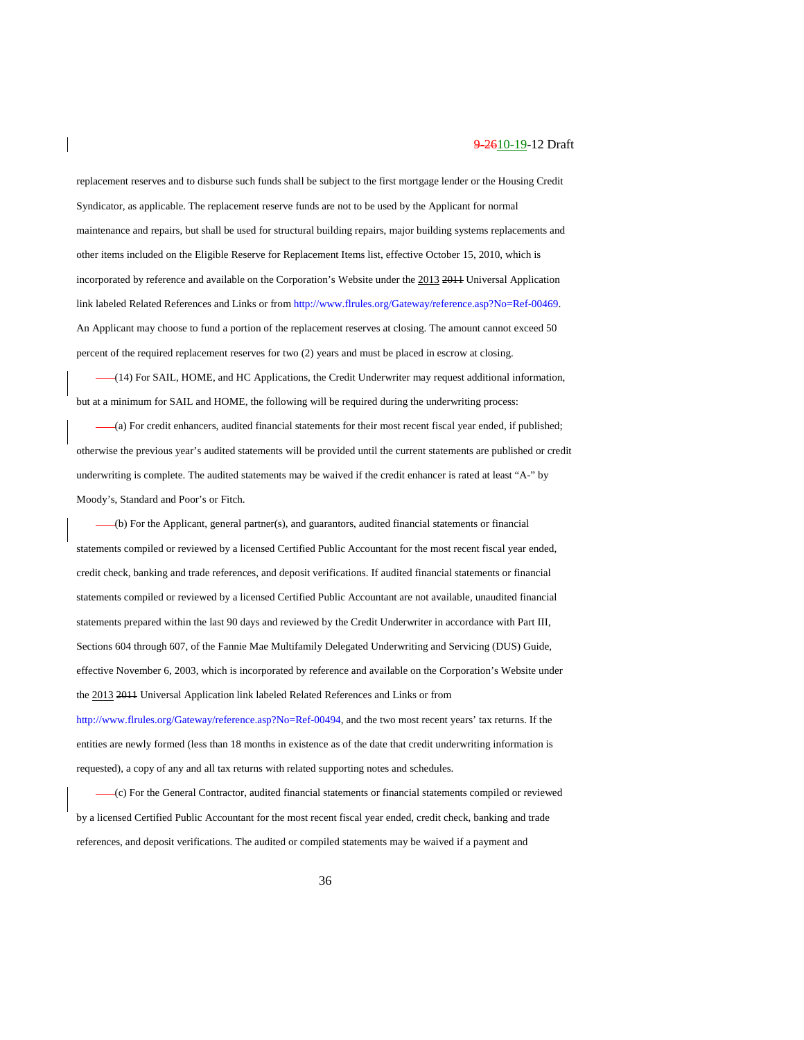replacement reserves and to disburse such funds shall be subject to the first mortgage lender or the Housing Credit Syndicator, as applicable. The replacement reserve funds are not to be used by the Applicant for normal maintenance and repairs, but shall be used for structural building repairs, major building systems replacements and other items included on the Eligible Reserve for Replacement Items list, effective October 15, 2010, which is incorporated by reference and available on the Corporation's Website under the 2013 ~~2011~~ Universal Application link labeled Related References and Links or from http://www.flrules.org/Gateway/reference.asp?No=Ref-00469. An Applicant may choose to fund a portion of the replacement reserves at closing. The amount cannot exceed 50 percent of the required replacement reserves for two (2) years and must be placed in escrow at closing.

(14) For SAIL, HOME, and HC Applications, the Credit Underwriter may request additional information, but at a minimum for SAIL and HOME, the following will be required during the underwriting process:

(a) For credit enhancers, audited financial statements for their most recent fiscal year ended, if published; otherwise the previous year's audited statements will be provided until the current statements are published or credit underwriting is complete. The audited statements may be waived if the credit enhancer is rated at least "A-" by Moody's, Standard and Poor's or Fitch.

(b) For the Applicant, general partner(s), and guarantors, audited financial statements or financial statements compiled or reviewed by a licensed Certified Public Accountant for the most recent fiscal year ended, credit check, banking and trade references, and deposit verifications. If audited financial statements or financial statements compiled or reviewed by a licensed Certified Public Accountant are not available, unaudited financial statements prepared within the last 90 days and reviewed by the Credit Underwriter in accordance with Part III, Sections 604 through 607, of the Fannie Mae Multifamily Delegated Underwriting and Servicing (DUS) Guide, effective November 6, 2003, which is incorporated by reference and available on the Corporation's Website under the 2013 ~~2011~~ Universal Application link labeled Related References and Links or from http://www.flrules.org/Gateway/reference.asp?No=Ref-00494, and the two most recent years' tax returns. If the entities are newly formed (less than 18 months in existence as of the date that credit underwriting information is requested), a copy of any and all tax returns with related supporting notes and schedules.

(c) For the General Contractor, audited financial statements or financial statements compiled or reviewed by a licensed Certified Public Accountant for the most recent fiscal year ended, credit check, banking and trade references, and deposit verifications. The audited or compiled statements may be waived if a payment and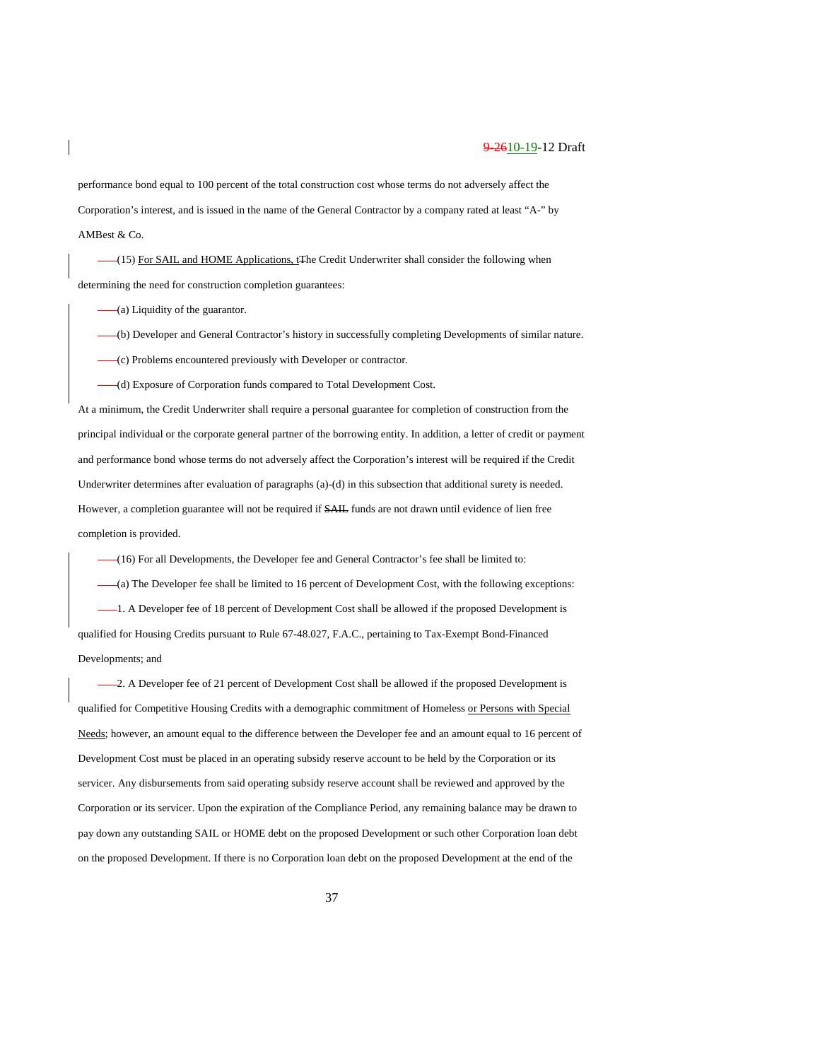performance bond equal to 100 percent of the total construction cost whose terms do not adversely affect the Corporation's interest, and is issued in the name of the General Contractor by a company rated at least "A-" by AMBest & Co.

(15) For SAIL and HOME Applications, tThe Credit Underwriter shall consider the following when determining the need for construction completion guarantees:

(a) Liquidity of the guarantor.

(b) Developer and General Contractor's history in successfully completing Developments of similar nature.

(c) Problems encountered previously with Developer or contractor.

(d) Exposure of Corporation funds compared to Total Development Cost.

At a minimum, the Credit Underwriter shall require a personal guarantee for completion of construction from the principal individual or the corporate general partner of the borrowing entity. In addition, a letter of credit or payment and performance bond whose terms do not adversely affect the Corporation's interest will be required if the Credit Underwriter determines after evaluation of paragraphs (a)-(d) in this subsection that additional surety is needed. However, a completion guarantee will not be required if SAIL funds are not drawn until evidence of lien free completion is provided.

(16) For all Developments, the Developer fee and General Contractor's fee shall be limited to:

(a) The Developer fee shall be limited to 16 percent of Development Cost, with the following exceptions:

1. A Developer fee of 18 percent of Development Cost shall be allowed if the proposed Development is qualified for Housing Credits pursuant to Rule 67-48.027, F.A.C., pertaining to Tax-Exempt Bond-Financed Developments; and

2. A Developer fee of 21 percent of Development Cost shall be allowed if the proposed Development is qualified for Competitive Housing Credits with a demographic commitment of Homeless or Persons with Special Needs; however, an amount equal to the difference between the Developer fee and an amount equal to 16 percent of Development Cost must be placed in an operating subsidy reserve account to be held by the Corporation or its servicer. Any disbursements from said operating subsidy reserve account shall be reviewed and approved by the Corporation or its servicer. Upon the expiration of the Compliance Period, any remaining balance may be drawn to pay down any outstanding SAIL or HOME debt on the proposed Development or such other Corporation loan debt on the proposed Development. If there is no Corporation loan debt on the proposed Development at the end of the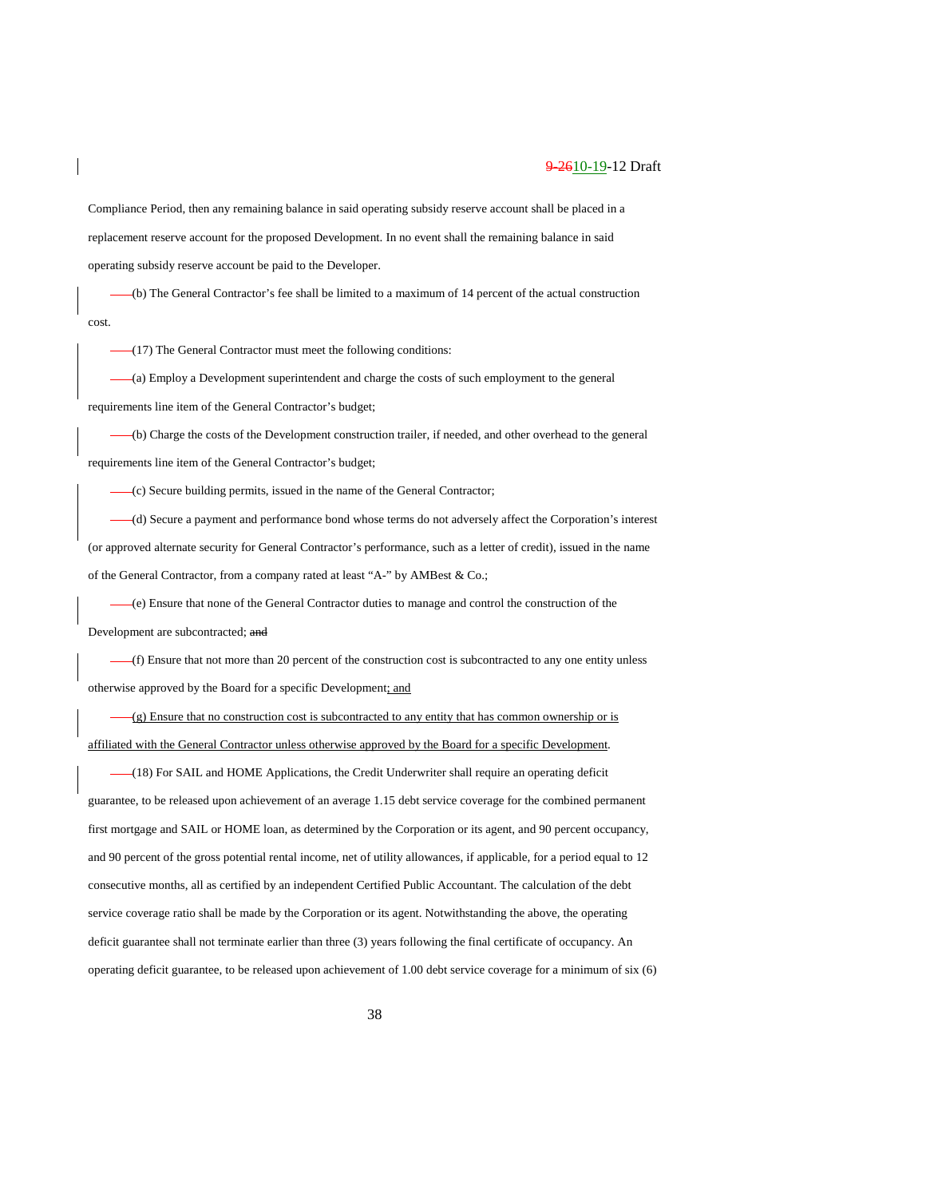Compliance Period, then any remaining balance in said operating subsidy reserve account shall be placed in a replacement reserve account for the proposed Development. In no event shall the remaining balance in said operating subsidy reserve account be paid to the Developer.

(b) The General Contractor's fee shall be limited to a maximum of 14 percent of the actual construction cost.

(17) The General Contractor must meet the following conditions:

(a) Employ a Development superintendent and charge the costs of such employment to the general requirements line item of the General Contractor's budget;

(b) Charge the costs of the Development construction trailer, if needed, and other overhead to the general requirements line item of the General Contractor's budget;

(c) Secure building permits, issued in the name of the General Contractor;

(d) Secure a payment and performance bond whose terms do not adversely affect the Corporation's interest (or approved alternate security for General Contractor's performance, such as a letter of credit), issued in the name of the General Contractor, from a company rated at least "A-" by AMBest & Co.;

(e) Ensure that none of the General Contractor duties to manage and control the construction of the Development are subcontracted; ~~and~~

(f) Ensure that not more than 20 percent of the construction cost is subcontracted to any one entity unless otherwise approved by the Board for a specific Development; and

(g) Ensure that no construction cost is subcontracted to any entity that has common ownership or is affiliated with the General Contractor unless otherwise approved by the Board for a specific Development.

(18) For SAIL and HOME Applications, the Credit Underwriter shall require an operating deficit guarantee, to be released upon achievement of an average 1.15 debt service coverage for the combined permanent first mortgage and SAIL or HOME loan, as determined by the Corporation or its agent, and 90 percent occupancy, and 90 percent of the gross potential rental income, net of utility allowances, if applicable, for a period equal to 12 consecutive months, all as certified by an independent Certified Public Accountant. The calculation of the debt service coverage ratio shall be made by the Corporation or its agent. Notwithstanding the above, the operating deficit guarantee shall not terminate earlier than three (3) years following the final certificate of occupancy. An operating deficit guarantee, to be released upon achievement of 1.00 debt service coverage for a minimum of six (6)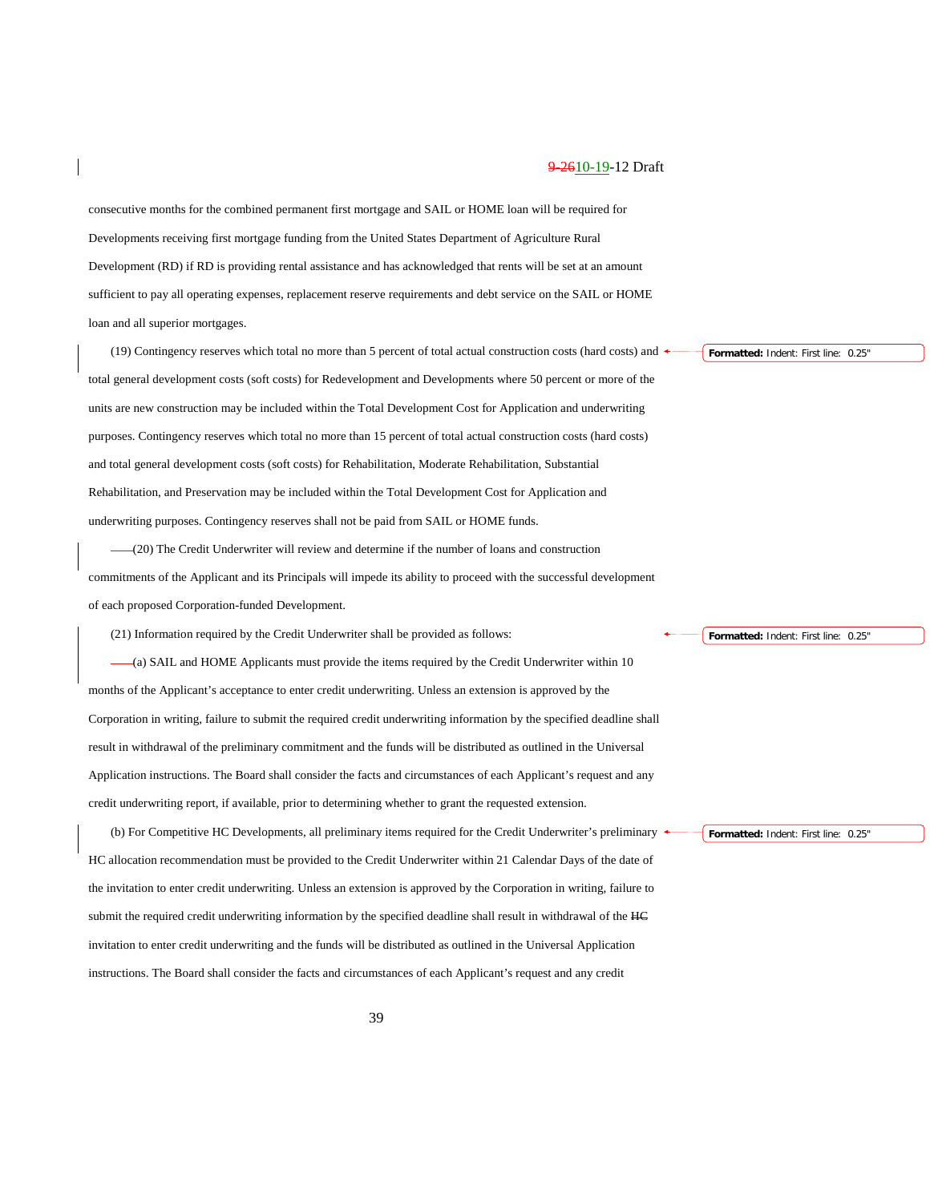consecutive months for the combined permanent first mortgage and SAIL or HOME loan will be required for Developments receiving first mortgage funding from the United States Department of Agriculture Rural Development (RD) if RD is providing rental assistance and has acknowledged that rents will be set at an amount sufficient to pay all operating expenses, replacement reserve requirements and debt service on the SAIL or HOME loan and all superior mortgages.

(19) Contingency reserves which total no more than 5 percent of total actual construction costs (hard costs) and total general development costs (soft costs) for Redevelopment and Developments where 50 percent or more of the units are new construction may be included within the Total Development Cost for Application and underwriting purposes. Contingency reserves which total no more than 15 percent of total actual construction costs (hard costs) and total general development costs (soft costs) for Rehabilitation, Moderate Rehabilitation, Substantial Rehabilitation, and Preservation may be included within the Total Development Cost for Application and underwriting purposes. Contingency reserves shall not be paid from SAIL or HOME funds.

(20) The Credit Underwriter will review and determine if the number of loans and construction commitments of the Applicant and its Principals will impede its ability to proceed with the successful development of each proposed Corporation-funded Development.

(21) Information required by the Credit Underwriter shall be provided as follows:

(a) SAIL and HOME Applicants must provide the items required by the Credit Underwriter within 10 months of the Applicant's acceptance to enter credit underwriting. Unless an extension is approved by the Corporation in writing, failure to submit the required credit underwriting information by the specified deadline shall result in withdrawal of the preliminary commitment and the funds will be distributed as outlined in the Universal Application instructions. The Board shall consider the facts and circumstances of each Applicant's request and any credit underwriting report, if available, prior to determining whether to grant the requested extension.

(b) For Competitive HC Developments, all preliminary items required for the Credit Underwriter's preliminary HC allocation recommendation must be provided to the Credit Underwriter within 21 Calendar Days of the date of the invitation to enter credit underwriting. Unless an extension is approved by the Corporation in writing, failure to submit the required credit underwriting information by the specified deadline shall result in withdrawal of the ~~HC~~ invitation to enter credit underwriting and the funds will be distributed as outlined in the Universal Application instructions. The Board shall consider the facts and circumstances of each Applicant's request and any credit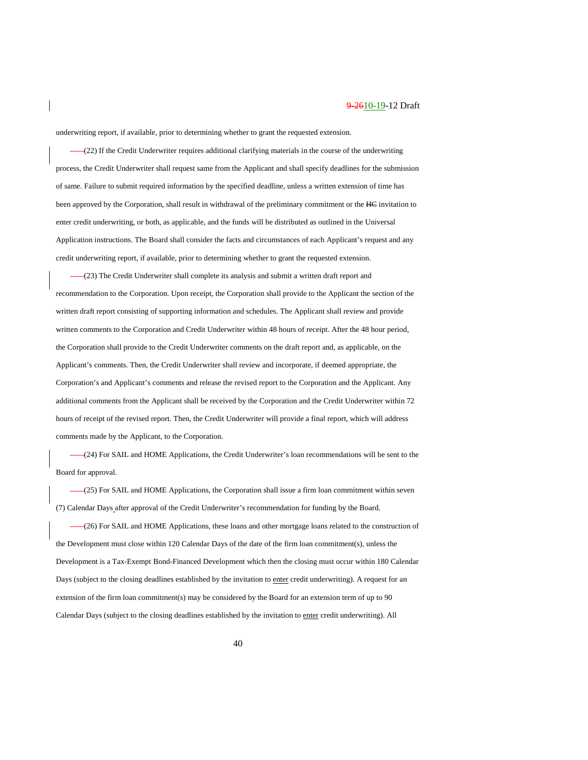underwriting report, if available, prior to determining whether to grant the requested extension.

(22) If the Credit Underwriter requires additional clarifying materials in the course of the underwriting process, the Credit Underwriter shall request same from the Applicant and shall specify deadlines for the submission of same. Failure to submit required information by the specified deadline, unless a written extension of time has been approved by the Corporation, shall result in withdrawal of the preliminary commitment or the ~~HC~~ invitation to enter credit underwriting, or both, as applicable, and the funds will be distributed as outlined in the Universal Application instructions. The Board shall consider the facts and circumstances of each Applicant's request and any credit underwriting report, if available, prior to determining whether to grant the requested extension.

(23) The Credit Underwriter shall complete its analysis and submit a written draft report and recommendation to the Corporation. Upon receipt, the Corporation shall provide to the Applicant the section of the written draft report consisting of supporting information and schedules. The Applicant shall review and provide written comments to the Corporation and Credit Underwriter within 48 hours of receipt. After the 48 hour period, the Corporation shall provide to the Credit Underwriter comments on the draft report and, as applicable, on the Applicant's comments. Then, the Credit Underwriter shall review and incorporate, if deemed appropriate, the Corporation's and Applicant's comments and release the revised report to the Corporation and the Applicant. Any additional comments from the Applicant shall be received by the Corporation and the Credit Underwriter within 72 hours of receipt of the revised report. Then, the Credit Underwriter will provide a final report, which will address comments made by the Applicant, to the Corporation.

(24) For SAIL and HOME Applications, the Credit Underwriter's loan recommendations will be sent to the Board for approval.

(25) For SAIL and HOME Applications, the Corporation shall issue a firm loan commitment within seven (7) Calendar Days after approval of the Credit Underwriter's recommendation for funding by the Board.

(26) For SAIL and HOME Applications, these loans and other mortgage loans related to the construction of the Development must close within 120 Calendar Days of the date of the firm loan commitment(s), unless the Development is a Tax-Exempt Bond-Financed Development which then the closing must occur within 180 Calendar Days (subject to the closing deadlines established by the invitation to enter credit underwriting). A request for an extension of the firm loan commitment(s) may be considered by the Board for an extension term of up to 90 Calendar Days (subject to the closing deadlines established by the invitation to enter credit underwriting). All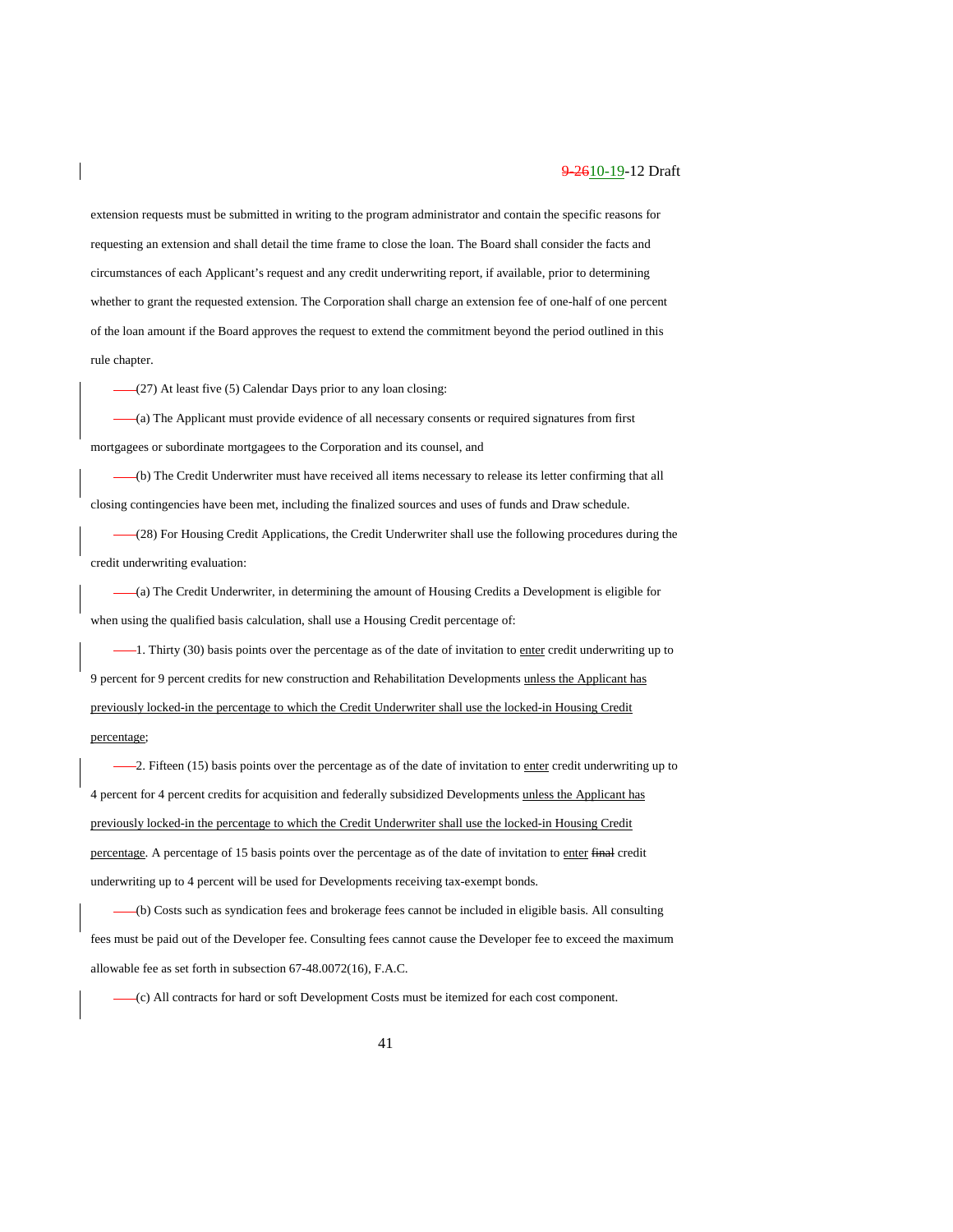extension requests must be submitted in writing to the program administrator and contain the specific reasons for requesting an extension and shall detail the time frame to close the loan. The Board shall consider the facts and circumstances of each Applicant's request and any credit underwriting report, if available, prior to determining whether to grant the requested extension. The Corporation shall charge an extension fee of one-half of one percent of the loan amount if the Board approves the request to extend the commitment beyond the period outlined in this rule chapter.

(27) At least five (5) Calendar Days prior to any loan closing:

(a) The Applicant must provide evidence of all necessary consents or required signatures from first mortgagees or subordinate mortgagees to the Corporation and its counsel, and

(b) The Credit Underwriter must have received all items necessary to release its letter confirming that all closing contingencies have been met, including the finalized sources and uses of funds and Draw schedule.

(28) For Housing Credit Applications, the Credit Underwriter shall use the following procedures during the credit underwriting evaluation:

(a) The Credit Underwriter, in determining the amount of Housing Credits a Development is eligible for when using the qualified basis calculation, shall use a Housing Credit percentage of:

1. Thirty (30) basis points over the percentage as of the date of invitation to enter credit underwriting up to 9 percent for 9 percent credits for new construction and Rehabilitation Developments unless the Applicant has previously locked-in the percentage to which the Credit Underwriter shall use the locked-in Housing Credit percentage;

2. Fifteen (15) basis points over the percentage as of the date of invitation to enter credit underwriting up to 4 percent for 4 percent credits for acquisition and federally subsidized Developments unless the Applicant has previously locked-in the percentage to which the Credit Underwriter shall use the locked-in Housing Credit percentage. A percentage of 15 basis points over the percentage as of the date of invitation to enter ~~final~~ credit underwriting up to 4 percent will be used for Developments receiving tax-exempt bonds.

(b) Costs such as syndication fees and brokerage fees cannot be included in eligible basis. All consulting fees must be paid out of the Developer fee. Consulting fees cannot cause the Developer fee to exceed the maximum allowable fee as set forth in subsection 67-48.0072(16), F.A.C.

(c) All contracts for hard or soft Development Costs must be itemized for each cost component.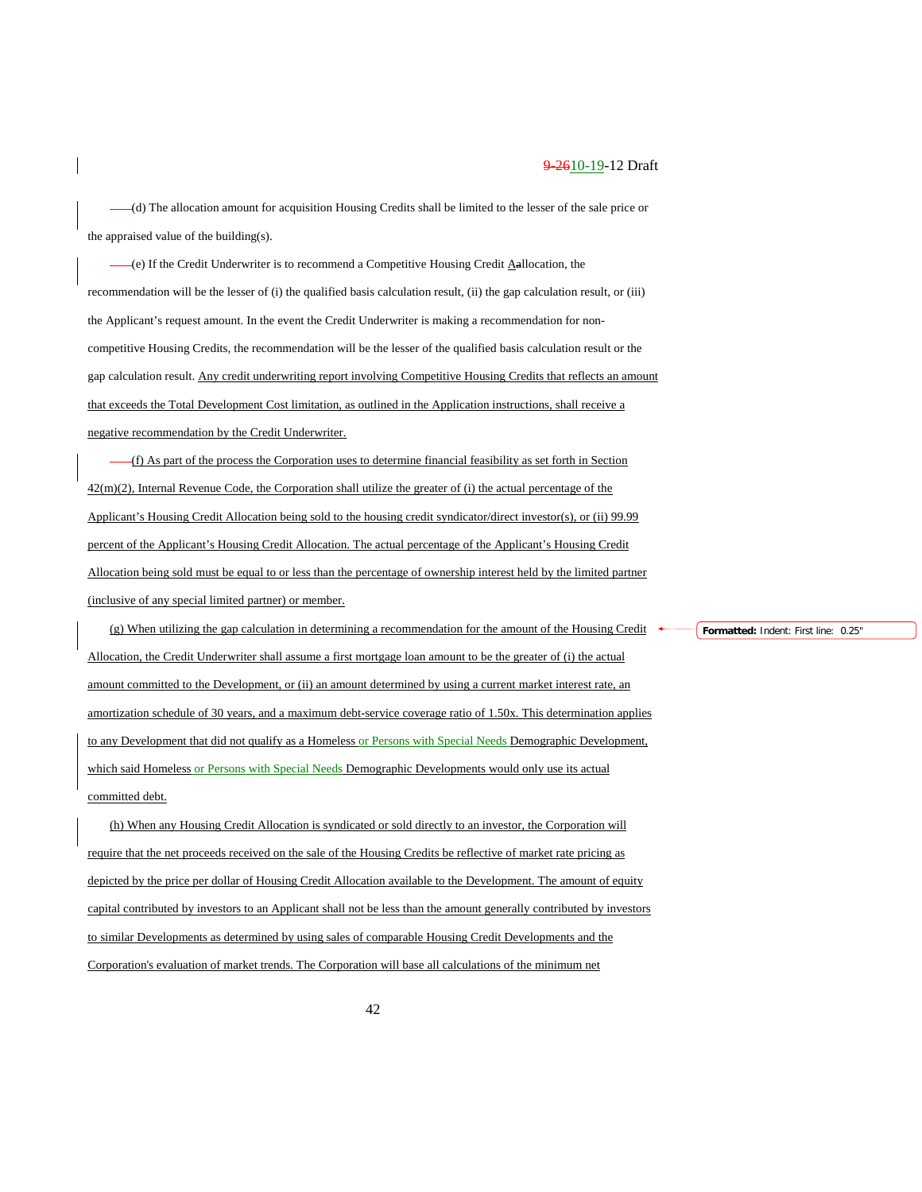(d) The allocation amount for acquisition Housing Credits shall be limited to the lesser of the sale price or the appraised value of the building(s).

(e) If the Credit Underwriter is to recommend a Competitive Housing Credit Allocation, the recommendation will be the lesser of (i) the qualified basis calculation result, (ii) the gap calculation result, or (iii) the Applicant's request amount. In the event the Credit Underwriter is making a recommendation for non-competitive Housing Credits, the recommendation will be the lesser of the qualified basis calculation result or the gap calculation result. Any credit underwriting report involving Competitive Housing Credits that reflects an amount that exceeds the Total Development Cost limitation, as outlined in the Application instructions, shall receive a negative recommendation by the Credit Underwriter.

(f) As part of the process the Corporation uses to determine financial feasibility as set forth in Section 42(m)(2), Internal Revenue Code, the Corporation shall utilize the greater of (i) the actual percentage of the Applicant's Housing Credit Allocation being sold to the housing credit syndicator/direct investor(s), or (ii) 99.99 percent of the Applicant's Housing Credit Allocation. The actual percentage of the Applicant's Housing Credit Allocation being sold must be equal to or less than the percentage of ownership interest held by the limited partner (inclusive of any special limited partner) or member.

(g) When utilizing the gap calculation in determining a recommendation for the amount of the Housing Credit Allocation, the Credit Underwriter shall assume a first mortgage loan amount to be the greater of (i) the actual amount committed to the Development, or (ii) an amount determined by using a current market interest rate, an amortization schedule of 30 years, and a maximum debt-service coverage ratio of 1.50x. This determination applies to any Development that did not qualify as a Homeless or Persons with Special Needs Demographic Development, which said Homeless or Persons with Special Needs Demographic Developments would only use its actual committed debt.

(h) When any Housing Credit Allocation is syndicated or sold directly to an investor, the Corporation will require that the net proceeds received on the sale of the Housing Credits be reflective of market rate pricing as depicted by the price per dollar of Housing Credit Allocation available to the Development. The amount of equity capital contributed by investors to an Applicant shall not be less than the amount generally contributed by investors to similar Developments as determined by using sales of comparable Housing Credit Developments and the Corporation's evaluation of market trends. The Corporation will base all calculations of the minimum net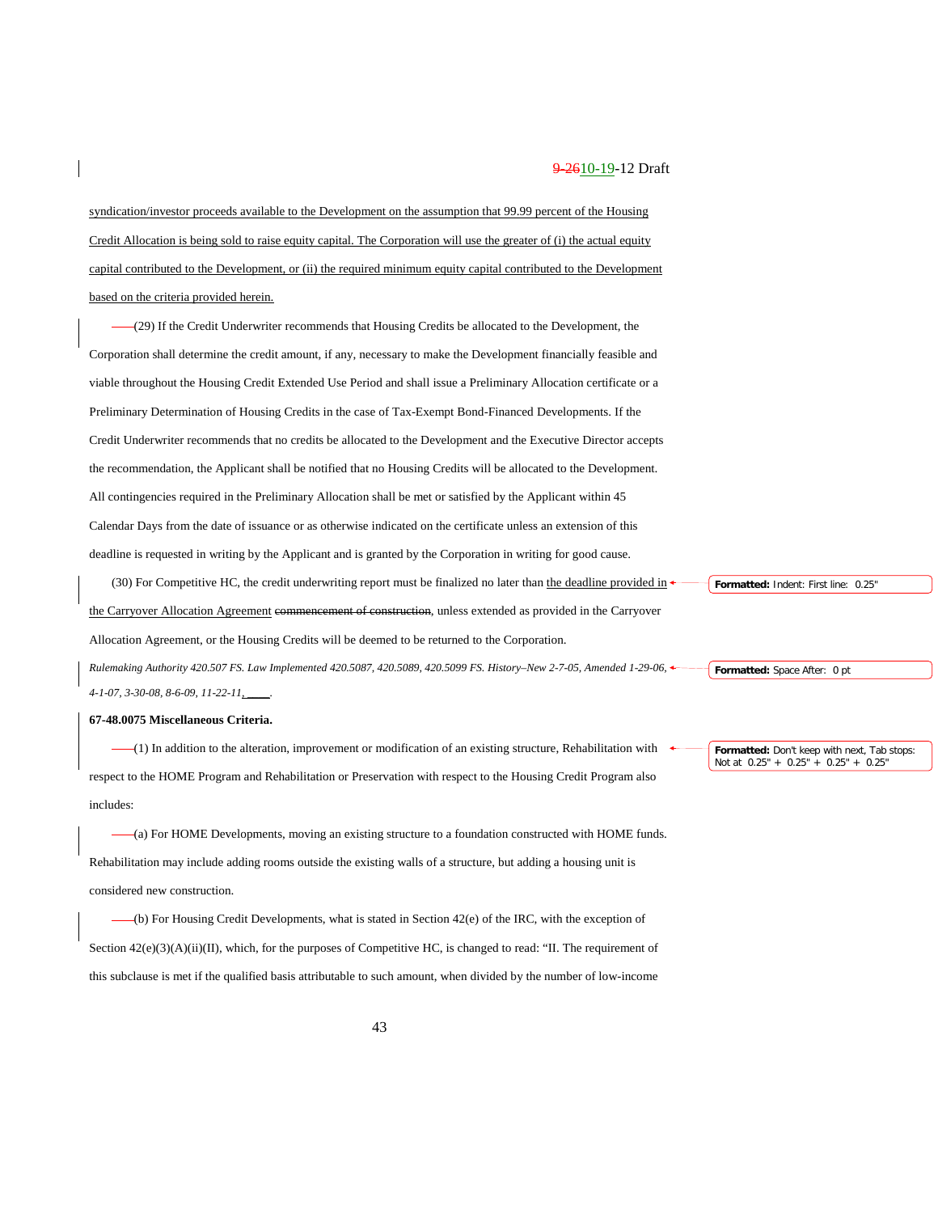syndication/investor proceeds available to the Development on the assumption that 99.99 percent of the Housing Credit Allocation is being sold to raise equity capital. The Corporation will use the greater of (i) the actual equity capital contributed to the Development, or (ii) the required minimum equity capital contributed to the Development based on the criteria provided herein.

(29) If the Credit Underwriter recommends that Housing Credits be allocated to the Development, the Corporation shall determine the credit amount, if any, necessary to make the Development financially feasible and viable throughout the Housing Credit Extended Use Period and shall issue a Preliminary Allocation certificate or a Preliminary Determination of Housing Credits in the case of Tax-Exempt Bond-Financed Developments. If the Credit Underwriter recommends that no credits be allocated to the Development and the Executive Director accepts the recommendation, the Applicant shall be notified that no Housing Credits will be allocated to the Development. All contingencies required in the Preliminary Allocation shall be met or satisfied by the Applicant within 45 Calendar Days from the date of issuance or as otherwise indicated on the certificate unless an extension of this deadline is requested in writing by the Applicant and is granted by the Corporation in writing for good cause.

(30) For Competitive HC, the credit underwriting report must be finalized no later than the deadline provided in the Carryover Allocation Agreement ~~commencement of construction~~, unless extended as provided in the Carryover Allocation Agreement, or the Housing Credits will be deemed to be returned to the Corporation.

*Rulemaking Authority 420.507 FS. Law Implemented 420.5087, 420.5089, 420.5099 FS. History–New 2-7-05, Amended 1-29-06, 4-1-07, 3-30-08, 8-6-09, 11-22-11, ____.*

**67-48.0075 Miscellaneous Criteria.**

(1) In addition to the alteration, improvement or modification of an existing structure, Rehabilitation with respect to the HOME Program and Rehabilitation or Preservation with respect to the Housing Credit Program also includes:

(a) For HOME Developments, moving an existing structure to a foundation constructed with HOME funds. Rehabilitation may include adding rooms outside the existing walls of a structure, but adding a housing unit is considered new construction.

(b) For Housing Credit Developments, what is stated in Section 42(e) of the IRC, with the exception of Section 42(e)(3)(A)(ii)(II), which, for the purposes of Competitive HC, is changed to read: "II. The requirement of this subclause is met if the qualified basis attributable to such amount, when divided by the number of low-income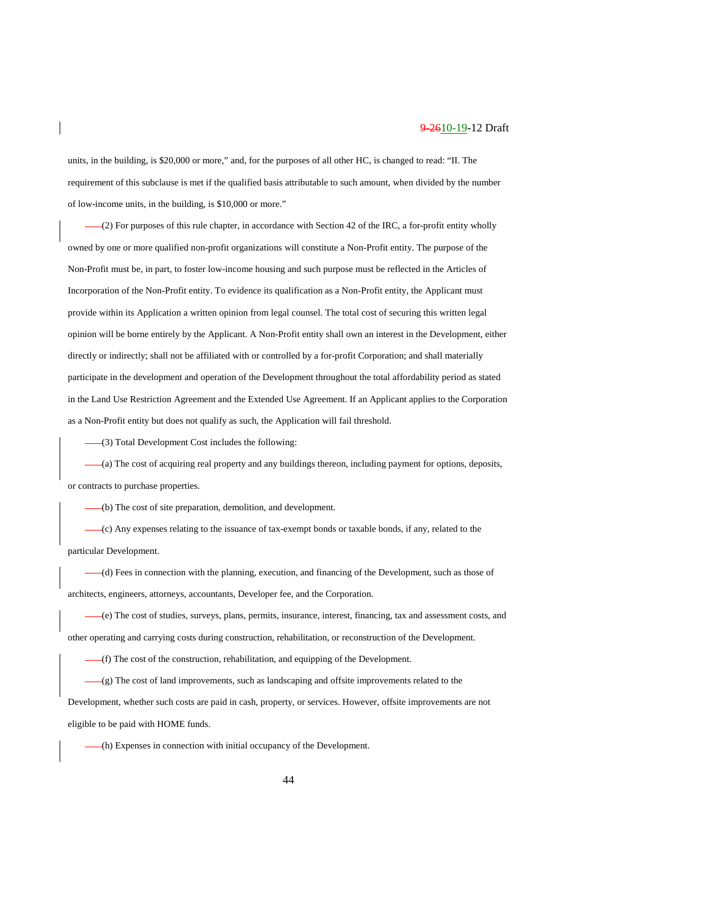units, in the building, is $20,000 or more," and, for the purposes of all other HC, is changed to read: "II. The requirement of this subclause is met if the qualified basis attributable to such amount, when divided by the number of low-income units, in the building, is $10,000 or more."

(2) For purposes of this rule chapter, in accordance with Section 42 of the IRC, a for-profit entity wholly owned by one or more qualified non-profit organizations will constitute a Non-Profit entity. The purpose of the Non-Profit must be, in part, to foster low-income housing and such purpose must be reflected in the Articles of Incorporation of the Non-Profit entity. To evidence its qualification as a Non-Profit entity, the Applicant must provide within its Application a written opinion from legal counsel. The total cost of securing this written legal opinion will be borne entirely by the Applicant. A Non-Profit entity shall own an interest in the Development, either directly or indirectly; shall not be affiliated with or controlled by a for-profit Corporation; and shall materially participate in the development and operation of the Development throughout the total affordability period as stated in the Land Use Restriction Agreement and the Extended Use Agreement. If an Applicant applies to the Corporation as a Non-Profit entity but does not qualify as such, the Application will fail threshold.

(3) Total Development Cost includes the following:

(a) The cost of acquiring real property and any buildings thereon, including payment for options, deposits, or contracts to purchase properties.

(b) The cost of site preparation, demolition, and development.

(c) Any expenses relating to the issuance of tax-exempt bonds or taxable bonds, if any, related to the particular Development.

(d) Fees in connection with the planning, execution, and financing of the Development, such as those of architects, engineers, attorneys, accountants, Developer fee, and the Corporation.

(e) The cost of studies, surveys, plans, permits, insurance, interest, financing, tax and assessment costs, and other operating and carrying costs during construction, rehabilitation, or reconstruction of the Development.

(f) The cost of the construction, rehabilitation, and equipping of the Development.

(g) The cost of land improvements, such as landscaping and offsite improvements related to the Development, whether such costs are paid in cash, property, or services. However, offsite improvements are not eligible to be paid with HOME funds.

(h) Expenses in connection with initial occupancy of the Development.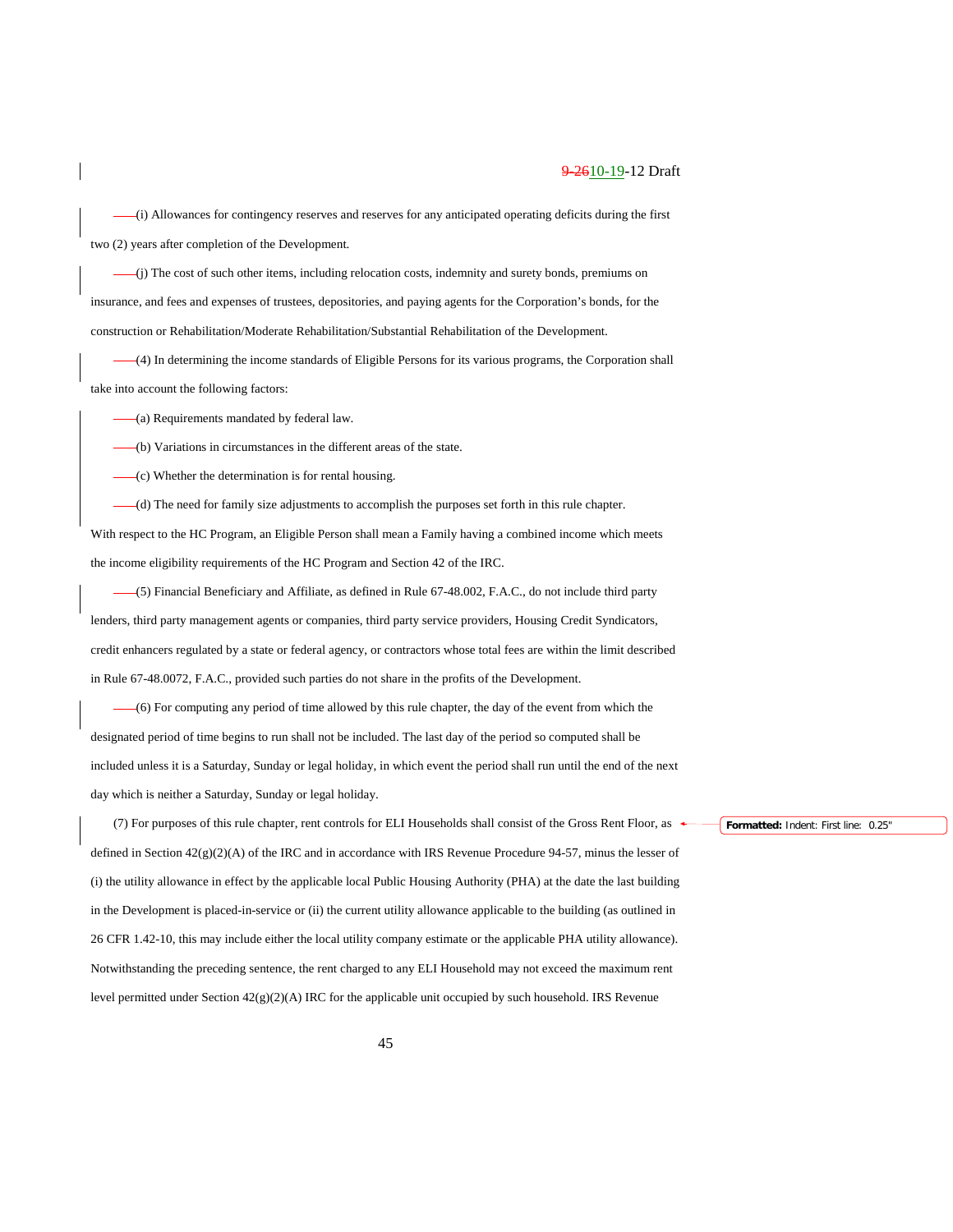(i) Allowances for contingency reserves and reserves for any anticipated operating deficits during the first two (2) years after completion of the Development.

(j) The cost of such other items, including relocation costs, indemnity and surety bonds, premiums on insurance, and fees and expenses of trustees, depositories, and paying agents for the Corporation's bonds, for the construction or Rehabilitation/Moderate Rehabilitation/Substantial Rehabilitation of the Development.

(4) In determining the income standards of Eligible Persons for its various programs, the Corporation shall take into account the following factors:

(a) Requirements mandated by federal law.

(b) Variations in circumstances in the different areas of the state.

(c) Whether the determination is for rental housing.

(d) The need for family size adjustments to accomplish the purposes set forth in this rule chapter.

With respect to the HC Program, an Eligible Person shall mean a Family having a combined income which meets the income eligibility requirements of the HC Program and Section 42 of the IRC.

(5) Financial Beneficiary and Affiliate, as defined in Rule 67-48.002, F.A.C., do not include third party lenders, third party management agents or companies, third party service providers, Housing Credit Syndicators, credit enhancers regulated by a state or federal agency, or contractors whose total fees are within the limit described in Rule 67-48.0072, F.A.C., provided such parties do not share in the profits of the Development.

(6) For computing any period of time allowed by this rule chapter, the day of the event from which the designated period of time begins to run shall not be included. The last day of the period so computed shall be included unless it is a Saturday, Sunday or legal holiday, in which event the period shall run until the end of the next day which is neither a Saturday, Sunday or legal holiday.

(7) For purposes of this rule chapter, rent controls for ELI Households shall consist of the Gross Rent Floor, as defined in Section 42(g)(2)(A) of the IRC and in accordance with IRS Revenue Procedure 94-57, minus the lesser of (i) the utility allowance in effect by the applicable local Public Housing Authority (PHA) at the date the last building in the Development is placed-in-service or (ii) the current utility allowance applicable to the building (as outlined in 26 CFR 1.42-10, this may include either the local utility company estimate or the applicable PHA utility allowance). Notwithstanding the preceding sentence, the rent charged to any ELI Household may not exceed the maximum rent level permitted under Section 42(g)(2)(A) IRC for the applicable unit occupied by such household. IRS Revenue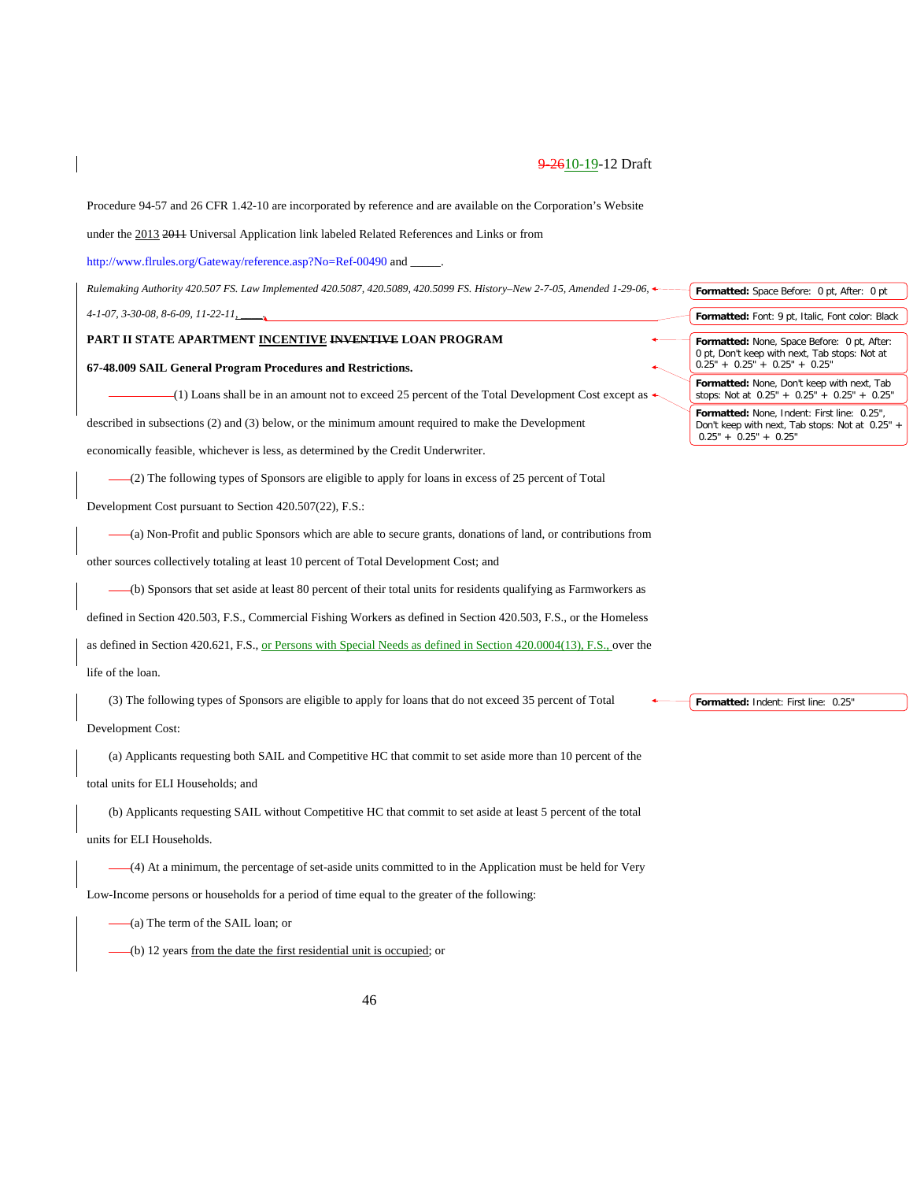Procedure 94-57 and 26 CFR 1.42-10 are incorporated by reference and are available on the Corporation's Website under the 2013 ~~2011~~ Universal Application link labeled Related References and Links or from http://www.flrules.org/Gateway/reference.asp?No=Ref-00490 and _____.

*Rulemaking Authority 420.507 FS. Law Implemented 420.5087, 420.5089, 420.5099 FS. History–New 2-7-05, Amended 1-29-06, 4-1-07, 3-30-08, 8-6-09, 11-22-11, ____.*

**PART II STATE APARTMENT INCENTIVE ~~INVENTIVE~~ LOAN PROGRAM**

**67-48.009 SAIL General Program Procedures and Restrictions.**

(1) Loans shall be in an amount not to exceed 25 percent of the Total Development Cost except as described in subsections (2) and (3) below, or the minimum amount required to make the Development economically feasible, whichever is less, as determined by the Credit Underwriter.

(2) The following types of Sponsors are eligible to apply for loans in excess of 25 percent of Total Development Cost pursuant to Section 420.507(22), F.S.:

(a) Non-Profit and public Sponsors which are able to secure grants, donations of land, or contributions from other sources collectively totaling at least 10 percent of Total Development Cost; and

(b) Sponsors that set aside at least 80 percent of their total units for residents qualifying as Farmworkers as defined in Section 420.503, F.S., Commercial Fishing Workers as defined in Section 420.503, F.S., or the Homeless as defined in Section 420.621, F.S., or Persons with Special Needs as defined in Section 420.0004(13), F.S., over the life of the loan.

(3) The following types of Sponsors are eligible to apply for loans that do not exceed 35 percent of Total Development Cost:

(a) Applicants requesting both SAIL and Competitive HC that commit to set aside more than 10 percent of the total units for ELI Households; and

(b) Applicants requesting SAIL without Competitive HC that commit to set aside at least 5 percent of the total units for ELI Households.

(4) At a minimum, the percentage of set-aside units committed to in the Application must be held for Very Low-Income persons or households for a period of time equal to the greater of the following:

(a) The term of the SAIL loan; or

(b) 12 years from the date the first residential unit is occupied; or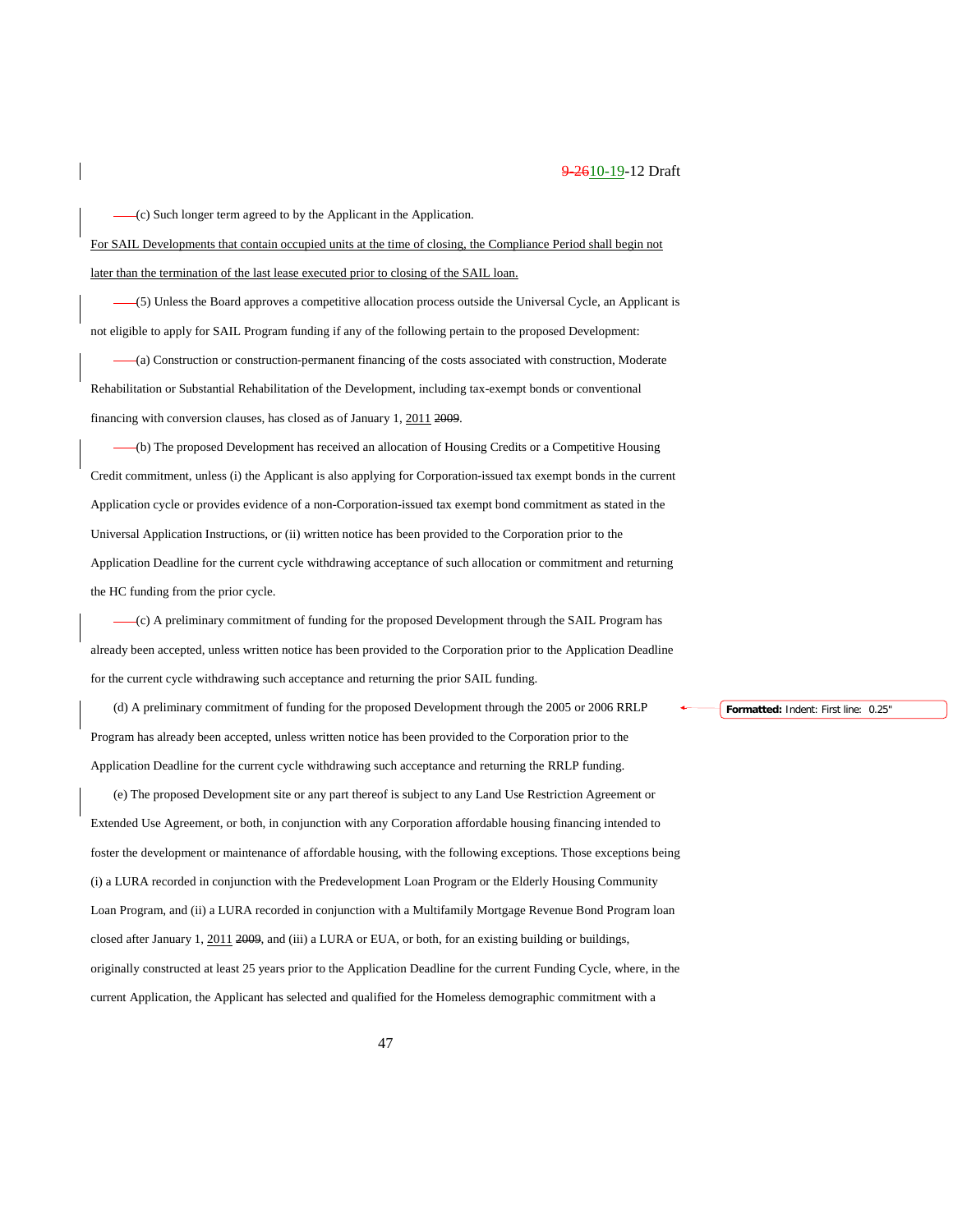(c) Such longer term agreed to by the Applicant in the Application.

For SAIL Developments that contain occupied units at the time of closing, the Compliance Period shall begin not later than the termination of the last lease executed prior to closing of the SAIL loan.

(5) Unless the Board approves a competitive allocation process outside the Universal Cycle, an Applicant is not eligible to apply for SAIL Program funding if any of the following pertain to the proposed Development:

(a) Construction or construction-permanent financing of the costs associated with construction, Moderate Rehabilitation or Substantial Rehabilitation of the Development, including tax-exempt bonds or conventional financing with conversion clauses, has closed as of January 1, 2011 ~~2009~~.

(b) The proposed Development has received an allocation of Housing Credits or a Competitive Housing Credit commitment, unless (i) the Applicant is also applying for Corporation-issued tax exempt bonds in the current Application cycle or provides evidence of a non-Corporation-issued tax exempt bond commitment as stated in the Universal Application Instructions, or (ii) written notice has been provided to the Corporation prior to the Application Deadline for the current cycle withdrawing acceptance of such allocation or commitment and returning the HC funding from the prior cycle.

(c) A preliminary commitment of funding for the proposed Development through the SAIL Program has already been accepted, unless written notice has been provided to the Corporation prior to the Application Deadline for the current cycle withdrawing such acceptance and returning the prior SAIL funding.

(d) A preliminary commitment of funding for the proposed Development through the 2005 or 2006 RRLP Program has already been accepted, unless written notice has been provided to the Corporation prior to the Application Deadline for the current cycle withdrawing such acceptance and returning the RRLP funding.

(e) The proposed Development site or any part thereof is subject to any Land Use Restriction Agreement or Extended Use Agreement, or both, in conjunction with any Corporation affordable housing financing intended to foster the development or maintenance of affordable housing, with the following exceptions. Those exceptions being (i) a LURA recorded in conjunction with the Predevelopment Loan Program or the Elderly Housing Community Loan Program, and (ii) a LURA recorded in conjunction with a Multifamily Mortgage Revenue Bond Program loan closed after January 1, 2011 ~~2009~~, and (iii) a LURA or EUA, or both, for an existing building or buildings, originally constructed at least 25 years prior to the Application Deadline for the current Funding Cycle, where, in the current Application, the Applicant has selected and qualified for the Homeless demographic commitment with a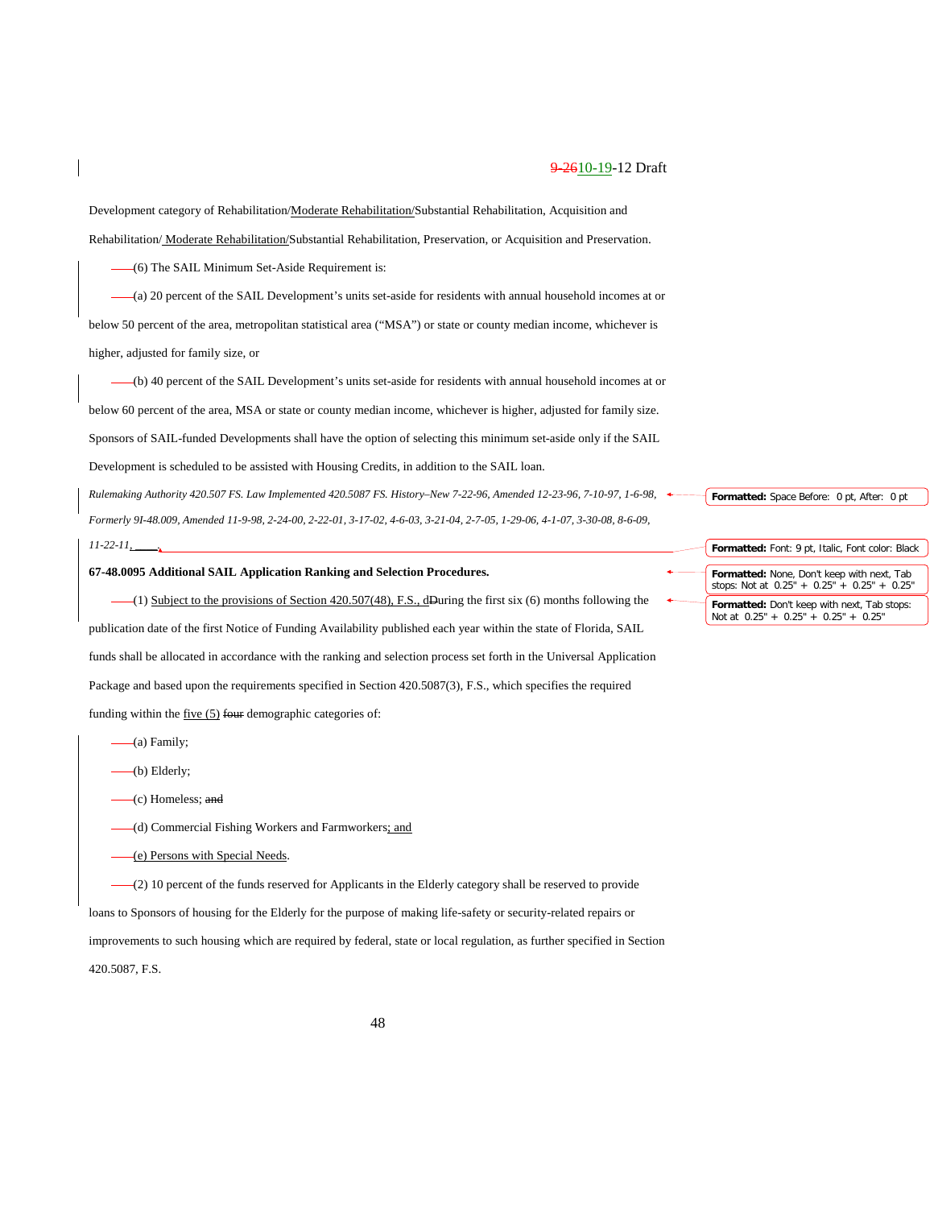Development category of Rehabilitation/Moderate Rehabilitation/Substantial Rehabilitation, Acquisition and Rehabilitation/ Moderate Rehabilitation/Substantial Rehabilitation, Preservation, or Acquisition and Preservation.

(6) The SAIL Minimum Set-Aside Requirement is:

(a) 20 percent of the SAIL Development's units set-aside for residents with annual household incomes at or below 50 percent of the area, metropolitan statistical area ("MSA") or state or county median income, whichever is higher, adjusted for family size, or

(b) 40 percent of the SAIL Development's units set-aside for residents with annual household incomes at or below 60 percent of the area, MSA or state or county median income, whichever is higher, adjusted for family size. Sponsors of SAIL-funded Developments shall have the option of selecting this minimum set-aside only if the SAIL Development is scheduled to be assisted with Housing Credits, in addition to the SAIL loan.

*Rulemaking Authority 420.507 FS. Law Implemented 420.5087 FS. History–New 7-22-96, Amended 12-23-96, 7-10-97, 1-6-98, Formerly 9I-48.009, Amended 11-9-98, 2-24-00, 2-22-01, 3-17-02, 4-6-03, 3-21-04, 2-7-05, 1-29-06, 4-1-07, 3-30-08, 8-6-09, 11-22-11, ____.*

**67-48.0095 Additional SAIL Application Ranking and Selection Procedures.**

(1) Subject to the provisions of Section 420.507(48), F.S., dDuring the first six (6) months following the publication date of the first Notice of Funding Availability published each year within the state of Florida, SAIL funds shall be allocated in accordance with the ranking and selection process set forth in the Universal Application Package and based upon the requirements specified in Section 420.5087(3), F.S., which specifies the required funding within the five (5) ~~four~~ demographic categories of:

(a) Family;

(b) Elderly;

(c) Homeless; ~~and~~

(d) Commercial Fishing Workers and Farmworkers; and

(e) Persons with Special Needs.

(2) 10 percent of the funds reserved for Applicants in the Elderly category shall be reserved to provide loans to Sponsors of housing for the Elderly for the purpose of making life-safety or security-related repairs or improvements to such housing which are required by federal, state or local regulation, as further specified in Section 420.5087, F.S.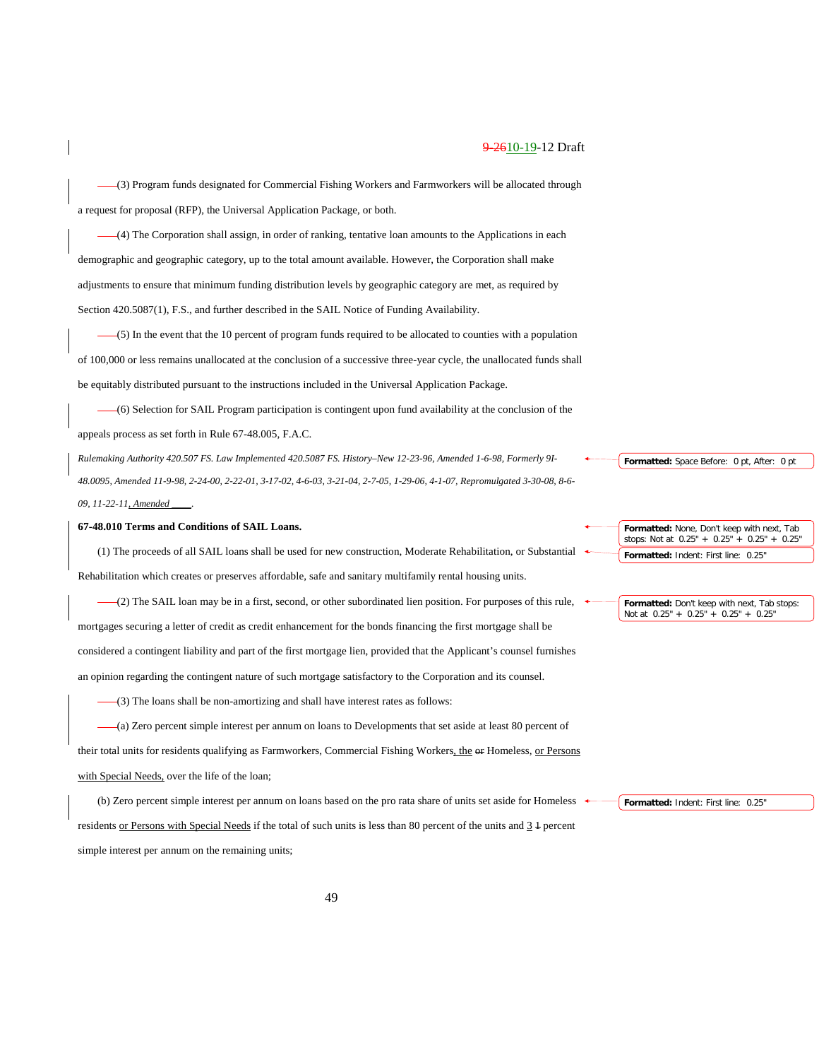(3) Program funds designated for Commercial Fishing Workers and Farmworkers will be allocated through a request for proposal (RFP), the Universal Application Package, or both.

(4) The Corporation shall assign, in order of ranking, tentative loan amounts to the Applications in each demographic and geographic category, up to the total amount available. However, the Corporation shall make adjustments to ensure that minimum funding distribution levels by geographic category are met, as required by Section 420.5087(1), F.S., and further described in the SAIL Notice of Funding Availability.

(5) In the event that the 10 percent of program funds required to be allocated to counties with a population of 100,000 or less remains unallocated at the conclusion of a successive three-year cycle, the unallocated funds shall be equitably distributed pursuant to the instructions included in the Universal Application Package.

(6) Selection for SAIL Program participation is contingent upon fund availability at the conclusion of the appeals process as set forth in Rule 67-48.005, F.A.C.

*Rulemaking Authority 420.507 FS. Law Implemented 420.5087 FS. History–New 12-23-96, Amended 1-6-98, Formerly 9I-48.0095, Amended 11-9-98, 2-24-00, 2-22-01, 3-17-02, 4-6-03, 3-21-04, 2-7-05, 1-29-06, 4-1-07, Repromulgated 3-30-08, 8-6-09, 11-22-11, Amended ____.*

**67-48.010 Terms and Conditions of SAIL Loans.**

(1) The proceeds of all SAIL loans shall be used for new construction, Moderate Rehabilitation, or Substantial Rehabilitation which creates or preserves affordable, safe and sanitary multifamily rental housing units.

(2) The SAIL loan may be in a first, second, or other subordinated lien position. For purposes of this rule, mortgages securing a letter of credit as credit enhancement for the bonds financing the first mortgage shall be considered a contingent liability and part of the first mortgage lien, provided that the Applicant's counsel furnishes an opinion regarding the contingent nature of such mortgage satisfactory to the Corporation and its counsel.

(3) The loans shall be non-amortizing and shall have interest rates as follows:

(a) Zero percent simple interest per annum on loans to Developments that set aside at least 80 percent of their total units for residents qualifying as Farmworkers, Commercial Fishing Workers, the ~~or~~ Homeless, or Persons with Special Needs, over the life of the loan;

(b) Zero percent simple interest per annum on loans based on the pro rata share of units set aside for Homeless residents or Persons with Special Needs if the total of such units is less than 80 percent of the units and 3 ~~1~~ percent simple interest per annum on the remaining units;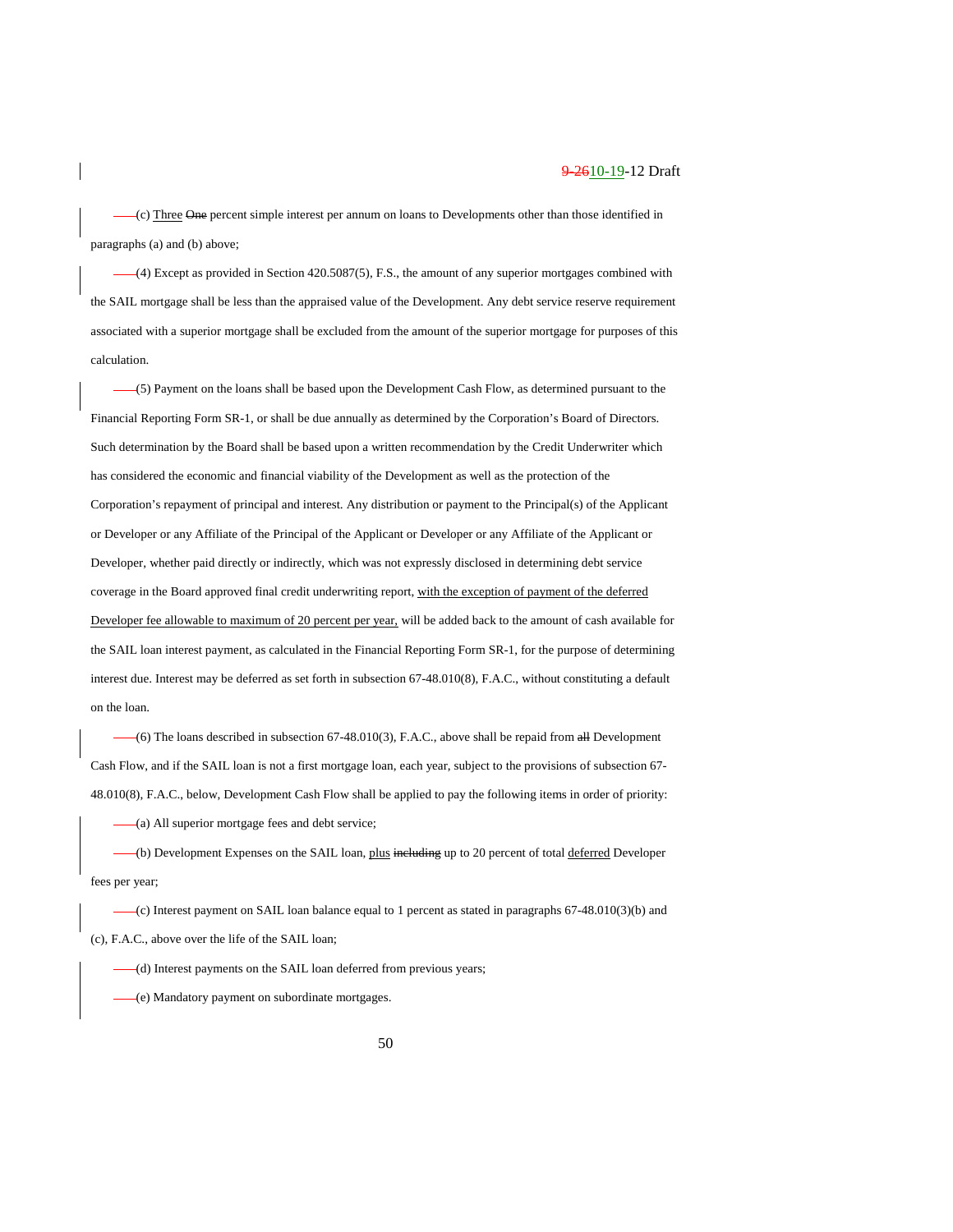(c) Three ~~One~~ percent simple interest per annum on loans to Developments other than those identified in paragraphs (a) and (b) above;

(4) Except as provided in Section 420.5087(5), F.S., the amount of any superior mortgages combined with the SAIL mortgage shall be less than the appraised value of the Development. Any debt service reserve requirement associated with a superior mortgage shall be excluded from the amount of the superior mortgage for purposes of this calculation.

(5) Payment on the loans shall be based upon the Development Cash Flow, as determined pursuant to the Financial Reporting Form SR-1, or shall be due annually as determined by the Corporation's Board of Directors. Such determination by the Board shall be based upon a written recommendation by the Credit Underwriter which has considered the economic and financial viability of the Development as well as the protection of the Corporation's repayment of principal and interest. Any distribution or payment to the Principal(s) of the Applicant or Developer or any Affiliate of the Principal of the Applicant or Developer or any Affiliate of the Applicant or Developer, whether paid directly or indirectly, which was not expressly disclosed in determining debt service coverage in the Board approved final credit underwriting report, with the exception of payment of the deferred Developer fee allowable to maximum of 20 percent per year, will be added back to the amount of cash available for the SAIL loan interest payment, as calculated in the Financial Reporting Form SR-1, for the purpose of determining interest due. Interest may be deferred as set forth in subsection 67-48.010(8), F.A.C., without constituting a default on the loan.

(6) The loans described in subsection 67-48.010(3), F.A.C., above shall be repaid from ~~all~~ Development Cash Flow, and if the SAIL loan is not a first mortgage loan, each year, subject to the provisions of subsection 67-48.010(8), F.A.C., below, Development Cash Flow shall be applied to pay the following items in order of priority:

(a) All superior mortgage fees and debt service;

(b) Development Expenses on the SAIL loan, plus ~~including~~ up to 20 percent of total deferred Developer fees per year;

(c) Interest payment on SAIL loan balance equal to 1 percent as stated in paragraphs 67-48.010(3)(b) and (c), F.A.C., above over the life of the SAIL loan;

(d) Interest payments on the SAIL loan deferred from previous years;

(e) Mandatory payment on subordinate mortgages.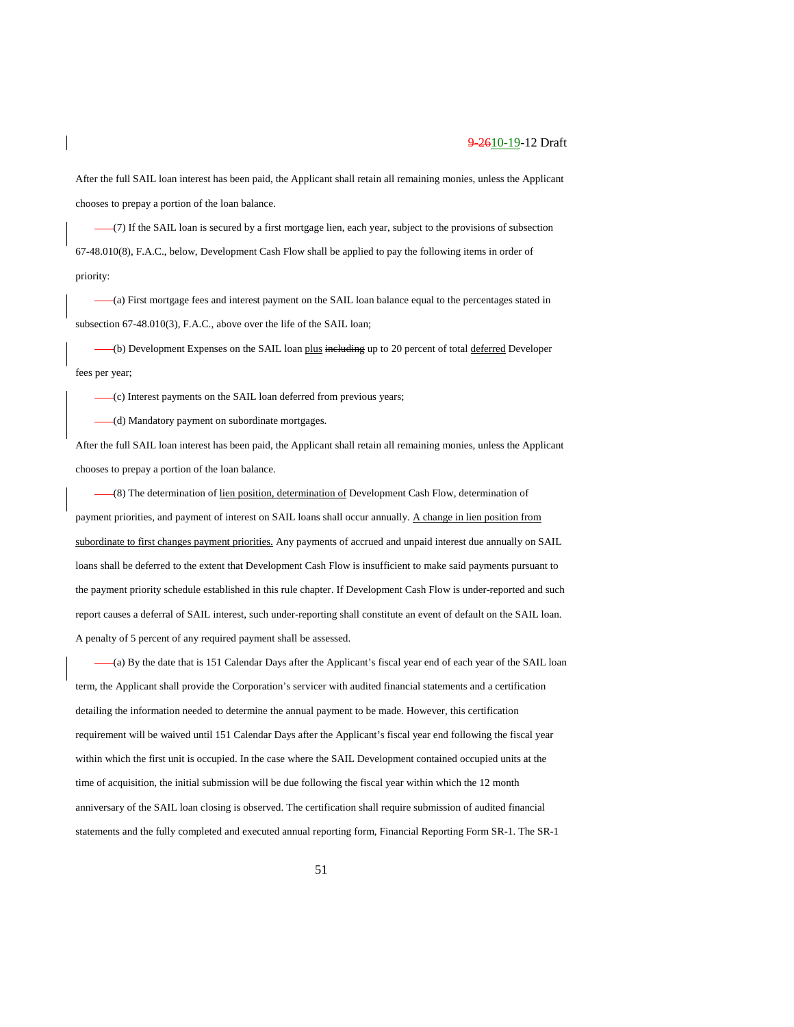After the full SAIL loan interest has been paid, the Applicant shall retain all remaining monies, unless the Applicant chooses to prepay a portion of the loan balance.

(7) If the SAIL loan is secured by a first mortgage lien, each year, subject to the provisions of subsection 67-48.010(8), F.A.C., below, Development Cash Flow shall be applied to pay the following items in order of priority:

(a) First mortgage fees and interest payment on the SAIL loan balance equal to the percentages stated in subsection 67-48.010(3), F.A.C., above over the life of the SAIL loan;

(b) Development Expenses on the SAIL loan plus ~~including~~ up to 20 percent of total deferred Developer fees per year;

(c) Interest payments on the SAIL loan deferred from previous years;

(d) Mandatory payment on subordinate mortgages.

After the full SAIL loan interest has been paid, the Applicant shall retain all remaining monies, unless the Applicant chooses to prepay a portion of the loan balance.

(8) The determination of lien position, determination of Development Cash Flow, determination of payment priorities, and payment of interest on SAIL loans shall occur annually. A change in lien position from subordinate to first changes payment priorities. Any payments of accrued and unpaid interest due annually on SAIL loans shall be deferred to the extent that Development Cash Flow is insufficient to make said payments pursuant to the payment priority schedule established in this rule chapter. If Development Cash Flow is under-reported and such report causes a deferral of SAIL interest, such under-reporting shall constitute an event of default on the SAIL loan. A penalty of 5 percent of any required payment shall be assessed.

(a) By the date that is 151 Calendar Days after the Applicant's fiscal year end of each year of the SAIL loan term, the Applicant shall provide the Corporation's servicer with audited financial statements and a certification detailing the information needed to determine the annual payment to be made. However, this certification requirement will be waived until 151 Calendar Days after the Applicant's fiscal year end following the fiscal year within which the first unit is occupied. In the case where the SAIL Development contained occupied units at the time of acquisition, the initial submission will be due following the fiscal year within which the 12 month anniversary of the SAIL loan closing is observed. The certification shall require submission of audited financial statements and the fully completed and executed annual reporting form, Financial Reporting Form SR-1. The SR-1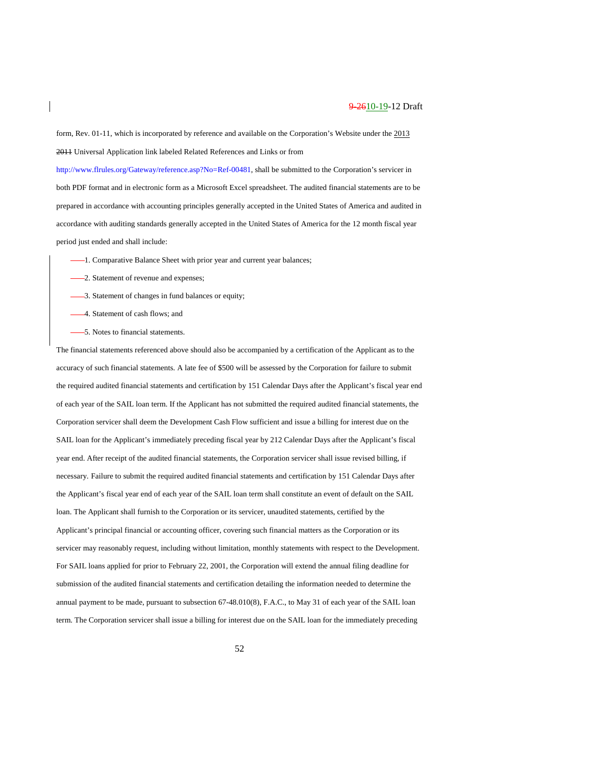form, Rev. 01-11, which is incorporated by reference and available on the Corporation's Website under the 2013 ~~2011~~ Universal Application link labeled Related References and Links or from http://www.flrules.org/Gateway/reference.asp?No=Ref-00481, shall be submitted to the Corporation's servicer in both PDF format and in electronic form as a Microsoft Excel spreadsheet. The audited financial statements are to be prepared in accordance with accounting principles generally accepted in the United States of America and audited in accordance with auditing standards generally accepted in the United States of America for the 12 month fiscal year period just ended and shall include:

1. Comparative Balance Sheet with prior year and current year balances;

2. Statement of revenue and expenses;

3. Statement of changes in fund balances or equity;

4. Statement of cash flows; and

5. Notes to financial statements.

The financial statements referenced above should also be accompanied by a certification of the Applicant as to the accuracy of such financial statements. A late fee of $500 will be assessed by the Corporation for failure to submit the required audited financial statements and certification by 151 Calendar Days after the Applicant's fiscal year end of each year of the SAIL loan term. If the Applicant has not submitted the required audited financial statements, the Corporation servicer shall deem the Development Cash Flow sufficient and issue a billing for interest due on the SAIL loan for the Applicant's immediately preceding fiscal year by 212 Calendar Days after the Applicant's fiscal year end. After receipt of the audited financial statements, the Corporation servicer shall issue revised billing, if necessary. Failure to submit the required audited financial statements and certification by 151 Calendar Days after the Applicant's fiscal year end of each year of the SAIL loan term shall constitute an event of default on the SAIL loan. The Applicant shall furnish to the Corporation or its servicer, unaudited statements, certified by the Applicant's principal financial or accounting officer, covering such financial matters as the Corporation or its servicer may reasonably request, including without limitation, monthly statements with respect to the Development. For SAIL loans applied for prior to February 22, 2001, the Corporation will extend the annual filing deadline for submission of the audited financial statements and certification detailing the information needed to determine the annual payment to be made, pursuant to subsection 67-48.010(8), F.A.C., to May 31 of each year of the SAIL loan term. The Corporation servicer shall issue a billing for interest due on the SAIL loan for the immediately preceding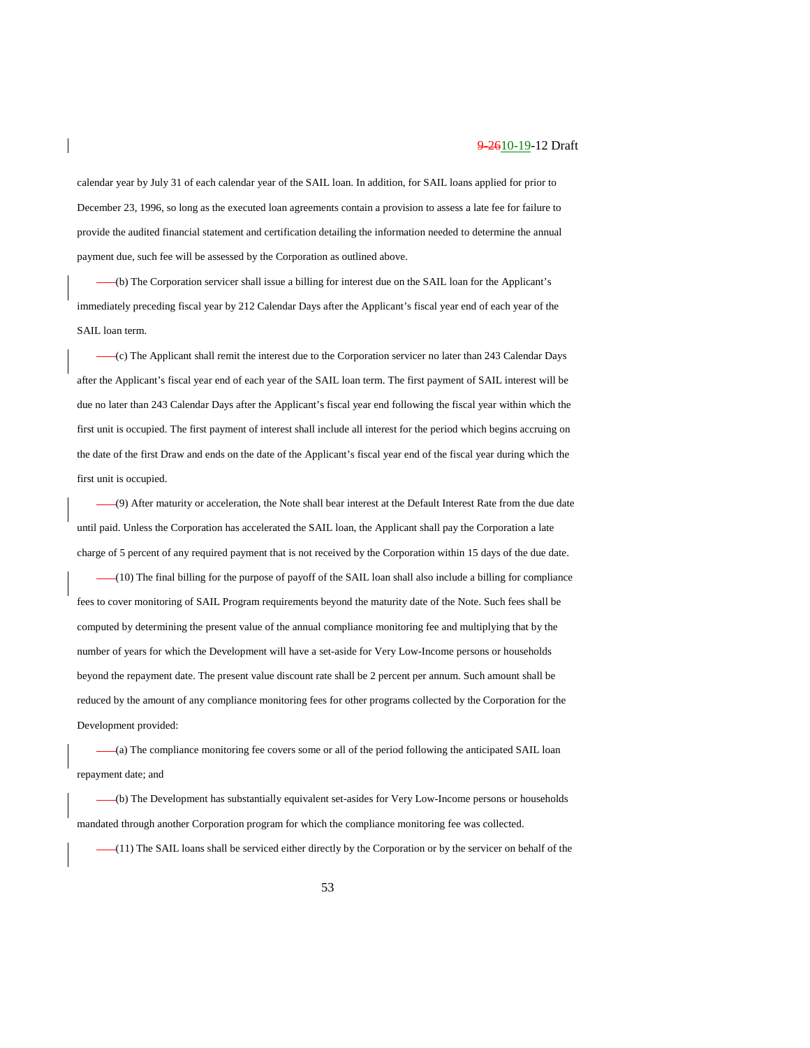calendar year by July 31 of each calendar year of the SAIL loan. In addition, for SAIL loans applied for prior to December 23, 1996, so long as the executed loan agreements contain a provision to assess a late fee for failure to provide the audited financial statement and certification detailing the information needed to determine the annual payment due, such fee will be assessed by the Corporation as outlined above.

(b) The Corporation servicer shall issue a billing for interest due on the SAIL loan for the Applicant's immediately preceding fiscal year by 212 Calendar Days after the Applicant's fiscal year end of each year of the SAIL loan term.

(c) The Applicant shall remit the interest due to the Corporation servicer no later than 243 Calendar Days after the Applicant's fiscal year end of each year of the SAIL loan term. The first payment of SAIL interest will be due no later than 243 Calendar Days after the Applicant's fiscal year end following the fiscal year within which the first unit is occupied. The first payment of interest shall include all interest for the period which begins accruing on the date of the first Draw and ends on the date of the Applicant's fiscal year end of the fiscal year during which the first unit is occupied.

(9) After maturity or acceleration, the Note shall bear interest at the Default Interest Rate from the due date until paid. Unless the Corporation has accelerated the SAIL loan, the Applicant shall pay the Corporation a late charge of 5 percent of any required payment that is not received by the Corporation within 15 days of the due date.

(10) The final billing for the purpose of payoff of the SAIL loan shall also include a billing for compliance fees to cover monitoring of SAIL Program requirements beyond the maturity date of the Note. Such fees shall be computed by determining the present value of the annual compliance monitoring fee and multiplying that by the number of years for which the Development will have a set-aside for Very Low-Income persons or households beyond the repayment date. The present value discount rate shall be 2 percent per annum. Such amount shall be reduced by the amount of any compliance monitoring fees for other programs collected by the Corporation for the Development provided:

(a) The compliance monitoring fee covers some or all of the period following the anticipated SAIL loan repayment date; and

(b) The Development has substantially equivalent set-asides for Very Low-Income persons or households mandated through another Corporation program for which the compliance monitoring fee was collected.

(11) The SAIL loans shall be serviced either directly by the Corporation or by the servicer on behalf of the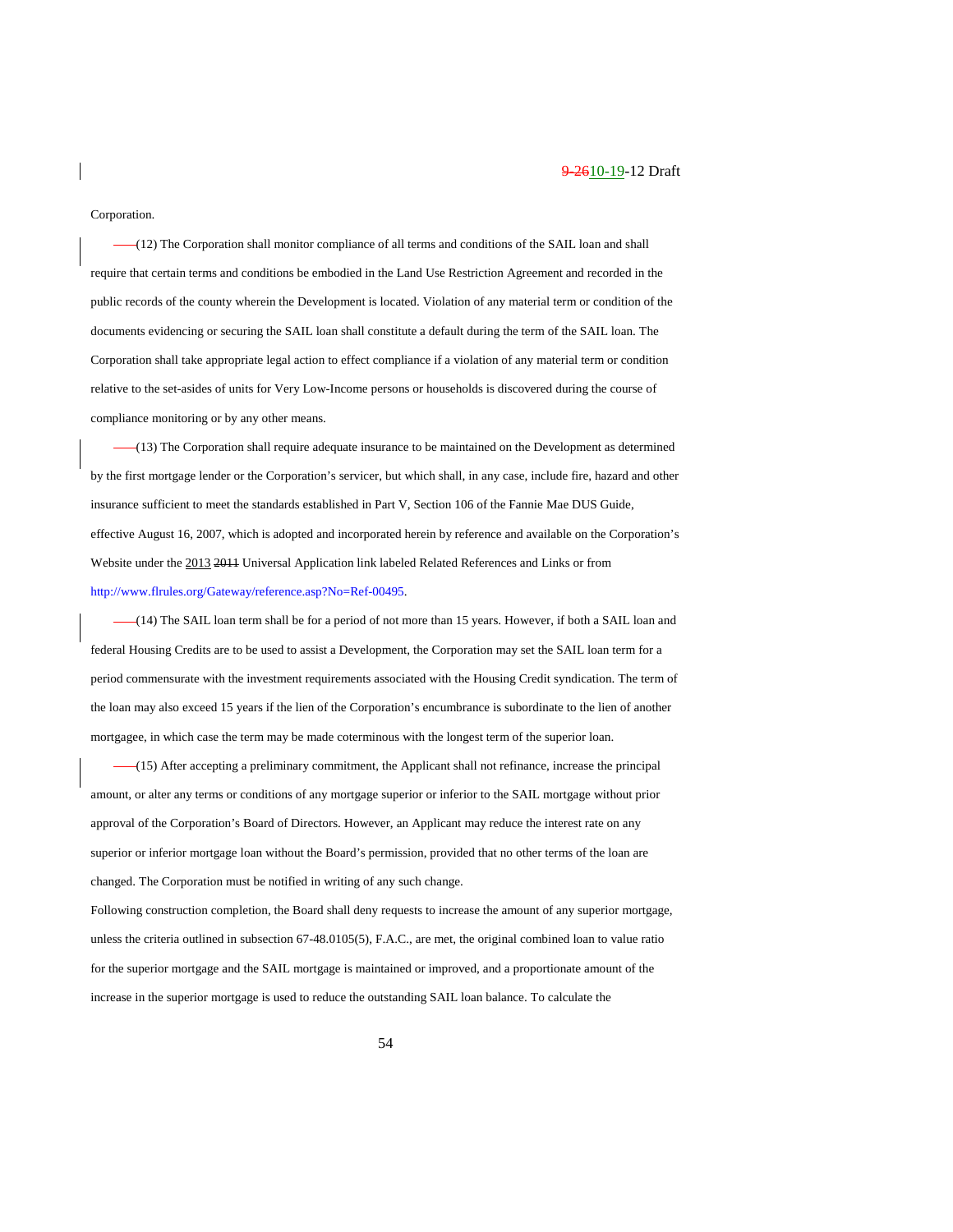Corporation.

(12) The Corporation shall monitor compliance of all terms and conditions of the SAIL loan and shall require that certain terms and conditions be embodied in the Land Use Restriction Agreement and recorded in the public records of the county wherein the Development is located. Violation of any material term or condition of the documents evidencing or securing the SAIL loan shall constitute a default during the term of the SAIL loan. The Corporation shall take appropriate legal action to effect compliance if a violation of any material term or condition relative to the set-asides of units for Very Low-Income persons or households is discovered during the course of compliance monitoring or by any other means.

(13) The Corporation shall require adequate insurance to be maintained on the Development as determined by the first mortgage lender or the Corporation's servicer, but which shall, in any case, include fire, hazard and other insurance sufficient to meet the standards established in Part V, Section 106 of the Fannie Mae DUS Guide, effective August 16, 2007, which is adopted and incorporated herein by reference and available on the Corporation's Website under the 2013 ~~2011~~ Universal Application link labeled Related References and Links or from http://www.flrules.org/Gateway/reference.asp?No=Ref-00495.

(14) The SAIL loan term shall be for a period of not more than 15 years. However, if both a SAIL loan and federal Housing Credits are to be used to assist a Development, the Corporation may set the SAIL loan term for a period commensurate with the investment requirements associated with the Housing Credit syndication. The term of the loan may also exceed 15 years if the lien of the Corporation's encumbrance is subordinate to the lien of another mortgagee, in which case the term may be made coterminous with the longest term of the superior loan.

(15) After accepting a preliminary commitment, the Applicant shall not refinance, increase the principal amount, or alter any terms or conditions of any mortgage superior or inferior to the SAIL mortgage without prior approval of the Corporation's Board of Directors. However, an Applicant may reduce the interest rate on any superior or inferior mortgage loan without the Board's permission, provided that no other terms of the loan are changed. The Corporation must be notified in writing of any such change.

Following construction completion, the Board shall deny requests to increase the amount of any superior mortgage, unless the criteria outlined in subsection 67-48.0105(5), F.A.C., are met, the original combined loan to value ratio for the superior mortgage and the SAIL mortgage is maintained or improved, and a proportionate amount of the increase in the superior mortgage is used to reduce the outstanding SAIL loan balance. To calculate the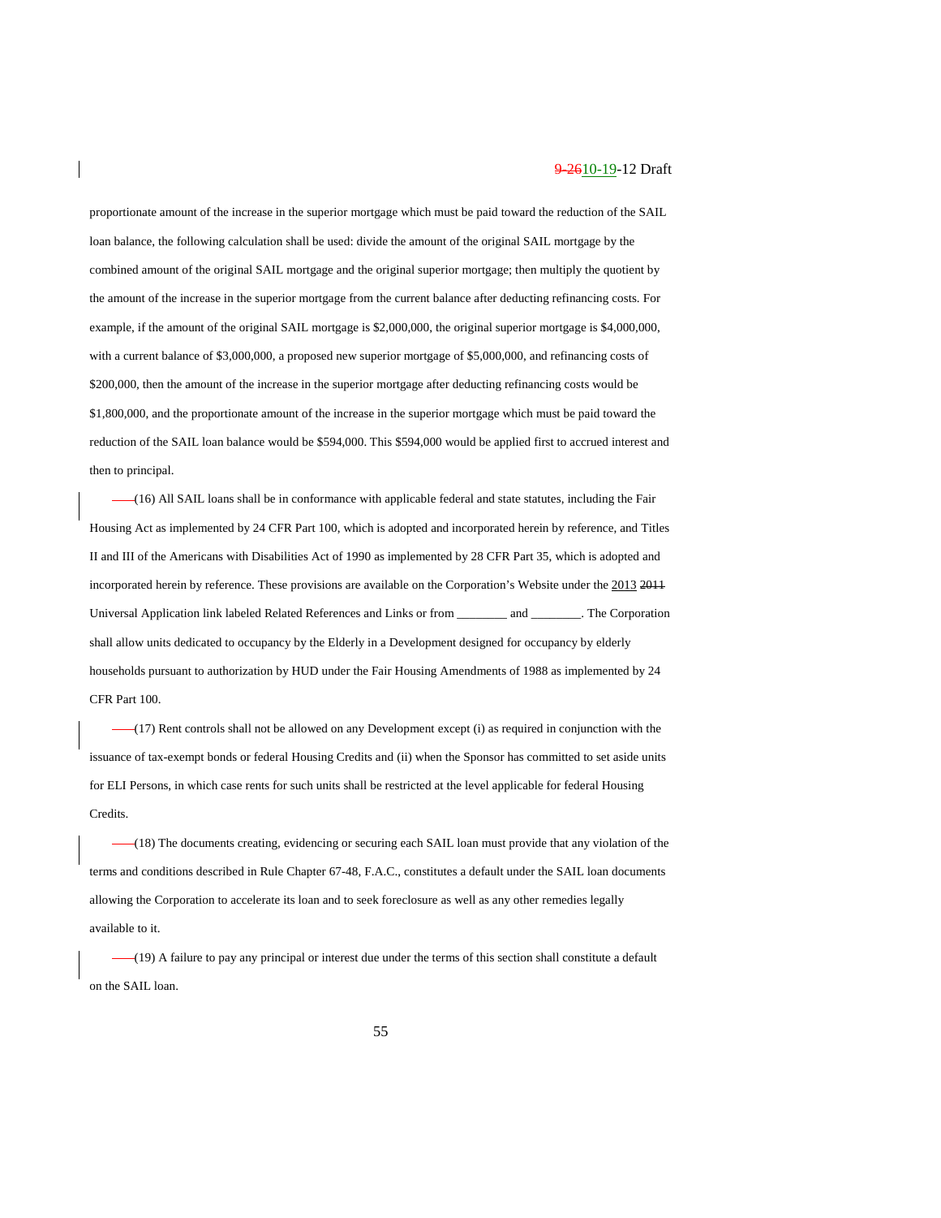proportionate amount of the increase in the superior mortgage which must be paid toward the reduction of the SAIL loan balance, the following calculation shall be used: divide the amount of the original SAIL mortgage by the combined amount of the original SAIL mortgage and the original superior mortgage; then multiply the quotient by the amount of the increase in the superior mortgage from the current balance after deducting refinancing costs. For example, if the amount of the original SAIL mortgage is $2,000,000, the original superior mortgage is $4,000,000, with a current balance of $3,000,000, a proposed new superior mortgage of $5,000,000, and refinancing costs of $200,000, then the amount of the increase in the superior mortgage after deducting refinancing costs would be $1,800,000, and the proportionate amount of the increase in the superior mortgage which must be paid toward the reduction of the SAIL loan balance would be $594,000. This $594,000 would be applied first to accrued interest and then to principal.

(16) All SAIL loans shall be in conformance with applicable federal and state statutes, including the Fair Housing Act as implemented by 24 CFR Part 100, which is adopted and incorporated herein by reference, and Titles II and III of the Americans with Disabilities Act of 1990 as implemented by 28 CFR Part 35, which is adopted and incorporated herein by reference. These provisions are available on the Corporation's Website under the 2013 ~~2011~~ Universal Application link labeled Related References and Links or from ________ and ________. The Corporation shall allow units dedicated to occupancy by the Elderly in a Development designed for occupancy by elderly households pursuant to authorization by HUD under the Fair Housing Amendments of 1988 as implemented by 24 CFR Part 100.

(17) Rent controls shall not be allowed on any Development except (i) as required in conjunction with the issuance of tax-exempt bonds or federal Housing Credits and (ii) when the Sponsor has committed to set aside units for ELI Persons, in which case rents for such units shall be restricted at the level applicable for federal Housing Credits.

(18) The documents creating, evidencing or securing each SAIL loan must provide that any violation of the terms and conditions described in Rule Chapter 67-48, F.A.C., constitutes a default under the SAIL loan documents allowing the Corporation to accelerate its loan and to seek foreclosure as well as any other remedies legally available to it.

(19) A failure to pay any principal or interest due under the terms of this section shall constitute a default on the SAIL loan.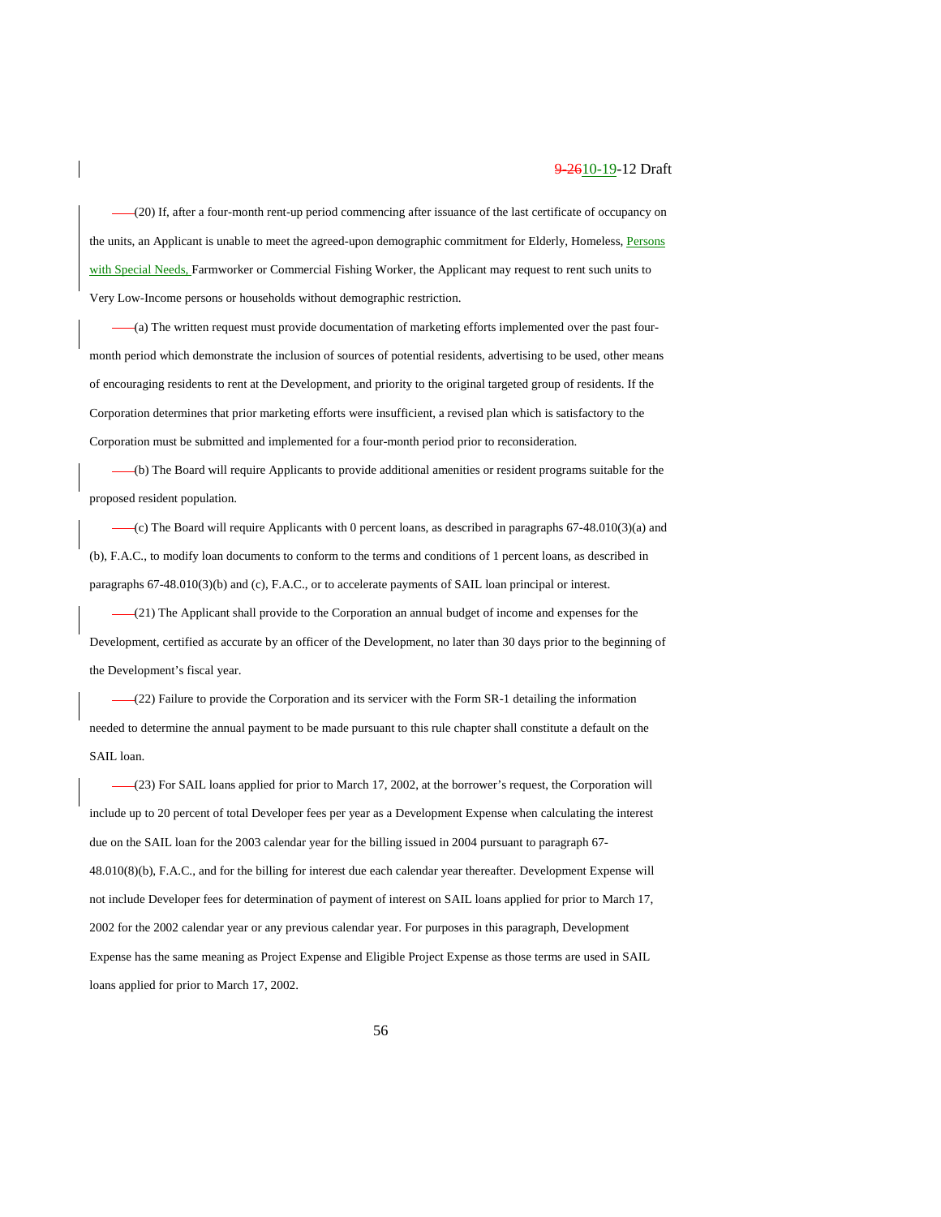(20) If, after a four-month rent-up period commencing after issuance of the last certificate of occupancy on the units, an Applicant is unable to meet the agreed-upon demographic commitment for Elderly, Homeless, Persons with Special Needs, Farmworker or Commercial Fishing Worker, the Applicant may request to rent such units to Very Low-Income persons or households without demographic restriction.

(a) The written request must provide documentation of marketing efforts implemented over the past four-month period which demonstrate the inclusion of sources of potential residents, advertising to be used, other means of encouraging residents to rent at the Development, and priority to the original targeted group of residents. If the Corporation determines that prior marketing efforts were insufficient, a revised plan which is satisfactory to the Corporation must be submitted and implemented for a four-month period prior to reconsideration.

(b) The Board will require Applicants to provide additional amenities or resident programs suitable for the proposed resident population.

(c) The Board will require Applicants with 0 percent loans, as described in paragraphs 67-48.010(3)(a) and (b), F.A.C., to modify loan documents to conform to the terms and conditions of 1 percent loans, as described in paragraphs 67-48.010(3)(b) and (c), F.A.C., or to accelerate payments of SAIL loan principal or interest.

(21) The Applicant shall provide to the Corporation an annual budget of income and expenses for the Development, certified as accurate by an officer of the Development, no later than 30 days prior to the beginning of the Development's fiscal year.

(22) Failure to provide the Corporation and its servicer with the Form SR-1 detailing the information needed to determine the annual payment to be made pursuant to this rule chapter shall constitute a default on the SAIL loan.

(23) For SAIL loans applied for prior to March 17, 2002, at the borrower's request, the Corporation will include up to 20 percent of total Developer fees per year as a Development Expense when calculating the interest due on the SAIL loan for the 2003 calendar year for the billing issued in 2004 pursuant to paragraph 67-48.010(8)(b), F.A.C., and for the billing for interest due each calendar year thereafter. Development Expense will not include Developer fees for determination of payment of interest on SAIL loans applied for prior to March 17, 2002 for the 2002 calendar year or any previous calendar year. For purposes in this paragraph, Development Expense has the same meaning as Project Expense and Eligible Project Expense as those terms are used in SAIL loans applied for prior to March 17, 2002.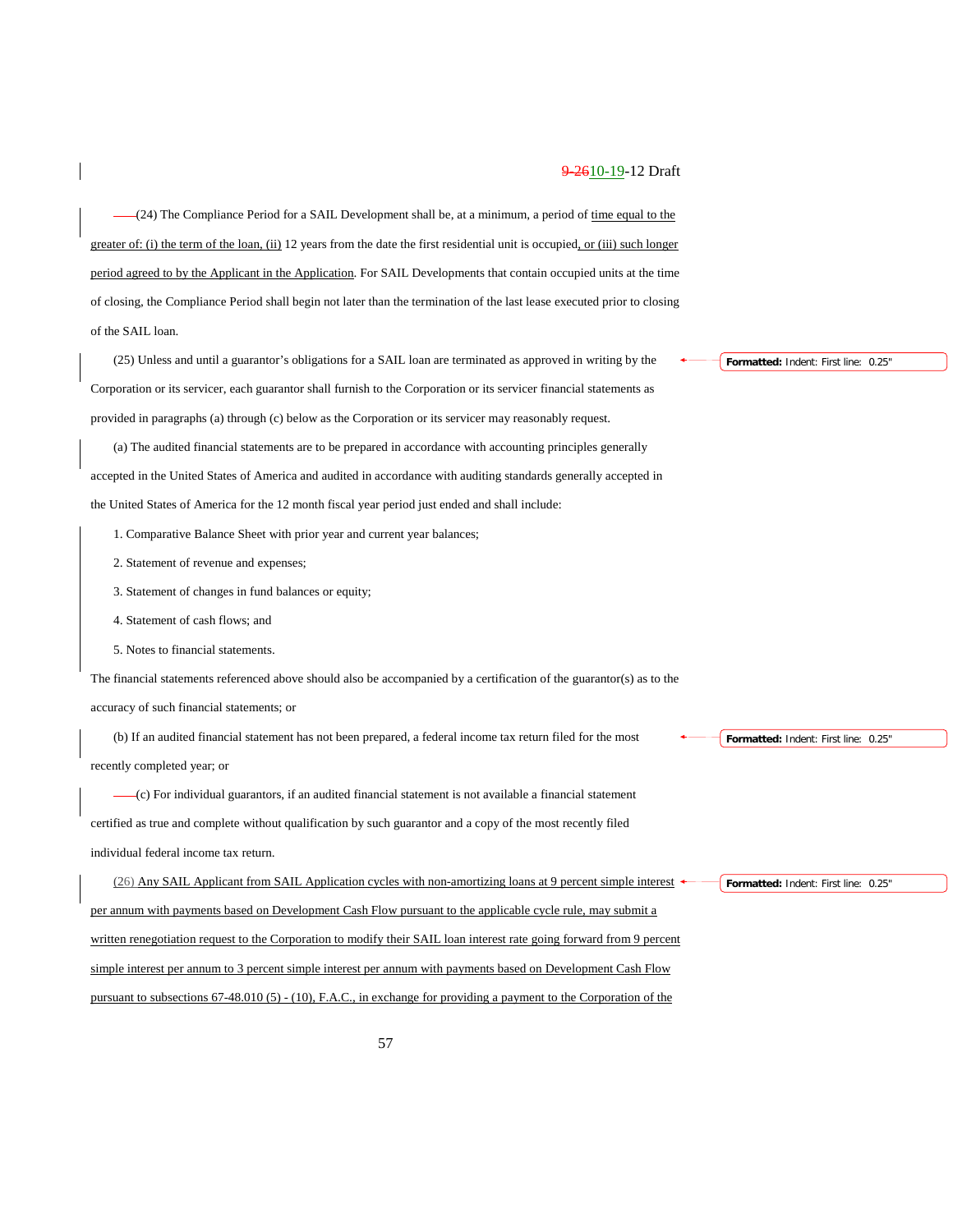(24) The Compliance Period for a SAIL Development shall be, at a minimum, a period of time equal to the greater of: (i) the term of the loan, (ii) 12 years from the date the first residential unit is occupied, or (iii) such longer period agreed to by the Applicant in the Application. For SAIL Developments that contain occupied units at the time of closing, the Compliance Period shall begin not later than the termination of the last lease executed prior to closing of the SAIL loan.

(25) Unless and until a guarantor's obligations for a SAIL loan are terminated as approved in writing by the Corporation or its servicer, each guarantor shall furnish to the Corporation or its servicer financial statements as provided in paragraphs (a) through (c) below as the Corporation or its servicer may reasonably request.

(a) The audited financial statements are to be prepared in accordance with accounting principles generally accepted in the United States of America and audited in accordance with auditing standards generally accepted in the United States of America for the 12 month fiscal year period just ended and shall include:

1. Comparative Balance Sheet with prior year and current year balances;

2. Statement of revenue and expenses;

3. Statement of changes in fund balances or equity;

4. Statement of cash flows; and

5. Notes to financial statements.

The financial statements referenced above should also be accompanied by a certification of the guarantor(s) as to the accuracy of such financial statements; or

(b) If an audited financial statement has not been prepared, a federal income tax return filed for the most recently completed year; or

(c) For individual guarantors, if an audited financial statement is not available a financial statement certified as true and complete without qualification by such guarantor and a copy of the most recently filed individual federal income tax return.

(26) Any SAIL Applicant from SAIL Application cycles with non-amortizing loans at 9 percent simple interest per annum with payments based on Development Cash Flow pursuant to the applicable cycle rule, may submit a written renegotiation request to the Corporation to modify their SAIL loan interest rate going forward from 9 percent simple interest per annum to 3 percent simple interest per annum with payments based on Development Cash Flow pursuant to subsections 67-48.010 (5) - (10), F.A.C., in exchange for providing a payment to the Corporation of the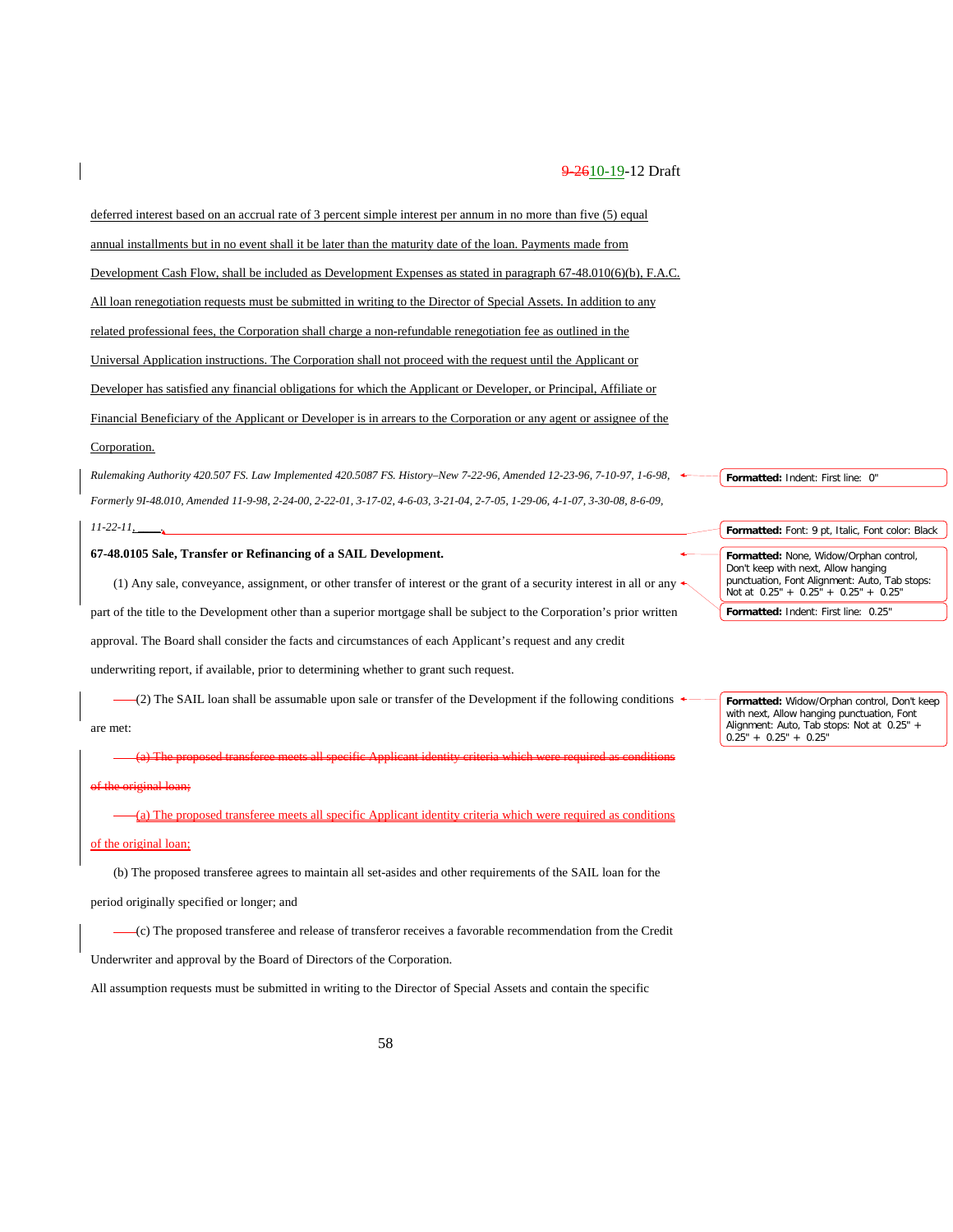deferred interest based on an accrual rate of 3 percent simple interest per annum in no more than five (5) equal annual installments but in no event shall it be later than the maturity date of the loan. Payments made from Development Cash Flow, shall be included as Development Expenses as stated in paragraph 67-48.010(6)(b), F.A.C. All loan renegotiation requests must be submitted in writing to the Director of Special Assets. In addition to any related professional fees, the Corporation shall charge a non-refundable renegotiation fee as outlined in the Universal Application instructions. The Corporation shall not proceed with the request until the Applicant or Developer has satisfied any financial obligations for which the Applicant or Developer, or Principal, Affiliate or Financial Beneficiary of the Applicant or Developer is in arrears to the Corporation or any agent or assignee of the Corporation.

*Rulemaking Authority 420.507 FS. Law Implemented 420.5087 FS. History–New 7-22-96, Amended 12-23-96, 7-10-97, 1-6-98, Formerly 9I-48.010, Amended 11-9-98, 2-24-00, 2-22-01, 3-17-02, 4-6-03, 3-21-04, 2-7-05, 1-29-06, 4-1-07, 3-30-08, 8-6-09, 11-22-11, \_\_\_\_.*

**67-48.0105 Sale, Transfer or Refinancing of a SAIL Development.**

(1) Any sale, conveyance, assignment, or other transfer of interest or the grant of a security interest in all or any part of the title to the Development other than a superior mortgage shall be subject to the Corporation's prior written approval. The Board shall consider the facts and circumstances of each Applicant's request and any credit underwriting report, if available, prior to determining whether to grant such request.

(2) The SAIL loan shall be assumable upon sale or transfer of the Development if the following conditions are met:

~~(a) The proposed transferee meets all specific Applicant identity criteria which were required as conditions of the original loan;~~

(a) The proposed transferee meets all specific Applicant identity criteria which were required as conditions of the original loan;

(b) The proposed transferee agrees to maintain all set-asides and other requirements of the SAIL loan for the period originally specified or longer; and

(c) The proposed transferee and release of transferor receives a favorable recommendation from the Credit Underwriter and approval by the Board of Directors of the Corporation.

All assumption requests must be submitted in writing to the Director of Special Assets and contain the specific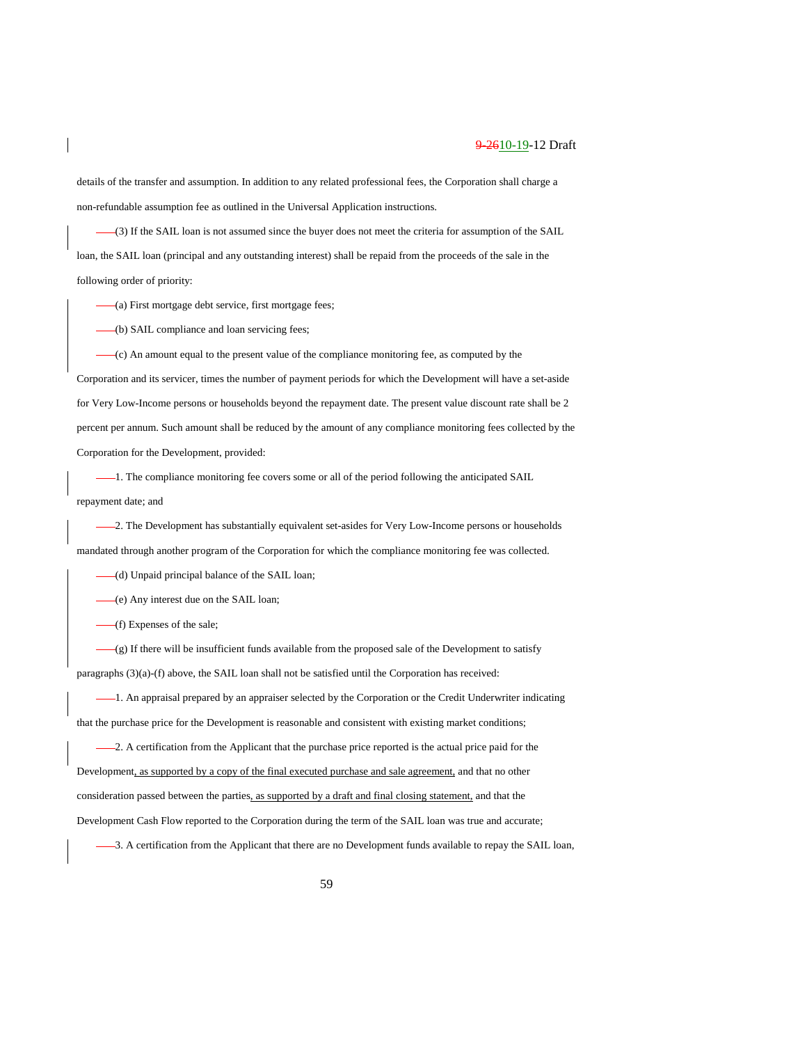details of the transfer and assumption. In addition to any related professional fees, the Corporation shall charge a non-refundable assumption fee as outlined in the Universal Application instructions.

(3) If the SAIL loan is not assumed since the buyer does not meet the criteria for assumption of the SAIL loan, the SAIL loan (principal and any outstanding interest) shall be repaid from the proceeds of the sale in the following order of priority:

(a) First mortgage debt service, first mortgage fees;

(b) SAIL compliance and loan servicing fees;

(c) An amount equal to the present value of the compliance monitoring fee, as computed by the Corporation and its servicer, times the number of payment periods for which the Development will have a set-aside for Very Low-Income persons or households beyond the repayment date. The present value discount rate shall be 2 percent per annum. Such amount shall be reduced by the amount of any compliance monitoring fees collected by the Corporation for the Development, provided:

1. The compliance monitoring fee covers some or all of the period following the anticipated SAIL repayment date; and

2. The Development has substantially equivalent set-asides for Very Low-Income persons or households mandated through another program of the Corporation for which the compliance monitoring fee was collected.

(d) Unpaid principal balance of the SAIL loan;

(e) Any interest due on the SAIL loan;

(f) Expenses of the sale;

(g) If there will be insufficient funds available from the proposed sale of the Development to satisfy paragraphs (3)(a)-(f) above, the SAIL loan shall not be satisfied until the Corporation has received:

1. An appraisal prepared by an appraiser selected by the Corporation or the Credit Underwriter indicating that the purchase price for the Development is reasonable and consistent with existing market conditions;

2. A certification from the Applicant that the purchase price reported is the actual price paid for the Development, as supported by a copy of the final executed purchase and sale agreement, and that no other consideration passed between the parties, as supported by a draft and final closing statement, and that the Development Cash Flow reported to the Corporation during the term of the SAIL loan was true and accurate;

3. A certification from the Applicant that there are no Development funds available to repay the SAIL loan,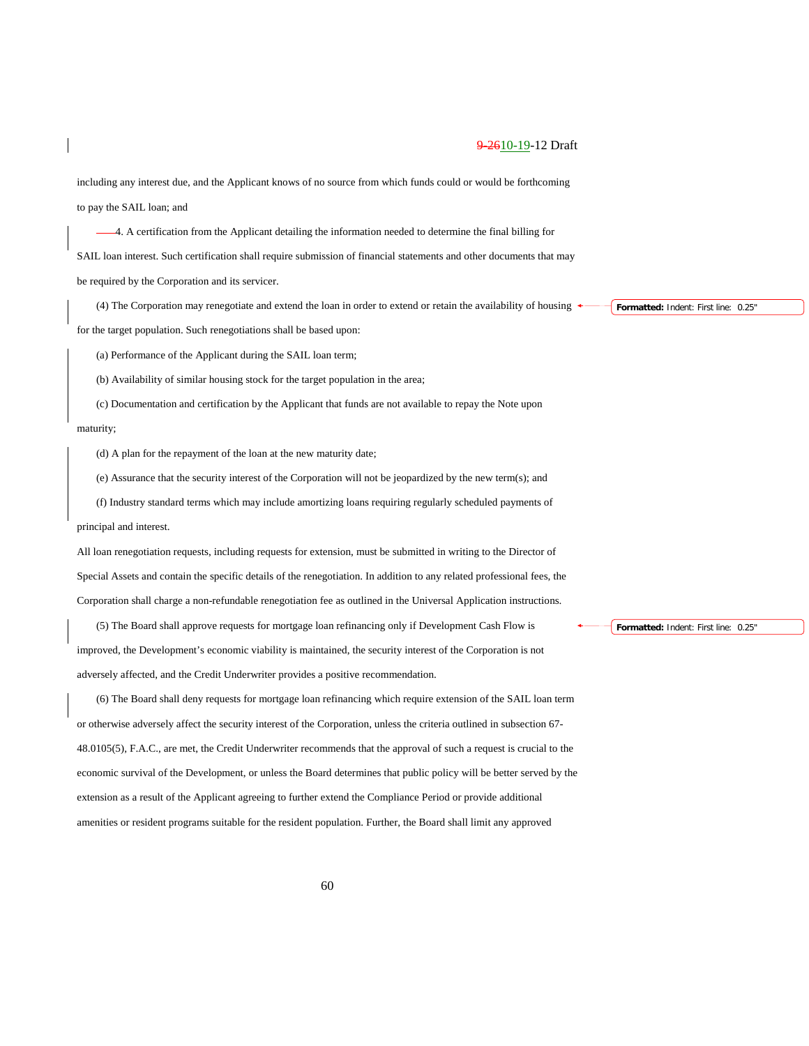including any interest due, and the Applicant knows of no source from which funds could or would be forthcoming to pay the SAIL loan; and

4. A certification from the Applicant detailing the information needed to determine the final billing for SAIL loan interest. Such certification shall require submission of financial statements and other documents that may be required by the Corporation and its servicer.

(4) The Corporation may renegotiate and extend the loan in order to extend or retain the availability of housing for the target population. Such renegotiations shall be based upon:

(a) Performance of the Applicant during the SAIL loan term;

(b) Availability of similar housing stock for the target population in the area;

(c) Documentation and certification by the Applicant that funds are not available to repay the Note upon maturity;

(d) A plan for the repayment of the loan at the new maturity date;

(e) Assurance that the security interest of the Corporation will not be jeopardized by the new term(s); and

(f) Industry standard terms which may include amortizing loans requiring regularly scheduled payments of principal and interest.

All loan renegotiation requests, including requests for extension, must be submitted in writing to the Director of Special Assets and contain the specific details of the renegotiation. In addition to any related professional fees, the Corporation shall charge a non-refundable renegotiation fee as outlined in the Universal Application instructions.

(5) The Board shall approve requests for mortgage loan refinancing only if Development Cash Flow is improved, the Development's economic viability is maintained, the security interest of the Corporation is not adversely affected, and the Credit Underwriter provides a positive recommendation.

(6) The Board shall deny requests for mortgage loan refinancing which require extension of the SAIL loan term or otherwise adversely affect the security interest of the Corporation, unless the criteria outlined in subsection 67-48.0105(5), F.A.C., are met, the Credit Underwriter recommends that the approval of such a request is crucial to the economic survival of the Development, or unless the Board determines that public policy will be better served by the extension as a result of the Applicant agreeing to further extend the Compliance Period or provide additional amenities or resident programs suitable for the resident population. Further, the Board shall limit any approved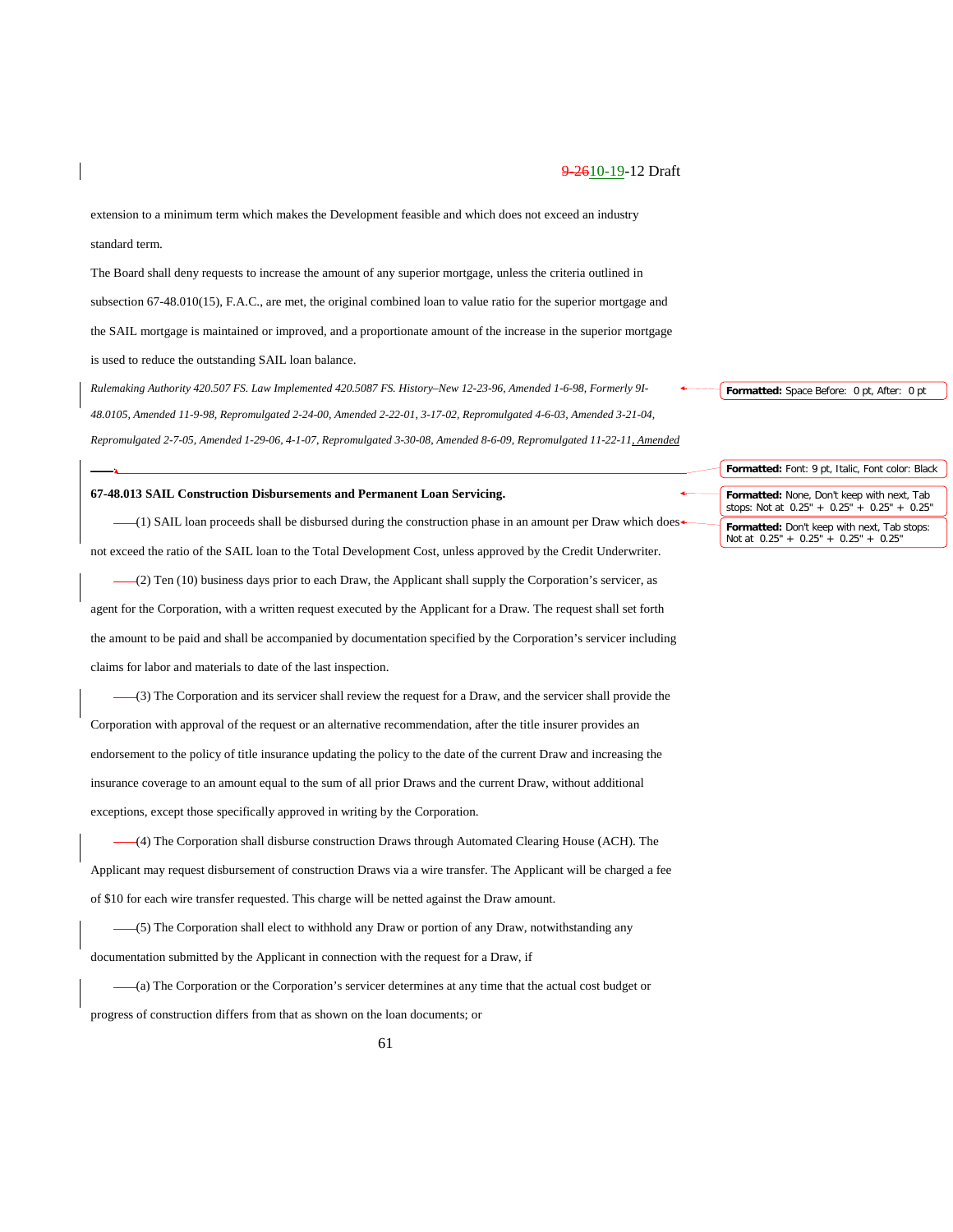extension to a minimum term which makes the Development feasible and which does not exceed an industry standard term.

The Board shall deny requests to increase the amount of any superior mortgage, unless the criteria outlined in subsection 67-48.010(15), F.A.C., are met, the original combined loan to value ratio for the superior mortgage and the SAIL mortgage is maintained or improved, and a proportionate amount of the increase in the superior mortgage is used to reduce the outstanding SAIL loan balance.

*Rulemaking Authority 420.507 FS. Law Implemented 420.5087 FS. History–New 12-23-96, Amended 1-6-98, Formerly 9I-48.0105, Amended 11-9-98, Repromulgated 2-24-00, Amended 2-22-01, 3-17-02, Repromulgated 4-6-03, Amended 3-21-04, Repromulgated 2-7-05, Amended 1-29-06, 4-1-07, Repromulgated 3-30-08, Amended 8-6-09, Repromulgated 11-22-11, Amended*

**67-48.013 SAIL Construction Disbursements and Permanent Loan Servicing.**

(1) SAIL loan proceeds shall be disbursed during the construction phase in an amount per Draw which does not exceed the ratio of the SAIL loan to the Total Development Cost, unless approved by the Credit Underwriter.

(2) Ten (10) business days prior to each Draw, the Applicant shall supply the Corporation's servicer, as agent for the Corporation, with a written request executed by the Applicant for a Draw. The request shall set forth the amount to be paid and shall be accompanied by documentation specified by the Corporation's servicer including claims for labor and materials to date of the last inspection.

(3) The Corporation and its servicer shall review the request for a Draw, and the servicer shall provide the Corporation with approval of the request or an alternative recommendation, after the title insurer provides an endorsement to the policy of title insurance updating the policy to the date of the current Draw and increasing the insurance coverage to an amount equal to the sum of all prior Draws and the current Draw, without additional exceptions, except those specifically approved in writing by the Corporation.

(4) The Corporation shall disburse construction Draws through Automated Clearing House (ACH). The Applicant may request disbursement of construction Draws via a wire transfer. The Applicant will be charged a fee of $10 for each wire transfer requested. This charge will be netted against the Draw amount.

(5) The Corporation shall elect to withhold any Draw or portion of any Draw, notwithstanding any documentation submitted by the Applicant in connection with the request for a Draw, if

(a) The Corporation or the Corporation's servicer determines at any time that the actual cost budget or progress of construction differs from that as shown on the loan documents; or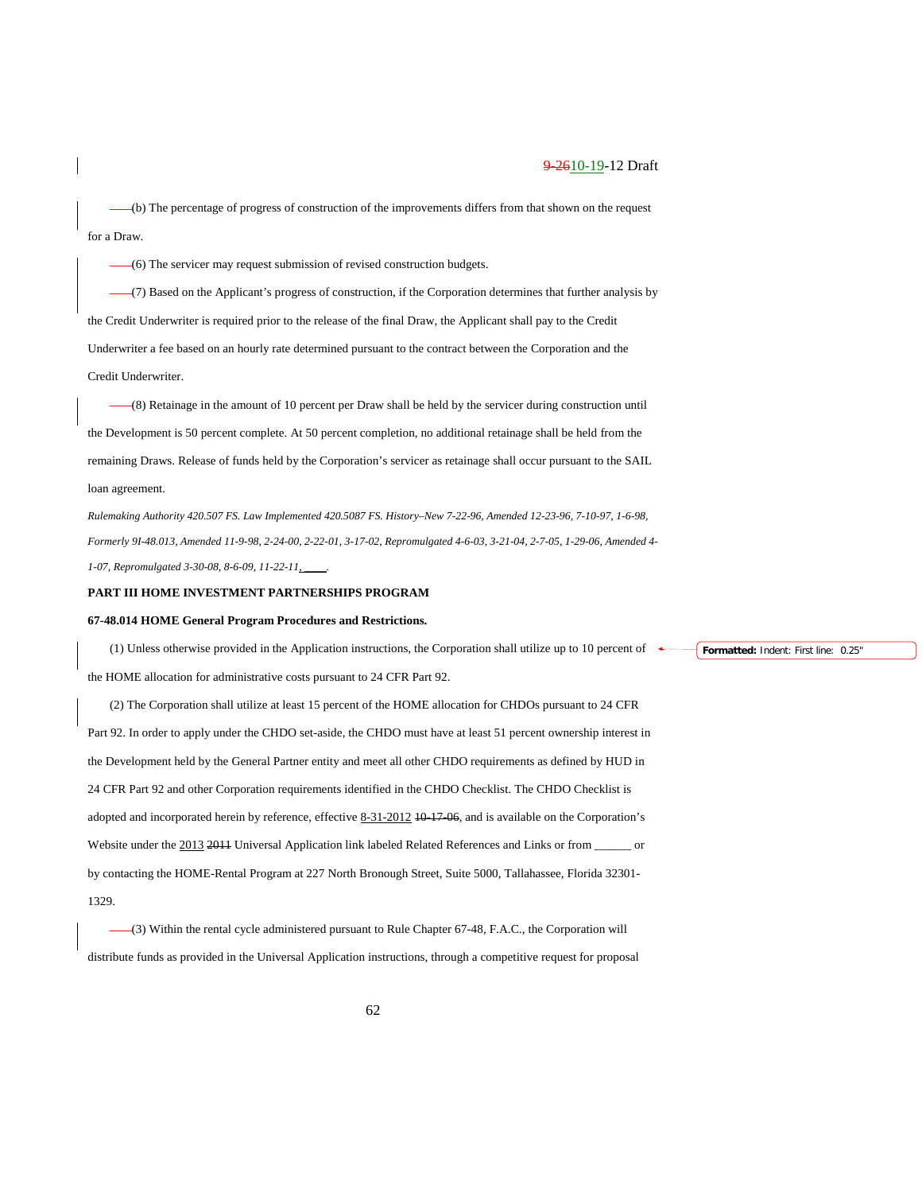(b) The percentage of progress of construction of the improvements differs from that shown on the request for a Draw.

(6) The servicer may request submission of revised construction budgets.

(7) Based on the Applicant's progress of construction, if the Corporation determines that further analysis by the Credit Underwriter is required prior to the release of the final Draw, the Applicant shall pay to the Credit Underwriter a fee based on an hourly rate determined pursuant to the contract between the Corporation and the Credit Underwriter.

(8) Retainage in the amount of 10 percent per Draw shall be held by the servicer during construction until the Development is 50 percent complete. At 50 percent completion, no additional retainage shall be held from the remaining Draws. Release of funds held by the Corporation's servicer as retainage shall occur pursuant to the SAIL loan agreement.

*Rulemaking Authority 420.507 FS. Law Implemented 420.5087 FS. History–New 7-22-96, Amended 12-23-96, 7-10-97, 1-6-98, Formerly 9I-48.013, Amended 11-9-98, 2-24-00, 2-22-01, 3-17-02, Repromulgated 4-6-03, 3-21-04, 2-7-05, 1-29-06, Amended 4-1-07, Repromulgated 3-30-08, 8-6-09, 11-22-11, ____.*

**PART III HOME INVESTMENT PARTNERSHIPS PROGRAM**

**67-48.014 HOME General Program Procedures and Restrictions.**

(1) Unless otherwise provided in the Application instructions, the Corporation shall utilize up to 10 percent of the HOME allocation for administrative costs pursuant to 24 CFR Part 92.

(2) The Corporation shall utilize at least 15 percent of the HOME allocation for CHDOs pursuant to 24 CFR Part 92. In order to apply under the CHDO set-aside, the CHDO must have at least 51 percent ownership interest in the Development held by the General Partner entity and meet all other CHDO requirements as defined by HUD in 24 CFR Part 92 and other Corporation requirements identified in the CHDO Checklist. The CHDO Checklist is adopted and incorporated herein by reference, effective 8-31-2012 ~~10-17-06~~, and is available on the Corporation's Website under the 2013 ~~2011~~ Universal Application link labeled Related References and Links or from ______ or by contacting the HOME-Rental Program at 227 North Bronough Street, Suite 5000, Tallahassee, Florida 32301-1329.

(3) Within the rental cycle administered pursuant to Rule Chapter 67-48, F.A.C., the Corporation will distribute funds as provided in the Universal Application instructions, through a competitive request for proposal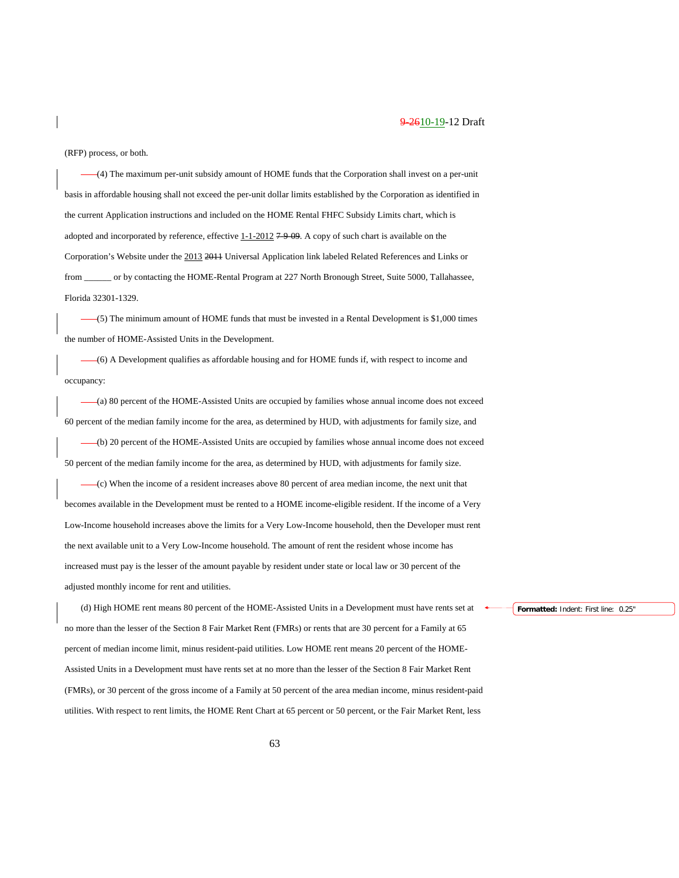(RFP) process, or both.

(4) The maximum per-unit subsidy amount of HOME funds that the Corporation shall invest on a per-unit basis in affordable housing shall not exceed the per-unit dollar limits established by the Corporation as identified in the current Application instructions and included on the HOME Rental FHFC Subsidy Limits chart, which is adopted and incorporated by reference, effective 1-1-2012 ~~7-9-09~~. A copy of such chart is available on the Corporation's Website under the 2013 ~~2011~~ Universal Application link labeled Related References and Links or from ______ or by contacting the HOME-Rental Program at 227 North Bronough Street, Suite 5000, Tallahassee, Florida 32301-1329.

(5) The minimum amount of HOME funds that must be invested in a Rental Development is $1,000 times the number of HOME-Assisted Units in the Development.

(6) A Development qualifies as affordable housing and for HOME funds if, with respect to income and occupancy:

(a) 80 percent of the HOME-Assisted Units are occupied by families whose annual income does not exceed 60 percent of the median family income for the area, as determined by HUD, with adjustments for family size, and

(b) 20 percent of the HOME-Assisted Units are occupied by families whose annual income does not exceed 50 percent of the median family income for the area, as determined by HUD, with adjustments for family size.

(c) When the income of a resident increases above 80 percent of area median income, the next unit that becomes available in the Development must be rented to a HOME income-eligible resident. If the income of a Very Low-Income household increases above the limits for a Very Low-Income household, then the Developer must rent the next available unit to a Very Low-Income household. The amount of rent the resident whose income has increased must pay is the lesser of the amount payable by resident under state or local law or 30 percent of the adjusted monthly income for rent and utilities.

(d) High HOME rent means 80 percent of the HOME-Assisted Units in a Development must have rents set at no more than the lesser of the Section 8 Fair Market Rent (FMRs) or rents that are 30 percent for a Family at 65 percent of median income limit, minus resident-paid utilities. Low HOME rent means 20 percent of the HOME-Assisted Units in a Development must have rents set at no more than the lesser of the Section 8 Fair Market Rent (FMRs), or 30 percent of the gross income of a Family at 50 percent of the area median income, minus resident-paid utilities. With respect to rent limits, the HOME Rent Chart at 65 percent or 50 percent, or the Fair Market Rent, less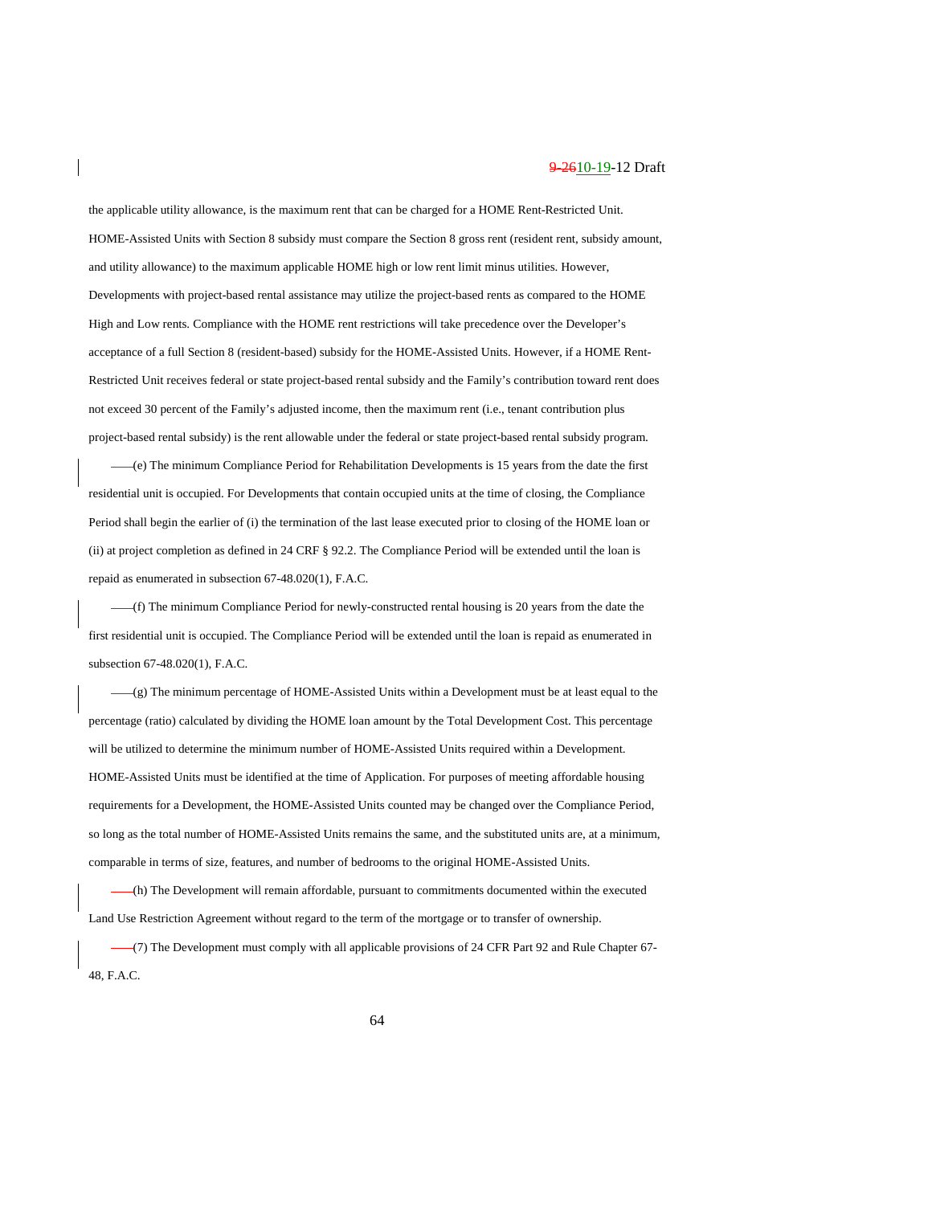the applicable utility allowance, is the maximum rent that can be charged for a HOME Rent-Restricted Unit. HOME-Assisted Units with Section 8 subsidy must compare the Section 8 gross rent (resident rent, subsidy amount, and utility allowance) to the maximum applicable HOME high or low rent limit minus utilities. However, Developments with project-based rental assistance may utilize the project-based rents as compared to the HOME High and Low rents. Compliance with the HOME rent restrictions will take precedence over the Developer's acceptance of a full Section 8 (resident-based) subsidy for the HOME-Assisted Units. However, if a HOME Rent-Restricted Unit receives federal or state project-based rental subsidy and the Family's contribution toward rent does not exceed 30 percent of the Family's adjusted income, then the maximum rent (i.e., tenant contribution plus project-based rental subsidy) is the rent allowable under the federal or state project-based rental subsidy program.

(e) The minimum Compliance Period for Rehabilitation Developments is 15 years from the date the first residential unit is occupied. For Developments that contain occupied units at the time of closing, the Compliance Period shall begin the earlier of (i) the termination of the last lease executed prior to closing of the HOME loan or (ii) at project completion as defined in 24 CRF § 92.2. The Compliance Period will be extended until the loan is repaid as enumerated in subsection 67-48.020(1), F.A.C.

(f) The minimum Compliance Period for newly-constructed rental housing is 20 years from the date the first residential unit is occupied. The Compliance Period will be extended until the loan is repaid as enumerated in subsection 67-48.020(1), F.A.C.

(g) The minimum percentage of HOME-Assisted Units within a Development must be at least equal to the percentage (ratio) calculated by dividing the HOME loan amount by the Total Development Cost. This percentage will be utilized to determine the minimum number of HOME-Assisted Units required within a Development. HOME-Assisted Units must be identified at the time of Application. For purposes of meeting affordable housing requirements for a Development, the HOME-Assisted Units counted may be changed over the Compliance Period, so long as the total number of HOME-Assisted Units remains the same, and the substituted units are, at a minimum, comparable in terms of size, features, and number of bedrooms to the original HOME-Assisted Units.

(h) The Development will remain affordable, pursuant to commitments documented within the executed Land Use Restriction Agreement without regard to the term of the mortgage or to transfer of ownership.

(7) The Development must comply with all applicable provisions of 24 CFR Part 92 and Rule Chapter 67-48, F.A.C.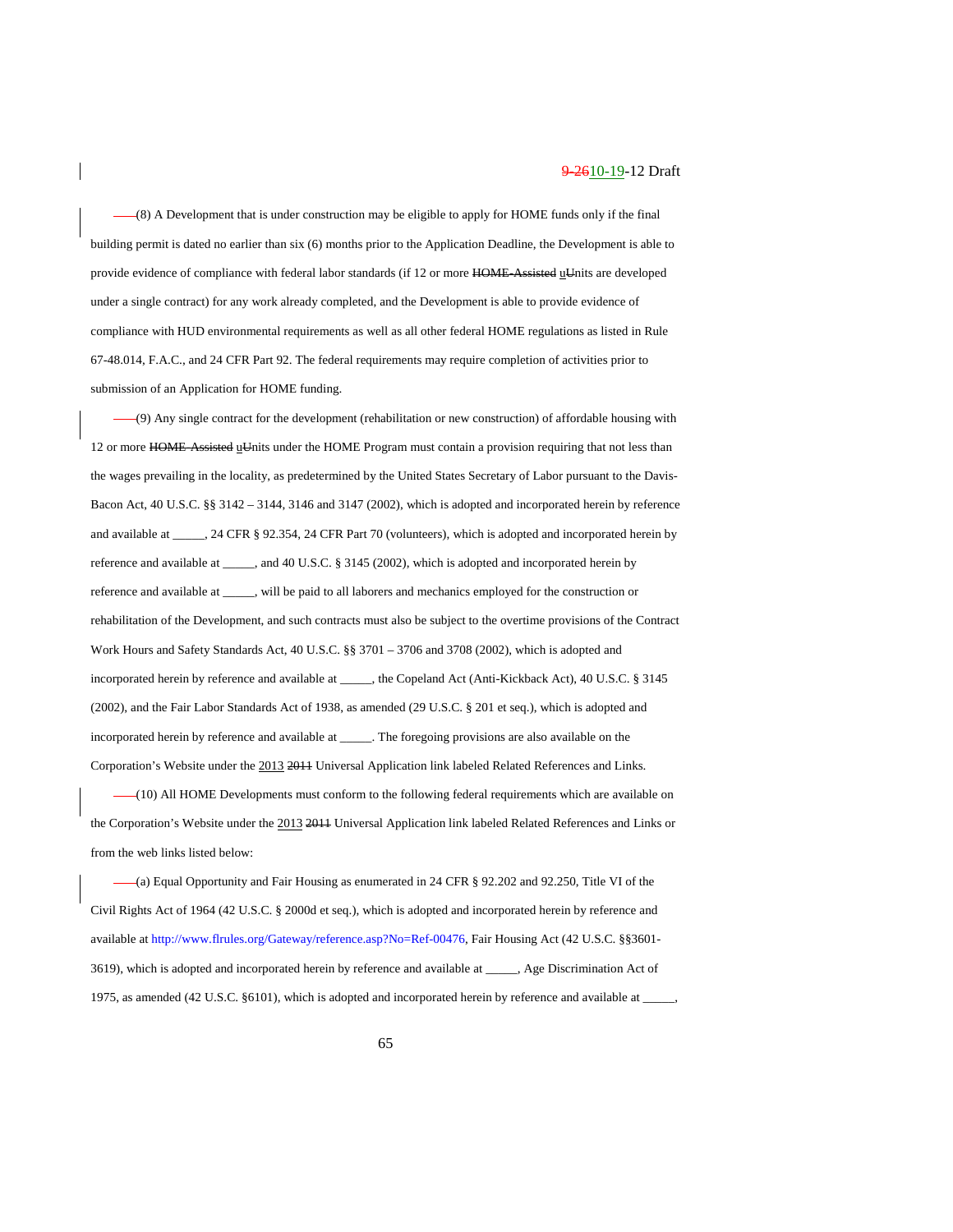(8) A Development that is under construction may be eligible to apply for HOME funds only if the final building permit is dated no earlier than six (6) months prior to the Application Deadline, the Development is able to provide evidence of compliance with federal labor standards (if 12 or more ~~HOME-Assisted~~ uUnits are developed under a single contract) for any work already completed, and the Development is able to provide evidence of compliance with HUD environmental requirements as well as all other federal HOME regulations as listed in Rule 67-48.014, F.A.C., and 24 CFR Part 92. The federal requirements may require completion of activities prior to submission of an Application for HOME funding.

(9) Any single contract for the development (rehabilitation or new construction) of affordable housing with 12 or more ~~HOME-Assisted~~ uUnits under the HOME Program must contain a provision requiring that not less than the wages prevailing in the locality, as predetermined by the United States Secretary of Labor pursuant to the Davis-Bacon Act, 40 U.S.C. §§ 3142 – 3144, 3146 and 3147 (2002), which is adopted and incorporated herein by reference and available at _____, 24 CFR § 92.354, 24 CFR Part 70 (volunteers), which is adopted and incorporated herein by reference and available at _____, and 40 U.S.C. § 3145 (2002), which is adopted and incorporated herein by reference and available at _____, will be paid to all laborers and mechanics employed for the construction or rehabilitation of the Development, and such contracts must also be subject to the overtime provisions of the Contract Work Hours and Safety Standards Act, 40 U.S.C. §§ 3701 – 3706 and 3708 (2002), which is adopted and incorporated herein by reference and available at _____, the Copeland Act (Anti-Kickback Act), 40 U.S.C. § 3145 (2002), and the Fair Labor Standards Act of 1938, as amended (29 U.S.C. § 201 et seq.), which is adopted and incorporated herein by reference and available at _____. The foregoing provisions are also available on the Corporation's Website under the 2013 ~~2011~~ Universal Application link labeled Related References and Links.

(10) All HOME Developments must conform to the following federal requirements which are available on the Corporation's Website under the 2013 ~~2011~~ Universal Application link labeled Related References and Links or from the web links listed below:

(a) Equal Opportunity and Fair Housing as enumerated in 24 CFR § 92.202 and 92.250, Title VI of the Civil Rights Act of 1964 (42 U.S.C. § 2000d et seq.), which is adopted and incorporated herein by reference and available at http://www.flrules.org/Gateway/reference.asp?No=Ref-00476, Fair Housing Act (42 U.S.C. §§3601-3619), which is adopted and incorporated herein by reference and available at _____, Age Discrimination Act of 1975, as amended (42 U.S.C. §6101), which is adopted and incorporated herein by reference and available at _____,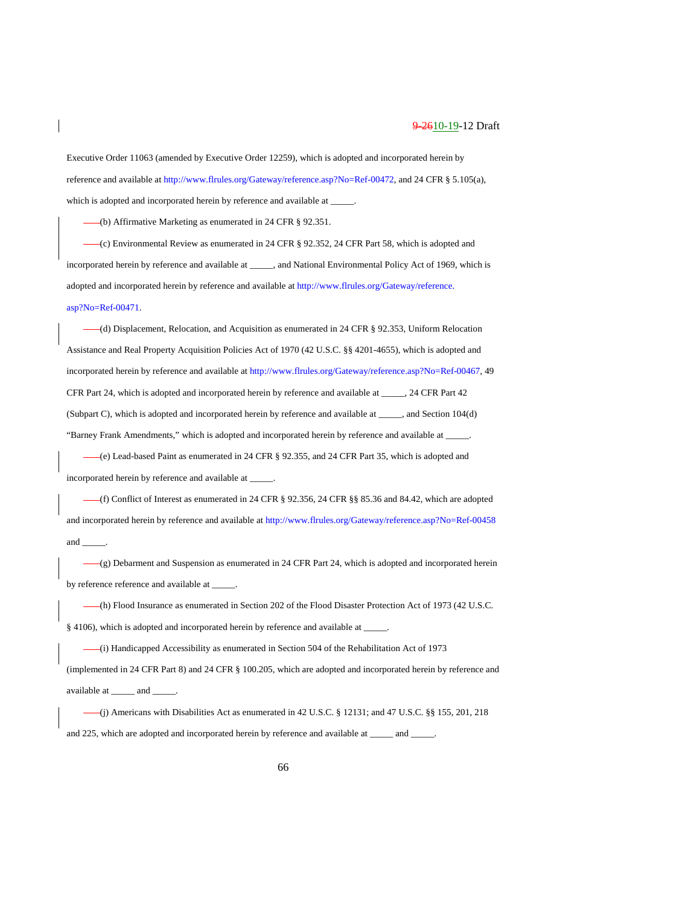Executive Order 11063 (amended by Executive Order 12259), which is adopted and incorporated herein by reference and available at http://www.flrules.org/Gateway/reference.asp?No=Ref-00472, and 24 CFR § 5.105(a), which is adopted and incorporated herein by reference and available at _____.

(b) Affirmative Marketing as enumerated in 24 CFR § 92.351.

(c) Environmental Review as enumerated in 24 CFR § 92.352, 24 CFR Part 58, which is adopted and incorporated herein by reference and available at _____, and National Environmental Policy Act of 1969, which is adopted and incorporated herein by reference and available at http://www.flrules.org/Gateway/reference.asp?No=Ref-00471.

(d) Displacement, Relocation, and Acquisition as enumerated in 24 CFR § 92.353, Uniform Relocation Assistance and Real Property Acquisition Policies Act of 1970 (42 U.S.C. §§ 4201-4655), which is adopted and incorporated herein by reference and available at http://www.flrules.org/Gateway/reference.asp?No=Ref-00467, 49 CFR Part 24, which is adopted and incorporated herein by reference and available at _____, 24 CFR Part 42 (Subpart C), which is adopted and incorporated herein by reference and available at _____, and Section 104(d) "Barney Frank Amendments," which is adopted and incorporated herein by reference and available at _____.

(e) Lead-based Paint as enumerated in 24 CFR § 92.355, and 24 CFR Part 35, which is adopted and incorporated herein by reference and available at _____.

(f) Conflict of Interest as enumerated in 24 CFR § 92.356, 24 CFR §§ 85.36 and 84.42, which are adopted and incorporated herein by reference and available at http://www.flrules.org/Gateway/reference.asp?No=Ref-00458 and _____.

(g) Debarment and Suspension as enumerated in 24 CFR Part 24, which is adopted and incorporated herein by reference reference and available at _____.

(h) Flood Insurance as enumerated in Section 202 of the Flood Disaster Protection Act of 1973 (42 U.S.C. § 4106), which is adopted and incorporated herein by reference and available at _____.

(i) Handicapped Accessibility as enumerated in Section 504 of the Rehabilitation Act of 1973 (implemented in 24 CFR Part 8) and 24 CFR § 100.205, which are adopted and incorporated herein by reference and available at _____ and _____.

(j) Americans with Disabilities Act as enumerated in 42 U.S.C. § 12131; and 47 U.S.C. §§ 155, 201, 218 and 225, which are adopted and incorporated herein by reference and available at _____ and _____.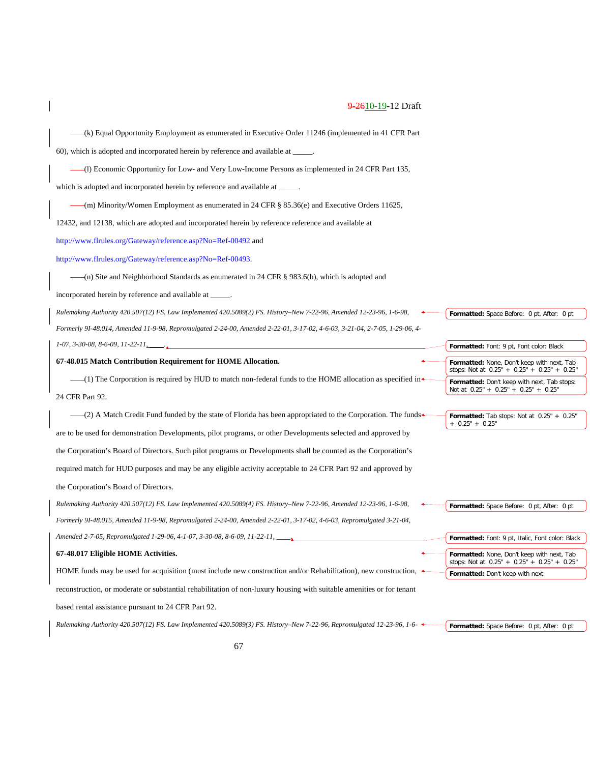(k) Equal Opportunity Employment as enumerated in Executive Order 11246 (implemented in 41 CFR Part 60), which is adopted and incorporated herein by reference and available at _____.

(l) Economic Opportunity for Low- and Very Low-Income Persons as implemented in 24 CFR Part 135, which is adopted and incorporated herein by reference and available at _____.

(m) Minority/Women Employment as enumerated in 24 CFR § 85.36(e) and Executive Orders 11625, 12432, and 12138, which are adopted and incorporated herein by reference reference and available at http://www.flrules.org/Gateway/reference.asp?No=Ref-00492 and http://www.flrules.org/Gateway/reference.asp?No=Ref-00493.

(n) Site and Neighborhood Standards as enumerated in 24 CFR § 983.6(b), which is adopted and incorporated herein by reference and available at _____.

*Rulemaking Authority 420.507(12) FS. Law Implemented 420.5089(2) FS. History–New 7-22-96, Amended 12-23-96, 1-6-98, Formerly 9I-48.014, Amended 11-9-98, Repromulgated 2-24-00, Amended 2-22-01, 3-17-02, 4-6-03, 3-21-04, 2-7-05, 1-29-06, 4-1-07, 3-30-08, 8-6-09, 11-22-11, ____.*

**67-48.015 Match Contribution Requirement for HOME Allocation.**

(1) The Corporation is required by HUD to match non-federal funds to the HOME allocation as specified in 24 CFR Part 92.

(2) A Match Credit Fund funded by the state of Florida has been appropriated to the Corporation. The funds are to be used for demonstration Developments, pilot programs, or other Developments selected and approved by the Corporation's Board of Directors. Such pilot programs or Developments shall be counted as the Corporation's required match for HUD purposes and may be any eligible activity acceptable to 24 CFR Part 92 and approved by the Corporation's Board of Directors.

*Rulemaking Authority 420.507(12) FS. Law Implemented 420.5089(4) FS. History–New 7-22-96, Amended 12-23-96, 1-6-98, Formerly 9I-48.015, Amended 11-9-98, Repromulgated 2-24-00, Amended 2-22-01, 3-17-02, 4-6-03, Repromulgated 3-21-04, Amended 2-7-05, Repromulgated 1-29-06, 4-1-07, 3-30-08, 8-6-09, 11-22-11, ____.*

**67-48.017 Eligible HOME Activities.**

HOME funds may be used for acquisition (must include new construction and/or Rehabilitation), new construction, reconstruction, or moderate or substantial rehabilitation of non-luxury housing with suitable amenities or for tenant based rental assistance pursuant to 24 CFR Part 92.

*Rulemaking Authority 420.507(12) FS. Law Implemented 420.5089(3) FS. History–New 7-22-96, Repromulgated 12-23-96, 1-6-*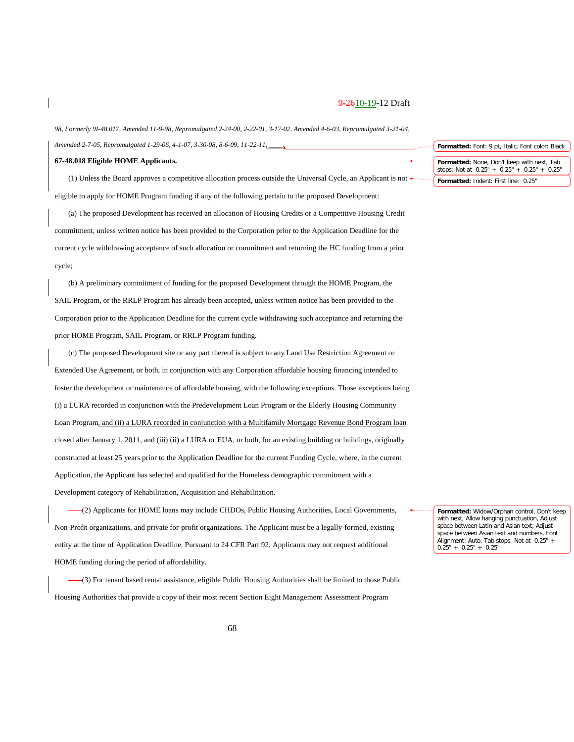*98, Formerly 9I-48.017, Amended 11-9-98, Repromulgated 2-24-00, 2-22-01, 3-17-02, Amended 4-6-03, Repromulgated 3-21-04, Amended 2-7-05, Repromulgated 1-29-06, 4-1-07, 3-30-08, 8-6-09, 11-22-11,*

**67-48.018 Eligible HOME Applicants.**

(1) Unless the Board approves a competitive allocation process outside the Universal Cycle, an Applicant is not eligible to apply for HOME Program funding if any of the following pertain to the proposed Development:

(a) The proposed Development has received an allocation of Housing Credits or a Competitive Housing Credit commitment, unless written notice has been provided to the Corporation prior to the Application Deadline for the current cycle withdrawing acceptance of such allocation or commitment and returning the HC funding from a prior cycle;

(b) A preliminary commitment of funding for the proposed Development through the HOME Program, the SAIL Program, or the RRLP Program has already been accepted, unless written notice has been provided to the Corporation prior to the Application Deadline for the current cycle withdrawing such acceptance and returning the prior HOME Program, SAIL Program, or RRLP Program funding.

(c) The proposed Development site or any part thereof is subject to any Land Use Restriction Agreement or Extended Use Agreement, or both, in conjunction with any Corporation affordable housing financing intended to foster the development or maintenance of affordable housing, with the following exceptions. Those exceptions being (i) a LURA recorded in conjunction with the Predevelopment Loan Program or the Elderly Housing Community Loan Program, and (ii) a LURA recorded in conjunction with a Multifamily Mortgage Revenue Bond Program loan closed after January 1, 2011, and (iii) ~~(ii)~~ a LURA or EUA, or both, for an existing building or buildings, originally constructed at least 25 years prior to the Application Deadline for the current Funding Cycle, where, in the current Application, the Applicant has selected and qualified for the Homeless demographic commitment with a Development category of Rehabilitation, Acquisition and Rehabilitation.

(2) Applicants for HOME loans may include CHDOs, Public Housing Authorities, Local Governments, Non-Profit organizations, and private for-profit organizations. The Applicant must be a legally-formed, existing entity at the time of Application Deadline. Pursuant to 24 CFR Part 92, Applicants may not request additional HOME funding during the period of affordability.

(3) For tenant based rental assistance, eligible Public Housing Authorities shall be limited to those Public Housing Authorities that provide a copy of their most recent Section Eight Management Assessment Program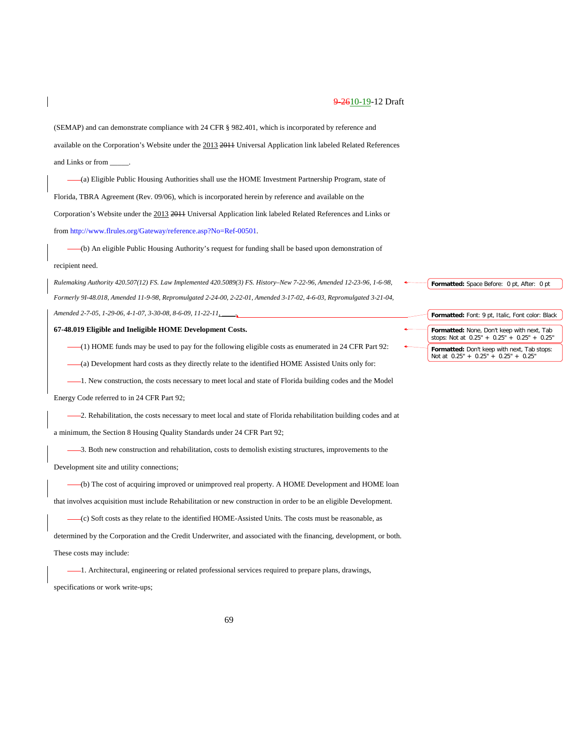(SEMAP) and can demonstrate compliance with 24 CFR § 982.401, which is incorporated by reference and available on the Corporation's Website under the 2013 ~~2011~~ Universal Application link labeled Related References and Links or from _____.

(a) Eligible Public Housing Authorities shall use the HOME Investment Partnership Program, state of Florida, TBRA Agreement (Rev. 09/06), which is incorporated herein by reference and available on the Corporation's Website under the 2013 ~~2011~~ Universal Application link labeled Related References and Links or from http://www.flrules.org/Gateway/reference.asp?No=Ref-00501.

(b) An eligible Public Housing Authority's request for funding shall be based upon demonstration of recipient need.

*Rulemaking Authority 420.507(12) FS. Law Implemented 420.5089(3) FS. History–New 7-22-96, Amended 12-23-96, 1-6-98, Formerly 9I-48.018, Amended 11-9-98, Repromulgated 2-24-00, 2-22-01, Amended 3-17-02, 4-6-03, Repromulgated 3-21-04, Amended 2-7-05, 1-29-06, 4-1-07, 3-30-08, 8-6-09, 11-22-11, ____.*

**67-48.019 Eligible and Ineligible HOME Development Costs.**

(1) HOME funds may be used to pay for the following eligible costs as enumerated in 24 CFR Part 92:

(a) Development hard costs as they directly relate to the identified HOME Assisted Units only for:

1. New construction, the costs necessary to meet local and state of Florida building codes and the Model Energy Code referred to in 24 CFR Part 92;

2. Rehabilitation, the costs necessary to meet local and state of Florida rehabilitation building codes and at a minimum, the Section 8 Housing Quality Standards under 24 CFR Part 92;

3. Both new construction and rehabilitation, costs to demolish existing structures, improvements to the Development site and utility connections;

(b) The cost of acquiring improved or unimproved real property. A HOME Development and HOME loan that involves acquisition must include Rehabilitation or new construction in order to be an eligible Development.

(c) Soft costs as they relate to the identified HOME-Assisted Units. The costs must be reasonable, as determined by the Corporation and the Credit Underwriter, and associated with the financing, development, or both. These costs may include:

1. Architectural, engineering or related professional services required to prepare plans, drawings, specifications or work write-ups;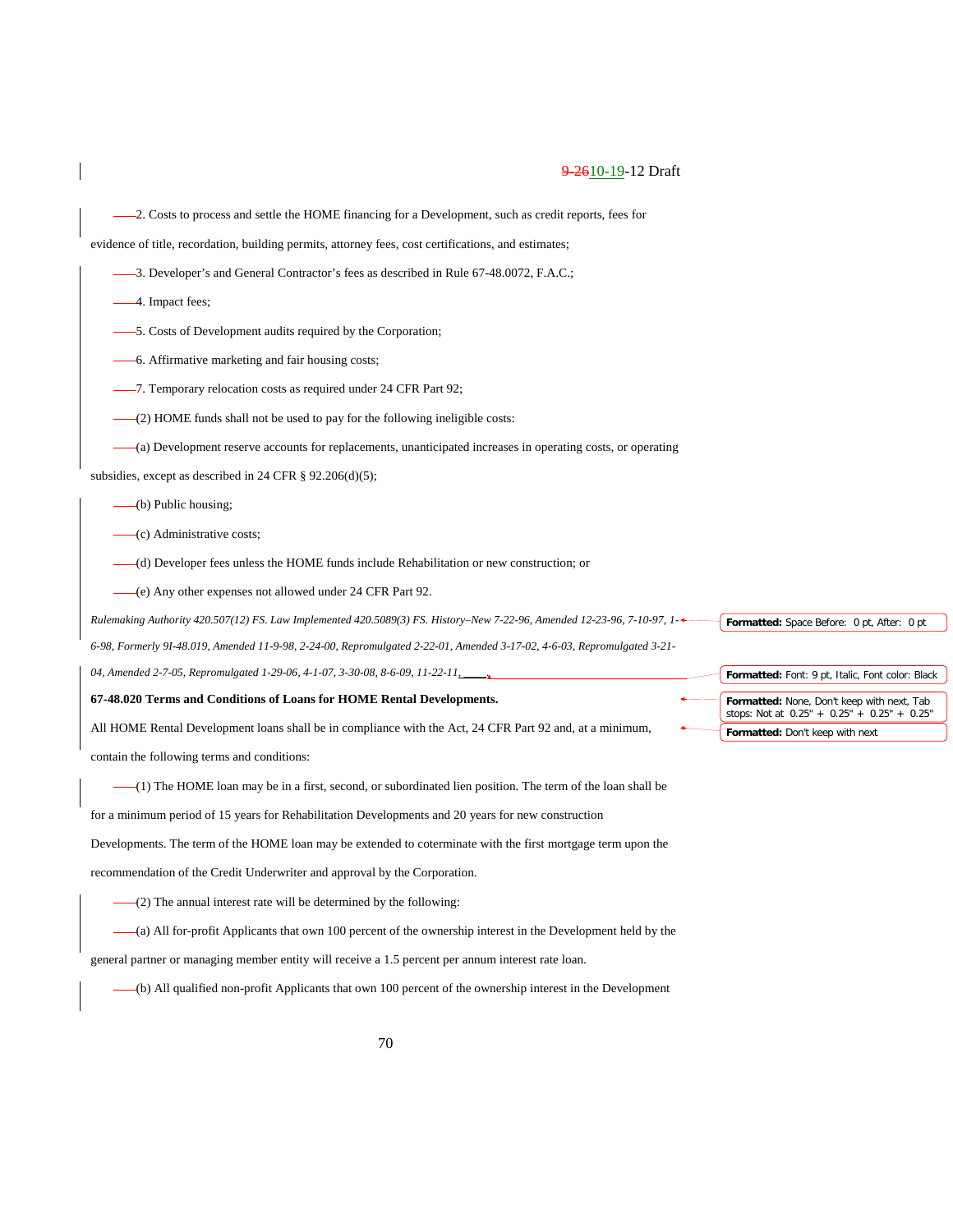2. Costs to process and settle the HOME financing for a Development, such as credit reports, fees for evidence of title, recordation, building permits, attorney fees, cost certifications, and estimates;

3. Developer's and General Contractor's fees as described in Rule 67-48.0072, F.A.C.;

4. Impact fees;

5. Costs of Development audits required by the Corporation;

6. Affirmative marketing and fair housing costs;

7. Temporary relocation costs as required under 24 CFR Part 92;

(2) HOME funds shall not be used to pay for the following ineligible costs:

(a) Development reserve accounts for replacements, unanticipated increases in operating costs, or operating subsidies, except as described in 24 CFR § 92.206(d)(5);

(b) Public housing;

(c) Administrative costs;

(d) Developer fees unless the HOME funds include Rehabilitation or new construction; or

(e) Any other expenses not allowed under 24 CFR Part 92.

*Rulemaking Authority 420.507(12) FS. Law Implemented 420.5089(3) FS. History–New 7-22-96, Amended 12-23-96, 7-10-97, 1-6-98, Formerly 9I-48.019, Amended 11-9-98, 2-24-00, Repromulgated 2-22-01, Amended 3-17-02, 4-6-03, Repromulgated 3-21-04, Amended 2-7-05, Repromulgated 1-29-06, 4-1-07, 3-30-08, 8-6-09, 11-22-11,*

**67-48.020 Terms and Conditions of Loans for HOME Rental Developments.**

All HOME Rental Development loans shall be in compliance with the Act, 24 CFR Part 92 and, at a minimum, contain the following terms and conditions:

(1) The HOME loan may be in a first, second, or subordinated lien position. The term of the loan shall be for a minimum period of 15 years for Rehabilitation Developments and 20 years for new construction Developments. The term of the HOME loan may be extended to coterminate with the first mortgage term upon the recommendation of the Credit Underwriter and approval by the Corporation.

(2) The annual interest rate will be determined by the following:

(a) All for-profit Applicants that own 100 percent of the ownership interest in the Development held by the general partner or managing member entity will receive a 1.5 percent per annum interest rate loan.

(b) All qualified non-profit Applicants that own 100 percent of the ownership interest in the Development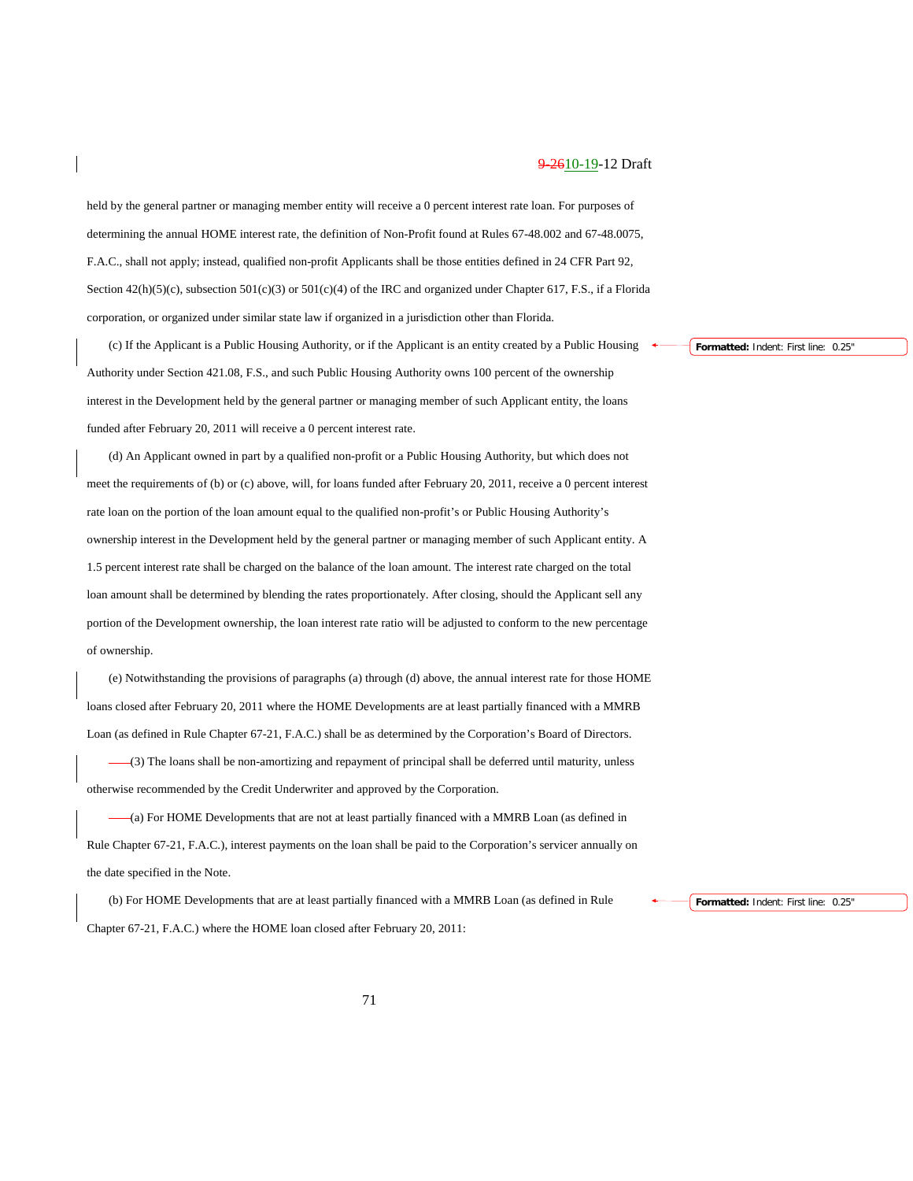held by the general partner or managing member entity will receive a 0 percent interest rate loan. For purposes of determining the annual HOME interest rate, the definition of Non-Profit found at Rules 67-48.002 and 67-48.0075, F.A.C., shall not apply; instead, qualified non-profit Applicants shall be those entities defined in 24 CFR Part 92, Section 42(h)(5)(c), subsection 501(c)(3) or 501(c)(4) of the IRC and organized under Chapter 617, F.S., if a Florida corporation, or organized under similar state law if organized in a jurisdiction other than Florida.

(c) If the Applicant is a Public Housing Authority, or if the Applicant is an entity created by a Public Housing Authority under Section 421.08, F.S., and such Public Housing Authority owns 100 percent of the ownership interest in the Development held by the general partner or managing member of such Applicant entity, the loans funded after February 20, 2011 will receive a 0 percent interest rate.

(d) An Applicant owned in part by a qualified non-profit or a Public Housing Authority, but which does not meet the requirements of (b) or (c) above, will, for loans funded after February 20, 2011, receive a 0 percent interest rate loan on the portion of the loan amount equal to the qualified non-profit's or Public Housing Authority's ownership interest in the Development held by the general partner or managing member of such Applicant entity. A 1.5 percent interest rate shall be charged on the balance of the loan amount. The interest rate charged on the total loan amount shall be determined by blending the rates proportionately. After closing, should the Applicant sell any portion of the Development ownership, the loan interest rate ratio will be adjusted to conform to the new percentage of ownership.

(e) Notwithstanding the provisions of paragraphs (a) through (d) above, the annual interest rate for those HOME loans closed after February 20, 2011 where the HOME Developments are at least partially financed with a MMRB Loan (as defined in Rule Chapter 67-21, F.A.C.) shall be as determined by the Corporation's Board of Directors.

(3) The loans shall be non-amortizing and repayment of principal shall be deferred until maturity, unless otherwise recommended by the Credit Underwriter and approved by the Corporation.

(a) For HOME Developments that are not at least partially financed with a MMRB Loan (as defined in Rule Chapter 67-21, F.A.C.), interest payments on the loan shall be paid to the Corporation's servicer annually on the date specified in the Note.

(b) For HOME Developments that are at least partially financed with a MMRB Loan (as defined in Rule Chapter 67-21, F.A.C.) where the HOME loan closed after February 20, 2011: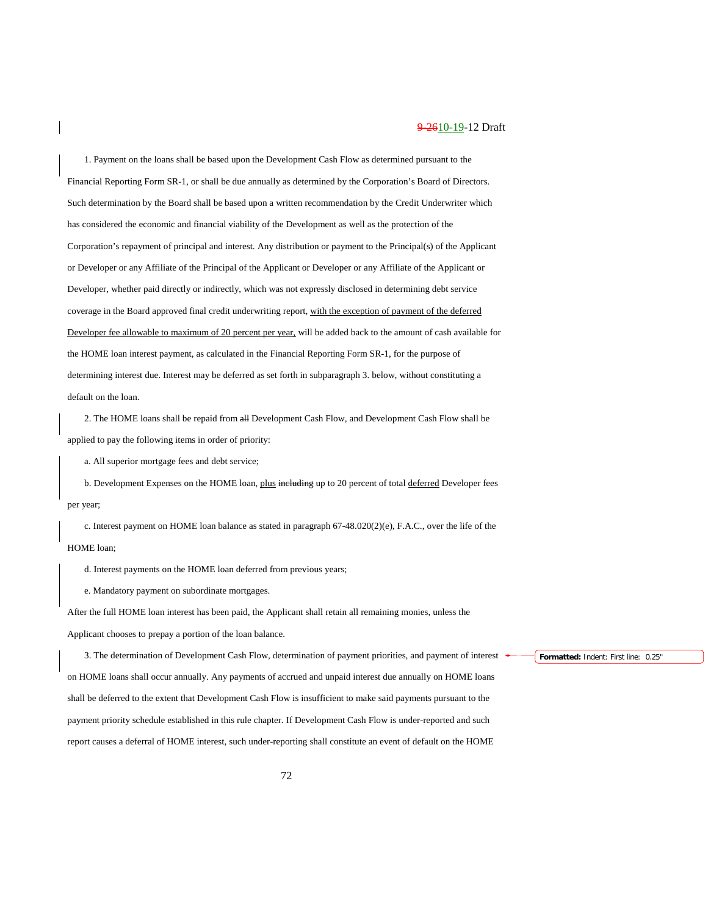1. Payment on the loans shall be based upon the Development Cash Flow as determined pursuant to the Financial Reporting Form SR-1, or shall be due annually as determined by the Corporation's Board of Directors. Such determination by the Board shall be based upon a written recommendation by the Credit Underwriter which has considered the economic and financial viability of the Development as well as the protection of the Corporation's repayment of principal and interest. Any distribution or payment to the Principal(s) of the Applicant or Developer or any Affiliate of the Principal of the Applicant or Developer or any Affiliate of the Applicant or Developer, whether paid directly or indirectly, which was not expressly disclosed in determining debt service coverage in the Board approved final credit underwriting report, with the exception of payment of the deferred Developer fee allowable to maximum of 20 percent per year, will be added back to the amount of cash available for the HOME loan interest payment, as calculated in the Financial Reporting Form SR-1, for the purpose of determining interest due. Interest may be deferred as set forth in subparagraph 3. below, without constituting a default on the loan.

2. The HOME loans shall be repaid from ~~all~~ Development Cash Flow, and Development Cash Flow shall be applied to pay the following items in order of priority:

a. All superior mortgage fees and debt service;

b. Development Expenses on the HOME loan, plus ~~including~~ up to 20 percent of total deferred Developer fees per year;

c. Interest payment on HOME loan balance as stated in paragraph 67-48.020(2)(e), F.A.C., over the life of the HOME loan;

d. Interest payments on the HOME loan deferred from previous years;

e. Mandatory payment on subordinate mortgages.

After the full HOME loan interest has been paid, the Applicant shall retain all remaining monies, unless the Applicant chooses to prepay a portion of the loan balance.

3. The determination of Development Cash Flow, determination of payment priorities, and payment of interest on HOME loans shall occur annually. Any payments of accrued and unpaid interest due annually on HOME loans shall be deferred to the extent that Development Cash Flow is insufficient to make said payments pursuant to the payment priority schedule established in this rule chapter. If Development Cash Flow is under-reported and such report causes a deferral of HOME interest, such under-reporting shall constitute an event of default on the HOME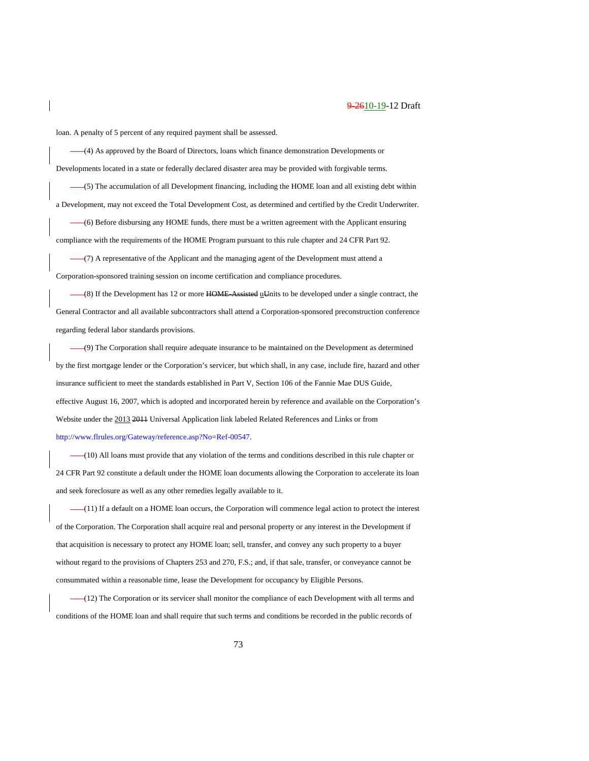loan. A penalty of 5 percent of any required payment shall be assessed.

(4) As approved by the Board of Directors, loans which finance demonstration Developments or Developments located in a state or federally declared disaster area may be provided with forgivable terms.

(5) The accumulation of all Development financing, including the HOME loan and all existing debt within a Development, may not exceed the Total Development Cost, as determined and certified by the Credit Underwriter.

(6) Before disbursing any HOME funds, there must be a written agreement with the Applicant ensuring compliance with the requirements of the HOME Program pursuant to this rule chapter and 24 CFR Part 92.

(7) A representative of the Applicant and the managing agent of the Development must attend a Corporation-sponsored training session on income certification and compliance procedures.

(8) If the Development has 12 or more ~~HOME-Assisted~~ uUnits to be developed under a single contract, the General Contractor and all available subcontractors shall attend a Corporation-sponsored preconstruction conference regarding federal labor standards provisions.

(9) The Corporation shall require adequate insurance to be maintained on the Development as determined by the first mortgage lender or the Corporation's servicer, but which shall, in any case, include fire, hazard and other insurance sufficient to meet the standards established in Part V, Section 106 of the Fannie Mae DUS Guide, effective August 16, 2007, which is adopted and incorporated herein by reference and available on the Corporation's Website under the 2013 ~~2011~~ Universal Application link labeled Related References and Links or from http://www.flrules.org/Gateway/reference.asp?No=Ref-00547.

(10) All loans must provide that any violation of the terms and conditions described in this rule chapter or 24 CFR Part 92 constitute a default under the HOME loan documents allowing the Corporation to accelerate its loan and seek foreclosure as well as any other remedies legally available to it.

(11) If a default on a HOME loan occurs, the Corporation will commence legal action to protect the interest of the Corporation. The Corporation shall acquire real and personal property or any interest in the Development if that acquisition is necessary to protect any HOME loan; sell, transfer, and convey any such property to a buyer without regard to the provisions of Chapters 253 and 270, F.S.; and, if that sale, transfer, or conveyance cannot be consummated within a reasonable time, lease the Development for occupancy by Eligible Persons.

(12) The Corporation or its servicer shall monitor the compliance of each Development with all terms and conditions of the HOME loan and shall require that such terms and conditions be recorded in the public records of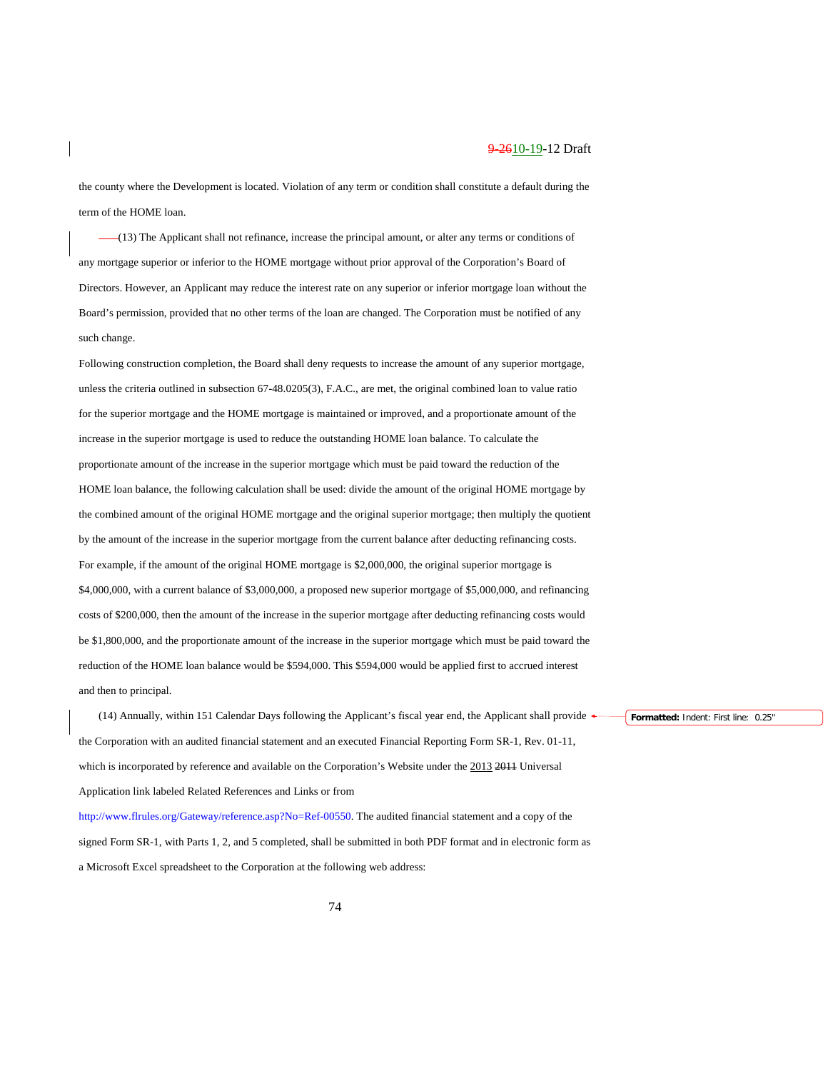the county where the Development is located. Violation of any term or condition shall constitute a default during the term of the HOME loan.

(13) The Applicant shall not refinance, increase the principal amount, or alter any terms or conditions of any mortgage superior or inferior to the HOME mortgage without prior approval of the Corporation's Board of Directors. However, an Applicant may reduce the interest rate on any superior or inferior mortgage loan without the Board's permission, provided that no other terms of the loan are changed. The Corporation must be notified of any such change.

Following construction completion, the Board shall deny requests to increase the amount of any superior mortgage, unless the criteria outlined in subsection 67-48.0205(3), F.A.C., are met, the original combined loan to value ratio for the superior mortgage and the HOME mortgage is maintained or improved, and a proportionate amount of the increase in the superior mortgage is used to reduce the outstanding HOME loan balance. To calculate the proportionate amount of the increase in the superior mortgage which must be paid toward the reduction of the HOME loan balance, the following calculation shall be used: divide the amount of the original HOME mortgage by the combined amount of the original HOME mortgage and the original superior mortgage; then multiply the quotient by the amount of the increase in the superior mortgage from the current balance after deducting refinancing costs. For example, if the amount of the original HOME mortgage is $2,000,000, the original superior mortgage is $4,000,000, with a current balance of $3,000,000, a proposed new superior mortgage of $5,000,000, and refinancing costs of $200,000, then the amount of the increase in the superior mortgage after deducting refinancing costs would be $1,800,000, and the proportionate amount of the increase in the superior mortgage which must be paid toward the reduction of the HOME loan balance would be $594,000. This $594,000 would be applied first to accrued interest and then to principal.

(14) Annually, within 151 Calendar Days following the Applicant's fiscal year end, the Applicant shall provide the Corporation with an audited financial statement and an executed Financial Reporting Form SR-1, Rev. 01-11, which is incorporated by reference and available on the Corporation's Website under the 2013 ~~2011~~ Universal Application link labeled Related References and Links or from http://www.flrules.org/Gateway/reference.asp?No=Ref-00550. The audited financial statement and a copy of the signed Form SR-1, with Parts 1, 2, and 5 completed, shall be submitted in both PDF format and in electronic form as a Microsoft Excel spreadsheet to the Corporation at the following web address: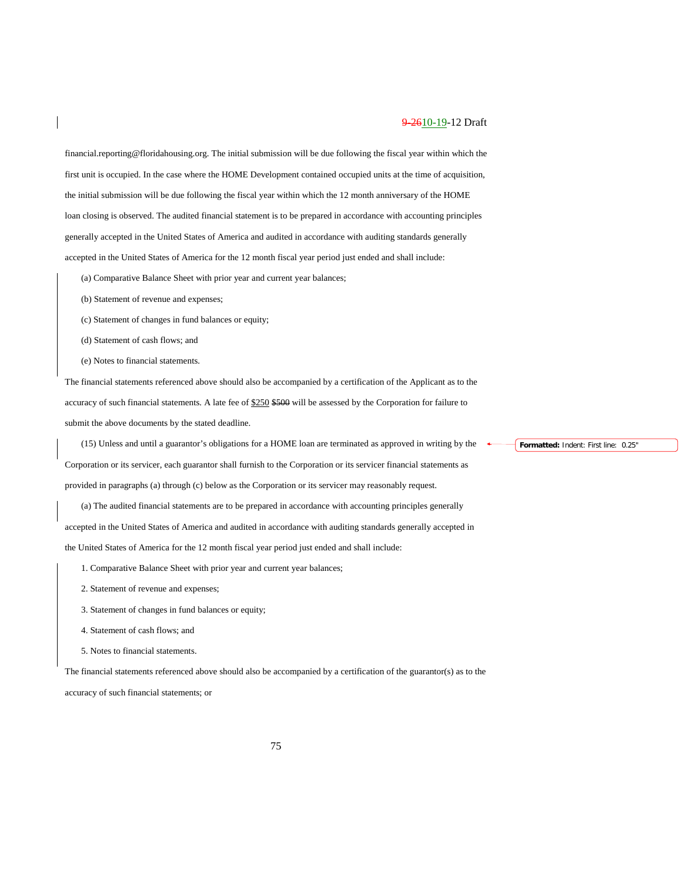financial.reporting@floridahousing.org. The initial submission will be due following the fiscal year within which the first unit is occupied. In the case where the HOME Development contained occupied units at the time of acquisition, the initial submission will be due following the fiscal year within which the 12 month anniversary of the HOME loan closing is observed. The audited financial statement is to be prepared in accordance with accounting principles generally accepted in the United States of America and audited in accordance with auditing standards generally accepted in the United States of America for the 12 month fiscal year period just ended and shall include:

(a) Comparative Balance Sheet with prior year and current year balances;

(b) Statement of revenue and expenses;

(c) Statement of changes in fund balances or equity;

(d) Statement of cash flows; and

(e) Notes to financial statements.

The financial statements referenced above should also be accompanied by a certification of the Applicant as to the accuracy of such financial statements. A late fee of $250 ~~$500~~ will be assessed by the Corporation for failure to submit the above documents by the stated deadline.

(15) Unless and until a guarantor's obligations for a HOME loan are terminated as approved in writing by the Corporation or its servicer, each guarantor shall furnish to the Corporation or its servicer financial statements as provided in paragraphs (a) through (c) below as the Corporation or its servicer may reasonably request.

(a) The audited financial statements are to be prepared in accordance with accounting principles generally accepted in the United States of America and audited in accordance with auditing standards generally accepted in the United States of America for the 12 month fiscal year period just ended and shall include:

1. Comparative Balance Sheet with prior year and current year balances;

2. Statement of revenue and expenses;

3. Statement of changes in fund balances or equity;

4. Statement of cash flows; and

5. Notes to financial statements.

The financial statements referenced above should also be accompanied by a certification of the guarantor(s) as to the accuracy of such financial statements; or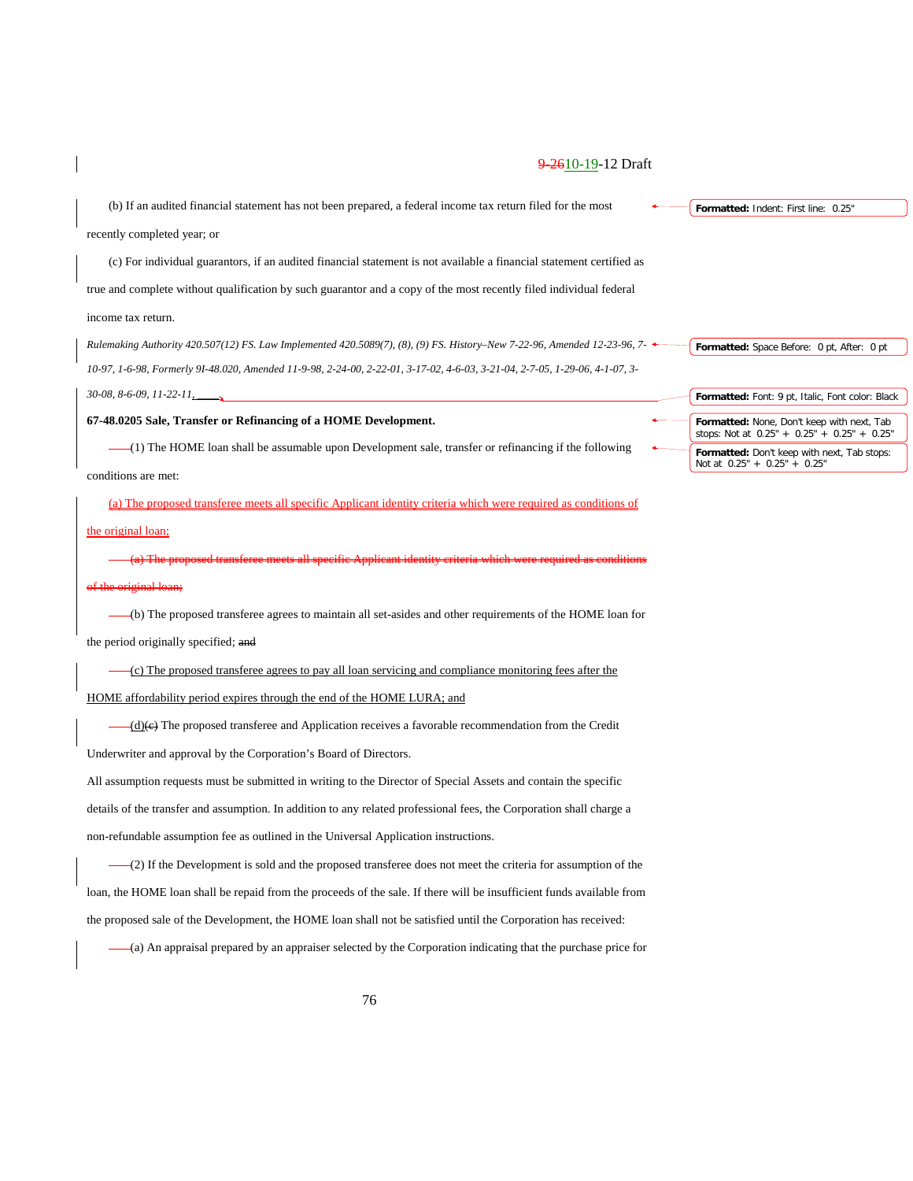(b) If an audited financial statement has not been prepared, a federal income tax return filed for the most recently completed year; or

(c) For individual guarantors, if an audited financial statement is not available a financial statement certified as true and complete without qualification by such guarantor and a copy of the most recently filed individual federal income tax return.

*Rulemaking Authority 420.507(12) FS. Law Implemented 420.5089(7), (8), (9) FS. History–New 7-22-96, Amended 12-23-96, 7-10-97, 1-6-98, Formerly 9I-48.020, Amended 11-9-98, 2-24-00, 2-22-01, 3-17-02, 4-6-03, 3-21-04, 2-7-05, 1-29-06, 4-1-07, 3-30-08, 8-6-09, 11-22-11, \_\_\_\_.*

**67-48.0205 Sale, Transfer or Refinancing of a HOME Development.**

(1) The HOME loan shall be assumable upon Development sale, transfer or refinancing if the following conditions are met:

(a) The proposed transferee meets all specific Applicant identity criteria which were required as conditions of the original loan;

~~(a) The proposed transferee meets all specific Applicant identity criteria which were required as conditions of the original loan;~~

(b) The proposed transferee agrees to maintain all set-asides and other requirements of the HOME loan for the period originally specified; ~~and~~

(c) The proposed transferee agrees to pay all loan servicing and compliance monitoring fees after the HOME affordability period expires through the end of the HOME LURA; and

(d)~~(c)~~ The proposed transferee and Application receives a favorable recommendation from the Credit Underwriter and approval by the Corporation's Board of Directors.

All assumption requests must be submitted in writing to the Director of Special Assets and contain the specific details of the transfer and assumption. In addition to any related professional fees, the Corporation shall charge a non-refundable assumption fee as outlined in the Universal Application instructions.

(2) If the Development is sold and the proposed transferee does not meet the criteria for assumption of the loan, the HOME loan shall be repaid from the proceeds of the sale. If there will be insufficient funds available from the proposed sale of the Development, the HOME loan shall not be satisfied until the Corporation has received:

(a) An appraisal prepared by an appraiser selected by the Corporation indicating that the purchase price for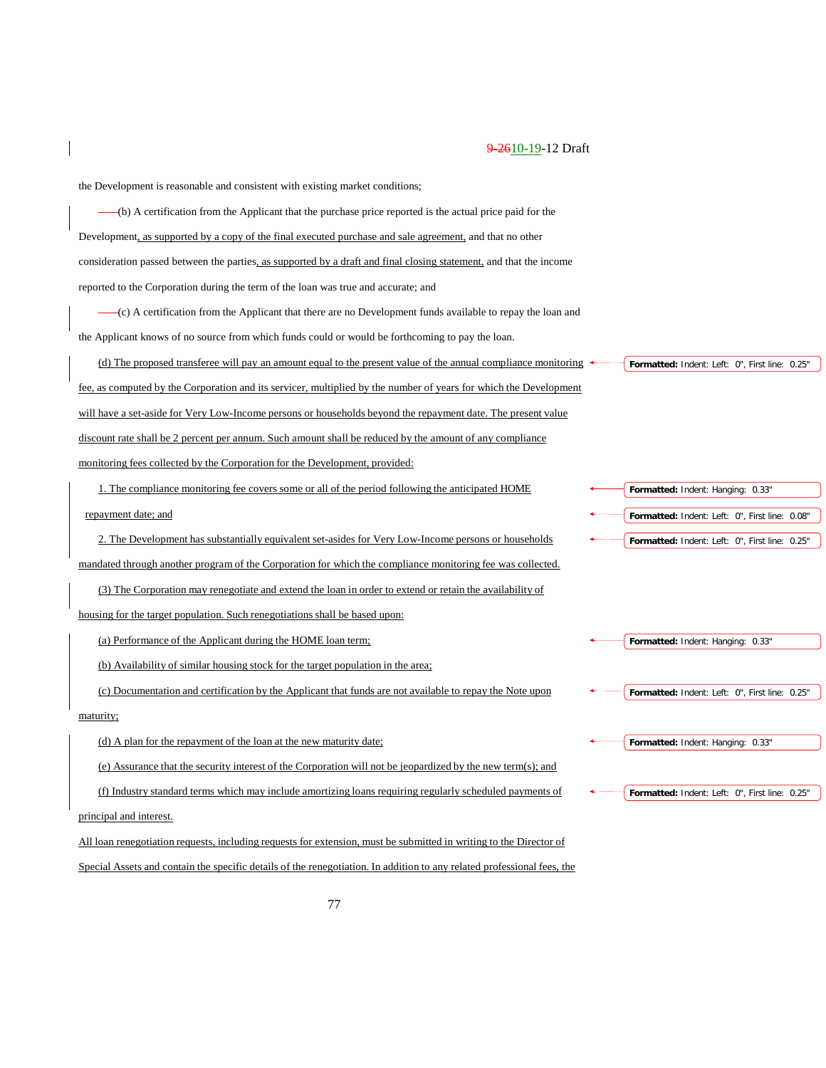the Development is reasonable and consistent with existing market conditions;

(b) A certification from the Applicant that the purchase price reported is the actual price paid for the Development, as supported by a copy of the final executed purchase and sale agreement, and that no other consideration passed between the parties, as supported by a draft and final closing statement, and that the income reported to the Corporation during the term of the loan was true and accurate; and

(c) A certification from the Applicant that there are no Development funds available to repay the loan and the Applicant knows of no source from which funds could or would be forthcoming to pay the loan.

(d) The proposed transferee will pay an amount equal to the present value of the annual compliance monitoring fee, as computed by the Corporation and its servicer, multiplied by the number of years for which the Development will have a set-aside for Very Low-Income persons or households beyond the repayment date. The present value discount rate shall be 2 percent per annum. Such amount shall be reduced by the amount of any compliance monitoring fees collected by the Corporation for the Development, provided:

1. The compliance monitoring fee covers some or all of the period following the anticipated HOME repayment date; and

2. The Development has substantially equivalent set-asides for Very Low-Income persons or households mandated through another program of the Corporation for which the compliance monitoring fee was collected.

(3) The Corporation may renegotiate and extend the loan in order to extend or retain the availability of housing for the target population. Such renegotiations shall be based upon:

(a) Performance of the Applicant during the HOME loan term;

(b) Availability of similar housing stock for the target population in the area;

(c) Documentation and certification by the Applicant that funds are not available to repay the Note upon maturity;

(d) A plan for the repayment of the loan at the new maturity date;

(e) Assurance that the security interest of the Corporation will not be jeopardized by the new term(s); and

(f) Industry standard terms which may include amortizing loans requiring regularly scheduled payments of principal and interest.

All loan renegotiation requests, including requests for extension, must be submitted in writing to the Director of Special Assets and contain the specific details of the renegotiation. In addition to any related professional fees, the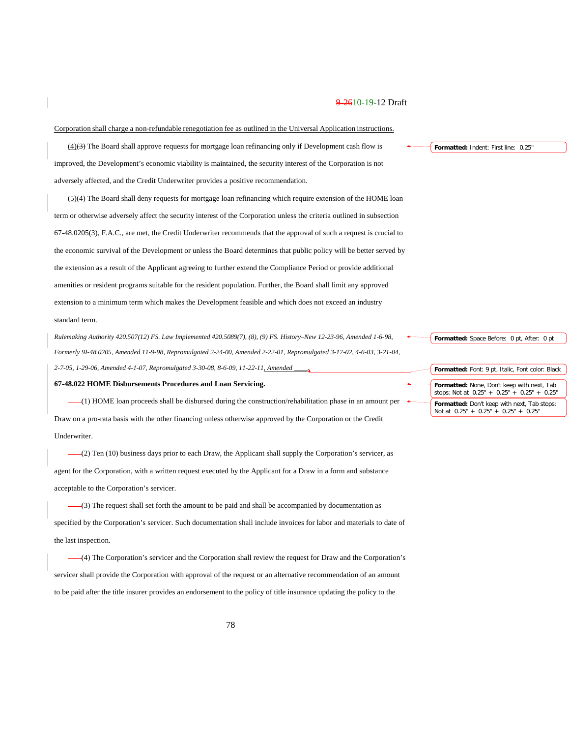Corporation shall charge a non-refundable renegotiation fee as outlined in the Universal Application instructions.

(4)(3) The Board shall approve requests for mortgage loan refinancing only if Development cash flow is improved, the Development's economic viability is maintained, the security interest of the Corporation is not adversely affected, and the Credit Underwriter provides a positive recommendation.

(5)(4) The Board shall deny requests for mortgage loan refinancing which require extension of the HOME loan term or otherwise adversely affect the security interest of the Corporation unless the criteria outlined in subsection 67-48.0205(3), F.A.C., are met, the Credit Underwriter recommends that the approval of such a request is crucial to the economic survival of the Development or unless the Board determines that public policy will be better served by the extension as a result of the Applicant agreeing to further extend the Compliance Period or provide additional amenities or resident programs suitable for the resident population. Further, the Board shall limit any approved extension to a minimum term which makes the Development feasible and which does not exceed an industry standard term.

*Rulemaking Authority 420.507(12) FS. Law Implemented 420.5089(7), (8), (9) FS. History–New 12-23-96, Amended 1-6-98, Formerly 9I-48.0205, Amended 11-9-98, Repromulgated 2-24-00, Amended 2-22-01, Repromulgated 3-17-02, 4-6-03, 3-21-04, 2-7-05, 1-29-06, Amended 4-1-07, Repromulgated 3-30-08, 8-6-09, 11-22-11, Amended \_\_\_\_.*

**67-48.022 HOME Disbursements Procedures and Loan Servicing.**

(1) HOME loan proceeds shall be disbursed during the construction/rehabilitation phase in an amount per Draw on a pro-rata basis with the other financing unless otherwise approved by the Corporation or the Credit Underwriter.

(2) Ten (10) business days prior to each Draw, the Applicant shall supply the Corporation's servicer, as agent for the Corporation, with a written request executed by the Applicant for a Draw in a form and substance acceptable to the Corporation's servicer.

(3) The request shall set forth the amount to be paid and shall be accompanied by documentation as specified by the Corporation's servicer. Such documentation shall include invoices for labor and materials to date of the last inspection.

(4) The Corporation's servicer and the Corporation shall review the request for Draw and the Corporation's servicer shall provide the Corporation with approval of the request or an alternative recommendation of an amount to be paid after the title insurer provides an endorsement to the policy of title insurance updating the policy to the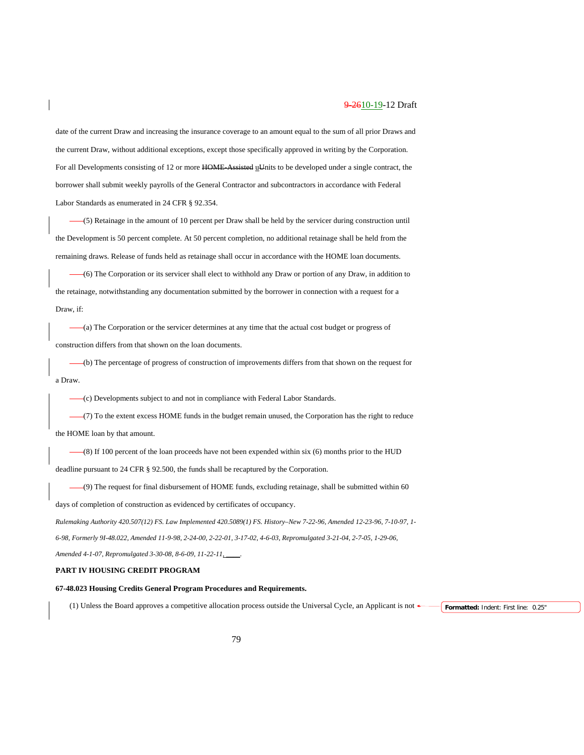date of the current Draw and increasing the insurance coverage to an amount equal to the sum of all prior Draws and the current Draw, without additional exceptions, except those specifically approved in writing by the Corporation. For all Developments consisting of 12 or more ~~HOME-Assisted~~ uUnits to be developed under a single contract, the borrower shall submit weekly payrolls of the General Contractor and subcontractors in accordance with Federal Labor Standards as enumerated in 24 CFR § 92.354.

(5) Retainage in the amount of 10 percent per Draw shall be held by the servicer during construction until the Development is 50 percent complete. At 50 percent completion, no additional retainage shall be held from the remaining draws. Release of funds held as retainage shall occur in accordance with the HOME loan documents.

(6) The Corporation or its servicer shall elect to withhold any Draw or portion of any Draw, in addition to the retainage, notwithstanding any documentation submitted by the borrower in connection with a request for a Draw, if:

(a) The Corporation or the servicer determines at any time that the actual cost budget or progress of construction differs from that shown on the loan documents.

(b) The percentage of progress of construction of improvements differs from that shown on the request for a Draw.

(c) Developments subject to and not in compliance with Federal Labor Standards.

(7) To the extent excess HOME funds in the budget remain unused, the Corporation has the right to reduce the HOME loan by that amount.

(8) If 100 percent of the loan proceeds have not been expended within six (6) months prior to the HUD deadline pursuant to 24 CFR § 92.500, the funds shall be recaptured by the Corporation.

(9) The request for final disbursement of HOME funds, excluding retainage, shall be submitted within 60 days of completion of construction as evidenced by certificates of occupancy.

*Rulemaking Authority 420.507(12) FS. Law Implemented 420.5089(1) FS. History–New 7-22-96, Amended 12-23-96, 7-10-97, 1-6-98, Formerly 9I-48.022, Amended 11-9-98, 2-24-00, 2-22-01, 3-17-02, 4-6-03, Repromulgated 3-21-04, 2-7-05, 1-29-06, Amended 4-1-07, Repromulgated 3-30-08, 8-6-09, 11-22-11, ____.*

**PART IV HOUSING CREDIT PROGRAM**

**67-48.023 Housing Credits General Program Procedures and Requirements.**

(1) Unless the Board approves a competitive allocation process outside the Universal Cycle, an Applicant is not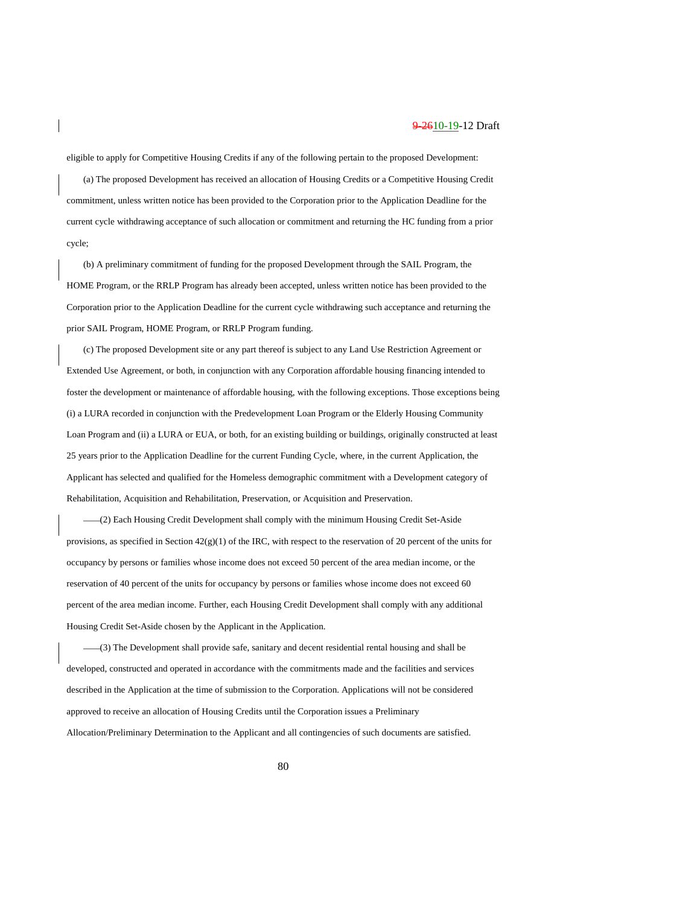eligible to apply for Competitive Housing Credits if any of the following pertain to the proposed Development:

(a) The proposed Development has received an allocation of Housing Credits or a Competitive Housing Credit commitment, unless written notice has been provided to the Corporation prior to the Application Deadline for the current cycle withdrawing acceptance of such allocation or commitment and returning the HC funding from a prior cycle;

(b) A preliminary commitment of funding for the proposed Development through the SAIL Program, the HOME Program, or the RRLP Program has already been accepted, unless written notice has been provided to the Corporation prior to the Application Deadline for the current cycle withdrawing such acceptance and returning the prior SAIL Program, HOME Program, or RRLP Program funding.

(c) The proposed Development site or any part thereof is subject to any Land Use Restriction Agreement or Extended Use Agreement, or both, in conjunction with any Corporation affordable housing financing intended to foster the development or maintenance of affordable housing, with the following exceptions. Those exceptions being (i) a LURA recorded in conjunction with the Predevelopment Loan Program or the Elderly Housing Community Loan Program and (ii) a LURA or EUA, or both, for an existing building or buildings, originally constructed at least 25 years prior to the Application Deadline for the current Funding Cycle, where, in the current Application, the Applicant has selected and qualified for the Homeless demographic commitment with a Development category of Rehabilitation, Acquisition and Rehabilitation, Preservation, or Acquisition and Preservation.

(2) Each Housing Credit Development shall comply with the minimum Housing Credit Set-Aside provisions, as specified in Section 42(g)(1) of the IRC, with respect to the reservation of 20 percent of the units for occupancy by persons or families whose income does not exceed 50 percent of the area median income, or the reservation of 40 percent of the units for occupancy by persons or families whose income does not exceed 60 percent of the area median income. Further, each Housing Credit Development shall comply with any additional Housing Credit Set-Aside chosen by the Applicant in the Application.

(3) The Development shall provide safe, sanitary and decent residential rental housing and shall be developed, constructed and operated in accordance with the commitments made and the facilities and services described in the Application at the time of submission to the Corporation. Applications will not be considered approved to receive an allocation of Housing Credits until the Corporation issues a Preliminary Allocation/Preliminary Determination to the Applicant and all contingencies of such documents are satisfied.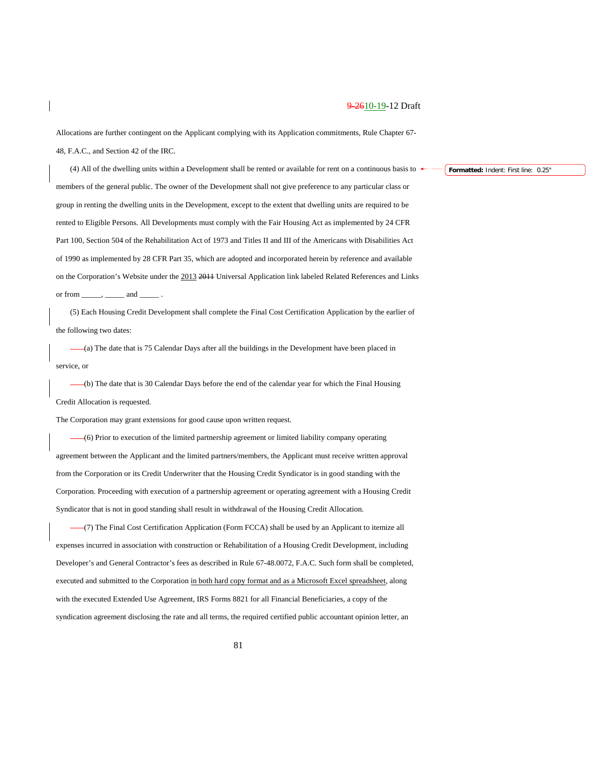Allocations are further contingent on the Applicant complying with its Application commitments, Rule Chapter 67-48, F.A.C., and Section 42 of the IRC.

(4) All of the dwelling units within a Development shall be rented or available for rent on a continuous basis to members of the general public. The owner of the Development shall not give preference to any particular class or group in renting the dwelling units in the Development, except to the extent that dwelling units are required to be rented to Eligible Persons. All Developments must comply with the Fair Housing Act as implemented by 24 CFR Part 100, Section 504 of the Rehabilitation Act of 1973 and Titles II and III of the Americans with Disabilities Act of 1990 as implemented by 28 CFR Part 35, which are adopted and incorporated herein by reference and available on the Corporation's Website under the 2013 ~~2011~~ Universal Application link labeled Related References and Links or from _____, _____ and _____ .

(5) Each Housing Credit Development shall complete the Final Cost Certification Application by the earlier of the following two dates:

(a) The date that is 75 Calendar Days after all the buildings in the Development have been placed in service, or

(b) The date that is 30 Calendar Days before the end of the calendar year for which the Final Housing Credit Allocation is requested.

The Corporation may grant extensions for good cause upon written request.

(6) Prior to execution of the limited partnership agreement or limited liability company operating agreement between the Applicant and the limited partners/members, the Applicant must receive written approval from the Corporation or its Credit Underwriter that the Housing Credit Syndicator is in good standing with the Corporation. Proceeding with execution of a partnership agreement or operating agreement with a Housing Credit Syndicator that is not in good standing shall result in withdrawal of the Housing Credit Allocation.

(7) The Final Cost Certification Application (Form FCCA) shall be used by an Applicant to itemize all expenses incurred in association with construction or Rehabilitation of a Housing Credit Development, including Developer's and General Contractor's fees as described in Rule 67-48.0072, F.A.C. Such form shall be completed, executed and submitted to the Corporation in both hard copy format and as a Microsoft Excel spreadsheet, along with the executed Extended Use Agreement, IRS Forms 8821 for all Financial Beneficiaries, a copy of the syndication agreement disclosing the rate and all terms, the required certified public accountant opinion letter, an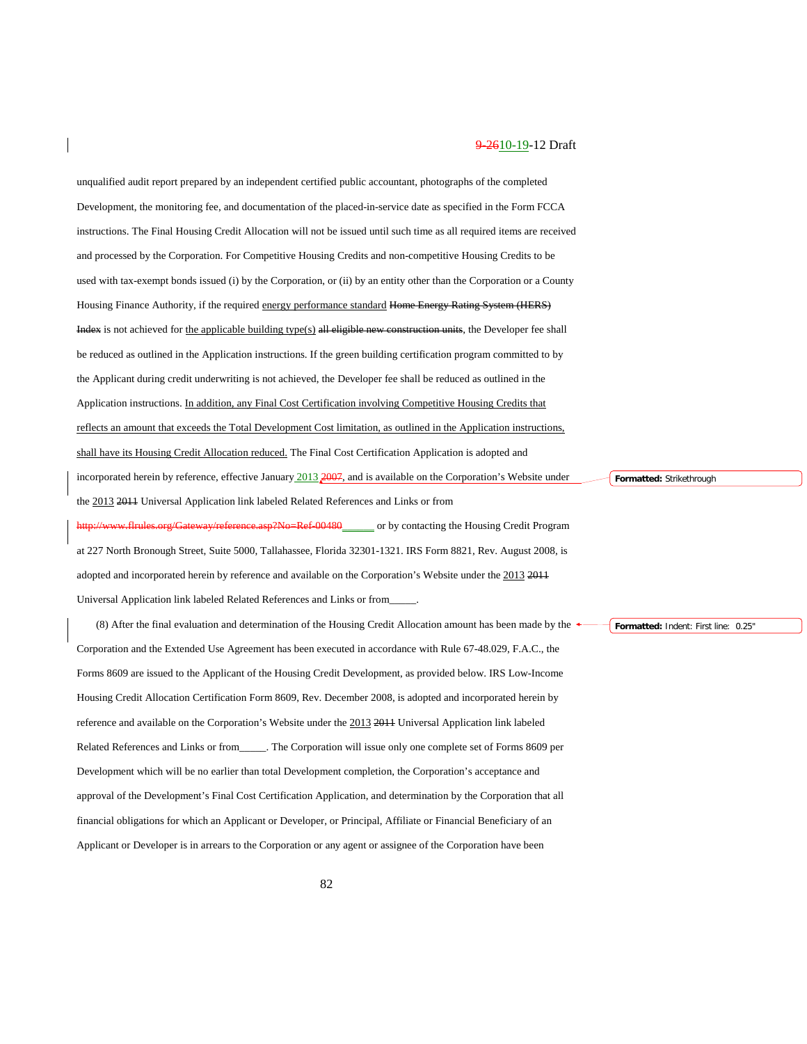unqualified audit report prepared by an independent certified public accountant, photographs of the completed Development, the monitoring fee, and documentation of the placed-in-service date as specified in the Form FCCA instructions. The Final Housing Credit Allocation will not be issued until such time as all required items are received and processed by the Corporation. For Competitive Housing Credits and non-competitive Housing Credits to be used with tax-exempt bonds issued (i) by the Corporation, or (ii) by an entity other than the Corporation or a County Housing Finance Authority, if the required energy performance standard ~~Home Energy Rating System (HERS) Index~~ is not achieved for the applicable building type(s) ~~all eligible new construction units~~, the Developer fee shall be reduced as outlined in the Application instructions. If the green building certification program committed to by the Applicant during credit underwriting is not achieved, the Developer fee shall be reduced as outlined in the Application instructions. In addition, any Final Cost Certification involving Competitive Housing Credits that reflects an amount that exceeds the Total Development Cost limitation, as outlined in the Application instructions, shall have its Housing Credit Allocation reduced. The Final Cost Certification Application is adopted and incorporated herein by reference, effective January 2013 ~~2007~~, and is available on the Corporation's Website under the 2013 ~~2011~~ Universal Application link labeled Related References and Links or from ~~http://www.flrules.org/Gateway/reference.asp?No=Ref-00480~~______ or by contacting the Housing Credit Program at 227 North Bronough Street, Suite 5000, Tallahassee, Florida 32301-1321. IRS Form 8821, Rev. August 2008, is adopted and incorporated herein by reference and available on the Corporation's Website under the 2013 ~~2011~~ Universal Application link labeled Related References and Links or from_____.

(8) After the final evaluation and determination of the Housing Credit Allocation amount has been made by the Corporation and the Extended Use Agreement has been executed in accordance with Rule 67-48.029, F.A.C., the Forms 8609 are issued to the Applicant of the Housing Credit Development, as provided below. IRS Low-Income Housing Credit Allocation Certification Form 8609, Rev. December 2008, is adopted and incorporated herein by reference and available on the Corporation's Website under the 2013 ~~2011~~ Universal Application link labeled Related References and Links or from_____. The Corporation will issue only one complete set of Forms 8609 per Development which will be no earlier than total Development completion, the Corporation's acceptance and approval of the Development's Final Cost Certification Application, and determination by the Corporation that all financial obligations for which an Applicant or Developer, or Principal, Affiliate or Financial Beneficiary of an Applicant or Developer is in arrears to the Corporation or any agent or assignee of the Corporation have been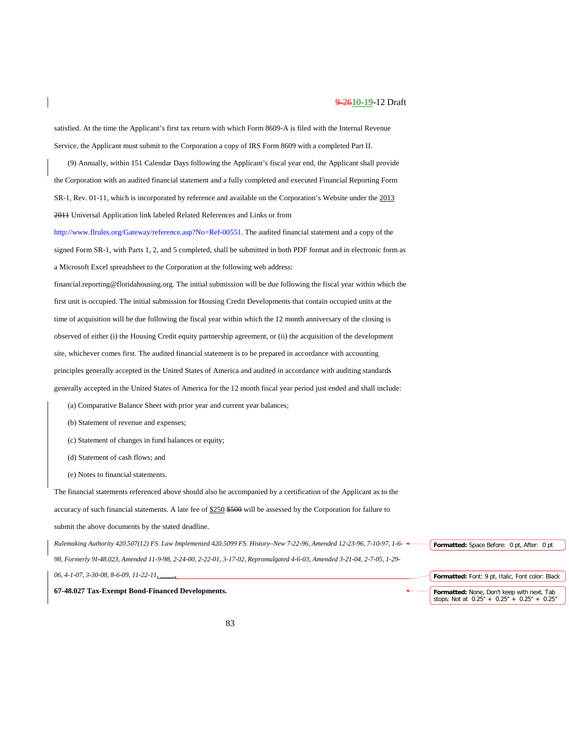satisfied. At the time the Applicant's first tax return with which Form 8609-A is filed with the Internal Revenue Service, the Applicant must submit to the Corporation a copy of IRS Form 8609 with a completed Part II.

(9) Annually, within 151 Calendar Days following the Applicant's fiscal year end, the Applicant shall provide the Corporation with an audited financial statement and a fully completed and executed Financial Reporting Form SR-1, Rev. 01-11, which is incorporated by reference and available on the Corporation's Website under the 2013 ~~2011~~ Universal Application link labeled Related References and Links or from http://www.flrules.org/Gateway/reference.asp?No=Ref-00551. The audited financial statement and a copy of the signed Form SR-1, with Parts 1, 2, and 5 completed, shall be submitted in both PDF format and in electronic form as a Microsoft Excel spreadsheet to the Corporation at the following web address: financial.reporting@floridahousing.org. The initial submission will be due following the fiscal year within which the first unit is occupied. The initial submission for Housing Credit Developments that contain occupied units at the time of acquisition will be due following the fiscal year within which the 12 month anniversary of the closing is observed of either (i) the Housing Credit equity partnership agreement, or (ii) the acquisition of the development site, whichever comes first. The audited financial statement is to be prepared in accordance with accounting principles generally accepted in the United States of America and audited in accordance with auditing standards generally accepted in the United States of America for the 12 month fiscal year period just ended and shall include:

(a) Comparative Balance Sheet with prior year and current year balances;

(b) Statement of revenue and expenses;

(c) Statement of changes in fund balances or equity;

(d) Statement of cash flows; and

(e) Notes to financial statements.

The financial statements referenced above should also be accompanied by a certification of the Applicant as to the accuracy of such financial statements. A late fee of $250 ~~$500~~ will be assessed by the Corporation for failure to submit the above documents by the stated deadline.

*Rulemaking Authority 420.507(12) FS. Law Implemented 420.5099 FS. History–New 7-22-96, Amended 12-23-96, 7-10-97, 1-6-98, Formerly 9I-48.023, Amended 11-9-98, 2-24-00, 2-22-01, 3-17-02, Repromulgated 4-6-03, Amended 3-21-04, 2-7-05, 1-29-06, 4-1-07, 3-30-08, 8-6-09, 11-22-11, ____.*

**67-48.027 Tax-Exempt Bond-Financed Developments.**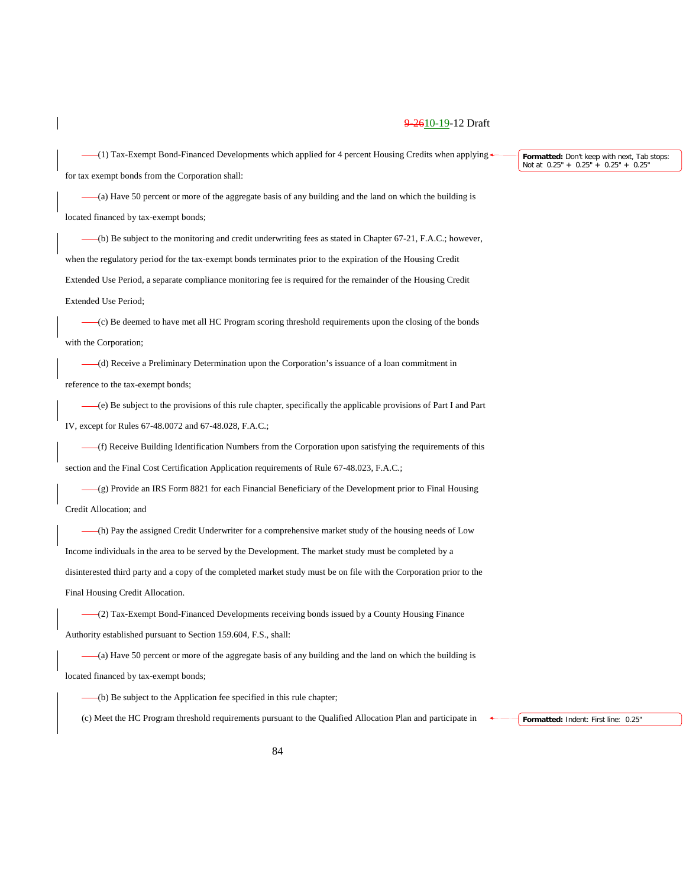(1) Tax-Exempt Bond-Financed Developments which applied for 4 percent Housing Credits when applying for tax exempt bonds from the Corporation shall:

(a) Have 50 percent or more of the aggregate basis of any building and the land on which the building is located financed by tax-exempt bonds;

(b) Be subject to the monitoring and credit underwriting fees as stated in Chapter 67-21, F.A.C.; however, when the regulatory period for the tax-exempt bonds terminates prior to the expiration of the Housing Credit Extended Use Period, a separate compliance monitoring fee is required for the remainder of the Housing Credit Extended Use Period;

(c) Be deemed to have met all HC Program scoring threshold requirements upon the closing of the bonds with the Corporation;

(d) Receive a Preliminary Determination upon the Corporation's issuance of a loan commitment in reference to the tax-exempt bonds;

(e) Be subject to the provisions of this rule chapter, specifically the applicable provisions of Part I and Part IV, except for Rules 67-48.0072 and 67-48.028, F.A.C.;

(f) Receive Building Identification Numbers from the Corporation upon satisfying the requirements of this section and the Final Cost Certification Application requirements of Rule 67-48.023, F.A.C.;

(g) Provide an IRS Form 8821 for each Financial Beneficiary of the Development prior to Final Housing Credit Allocation; and

(h) Pay the assigned Credit Underwriter for a comprehensive market study of the housing needs of Low Income individuals in the area to be served by the Development. The market study must be completed by a disinterested third party and a copy of the completed market study must be on file with the Corporation prior to the Final Housing Credit Allocation.

(2) Tax-Exempt Bond-Financed Developments receiving bonds issued by a County Housing Finance Authority established pursuant to Section 159.604, F.S., shall:

(a) Have 50 percent or more of the aggregate basis of any building and the land on which the building is located financed by tax-exempt bonds;

(b) Be subject to the Application fee specified in this rule chapter;

(c) Meet the HC Program threshold requirements pursuant to the Qualified Allocation Plan and participate in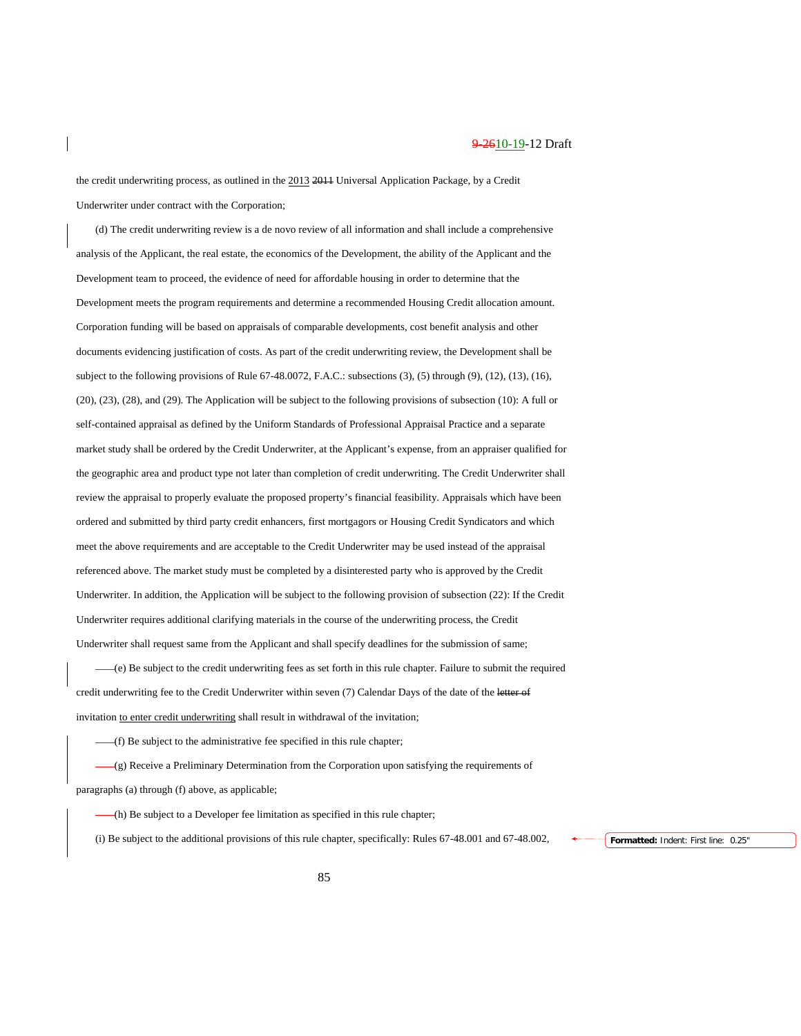the credit underwriting process, as outlined in the 2013 ~~2011~~ Universal Application Package, by a Credit Underwriter under contract with the Corporation;

(d) The credit underwriting review is a de novo review of all information and shall include a comprehensive analysis of the Applicant, the real estate, the economics of the Development, the ability of the Applicant and the Development team to proceed, the evidence of need for affordable housing in order to determine that the Development meets the program requirements and determine a recommended Housing Credit allocation amount. Corporation funding will be based on appraisals of comparable developments, cost benefit analysis and other documents evidencing justification of costs. As part of the credit underwriting review, the Development shall be subject to the following provisions of Rule 67-48.0072, F.A.C.: subsections (3), (5) through (9), (12), (13), (16), (20), (23), (28), and (29). The Application will be subject to the following provisions of subsection (10): A full or self-contained appraisal as defined by the Uniform Standards of Professional Appraisal Practice and a separate market study shall be ordered by the Credit Underwriter, at the Applicant's expense, from an appraiser qualified for the geographic area and product type not later than completion of credit underwriting. The Credit Underwriter shall review the appraisal to properly evaluate the proposed property's financial feasibility. Appraisals which have been ordered and submitted by third party credit enhancers, first mortgagors or Housing Credit Syndicators and which meet the above requirements and are acceptable to the Credit Underwriter may be used instead of the appraisal referenced above. The market study must be completed by a disinterested party who is approved by the Credit Underwriter. In addition, the Application will be subject to the following provision of subsection (22): If the Credit Underwriter requires additional clarifying materials in the course of the underwriting process, the Credit Underwriter shall request same from the Applicant and shall specify deadlines for the submission of same;

(e) Be subject to the credit underwriting fees as set forth in this rule chapter. Failure to submit the required credit underwriting fee to the Credit Underwriter within seven (7) Calendar Days of the date of the ~~letter of~~ invitation to enter credit underwriting shall result in withdrawal of the invitation;

(f) Be subject to the administrative fee specified in this rule chapter;

(g) Receive a Preliminary Determination from the Corporation upon satisfying the requirements of paragraphs (a) through (f) above, as applicable;

(h) Be subject to a Developer fee limitation as specified in this rule chapter;

(i) Be subject to the additional provisions of this rule chapter, specifically: Rules 67-48.001 and 67-48.002,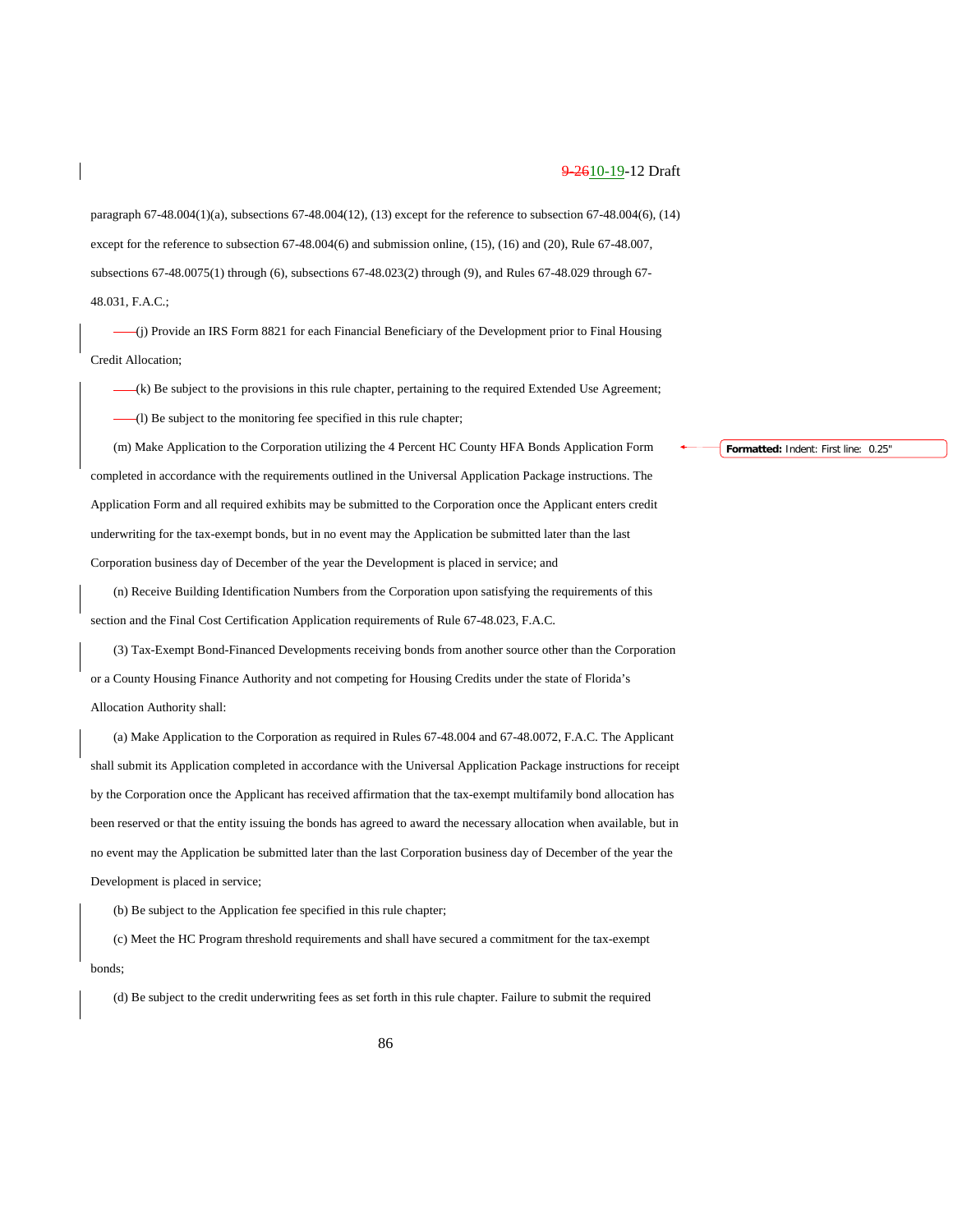paragraph 67-48.004(1)(a), subsections 67-48.004(12), (13) except for the reference to subsection 67-48.004(6), (14) except for the reference to subsection 67-48.004(6) and submission online, (15), (16) and (20), Rule 67-48.007, subsections 67-48.0075(1) through (6), subsections 67-48.023(2) through (9), and Rules 67-48.029 through 67-48.031, F.A.C.;

(j) Provide an IRS Form 8821 for each Financial Beneficiary of the Development prior to Final Housing Credit Allocation;

(k) Be subject to the provisions in this rule chapter, pertaining to the required Extended Use Agreement;

(l) Be subject to the monitoring fee specified in this rule chapter;

(m) Make Application to the Corporation utilizing the 4 Percent HC County HFA Bonds Application Form completed in accordance with the requirements outlined in the Universal Application Package instructions. The Application Form and all required exhibits may be submitted to the Corporation once the Applicant enters credit underwriting for the tax-exempt bonds, but in no event may the Application be submitted later than the last Corporation business day of December of the year the Development is placed in service; and

(n) Receive Building Identification Numbers from the Corporation upon satisfying the requirements of this section and the Final Cost Certification Application requirements of Rule 67-48.023, F.A.C.

(3) Tax-Exempt Bond-Financed Developments receiving bonds from another source other than the Corporation or a County Housing Finance Authority and not competing for Housing Credits under the state of Florida's Allocation Authority shall:

(a) Make Application to the Corporation as required in Rules 67-48.004 and 67-48.0072, F.A.C. The Applicant shall submit its Application completed in accordance with the Universal Application Package instructions for receipt by the Corporation once the Applicant has received affirmation that the tax-exempt multifamily bond allocation has been reserved or that the entity issuing the bonds has agreed to award the necessary allocation when available, but in no event may the Application be submitted later than the last Corporation business day of December of the year the Development is placed in service;

(b) Be subject to the Application fee specified in this rule chapter;

(c) Meet the HC Program threshold requirements and shall have secured a commitment for the tax-exempt bonds;

(d) Be subject to the credit underwriting fees as set forth in this rule chapter. Failure to submit the required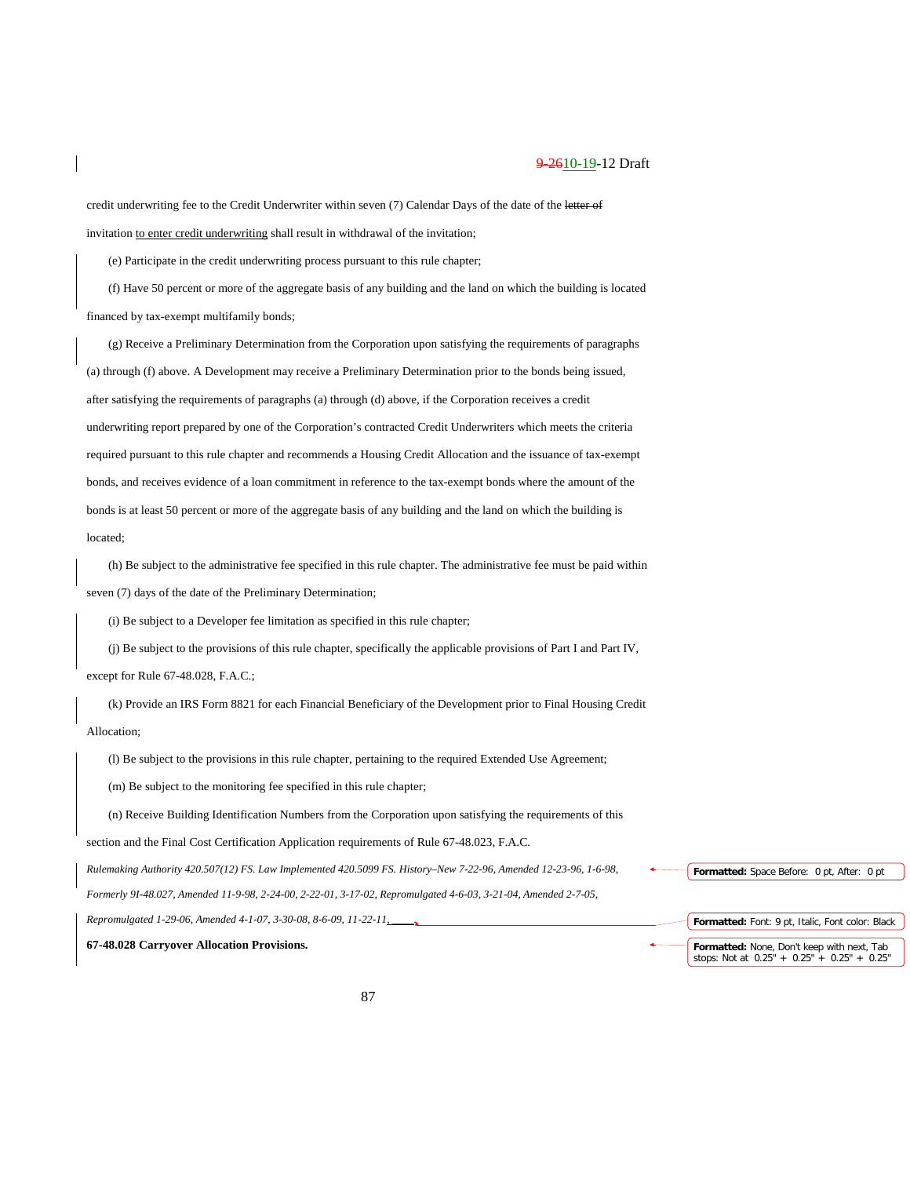credit underwriting fee to the Credit Underwriter within seven (7) Calendar Days of the date of the ~~letter of~~ invitation to enter credit underwriting shall result in withdrawal of the invitation;

(e) Participate in the credit underwriting process pursuant to this rule chapter;

(f) Have 50 percent or more of the aggregate basis of any building and the land on which the building is located financed by tax-exempt multifamily bonds;

(g) Receive a Preliminary Determination from the Corporation upon satisfying the requirements of paragraphs (a) through (f) above. A Development may receive a Preliminary Determination prior to the bonds being issued, after satisfying the requirements of paragraphs (a) through (d) above, if the Corporation receives a credit underwriting report prepared by one of the Corporation's contracted Credit Underwriters which meets the criteria required pursuant to this rule chapter and recommends a Housing Credit Allocation and the issuance of tax-exempt bonds, and receives evidence of a loan commitment in reference to the tax-exempt bonds where the amount of the bonds is at least 50 percent or more of the aggregate basis of any building and the land on which the building is located;

(h) Be subject to the administrative fee specified in this rule chapter. The administrative fee must be paid within seven (7) days of the date of the Preliminary Determination;

(i) Be subject to a Developer fee limitation as specified in this rule chapter;

(j) Be subject to the provisions of this rule chapter, specifically the applicable provisions of Part I and Part IV, except for Rule 67-48.028, F.A.C.;

(k) Provide an IRS Form 8821 for each Financial Beneficiary of the Development prior to Final Housing Credit Allocation;

(l) Be subject to the provisions in this rule chapter, pertaining to the required Extended Use Agreement;

(m) Be subject to the monitoring fee specified in this rule chapter;

(n) Receive Building Identification Numbers from the Corporation upon satisfying the requirements of this section and the Final Cost Certification Application requirements of Rule 67-48.023, F.A.C.

*Rulemaking Authority 420.507(12) FS. Law Implemented 420.5099 FS. History–New 7-22-96, Amended 12-23-96, 1-6-98, Formerly 9I-48.027, Amended 11-9-98, 2-24-00, 2-22-01, 3-17-02, Repromulgated 4-6-03, 3-21-04, Amended 2-7-05, Repromulgated 1-29-06, Amended 4-1-07, 3-30-08, 8-6-09, 11-22-11, \_\_\_\_.*

**67-48.028 Carryover Allocation Provisions.**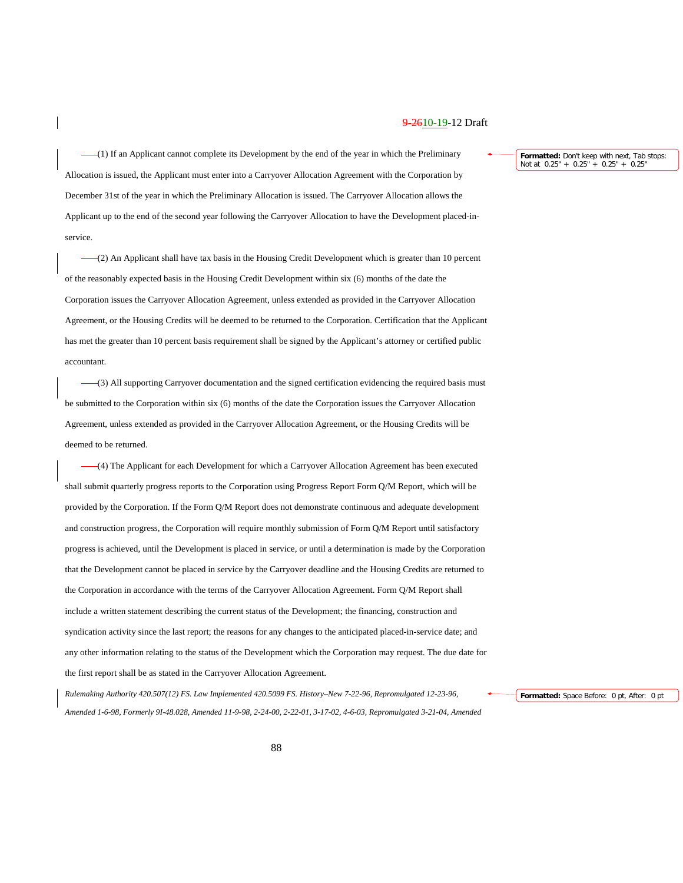(1) If an Applicant cannot complete its Development by the end of the year in which the Preliminary Allocation is issued, the Applicant must enter into a Carryover Allocation Agreement with the Corporation by December 31st of the year in which the Preliminary Allocation is issued. The Carryover Allocation allows the Applicant up to the end of the second year following the Carryover Allocation to have the Development placed-in-service.

(2) An Applicant shall have tax basis in the Housing Credit Development which is greater than 10 percent of the reasonably expected basis in the Housing Credit Development within six (6) months of the date the Corporation issues the Carryover Allocation Agreement, unless extended as provided in the Carryover Allocation Agreement, or the Housing Credits will be deemed to be returned to the Corporation. Certification that the Applicant has met the greater than 10 percent basis requirement shall be signed by the Applicant's attorney or certified public accountant.

(3) All supporting Carryover documentation and the signed certification evidencing the required basis must be submitted to the Corporation within six (6) months of the date the Corporation issues the Carryover Allocation Agreement, unless extended as provided in the Carryover Allocation Agreement, or the Housing Credits will be deemed to be returned.

(4) The Applicant for each Development for which a Carryover Allocation Agreement has been executed shall submit quarterly progress reports to the Corporation using Progress Report Form Q/M Report, which will be provided by the Corporation. If the Form Q/M Report does not demonstrate continuous and adequate development and construction progress, the Corporation will require monthly submission of Form Q/M Report until satisfactory progress is achieved, until the Development is placed in service, or until a determination is made by the Corporation that the Development cannot be placed in service by the Carryover deadline and the Housing Credits are returned to the Corporation in accordance with the terms of the Carryover Allocation Agreement. Form Q/M Report shall include a written statement describing the current status of the Development; the financing, construction and syndication activity since the last report; the reasons for any changes to the anticipated placed-in-service date; and any other information relating to the status of the Development which the Corporation may request. The due date for the first report shall be as stated in the Carryover Allocation Agreement.

*Rulemaking Authority 420.507(12) FS. Law Implemented 420.5099 FS. History–New 7-22-96, Repromulgated 12-23-96, Amended 1-6-98, Formerly 9I-48.028, Amended 11-9-98, 2-24-00, 2-22-01, 3-17-02, 4-6-03, Repromulgated 3-21-04, Amended*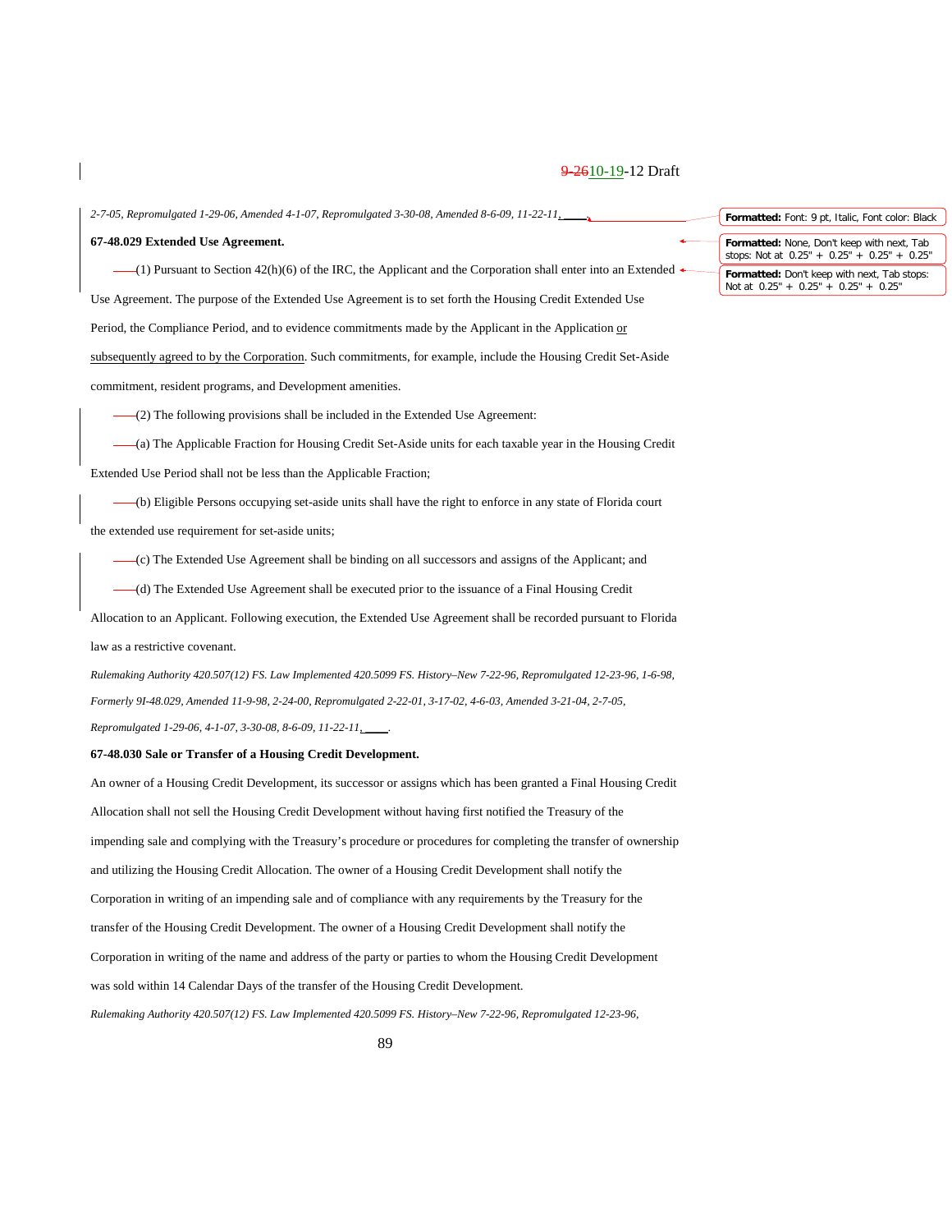*2-7-05, Repromulgated 1-29-06, Amended 4-1-07, Repromulgated 3-30-08, Amended 8-6-09, 11-22-11, \_\_\_\_.*

**67-48.029 Extended Use Agreement.**

(1) Pursuant to Section 42(h)(6) of the IRC, the Applicant and the Corporation shall enter into an Extended Use Agreement. The purpose of the Extended Use Agreement is to set forth the Housing Credit Extended Use Period, the Compliance Period, and to evidence commitments made by the Applicant in the Application or subsequently agreed to by the Corporation. Such commitments, for example, include the Housing Credit Set-Aside commitment, resident programs, and Development amenities.

(2) The following provisions shall be included in the Extended Use Agreement:

(a) The Applicable Fraction for Housing Credit Set-Aside units for each taxable year in the Housing Credit Extended Use Period shall not be less than the Applicable Fraction;

(b) Eligible Persons occupying set-aside units shall have the right to enforce in any state of Florida court the extended use requirement for set-aside units;

(c) The Extended Use Agreement shall be binding on all successors and assigns of the Applicant; and

(d) The Extended Use Agreement shall be executed prior to the issuance of a Final Housing Credit Allocation to an Applicant. Following execution, the Extended Use Agreement shall be recorded pursuant to Florida law as a restrictive covenant.

*Rulemaking Authority 420.507(12) FS. Law Implemented 420.5099 FS. History–New 7-22-96, Repromulgated 12-23-96, 1-6-98, Formerly 9I-48.029, Amended 11-9-98, 2-24-00, Repromulgated 2-22-01, 3-17-02, 4-6-03, Amended 3-21-04, 2-7-05, Repromulgated 1-29-06, 4-1-07, 3-30-08, 8-6-09, 11-22-11, \_\_\_\_.*

**67-48.030 Sale or Transfer of a Housing Credit Development.**

An owner of a Housing Credit Development, its successor or assigns which has been granted a Final Housing Credit Allocation shall not sell the Housing Credit Development without having first notified the Treasury of the impending sale and complying with the Treasury's procedure or procedures for completing the transfer of ownership and utilizing the Housing Credit Allocation. The owner of a Housing Credit Development shall notify the Corporation in writing of an impending sale and of compliance with any requirements by the Treasury for the transfer of the Housing Credit Development. The owner of a Housing Credit Development shall notify the Corporation in writing of the name and address of the party or parties to whom the Housing Credit Development was sold within 14 Calendar Days of the transfer of the Housing Credit Development.

*Rulemaking Authority 420.507(12) FS. Law Implemented 420.5099 FS. History–New 7-22-96, Repromulgated 12-23-96,*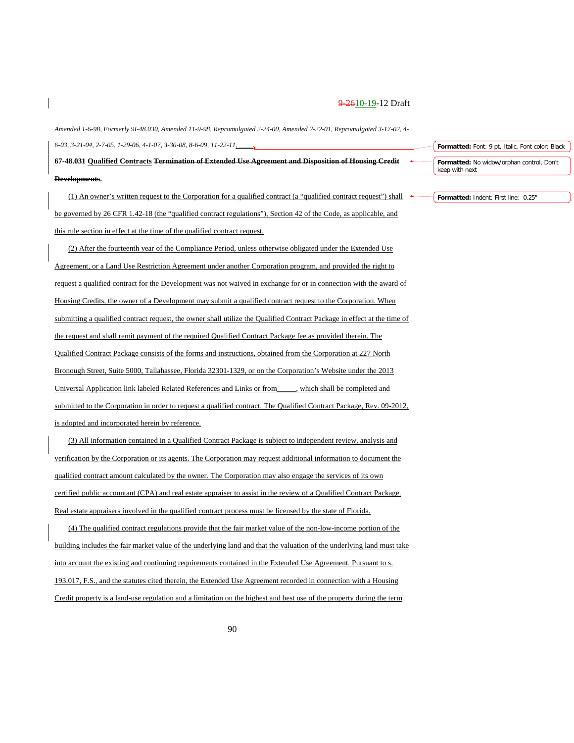*Amended 1-6-98, Formerly 9I-48.030, Amended 11-9-98, Repromulgated 2-24-00, Amended 2-22-01, Repromulgated 3-17-02, 4-6-03, 3-21-04, 2-7-05, 1-29-06, 4-1-07, 3-30-08, 8-6-09, 11-22-11, ____.*

**67-48.031 Qualified Contracts ~~Termination of Extended Use Agreement and Disposition of Housing Credit Developments.~~**

(1) An owner's written request to the Corporation for a qualified contract (a "qualified contract request") shall be governed by 26 CFR 1.42-18 (the "qualified contract regulations"), Section 42 of the Code, as applicable, and this rule section in effect at the time of the qualified contract request.

(2) After the fourteenth year of the Compliance Period, unless otherwise obligated under the Extended Use Agreement, or a Land Use Restriction Agreement under another Corporation program, and provided the right to request a qualified contract for the Development was not waived in exchange for or in connection with the award of Housing Credits, the owner of a Development may submit a qualified contract request to the Corporation. When submitting a qualified contract request, the owner shall utilize the Qualified Contract Package in effect at the time of the request and shall remit payment of the required Qualified Contract Package fee as provided therein. The Qualified Contract Package consists of the forms and instructions, obtained from the Corporation at 227 North Bronough Street, Suite 5000, Tallahassee, Florida 32301-1329, or on the Corporation's Website under the 2013 Universal Application link labeled Related References and Links or from_____, which shall be completed and submitted to the Corporation in order to request a qualified contract. The Qualified Contract Package, Rev. 09-2012, is adopted and incorporated herein by reference.

(3) All information contained in a Qualified Contract Package is subject to independent review, analysis and verification by the Corporation or its agents. The Corporation may request additional information to document the qualified contract amount calculated by the owner. The Corporation may also engage the services of its own certified public accountant (CPA) and real estate appraiser to assist in the review of a Qualified Contract Package. Real estate appraisers involved in the qualified contract process must be licensed by the state of Florida.

(4) The qualified contract regulations provide that the fair market value of the non-low-income portion of the building includes the fair market value of the underlying land and that the valuation of the underlying land must take into account the existing and continuing requirements contained in the Extended Use Agreement. Pursuant to s. 193.017, F.S., and the statutes cited therein, the Extended Use Agreement recorded in connection with a Housing Credit property is a land-use regulation and a limitation on the highest and best use of the property during the term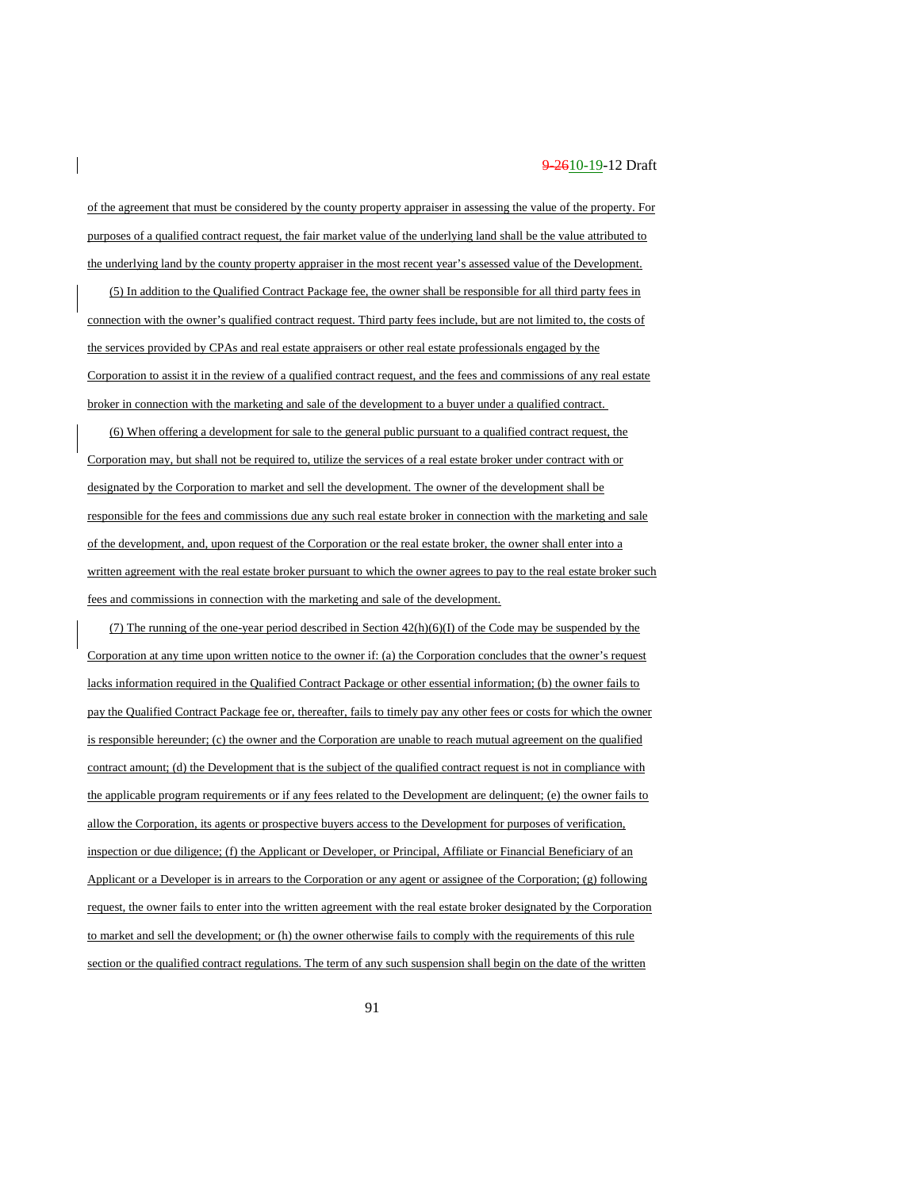of the agreement that must be considered by the county property appraiser in assessing the value of the property. For purposes of a qualified contract request, the fair market value of the underlying land shall be the value attributed to the underlying land by the county property appraiser in the most recent year's assessed value of the Development.

(5) In addition to the Qualified Contract Package fee, the owner shall be responsible for all third party fees in connection with the owner's qualified contract request. Third party fees include, but are not limited to, the costs of the services provided by CPAs and real estate appraisers or other real estate professionals engaged by the Corporation to assist it in the review of a qualified contract request, and the fees and commissions of any real estate broker in connection with the marketing and sale of the development to a buyer under a qualified contract.

(6) When offering a development for sale to the general public pursuant to a qualified contract request, the Corporation may, but shall not be required to, utilize the services of a real estate broker under contract with or designated by the Corporation to market and sell the development. The owner of the development shall be responsible for the fees and commissions due any such real estate broker in connection with the marketing and sale of the development, and, upon request of the Corporation or the real estate broker, the owner shall enter into a written agreement with the real estate broker pursuant to which the owner agrees to pay to the real estate broker such fees and commissions in connection with the marketing and sale of the development.

(7) The running of the one-year period described in Section 42(h)(6)(I) of the Code may be suspended by the Corporation at any time upon written notice to the owner if: (a) the Corporation concludes that the owner's request lacks information required in the Qualified Contract Package or other essential information; (b) the owner fails to pay the Qualified Contract Package fee or, thereafter, fails to timely pay any other fees or costs for which the owner is responsible hereunder; (c) the owner and the Corporation are unable to reach mutual agreement on the qualified contract amount; (d) the Development that is the subject of the qualified contract request is not in compliance with the applicable program requirements or if any fees related to the Development are delinquent; (e) the owner fails to allow the Corporation, its agents or prospective buyers access to the Development for purposes of verification, inspection or due diligence; (f) the Applicant or Developer, or Principal, Affiliate or Financial Beneficiary of an Applicant or a Developer is in arrears to the Corporation or any agent or assignee of the Corporation; (g) following request, the owner fails to enter into the written agreement with the real estate broker designated by the Corporation to market and sell the development; or (h) the owner otherwise fails to comply with the requirements of this rule section or the qualified contract regulations. The term of any such suspension shall begin on the date of the written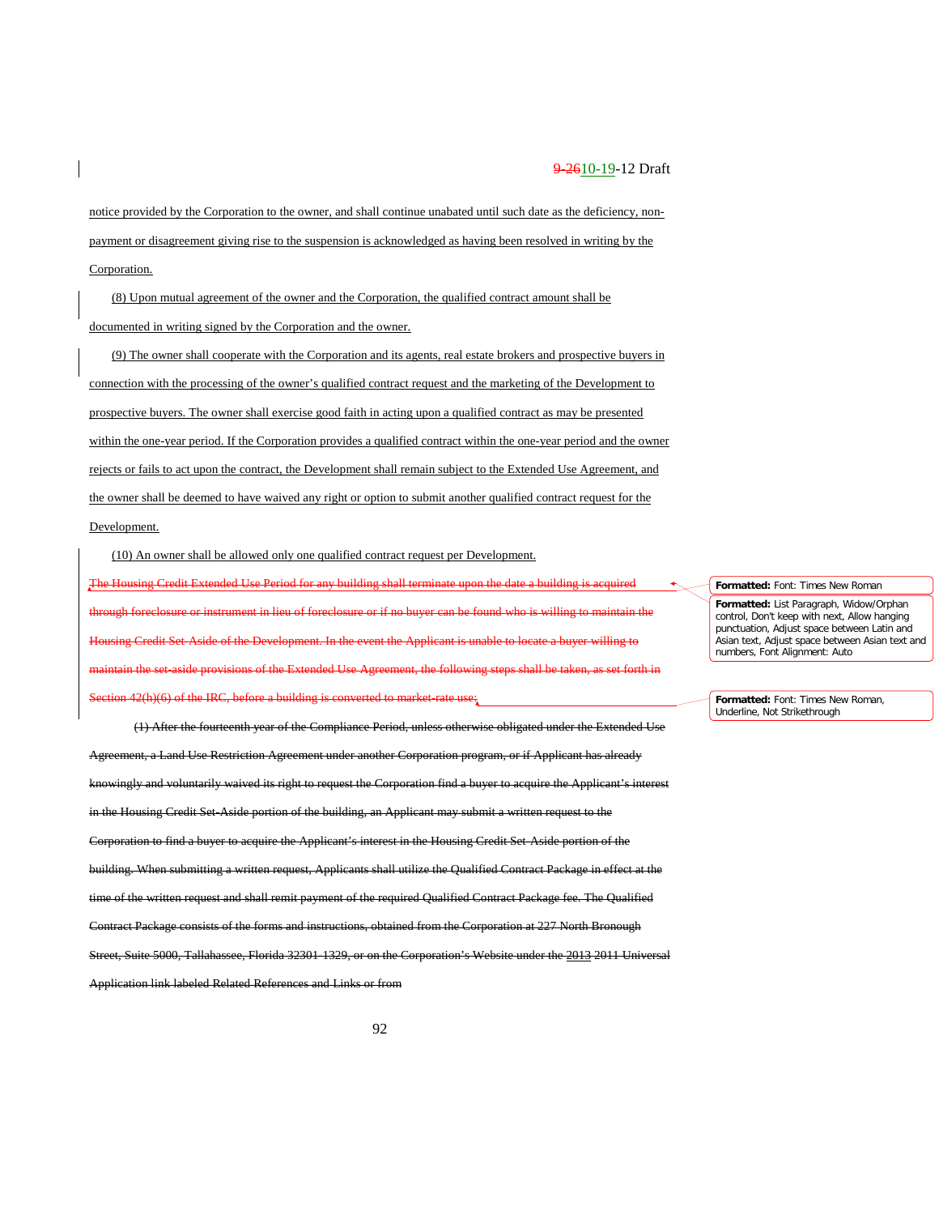notice provided by the Corporation to the owner, and shall continue unabated until such date as the deficiency, non-payment or disagreement giving rise to the suspension is acknowledged as having been resolved in writing by the Corporation.

(8) Upon mutual agreement of the owner and the Corporation, the qualified contract amount shall be documented in writing signed by the Corporation and the owner.

(9) The owner shall cooperate with the Corporation and its agents, real estate brokers and prospective buyers in connection with the processing of the owner's qualified contract request and the marketing of the Development to prospective buyers. The owner shall exercise good faith in acting upon a qualified contract as may be presented within the one-year period. If the Corporation provides a qualified contract within the one-year period and the owner rejects or fails to act upon the contract, the Development shall remain subject to the Extended Use Agreement, and the owner shall be deemed to have waived any right or option to submit another qualified contract request for the Development.

(10) An owner shall be allowed only one qualified contract request per Development.

~~The Housing Credit Extended Use Period for any building shall terminate upon the date a building is acquired through foreclosure or instrument in lieu of foreclosure or if no buyer can be found who is willing to maintain the Housing Credit Set-Aside of the Development. In the event the Applicant is unable to locate a buyer willing to maintain the set-aside provisions of the Extended Use Agreement, the following steps shall be taken, as set forth in Section 42(h)(6) of the IRC, before a building is converted to market-rate use:~~

~~(1) After the fourteenth year of the Compliance Period, unless otherwise obligated under the Extended Use Agreement, a Land Use Restriction Agreement under another Corporation program, or if Applicant has already knowingly and voluntarily waived its right to request the Corporation find a buyer to acquire the Applicant's interest in the Housing Credit Set-Aside portion of the building, an Applicant may submit a written request to the Corporation to find a buyer to acquire the Applicant's interest in the Housing Credit Set-Aside portion of the building. When submitting a written request, Applicants shall utilize the Qualified Contract Package in effect at the time of the written request and shall remit payment of the required Qualified Contract Package fee. The Qualified Contract Package consists of the forms and instructions, obtained from the Corporation at 227 North Bronough Street, Suite 5000, Tallahassee, Florida 32301-1329, or on the Corporation's Website under the 2013 2011 Universal Application link labeled Related References and Links or from~~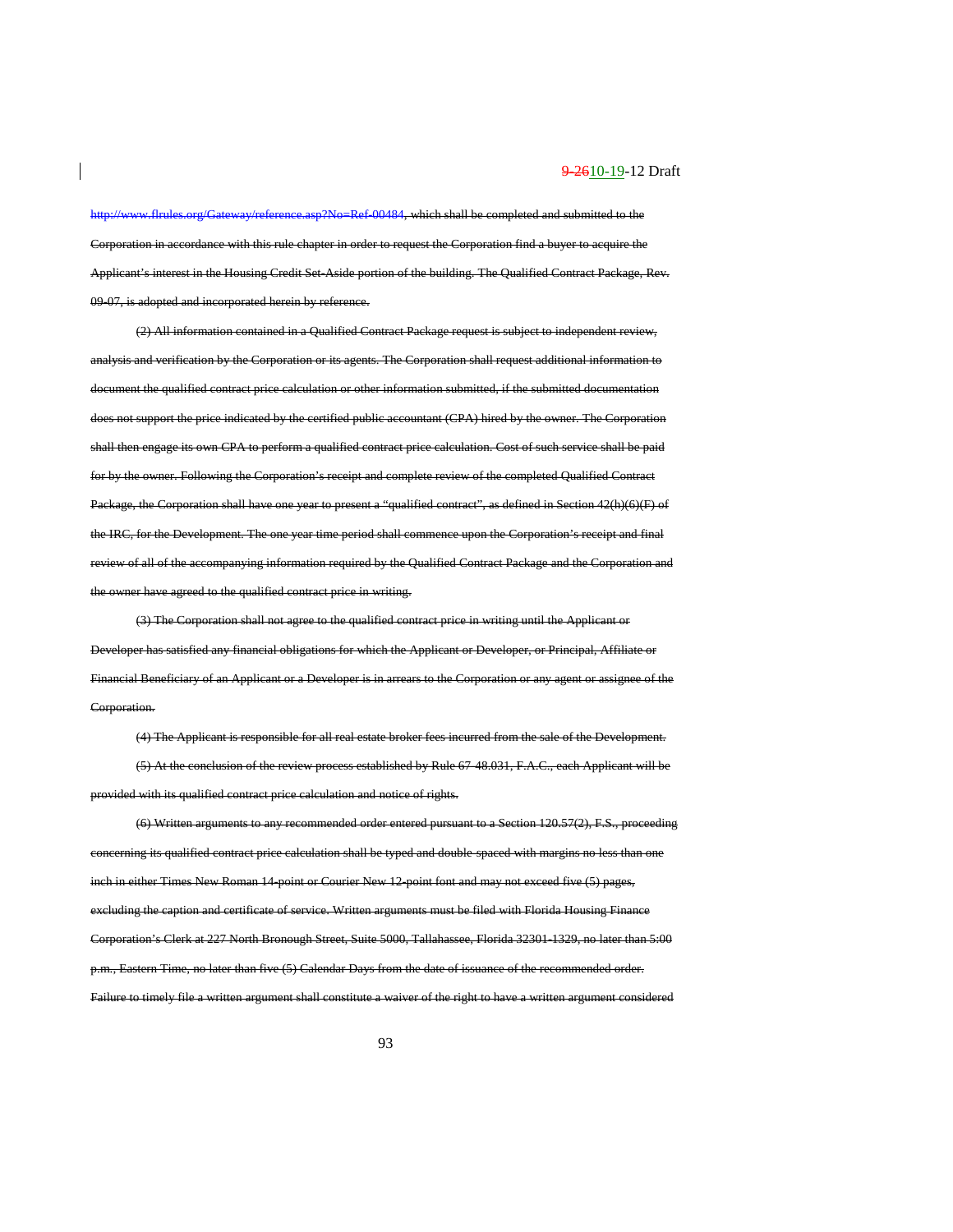~~http://www.flrules.org/Gateway/reference.asp?No=Ref-00484, which shall be completed and submitted to the Corporation in accordance with this rule chapter in order to request the Corporation find a buyer to acquire the Applicant's interest in the Housing Credit Set-Aside portion of the building. The Qualified Contract Package, Rev. 09-07, is adopted and incorporated herein by reference.~~

~~(2) All information contained in a Qualified Contract Package request is subject to independent review, analysis and verification by the Corporation or its agents. The Corporation shall request additional information to document the qualified contract price calculation or other information submitted, if the submitted documentation does not support the price indicated by the certified public accountant (CPA) hired by the owner. The Corporation shall then engage its own CPA to perform a qualified contract price calculation. Cost of such service shall be paid for by the owner. Following the Corporation's receipt and complete review of the completed Qualified Contract Package, the Corporation shall have one year to present a "qualified contract", as defined in Section 42(h)(6)(F) of the IRC, for the Development. The one year time period shall commence upon the Corporation's receipt and final review of all of the accompanying information required by the Qualified Contract Package and the Corporation and the owner have agreed to the qualified contract price in writing.~~

~~(3) The Corporation shall not agree to the qualified contract price in writing until the Applicant or Developer has satisfied any financial obligations for which the Applicant or Developer, or Principal, Affiliate or Financial Beneficiary of an Applicant or a Developer is in arrears to the Corporation or any agent or assignee of the Corporation.~~

~~(4) The Applicant is responsible for all real estate broker fees incurred from the sale of the Development.~~

~~(5) At the conclusion of the review process established by Rule 67-48.031, F.A.C., each Applicant will be provided with its qualified contract price calculation and notice of rights.~~

~~(6) Written arguments to any recommended order entered pursuant to a Section 120.57(2), F.S., proceeding concerning its qualified contract price calculation shall be typed and double-spaced with margins no less than one inch in either Times New Roman 14-point or Courier New 12-point font and may not exceed five (5) pages, excluding the caption and certificate of service. Written arguments must be filed with Florida Housing Finance Corporation's Clerk at 227 North Bronough Street, Suite 5000, Tallahassee, Florida 32301-1329, no later than 5:00 p.m., Eastern Time, no later than five (5) Calendar Days from the date of issuance of the recommended order. Failure to timely file a written argument shall constitute a waiver of the right to have a written argument considered~~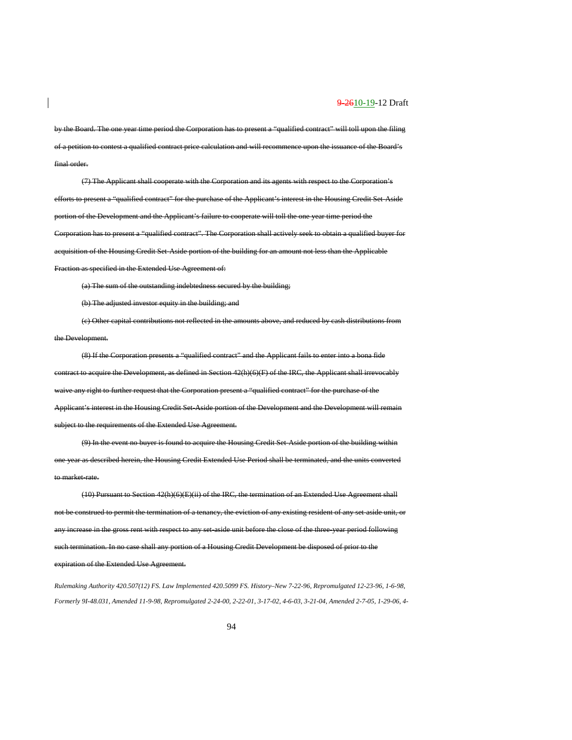~~by the Board. The one year time period the Corporation has to present a "qualified contract" will toll upon the filing of a petition to contest a qualified contract price calculation and will recommence upon the issuance of the Board's final order.~~

~~(7) The Applicant shall cooperate with the Corporation and its agents with respect to the Corporation's efforts to present a "qualified contract" for the purchase of the Applicant's interest in the Housing Credit Set-Aside portion of the Development and the Applicant's failure to cooperate will toll the one year time period the Corporation has to present a "qualified contract". The Corporation shall actively seek to obtain a qualified buyer for acquisition of the Housing Credit Set-Aside portion of the building for an amount not less than the Applicable Fraction as specified in the Extended Use Agreement of:~~

~~(a) The sum of the outstanding indebtedness secured by the building;~~

~~(b) The adjusted investor equity in the building; and~~

~~(c) Other capital contributions not reflected in the amounts above, and reduced by cash distributions from the Development.~~

~~(8) If the Corporation presents a "qualified contract" and the Applicant fails to enter into a bona fide contract to acquire the Development, as defined in Section 42(h)(6)(F) of the IRC, the Applicant shall irrevocably waive any right to further request that the Corporation present a "qualified contract" for the purchase of the Applicant's interest in the Housing Credit Set-Aside portion of the Development and the Development will remain subject to the requirements of the Extended Use Agreement.~~

~~(9) In the event no buyer is found to acquire the Housing Credit Set-Aside portion of the building within one year as described herein, the Housing Credit Extended Use Period shall be terminated, and the units converted to market-rate.~~

~~(10) Pursuant to Section 42(h)(6)(E)(ii) of the IRC, the termination of an Extended Use Agreement shall not be construed to permit the termination of a tenancy, the eviction of any existing resident of any set-aside unit, or any increase in the gross rent with respect to any set-aside unit before the close of the three-year period following such termination. In no case shall any portion of a Housing Credit Development be disposed of prior to the expiration of the Extended Use Agreement.~~

*Rulemaking Authority 420.507(12) FS. Law Implemented 420.5099 FS. History–New 7-22-96, Repromulgated 12-23-96, 1-6-98, Formerly 9I-48.031, Amended 11-9-98, Repromulgated 2-24-00, 2-22-01, 3-17-02, 4-6-03, 3-21-04, Amended 2-7-05, 1-29-06, 4-*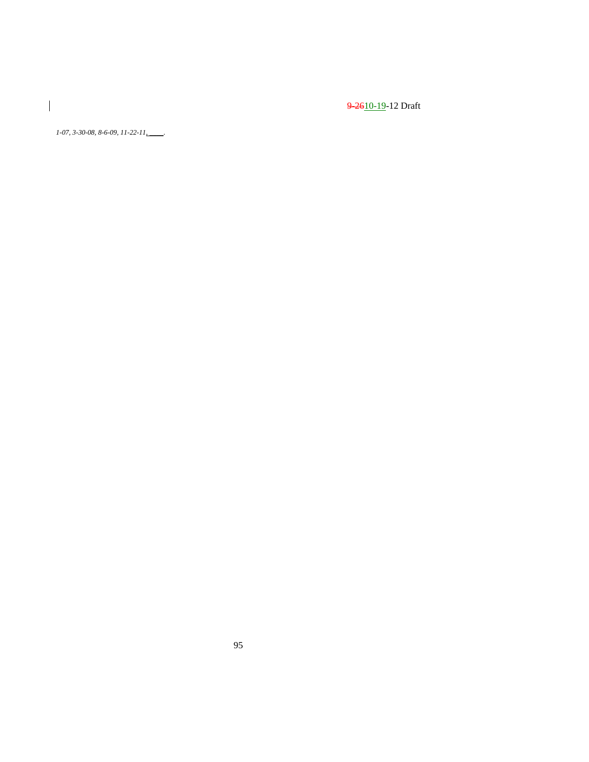*1-07, 3-30-08, 8-6-09, 11-22-11, ____.*